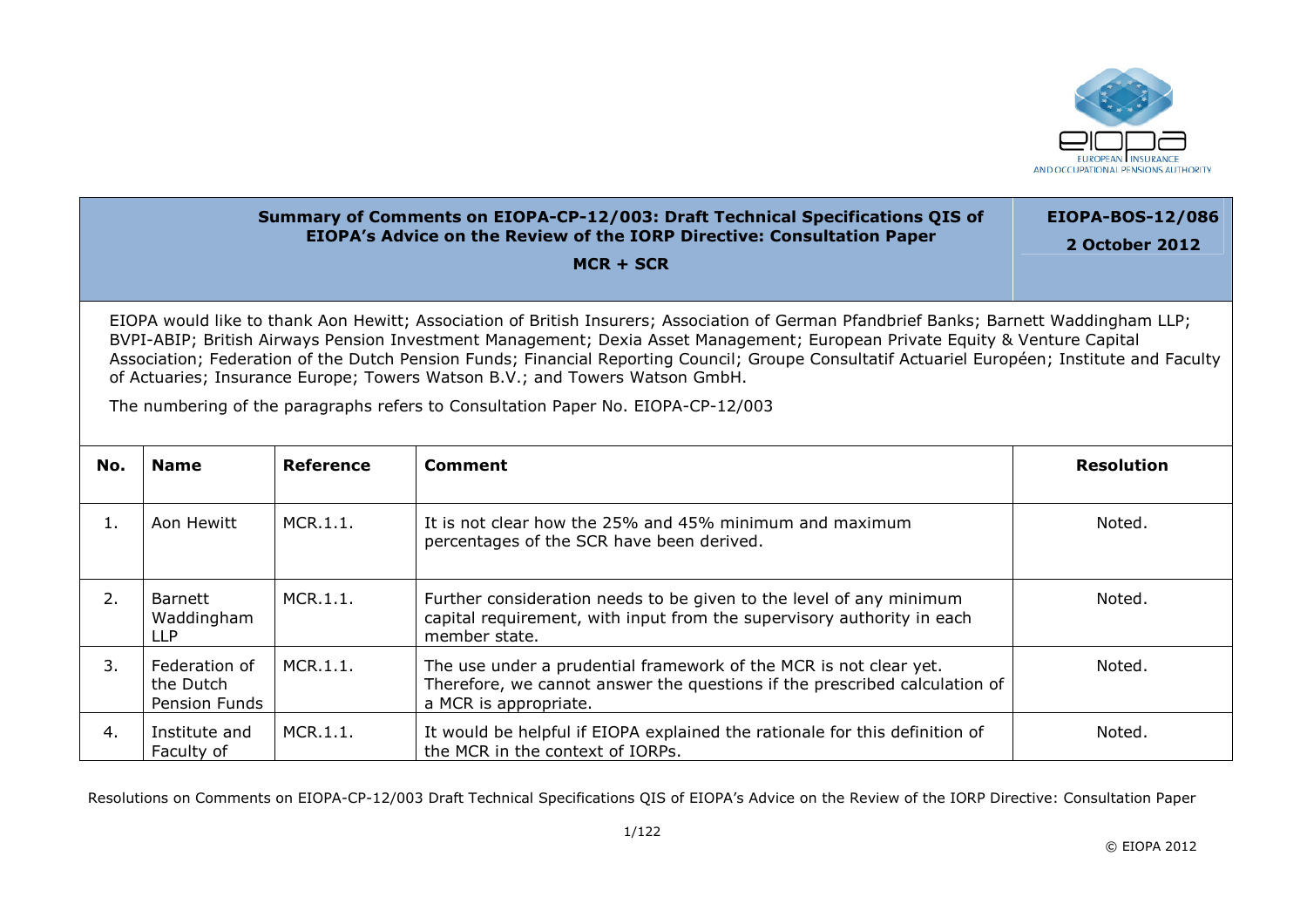| Summary of Comments on EIOPA-CP-12/003: Draft Technical Specifications QIS of EIOPA's Advice on the Review of the IORP Directive: Consultation Paper<br><br>MCR + SCR | EIOPA-BOS-12/086<br><br>2 October 2012 |
|---|---|

EIOPA would like to thank Aon Hewitt; Association of British Insurers; Association of German Pfandbrief Banks; Barnett Waddingham LLP; BVPI-ABIP; British Airways Pension Investment Management; Dexia Asset Management; European Private Equity & Venture Capital Association; Federation of the Dutch Pension Funds; Financial Reporting Council; Groupe Consultatif Actuariel Européen; Institute and Faculty of Actuaries; Insurance Europe; Towers Watson B.V.; and Towers Watson GmbH.

The numbering of the paragraphs refers to Consultation Paper No. EIOPA-CP-12/003

| No. | Name | Reference | Comment | Resolution |
|---|---|---|---|---|
| 1. | Aon Hewitt | MCR.1.1. | It is not clear how the 25% and 45% minimum and maximum percentages of the SCR have been derived. | Noted. |
| 2. | Barnett Waddingham LLP | MCR.1.1. | Further consideration needs to be given to the level of any minimum capital requirement, with input from the supervisory authority in each member state. | Noted. |
| 3. | Federation of the Dutch Pension Funds | MCR.1.1. | The use under a prudential framework of the MCR is not clear yet. Therefore, we cannot answer the questions if the prescribed calculation of a MCR is appropriate. | Noted. |
| 4. | Institute and Faculty of | MCR.1.1. | It would be helpful if EIOPA explained the rationale for this definition of the MCR in the context of IORPs. | Noted. |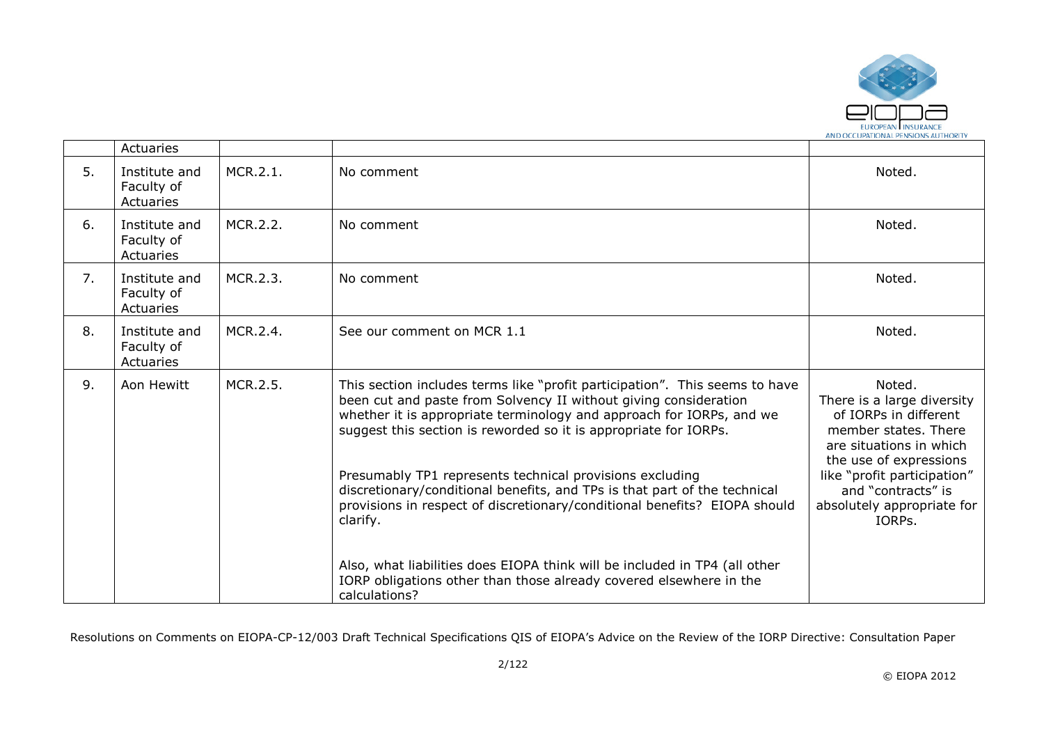|  | Actuaries |  |  |  |
|---|---|---|---|---|
| 5. | Institute and Faculty of Actuaries | MCR.2.1. | No comment | Noted. |
| 6. | Institute and Faculty of Actuaries | MCR.2.2. | No comment | Noted. |
| 7. | Institute and Faculty of Actuaries | MCR.2.3. | No comment | Noted. |
| 8. | Institute and Faculty of Actuaries | MCR.2.4. | See our comment on MCR 1.1 | Noted. |
| 9. | Aon Hewitt | MCR.2.5. | This section includes terms like "profit participation". This seems to have been cut and paste from Solvency II without giving consideration whether it is appropriate terminology and approach for IORPs, and we suggest this section is reworded so it is appropriate for IORPs.<br><br>Presumably TP1 represents technical provisions excluding discretionary/conditional benefits, and TPs is that part of the technical provisions in respect of discretionary/conditional benefits? EIOPA should clarify.<br><br>Also, what liabilities does EIOPA think will be included in TP4 (all other IORP obligations other than those already covered elsewhere in the calculations? | Noted.<br>There is a large diversity of IORPs in different member states. There are situations in which the use of expressions like "profit participation" and "contracts" is absolutely appropriate for IORPs. |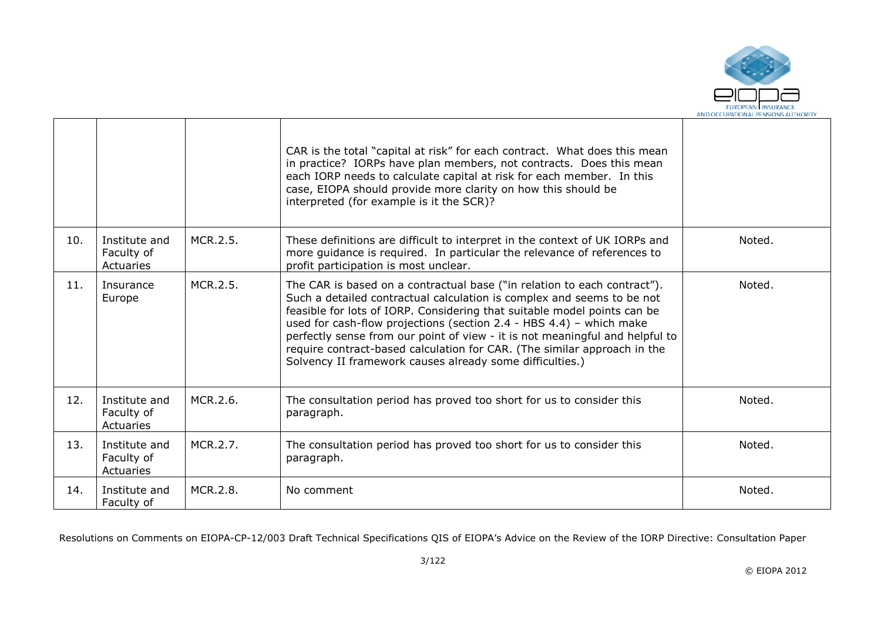|  |  |  |  |  |
|---|---|---|---|---|
|  |  |  | CAR is the total "capital at risk" for each contract. What does this mean in practice? IORPs have plan members, not contracts. Does this mean each IORP needs to calculate capital at risk for each member. In this case, EIOPA should provide more clarity on how this should be interpreted (for example is it the SCR)? |  |
| 10. | Institute and Faculty of Actuaries | MCR.2.5. | These definitions are difficult to interpret in the context of UK IORPs and more guidance is required. In particular the relevance of references to profit participation is most unclear. | Noted. |
| 11. | Insurance Europe | MCR.2.5. | The CAR is based on a contractual base ("in relation to each contract"). Such a detailed contractual calculation is complex and seems to be not feasible for lots of IORP. Considering that suitable model points can be used for cash-flow projections (section 2.4 - HBS 4.4) – which make perfectly sense from our point of view - it is not meaningful and helpful to require contract-based calculation for CAR. (The similar approach in the Solvency II framework causes already some difficulties.) | Noted. |
| 12. | Institute and Faculty of Actuaries | MCR.2.6. | The consultation period has proved too short for us to consider this paragraph. | Noted. |
| 13. | Institute and Faculty of Actuaries | MCR.2.7. | The consultation period has proved too short for us to consider this paragraph. | Noted. |
| 14. | Institute and Faculty of | MCR.2.8. | No comment | Noted. |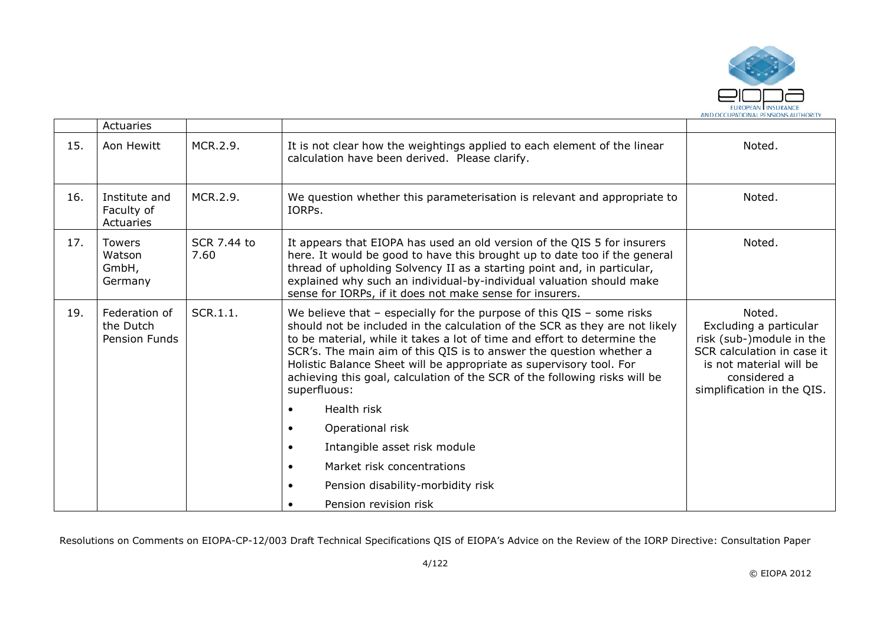|  | Actuaries |  |  |  |
|---|---|---|---|---|
| 15. | Aon Hewitt | MCR.2.9. | It is not clear how the weightings applied to each element of the linear calculation have been derived. Please clarify. | Noted. |
| 16. | Institute and Faculty of Actuaries | MCR.2.9. | We question whether this parameterisation is relevant and appropriate to IORPs. | Noted. |
| 17. | Towers Watson GmbH, Germany | SCR 7.44 to 7.60 | It appears that EIOPA has used an old version of the QIS 5 for insurers here. It would be good to have this brought up to date too if the general thread of upholding Solvency II as a starting point and, in particular, explained why such an individual-by-individual valuation should make sense for IORPs, if it does not make sense for insurers. | Noted. |
| 19. | Federation of the Dutch Pension Funds | SCR.1.1. | We believe that – especially for the purpose of this QIS – some risks should not be included in the calculation of the SCR as they are not likely to be material, while it takes a lot of time and effort to determine the SCR's. The main aim of this QIS is to answer the question whether a Holistic Balance Sheet will be appropriate as supervisory tool. For achieving this goal, calculation of the SCR of the following risks will be superfluous:<br>• Health risk<br>• Operational risk<br>• Intangible asset risk module<br>• Market risk concentrations<br>• Pension disability-morbidity risk<br>• Pension revision risk | Noted.<br>Excluding a particular risk (sub-)module in the SCR calculation in case it is not material will be considered a simplification in the QIS. |

Resolutions on Comments on EIOPA-CP-12/003 Draft Technical Specifications QIS of EIOPA's Advice on the Review of the IORP Directive: Consultation Paper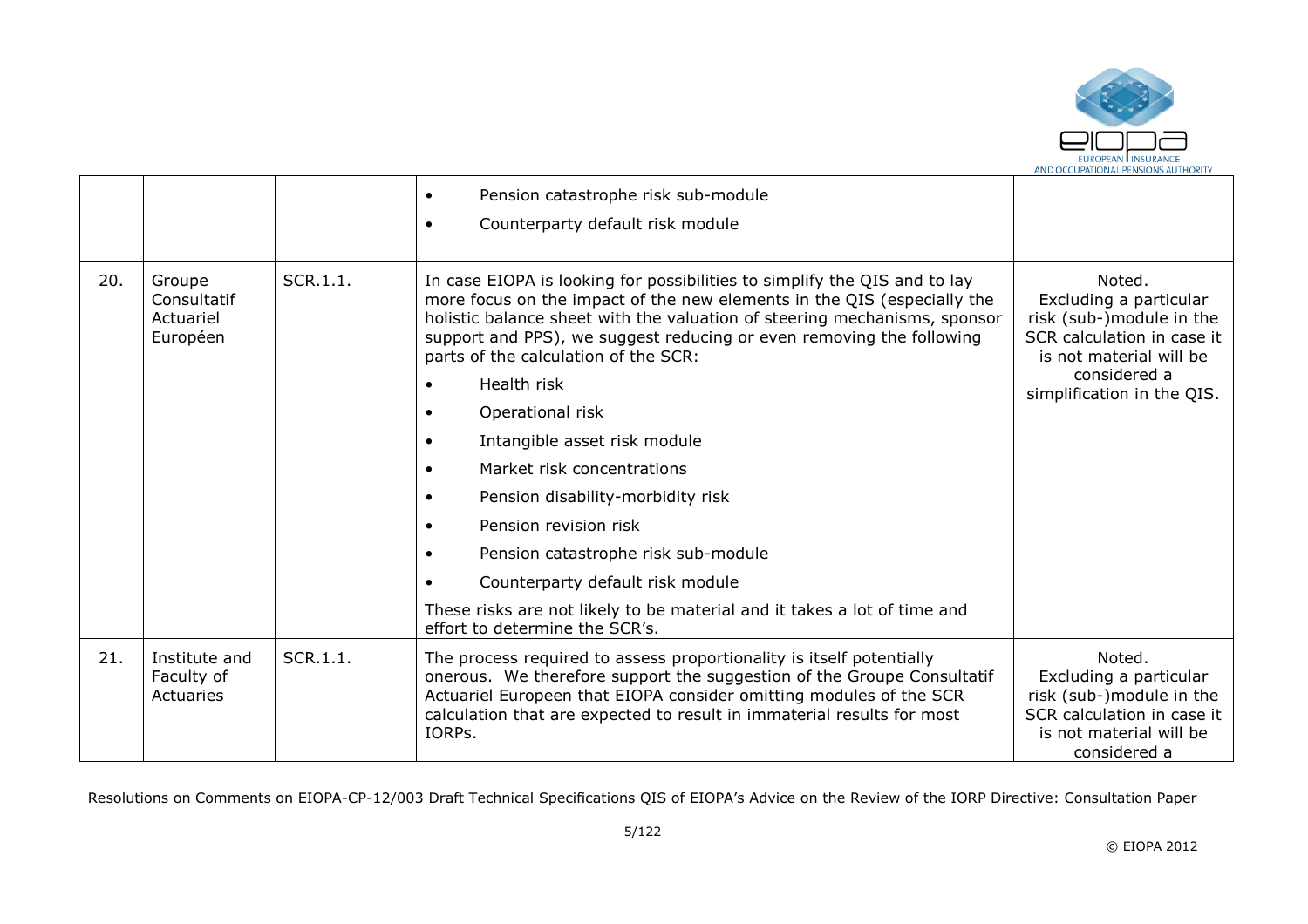| | | | | |
|---|---|---|---|---|
| | | | • Pension catastrophe risk sub-module<br>• Counterparty default risk module | |
| 20. | Groupe Consultatif Actuariel Européen | SCR.1.1. | In case EIOPA is looking for possibilities to simplify the QIS and to lay more focus on the impact of the new elements in the QIS (especially the holistic balance sheet with the valuation of steering mechanisms, sponsor support and PPS), we suggest reducing or even removing the following parts of the calculation of the SCR:<br>• Health risk<br>• Operational risk<br>• Intangible asset risk module<br>• Market risk concentrations<br>• Pension disability-morbidity risk<br>• Pension revision risk<br>• Pension catastrophe risk sub-module<br>• Counterparty default risk module<br>These risks are not likely to be material and it takes a lot of time and effort to determine the SCR's. | Noted.<br>Excluding a particular risk (sub-)module in the SCR calculation in case it is not material will be considered a simplification in the QIS. |
| 21. | Institute and Faculty of Actuaries | SCR.1.1. | The process required to assess proportionality is itself potentially onerous. We therefore support the suggestion of the Groupe Consultatif Actuariel Europeen that EIOPA consider omitting modules of the SCR calculation that are expected to result in immaterial results for most IORPs. | Noted.<br>Excluding a particular risk (sub-)module in the SCR calculation in case it is not material will be considered a |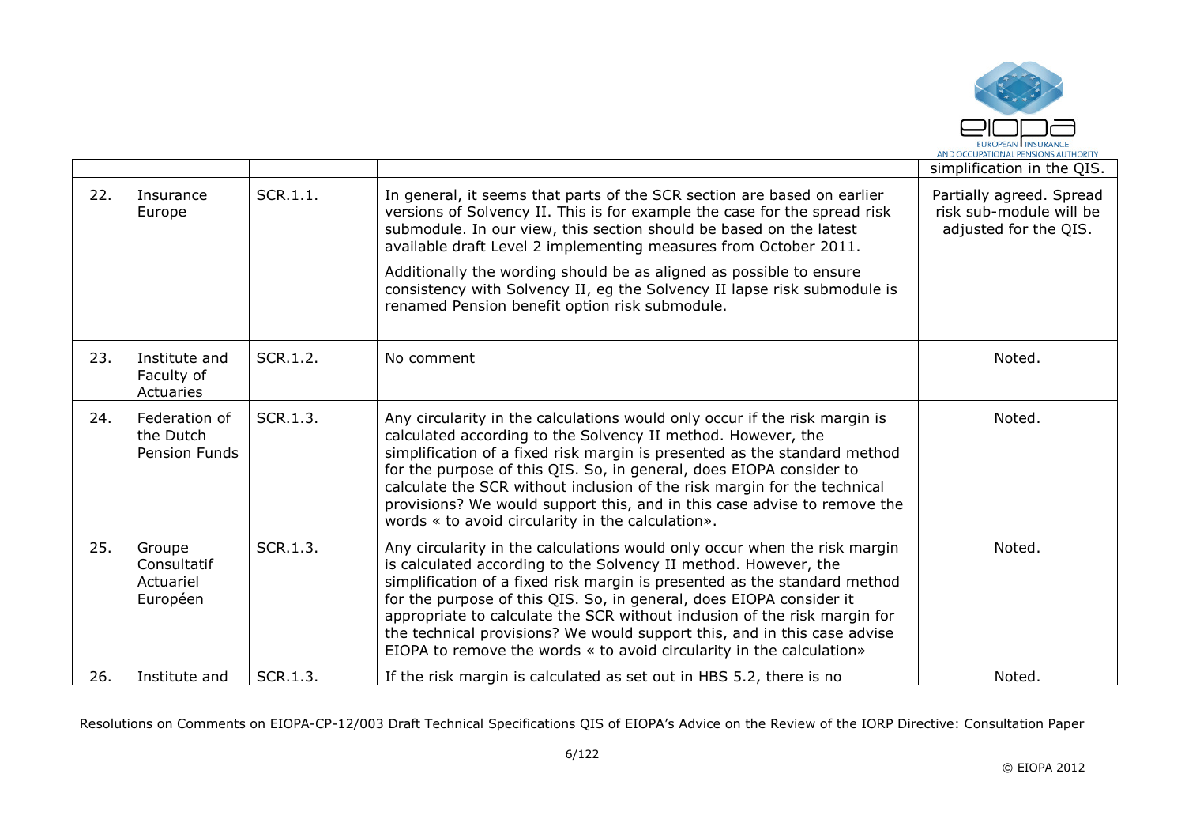|  |  |  |  | simplification in the QIS. |
|---|---|---|---|---|
| 22. | Insurance Europe | SCR.1.1. | In general, it seems that parts of the SCR section are based on earlier versions of Solvency II. This is for example the case for the spread risk submodule. In our view, this section should be based on the latest available draft Level 2 implementing measures from October 2011.<br><br>Additionally the wording should be as aligned as possible to ensure consistency with Solvency II, eg the Solvency II lapse risk submodule is renamed Pension benefit option risk submodule. | Partially agreed. Spread risk sub-module will be adjusted for the QIS. |
| 23. | Institute and Faculty of Actuaries | SCR.1.2. | No comment | Noted. |
| 24. | Federation of the Dutch Pension Funds | SCR.1.3. | Any circularity in the calculations would only occur if the risk margin is calculated according to the Solvency II method. However, the simplification of a fixed risk margin is presented as the standard method for the purpose of this QIS. So, in general, does EIOPA consider to calculate the SCR without inclusion of the risk margin for the technical provisions? We would support this, and in this case advise to remove the words « to avoid circularity in the calculation». | Noted. |
| 25. | Groupe Consultatif Actuariel Européen | SCR.1.3. | Any circularity in the calculations would only occur when the risk margin is calculated according to the Solvency II method. However, the simplification of a fixed risk margin is presented as the standard method for the purpose of this QIS. So, in general, does EIOPA consider it appropriate to calculate the SCR without inclusion of the risk margin for the technical provisions? We would support this, and in this case advise EIOPA to remove the words « to avoid circularity in the calculation» | Noted. |
| 26. | Institute and | SCR.1.3. | If the risk margin is calculated as set out in HBS 5.2, there is no | Noted. |

Resolutions on Comments on EIOPA-CP-12/003 Draft Technical Specifications QIS of EIOPA's Advice on the Review of the IORP Directive: Consultation Paper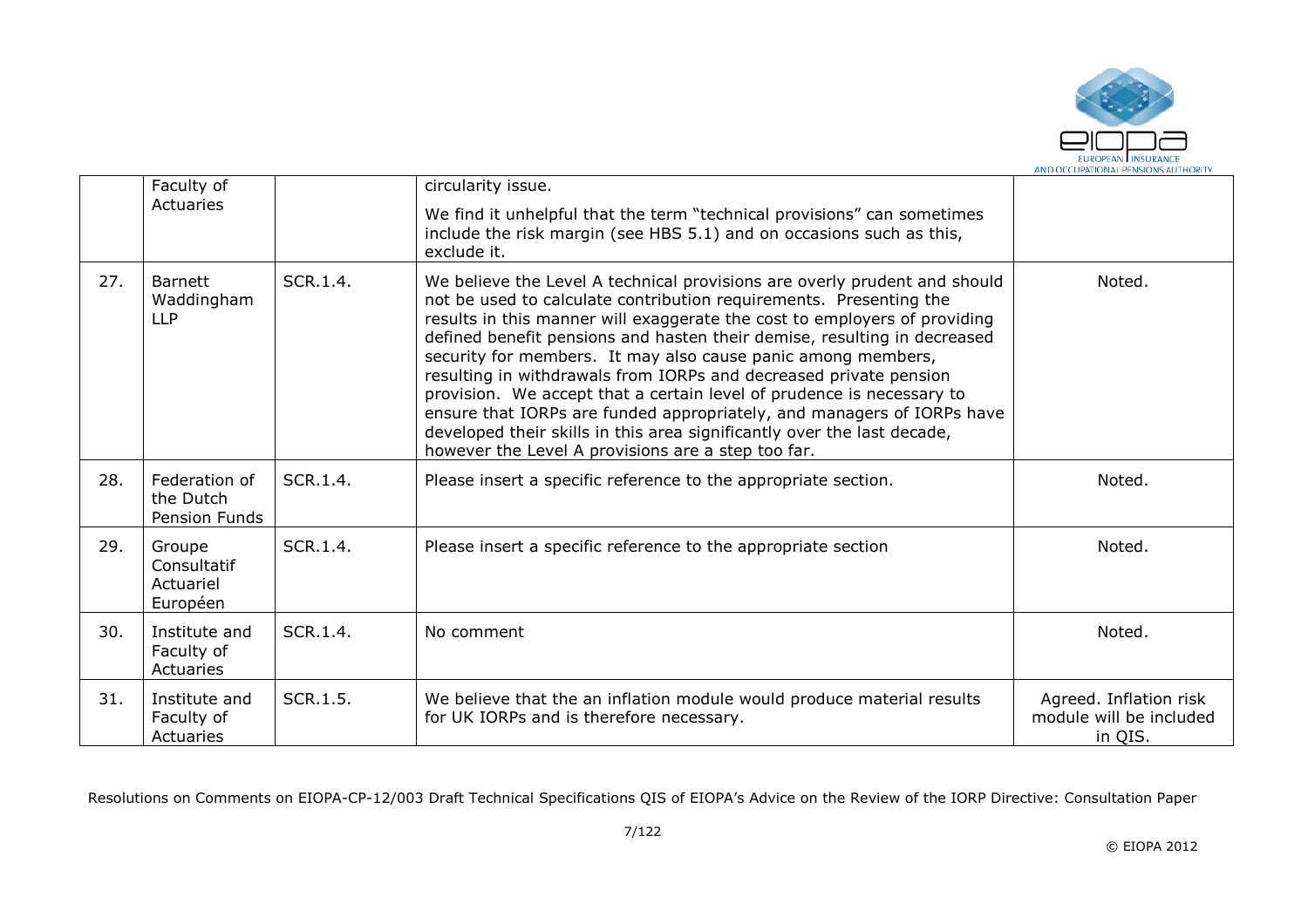|  | Faculty of Actuaries |  | circularity issue.<br><br>We find it unhelpful that the term "technical provisions" can sometimes include the risk margin (see HBS 5.1) and on occasions such as this, exclude it. |  |
|---|---|---|---|---|
| 27. | Barnett Waddingham LLP | SCR.1.4. | We believe the Level A technical provisions are overly prudent and should not be used to calculate contribution requirements. Presenting the results in this manner will exaggerate the cost to employers of providing defined benefit pensions and hasten their demise, resulting in decreased security for members. It may also cause panic among members, resulting in withdrawals from IORPs and decreased private pension provision. We accept that a certain level of prudence is necessary to ensure that IORPs are funded appropriately, and managers of IORPs have developed their skills in this area significantly over the last decade, however the Level A provisions are a step too far. | Noted. |
| 28. | Federation of the Dutch Pension Funds | SCR.1.4. | Please insert a specific reference to the appropriate section. | Noted. |
| 29. | Groupe Consultatif Actuariel Européen | SCR.1.4. | Please insert a specific reference to the appropriate section | Noted. |
| 30. | Institute and Faculty of Actuaries | SCR.1.4. | No comment | Noted. |
| 31. | Institute and Faculty of Actuaries | SCR.1.5. | We believe that the an inflation module would produce material results for UK IORPs and is therefore necessary. | Agreed. Inflation risk module will be included in QIS. |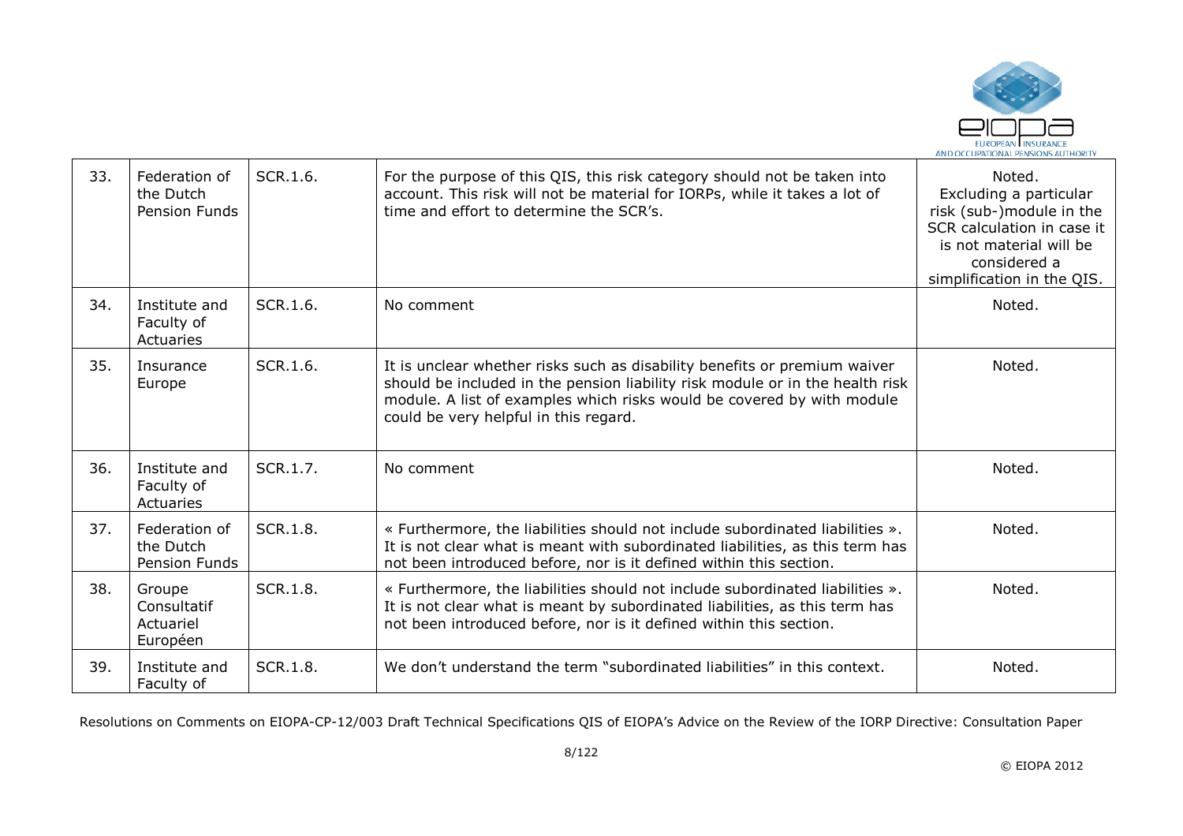| 33. | Federation of the Dutch Pension Funds | SCR.1.6. | For the purpose of this QIS, this risk category should not be taken into account. This risk will not be material for IORPs, while it takes a lot of time and effort to determine the SCR's. | Noted. Excluding a particular risk (sub-)module in the SCR calculation in case it is not material will be considered a simplification in the QIS. |
|---|---|---|---|---|
| 34. | Institute and Faculty of Actuaries | SCR.1.6. | No comment | Noted. |
| 35. | Insurance Europe | SCR.1.6. | It is unclear whether risks such as disability benefits or premium waiver should be included in the pension liability risk module or in the health risk module. A list of examples which risks would be covered by with module could be very helpful in this regard. | Noted. |
| 36. | Institute and Faculty of Actuaries | SCR.1.7. | No comment | Noted. |
| 37. | Federation of the Dutch Pension Funds | SCR.1.8. | « Furthermore, the liabilities should not include subordinated liabilities ». It is not clear what is meant with subordinated liabilities, as this term has not been introduced before, nor is it defined within this section. | Noted. |
| 38. | Groupe Consultatif Actuariel Européen | SCR.1.8. | « Furthermore, the liabilities should not include subordinated liabilities ». It is not clear what is meant by subordinated liabilities, as this term has not been introduced before, nor is it defined within this section. | Noted. |
| 39. | Institute and Faculty of | SCR.1.8. | We don't understand the term "subordinated liabilities" in this context. | Noted. |

Resolutions on Comments on EIOPA-CP-12/003 Draft Technical Specifications QIS of EIOPA's Advice on the Review of the IORP Directive: Consultation Paper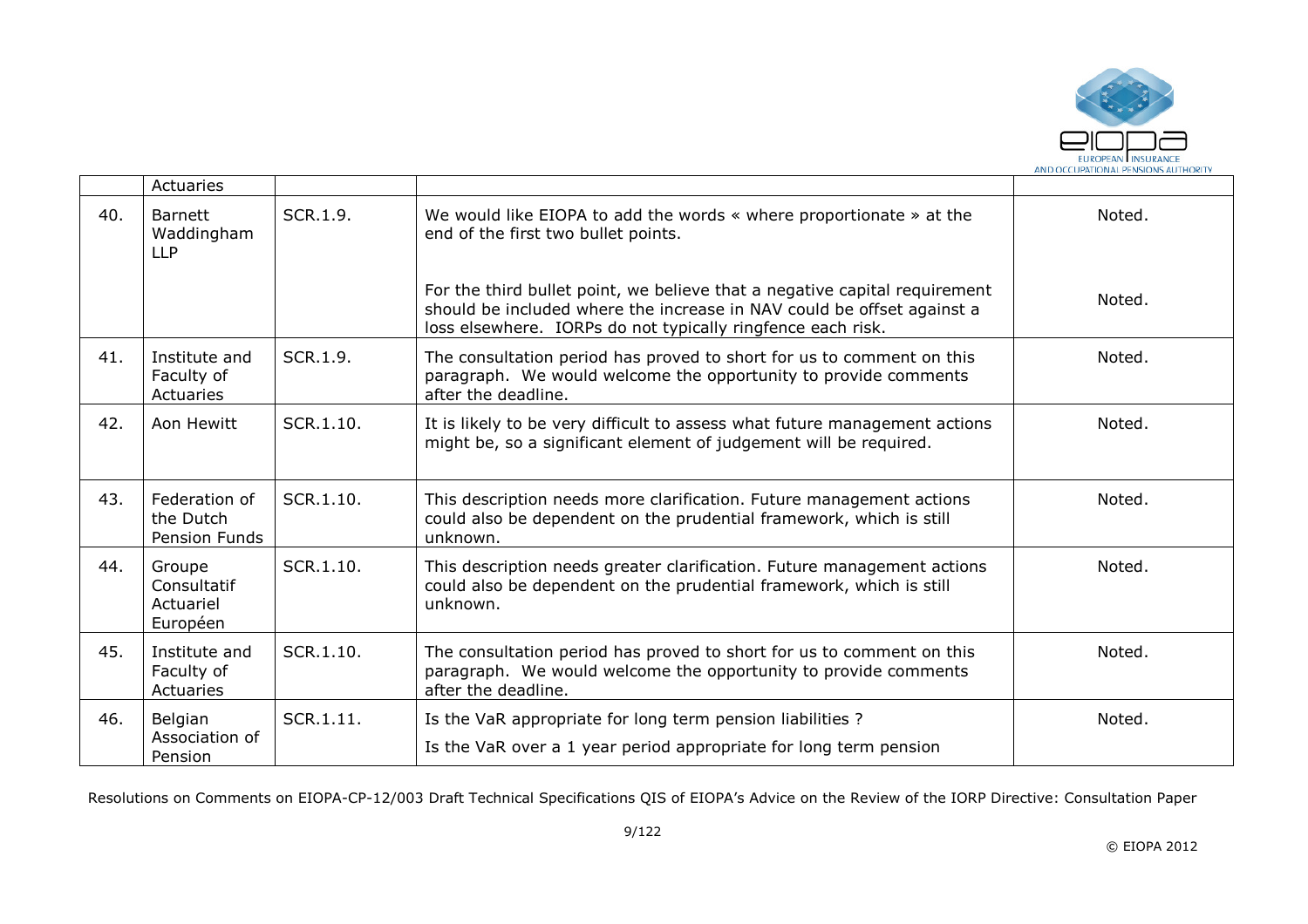|  | Actuaries |  |  |  |
|---|---|---|---|---|
| 40. | Barnett Waddingham LLP | SCR.1.9. | We would like EIOPA to add the words « where proportionate » at the end of the first two bullet points.<br><br>For the third bullet point, we believe that a negative capital requirement should be included where the increase in NAV could be offset against a loss elsewhere. IORPs do not typically ringfence each risk. | Noted.<br><br>Noted. |
| 41. | Institute and Faculty of Actuaries | SCR.1.9. | The consultation period has proved to short for us to comment on this paragraph. We would welcome the opportunity to provide comments after the deadline. | Noted. |
| 42. | Aon Hewitt | SCR.1.10. | It is likely to be very difficult to assess what future management actions might be, so a significant element of judgement will be required. | Noted. |
| 43. | Federation of the Dutch Pension Funds | SCR.1.10. | This description needs more clarification. Future management actions could also be dependent on the prudential framework, which is still unknown. | Noted. |
| 44. | Groupe Consultatif Actuariel Européen | SCR.1.10. | This description needs greater clarification. Future management actions could also be dependent on the prudential framework, which is still unknown. | Noted. |
| 45. | Institute and Faculty of Actuaries | SCR.1.10. | The consultation period has proved to short for us to comment on this paragraph. We would welcome the opportunity to provide comments after the deadline. | Noted. |
| 46. | Belgian Association of Pension | SCR.1.11. | Is the VaR appropriate for long term pension liabilities ?<br><br>Is the VaR over a 1 year period appropriate for long term pension | Noted. |

Resolutions on Comments on EIOPA-CP-12/003 Draft Technical Specifications QIS of EIOPA's Advice on the Review of the IORP Directive: Consultation Paper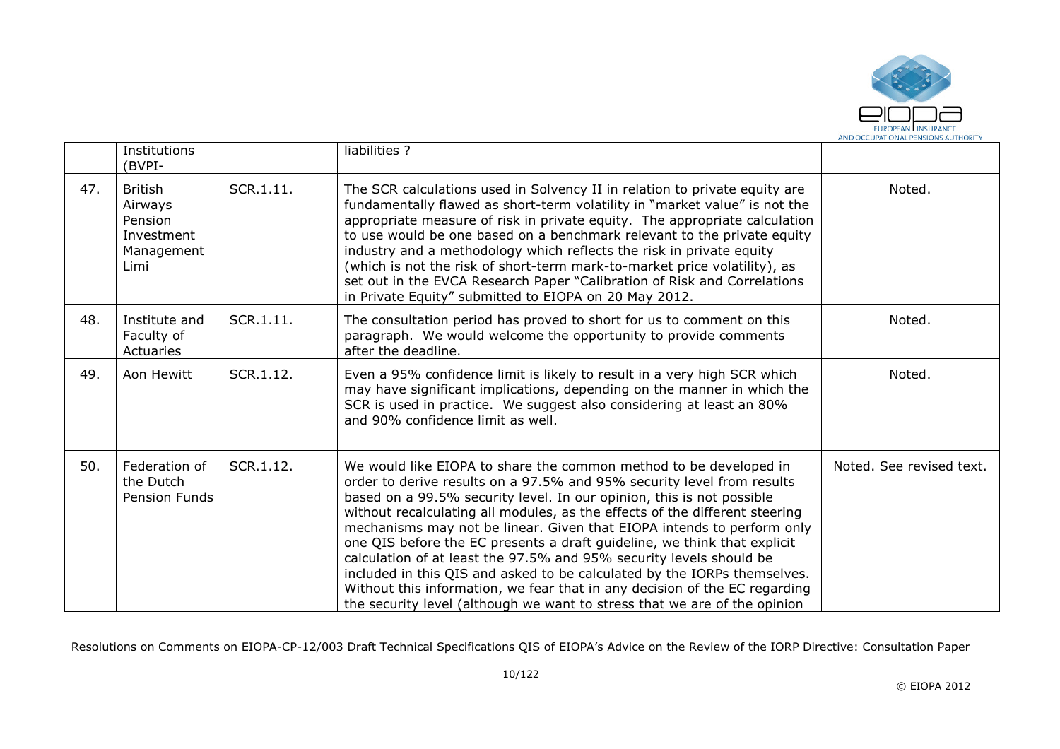| | Institutions (BVPI- | | liabilities ? | |
|---|---|---|---|---|
| 47. | British Airways Pension Investment Management Limi | SCR.1.11. | The SCR calculations used in Solvency II in relation to private equity are fundamentally flawed as short-term volatility in "market value" is not the appropriate measure of risk in private equity. The appropriate calculation to use would be one based on a benchmark relevant to the private equity industry and a methodology which reflects the risk in private equity (which is not the risk of short-term mark-to-market price volatility), as set out in the EVCA Research Paper "Calibration of Risk and Correlations in Private Equity" submitted to EIOPA on 20 May 2012. | Noted. |
| 48. | Institute and Faculty of Actuaries | SCR.1.11. | The consultation period has proved to short for us to comment on this paragraph. We would welcome the opportunity to provide comments after the deadline. | Noted. |
| 49. | Aon Hewitt | SCR.1.12. | Even a 95% confidence limit is likely to result in a very high SCR which may have significant implications, depending on the manner in which the SCR is used in practice. We suggest also considering at least an 80% and 90% confidence limit as well. | Noted. |
| 50. | Federation of the Dutch Pension Funds | SCR.1.12. | We would like EIOPA to share the common method to be developed in order to derive results on a 97.5% and 95% security level from results based on a 99.5% security level. In our opinion, this is not possible without recalculating all modules, as the effects of the different steering mechanisms may not be linear. Given that EIOPA intends to perform only one QIS before the EC presents a draft guideline, we think that explicit calculation of at least the 97.5% and 95% security levels should be included in this QIS and asked to be calculated by the IORPs themselves. Without this information, we fear that in any decision of the EC regarding the security level (although we want to stress that we are of the opinion | Noted. See revised text. |

Resolutions on Comments on EIOPA-CP-12/003 Draft Technical Specifications QIS of EIOPA's Advice on the Review of the IORP Directive: Consultation Paper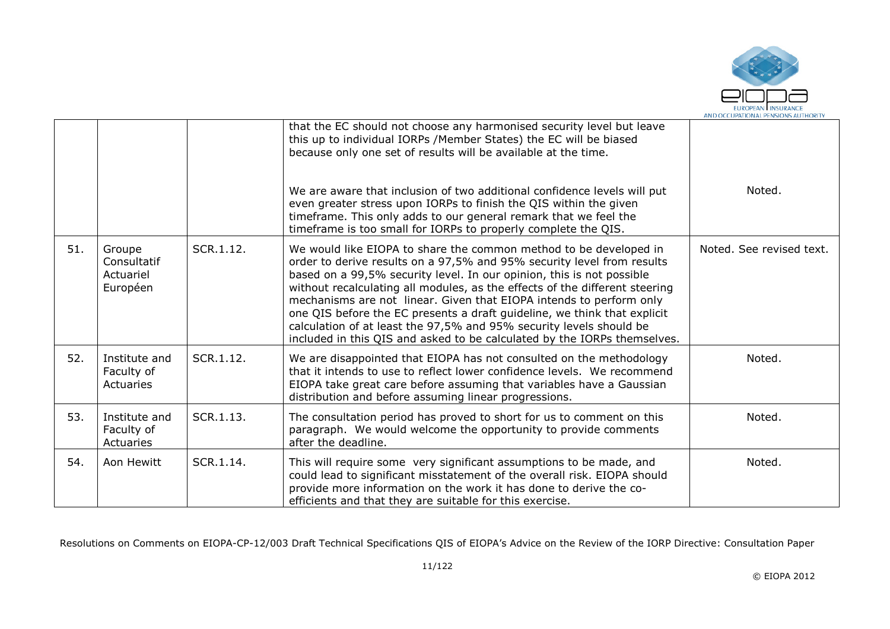| | | | | |
|---|---|---|---|---|
| | | | that the EC should not choose any harmonised security level but leave this up to individual IORPs /Member States) the EC will be biased because only one set of results will be available at the time.<br><br>We are aware that inclusion of two additional confidence levels will put even greater stress upon IORPs to finish the QIS within the given timeframe. This only adds to our general remark that we feel the timeframe is too small for IORPs to properly complete the QIS. | Noted. |
| 51. | Groupe Consultatif Actuariel Européen | SCR.1.12. | We would like EIOPA to share the common method to be developed in order to derive results on a 97,5% and 95% security level from results based on a 99,5% security level. In our opinion, this is not possible without recalculating all modules, as the effects of the different steering mechanisms are not linear. Given that EIOPA intends to perform only one QIS before the EC presents a draft guideline, we think that explicit calculation of at least the 97,5% and 95% security levels should be included in this QIS and asked to be calculated by the IORPs themselves. | Noted. See revised text. |
| 52. | Institute and Faculty of Actuaries | SCR.1.12. | We are disappointed that EIOPA has not consulted on the methodology that it intends to use to reflect lower confidence levels. We recommend EIOPA take great care before assuming that variables have a Gaussian distribution and before assuming linear progressions. | Noted. |
| 53. | Institute and Faculty of Actuaries | SCR.1.13. | The consultation period has proved to short for us to comment on this paragraph. We would welcome the opportunity to provide comments after the deadline. | Noted. |
| 54. | Aon Hewitt | SCR.1.14. | This will require some very significant assumptions to be made, and could lead to significant misstatement of the overall risk. EIOPA should provide more information on the work it has done to derive the co-efficients and that they are suitable for this exercise. | Noted. |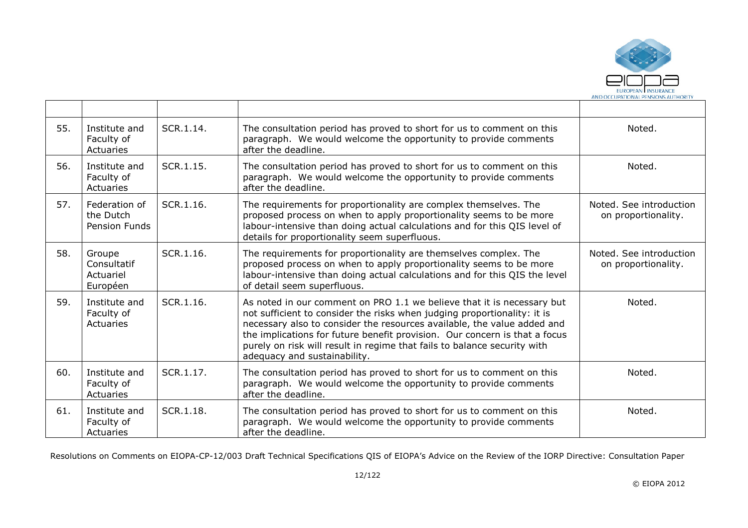|  |  |  |  |  |
|---|---|---|---|---|
| 55. | Institute and Faculty of Actuaries | SCR.1.14. | The consultation period has proved to short for us to comment on this paragraph. We would welcome the opportunity to provide comments after the deadline. | Noted. |
| 56. | Institute and Faculty of Actuaries | SCR.1.15. | The consultation period has proved to short for us to comment on this paragraph. We would welcome the opportunity to provide comments after the deadline. | Noted. |
| 57. | Federation of the Dutch Pension Funds | SCR.1.16. | The requirements for proportionality are complex themselves. The proposed process on when to apply proportionality seems to be more labour-intensive than doing actual calculations and for this QIS level of details for proportionality seem superfluous. | Noted. See introduction on proportionality. |
| 58. | Groupe Consultatif Actuariel Européen | SCR.1.16. | The requirements for proportionality are themselves complex. The proposed process on when to apply proportionality seems to be more labour-intensive than doing actual calculations and for this QIS the level of detail seem superfluous. | Noted. See introduction on proportionality. |
| 59. | Institute and Faculty of Actuaries | SCR.1.16. | As noted in our comment on PRO 1.1 we believe that it is necessary but not sufficient to consider the risks when judging proportionality: it is necessary also to consider the resources available, the value added and the implications for future benefit provision. Our concern is that a focus purely on risk will result in regime that fails to balance security with adequacy and sustainability. | Noted. |
| 60. | Institute and Faculty of Actuaries | SCR.1.17. | The consultation period has proved to short for us to comment on this paragraph. We would welcome the opportunity to provide comments after the deadline. | Noted. |
| 61. | Institute and Faculty of Actuaries | SCR.1.18. | The consultation period has proved to short for us to comment on this paragraph. We would welcome the opportunity to provide comments after the deadline. | Noted. |

Resolutions on Comments on EIOPA-CP-12/003 Draft Technical Specifications QIS of EIOPA's Advice on the Review of the IORP Directive: Consultation Paper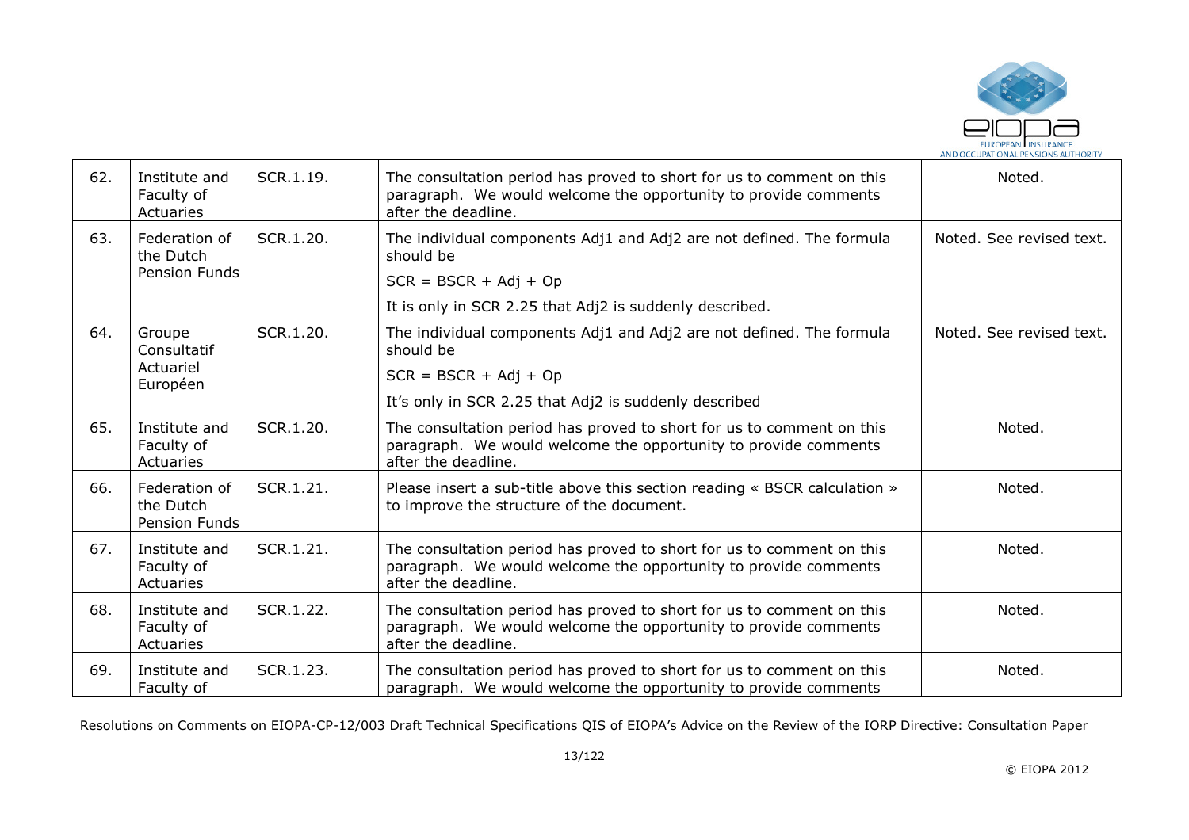| 62. | Institute and Faculty of Actuaries | SCR.1.19. | The consultation period has proved to short for us to comment on this paragraph. We would welcome the opportunity to provide comments after the deadline. | Noted. |
|---|---|---|---|---|
| 63. | Federation of the Dutch Pension Funds | SCR.1.20. | The individual components Adj1 and Adj2 are not defined. The formula should be<br><br>SCR = BSCR + Adj + Op<br><br>It is only in SCR 2.25 that Adj2 is suddenly described. | Noted. See revised text. |
| 64. | Groupe Consultatif Actuariel Européen | SCR.1.20. | The individual components Adj1 and Adj2 are not defined. The formula should be<br><br>SCR = BSCR + Adj + Op<br><br>It's only in SCR 2.25 that Adj2 is suddenly described | Noted. See revised text. |
| 65. | Institute and Faculty of Actuaries | SCR.1.20. | The consultation period has proved to short for us to comment on this paragraph. We would welcome the opportunity to provide comments after the deadline. | Noted. |
| 66. | Federation of the Dutch Pension Funds | SCR.1.21. | Please insert a sub-title above this section reading « BSCR calculation » to improve the structure of the document. | Noted. |
| 67. | Institute and Faculty of Actuaries | SCR.1.21. | The consultation period has proved to short for us to comment on this paragraph. We would welcome the opportunity to provide comments after the deadline. | Noted. |
| 68. | Institute and Faculty of Actuaries | SCR.1.22. | The consultation period has proved to short for us to comment on this paragraph. We would welcome the opportunity to provide comments after the deadline. | Noted. |
| 69. | Institute and Faculty of | SCR.1.23. | The consultation period has proved to short for us to comment on this paragraph. We would welcome the opportunity to provide comments | Noted. |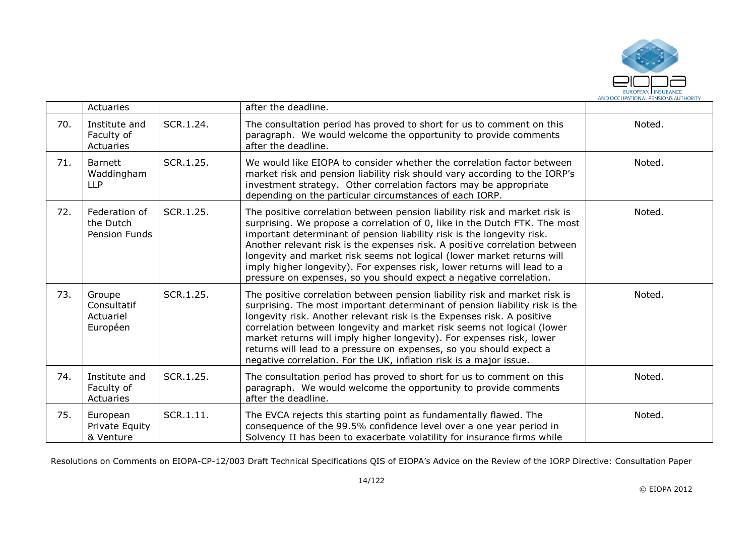|  | Actuaries |  | after the deadline. |  |
|---|---|---|---|---|
| 70. | Institute and Faculty of Actuaries | SCR.1.24. | The consultation period has proved to short for us to comment on this paragraph. We would welcome the opportunity to provide comments after the deadline. | Noted. |
| 71. | Barnett Waddingham LLP | SCR.1.25. | We would like EIOPA to consider whether the correlation factor between market risk and pension liability risk should vary according to the IORP's investment strategy. Other correlation factors may be appropriate depending on the particular circumstances of each IORP. | Noted. |
| 72. | Federation of the Dutch Pension Funds | SCR.1.25. | The positive correlation between pension liability risk and market risk is surprising. We propose a correlation of 0, like in the Dutch FTK. The most important determinant of pension liability risk is the longevity risk. Another relevant risk is the expenses risk. A positive correlation between longevity and market risk seems not logical (lower market returns will imply higher longevity). For expenses risk, lower returns will lead to a pressure on expenses, so you should expect a negative correlation. | Noted. |
| 73. | Groupe Consultatif Actuariel Européen | SCR.1.25. | The positive correlation between pension liability risk and market risk is surprising. The most important determinant of pension liability risk is the longevity risk. Another relevant risk is the Expenses risk. A positive correlation between longevity and market risk seems not logical (lower market returns will imply higher longevity). For expenses risk, lower returns will lead to a pressure on expenses, so you should expect a negative correlation. For the UK, inflation risk is a major issue. | Noted. |
| 74. | Institute and Faculty of Actuaries | SCR.1.25. | The consultation period has proved to short for us to comment on this paragraph. We would welcome the opportunity to provide comments after the deadline. | Noted. |
| 75. | European Private Equity & Venture | SCR.1.11. | The EVCA rejects this starting point as fundamentally flawed. The consequence of the 99.5% confidence level over a one year period in Solvency II has been to exacerbate volatility for insurance firms while | Noted. |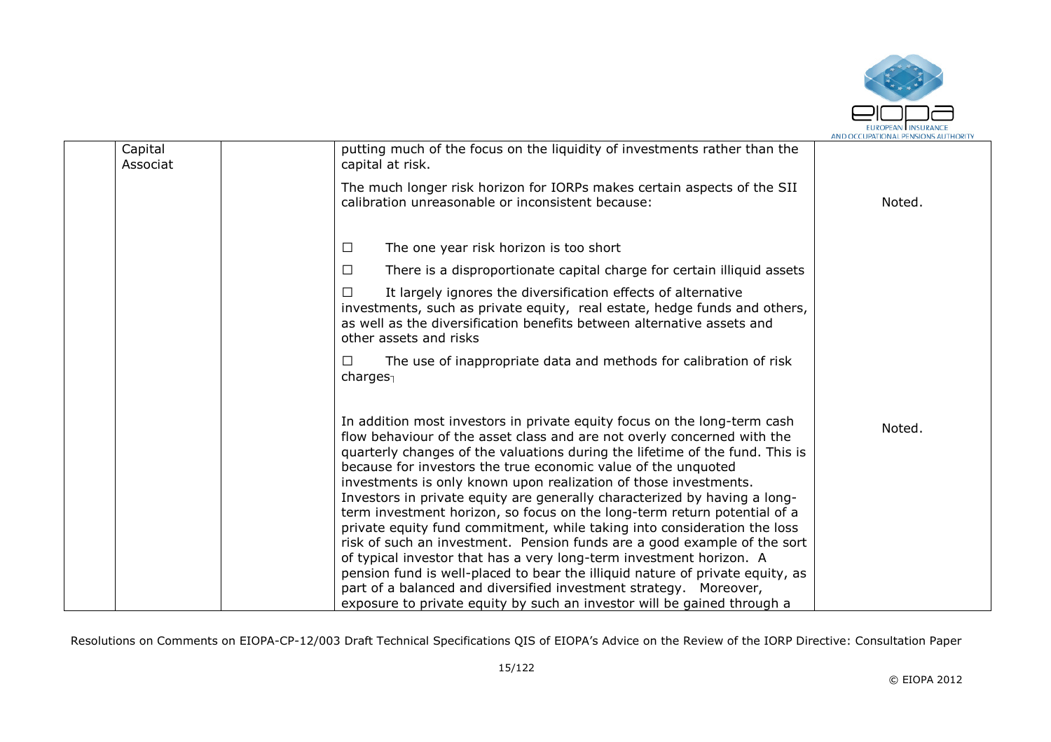| | Capital Associat | | putting much of the focus on the liquidity of investments rather than the capital at risk.<br><br>The much longer risk horizon for IORPs makes certain aspects of the SII calibration unreasonable or inconsistent because:<br><br>☐ The one year risk horizon is too short<br><br>☐ There is a disproportionate capital charge for certain illiquid assets<br><br>☐ It largely ignores the diversification effects of alternative investments, such as private equity, real estate, hedge funds and others, as well as the diversification benefits between alternative assets and other assets and risks<br><br>☐ The use of inappropriate data and methods for calibration of risk charges┐ | Noted. |
|---|---|---|---|---|
| | | | In addition most investors in private equity focus on the long-term cash flow behaviour of the asset class and are not overly concerned with the quarterly changes of the valuations during the lifetime of the fund. This is because for investors the true economic value of the unquoted investments is only known upon realization of those investments. Investors in private equity are generally characterized by having a long-term investment horizon, so focus on the long-term return potential of a private equity fund commitment, while taking into consideration the loss risk of such an investment. Pension funds are a good example of the sort of typical investor that has a very long-term investment horizon. A pension fund is well-placed to bear the illiquid nature of private equity, as part of a balanced and diversified investment strategy. Moreover, exposure to private equity by such an investor will be gained through a | Noted. |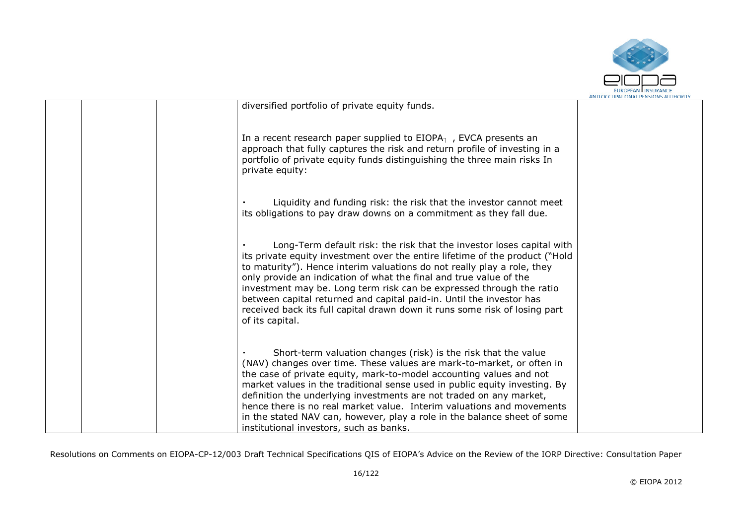|  |  |  | diversified portfolio of private equity funds.<br><br>In a recent research paper supplied to EIOPA¬ , EVCA presents an approach that fully captures the risk and return profile of investing in a portfolio of private equity funds distinguishing the three main risks In private equity:<br><br>· Liquidity and funding risk: the risk that the investor cannot meet its obligations to pay draw downs on a commitment as they fall due.<br><br>· Long-Term default risk: the risk that the investor loses capital with its private equity investment over the entire lifetime of the product ("Hold to maturity"). Hence interim valuations do not really play a role, they only provide an indication of what the final and true value of the investment may be. Long term risk can be expressed through the ratio between capital returned and capital paid-in. Until the investor has received back its full capital drawn down it runs some risk of losing part of its capital.<br><br>· Short-term valuation changes (risk) is the risk that the value (NAV) changes over time. These values are mark-to-market, or often in the case of private equity, mark-to-model accounting values and not market values in the traditional sense used in public equity investing. By definition the underlying investments are not traded on any market, hence there is no real market value. Interim valuations and movements in the stated NAV can, however, play a role in the balance sheet of some institutional investors, such as banks. |  |
|---|---|---|---|---|

Resolutions on Comments on EIOPA-CP-12/003 Draft Technical Specifications QIS of EIOPA's Advice on the Review of the IORP Directive: Consultation Paper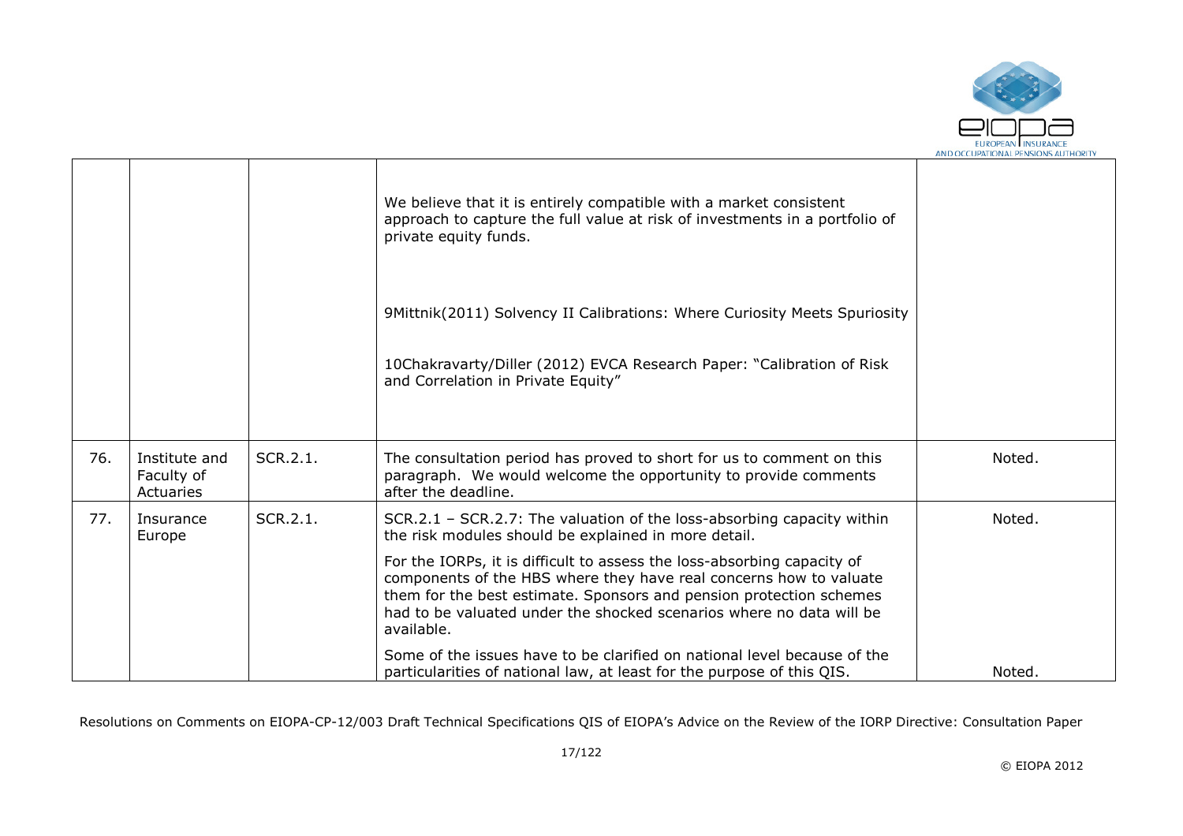| | | | | |
|---|---|---|---|---|
| | | | We believe that it is entirely compatible with a market consistent approach to capture the full value at risk of investments in a portfolio of private equity funds.<br><br>9Mittnik(2011) Solvency II Calibrations: Where Curiosity Meets Spuriosity<br><br>10Chakravarty/Diller (2012) EVCA Research Paper: "Calibration of Risk and Correlation in Private Equity" | |
| 76. | Institute and Faculty of Actuaries | SCR.2.1. | The consultation period has proved to short for us to comment on this paragraph. We would welcome the opportunity to provide comments after the deadline. | Noted. |
| 77. | Insurance Europe | SCR.2.1. | SCR.2.1 – SCR.2.7: The valuation of the loss-absorbing capacity within the risk modules should be explained in more detail.<br><br>For the IORPs, it is difficult to assess the loss-absorbing capacity of components of the HBS where they have real concerns how to valuate them for the best estimate. Sponsors and pension protection schemes had to be valuated under the shocked scenarios where no data will be available.<br><br>Some of the issues have to be clarified on national level because of the particularities of national law, at least for the purpose of this QIS. | Noted.<br><br>Noted. |

Resolutions on Comments on EIOPA-CP-12/003 Draft Technical Specifications QIS of EIOPA's Advice on the Review of the IORP Directive: Consultation Paper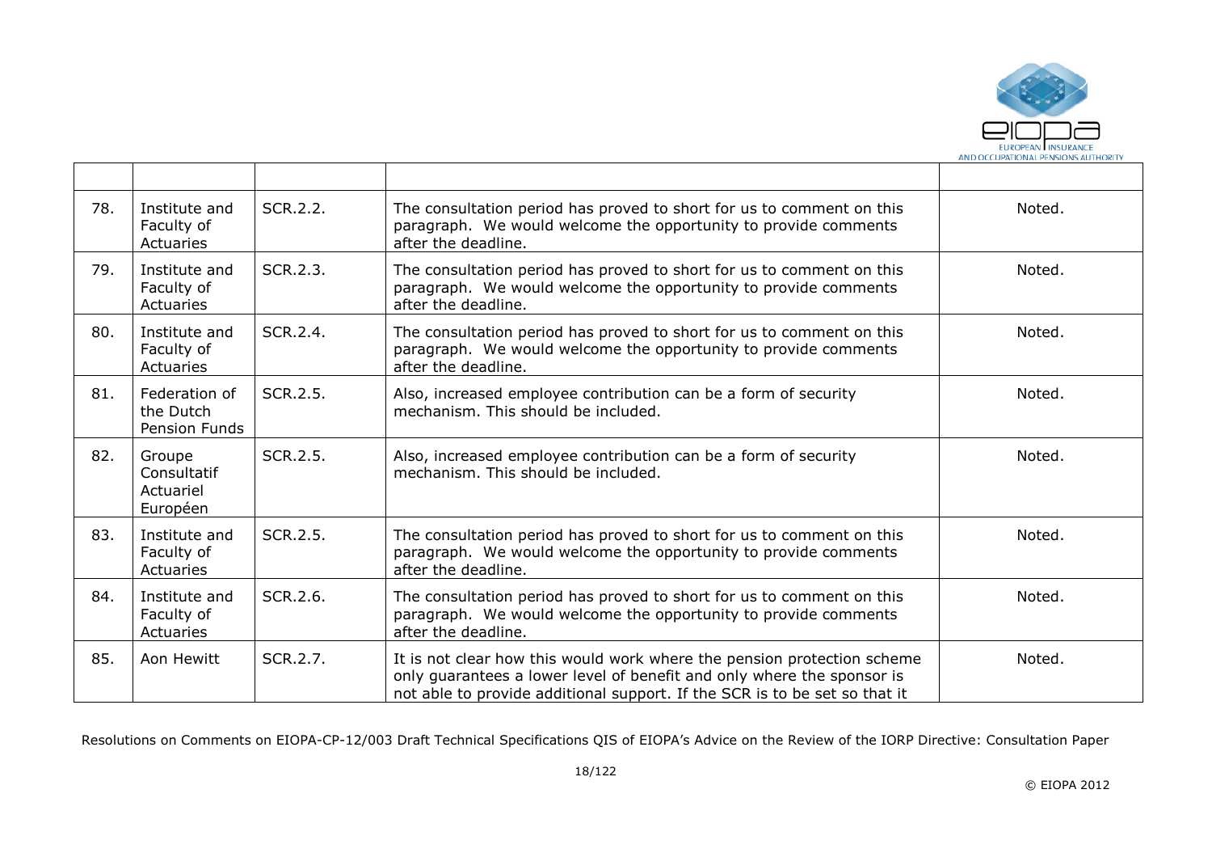| | | | | |
|---|---|---|---|---|
| 78. | Institute and Faculty of Actuaries | SCR.2.2. | The consultation period has proved to short for us to comment on this paragraph. We would welcome the opportunity to provide comments after the deadline. | Noted. |
| 79. | Institute and Faculty of Actuaries | SCR.2.3. | The consultation period has proved to short for us to comment on this paragraph. We would welcome the opportunity to provide comments after the deadline. | Noted. |
| 80. | Institute and Faculty of Actuaries | SCR.2.4. | The consultation period has proved to short for us to comment on this paragraph. We would welcome the opportunity to provide comments after the deadline. | Noted. |
| 81. | Federation of the Dutch Pension Funds | SCR.2.5. | Also, increased employee contribution can be a form of security mechanism. This should be included. | Noted. |
| 82. | Groupe Consultatif Actuariel Européen | SCR.2.5. | Also, increased employee contribution can be a form of security mechanism. This should be included. | Noted. |
| 83. | Institute and Faculty of Actuaries | SCR.2.5. | The consultation period has proved to short for us to comment on this paragraph. We would welcome the opportunity to provide comments after the deadline. | Noted. |
| 84. | Institute and Faculty of Actuaries | SCR.2.6. | The consultation period has proved to short for us to comment on this paragraph. We would welcome the opportunity to provide comments after the deadline. | Noted. |
| 85. | Aon Hewitt | SCR.2.7. | It is not clear how this would work where the pension protection scheme only guarantees a lower level of benefit and only where the sponsor is not able to provide additional support. If the SCR is to be set so that it | Noted. |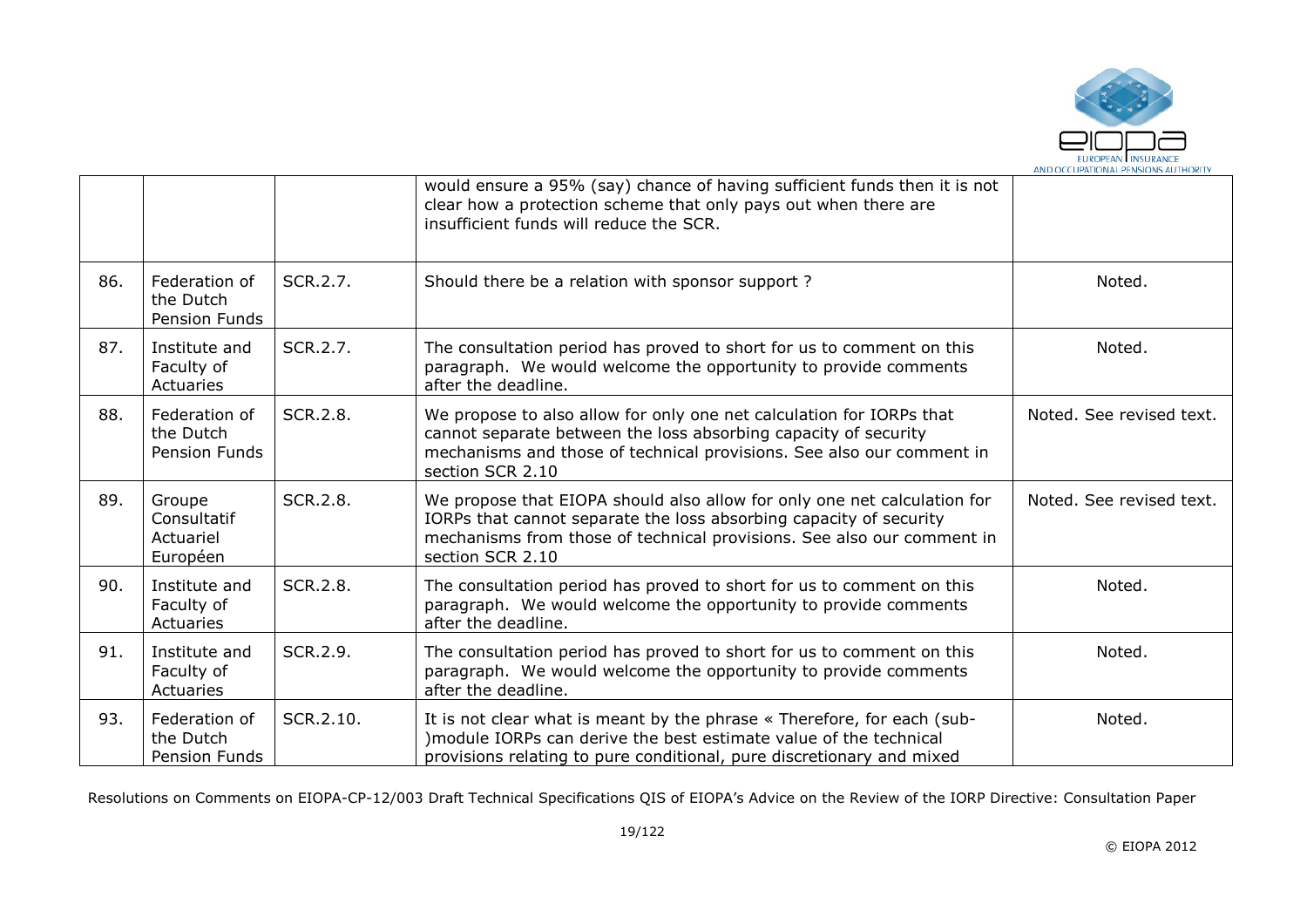|  |  |  | would ensure a 95% (say) chance of having sufficient funds then it is not clear how a protection scheme that only pays out when there are insufficient funds will reduce the SCR. |  |
|---|---|---|---|---|
| 86. | Federation of the Dutch Pension Funds | SCR.2.7. | Should there be a relation with sponsor support ? | Noted. |
| 87. | Institute and Faculty of Actuaries | SCR.2.7. | The consultation period has proved to short for us to comment on this paragraph. We would welcome the opportunity to provide comments after the deadline. | Noted. |
| 88. | Federation of the Dutch Pension Funds | SCR.2.8. | We propose to also allow for only one net calculation for IORPs that cannot separate between the loss absorbing capacity of security mechanisms and those of technical provisions. See also our comment in section SCR 2.10 | Noted. See revised text. |
| 89. | Groupe Consultatif Actuariel Européen | SCR.2.8. | We propose that EIOPA should also allow for only one net calculation for IORPs that cannot separate the loss absorbing capacity of security mechanisms from those of technical provisions. See also our comment in section SCR 2.10 | Noted. See revised text. |
| 90. | Institute and Faculty of Actuaries | SCR.2.8. | The consultation period has proved to short for us to comment on this paragraph. We would welcome the opportunity to provide comments after the deadline. | Noted. |
| 91. | Institute and Faculty of Actuaries | SCR.2.9. | The consultation period has proved to short for us to comment on this paragraph. We would welcome the opportunity to provide comments after the deadline. | Noted. |
| 93. | Federation of the Dutch Pension Funds | SCR.2.10. | It is not clear what is meant by the phrase « Therefore, for each (sub-)module IORPs can derive the best estimate value of the technical provisions relating to pure conditional, pure discretionary and mixed | Noted. |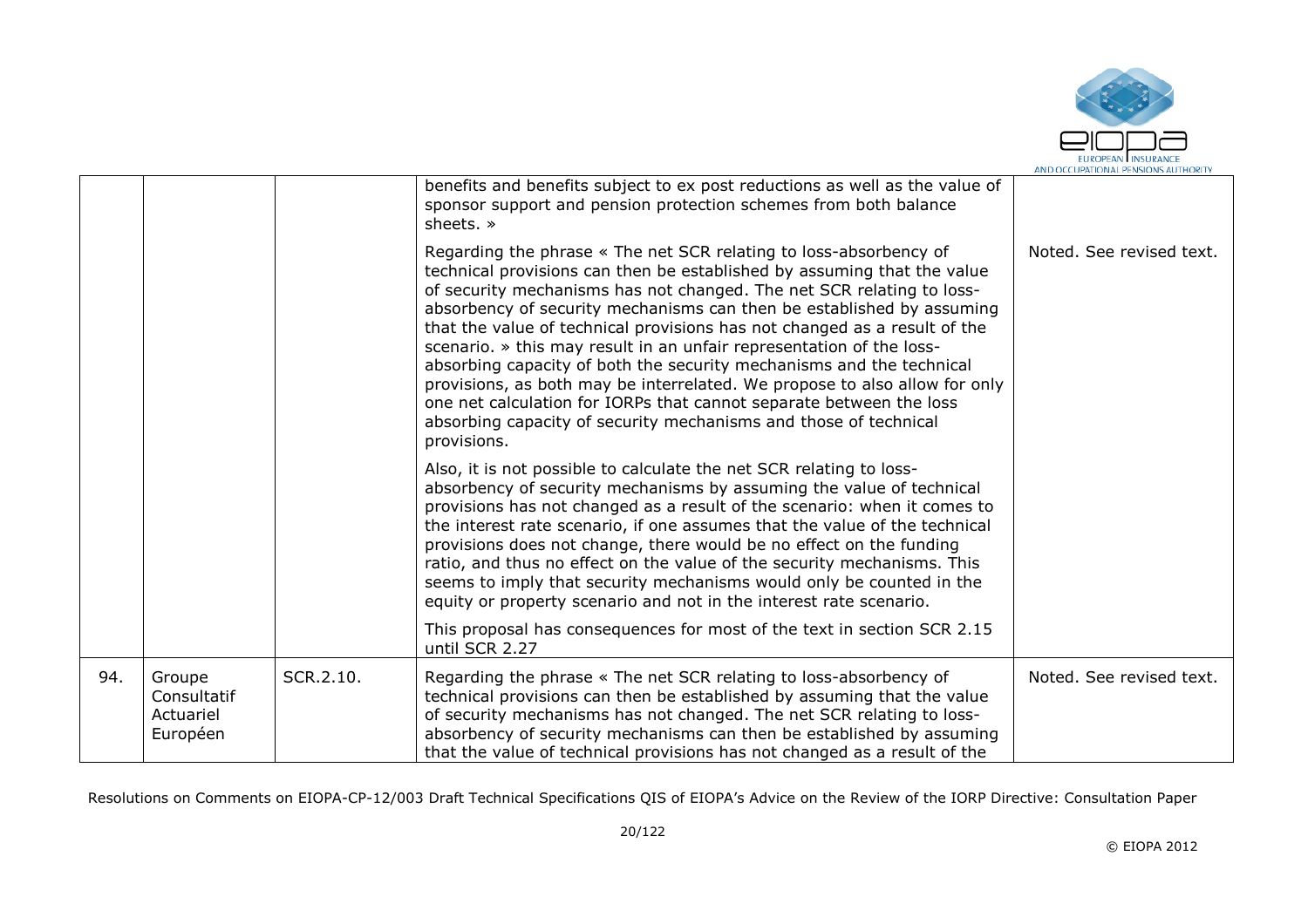| | | | benefits and benefits subject to ex post reductions as well as the value of sponsor support and pension protection schemes from both balance sheets. » | |
|---|---|---|---|---|
| | | | Regarding the phrase « The net SCR relating to loss-absorbency of technical provisions can then be established by assuming that the value of security mechanisms has not changed. The net SCR relating to loss-absorbency of security mechanisms can then be established by assuming that the value of technical provisions has not changed as a result of the scenario. » this may result in an unfair representation of the loss-absorbing capacity of both the security mechanisms and the technical provisions, as both may be interrelated. We propose to also allow for only one net calculation for IORPs that cannot separate between the loss absorbing capacity of security mechanisms and those of technical provisions.<br><br>Also, it is not possible to calculate the net SCR relating to loss-absorbency of security mechanisms by assuming the value of technical provisions has not changed as a result of the scenario: when it comes to the interest rate scenario, if one assumes that the value of the technical provisions does not change, there would be no effect on the funding ratio, and thus no effect on the value of the security mechanisms. This seems to imply that security mechanisms would only be counted in the equity or property scenario and not in the interest rate scenario.<br><br>This proposal has consequences for most of the text in section SCR 2.15 until SCR 2.27 | Noted. See revised text. |
| 94. | Groupe Consultatif Actuariel Européen | SCR.2.10. | Regarding the phrase « The net SCR relating to loss-absorbency of technical provisions can then be established by assuming that the value of security mechanisms has not changed. The net SCR relating to loss-absorbency of security mechanisms can then be established by assuming that the value of technical provisions has not changed as a result of the | Noted. See revised text. |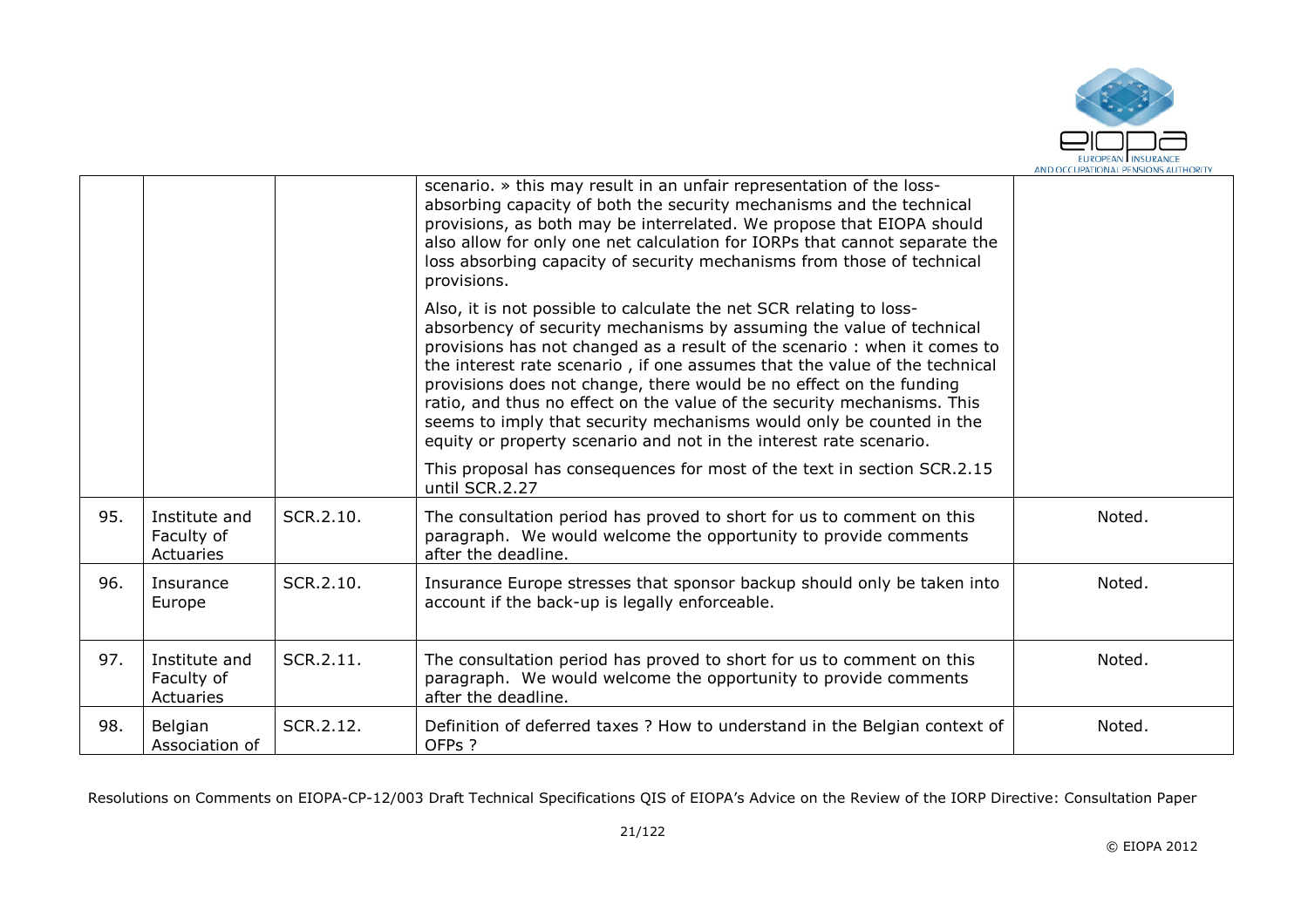|  |  |  | scenario. » this may result in an unfair representation of the loss-absorbing capacity of both the security mechanisms and the technical provisions, as both may be interrelated. We propose that EIOPA should also allow for only one net calculation for IORPs that cannot separate the loss absorbing capacity of security mechanisms from those of technical provisions.<br><br>Also, it is not possible to calculate the net SCR relating to loss-absorbency of security mechanisms by assuming the value of technical provisions has not changed as a result of the scenario : when it comes to the interest rate scenario , if one assumes that the value of the technical provisions does not change, there would be no effect on the funding ratio, and thus no effect on the value of the security mechanisms. This seems to imply that security mechanisms would only be counted in the equity or property scenario and not in the interest rate scenario.<br><br>This proposal has consequences for most of the text in section SCR.2.15 until SCR.2.27 |  |
|---|---|---|---|---|
| 95. | Institute and Faculty of Actuaries | SCR.2.10. | The consultation period has proved to short for us to comment on this paragraph. We would welcome the opportunity to provide comments after the deadline. | Noted. |
| 96. | Insurance Europe | SCR.2.10. | Insurance Europe stresses that sponsor backup should only be taken into account if the back-up is legally enforceable. | Noted. |
| 97. | Institute and Faculty of Actuaries | SCR.2.11. | The consultation period has proved to short for us to comment on this paragraph. We would welcome the opportunity to provide comments after the deadline. | Noted. |
| 98. | Belgian Association of | SCR.2.12. | Definition of deferred taxes ? How to understand in the Belgian context of OFPs ? | Noted. |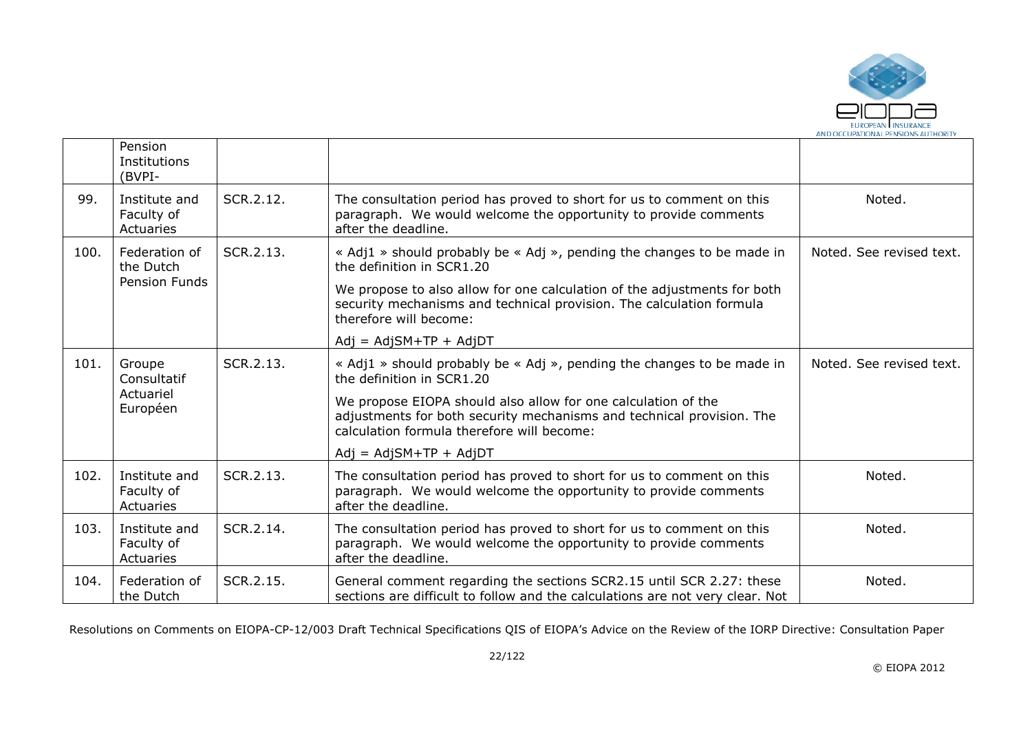|  | Pension Institutions (BVPI- |  |  |  |
|---|---|---|---|---|
| 99. | Institute and Faculty of Actuaries | SCR.2.12. | The consultation period has proved to short for us to comment on this paragraph. We would welcome the opportunity to provide comments after the deadline. | Noted. |
| 100. | Federation of the Dutch Pension Funds | SCR.2.13. | « Adj1 » should probably be « Adj », pending the changes to be made in the definition in SCR1.20<br><br>We propose to also allow for one calculation of the adjustments for both security mechanisms and technical provision. The calculation formula therefore will become:<br><br>Adj = AdjSM+TP + AdjDT | Noted. See revised text. |
| 101. | Groupe Consultatif Actuariel Européen | SCR.2.13. | « Adj1 » should probably be « Adj », pending the changes to be made in the definition in SCR1.20<br><br>We propose EIOPA should also allow for one calculation of the adjustments for both security mechanisms and technical provision. The calculation formula therefore will become:<br><br>Adj = AdjSM+TP + AdjDT | Noted. See revised text. |
| 102. | Institute and Faculty of Actuaries | SCR.2.13. | The consultation period has proved to short for us to comment on this paragraph. We would welcome the opportunity to provide comments after the deadline. | Noted. |
| 103. | Institute and Faculty of Actuaries | SCR.2.14. | The consultation period has proved to short for us to comment on this paragraph. We would welcome the opportunity to provide comments after the deadline. | Noted. |
| 104. | Federation of the Dutch | SCR.2.15. | General comment regarding the sections SCR2.15 until SCR 2.27: these sections are difficult to follow and the calculations are not very clear. Not | Noted. |

Resolutions on Comments on EIOPA-CP-12/003 Draft Technical Specifications QIS of EIOPA's Advice on the Review of the IORP Directive: Consultation Paper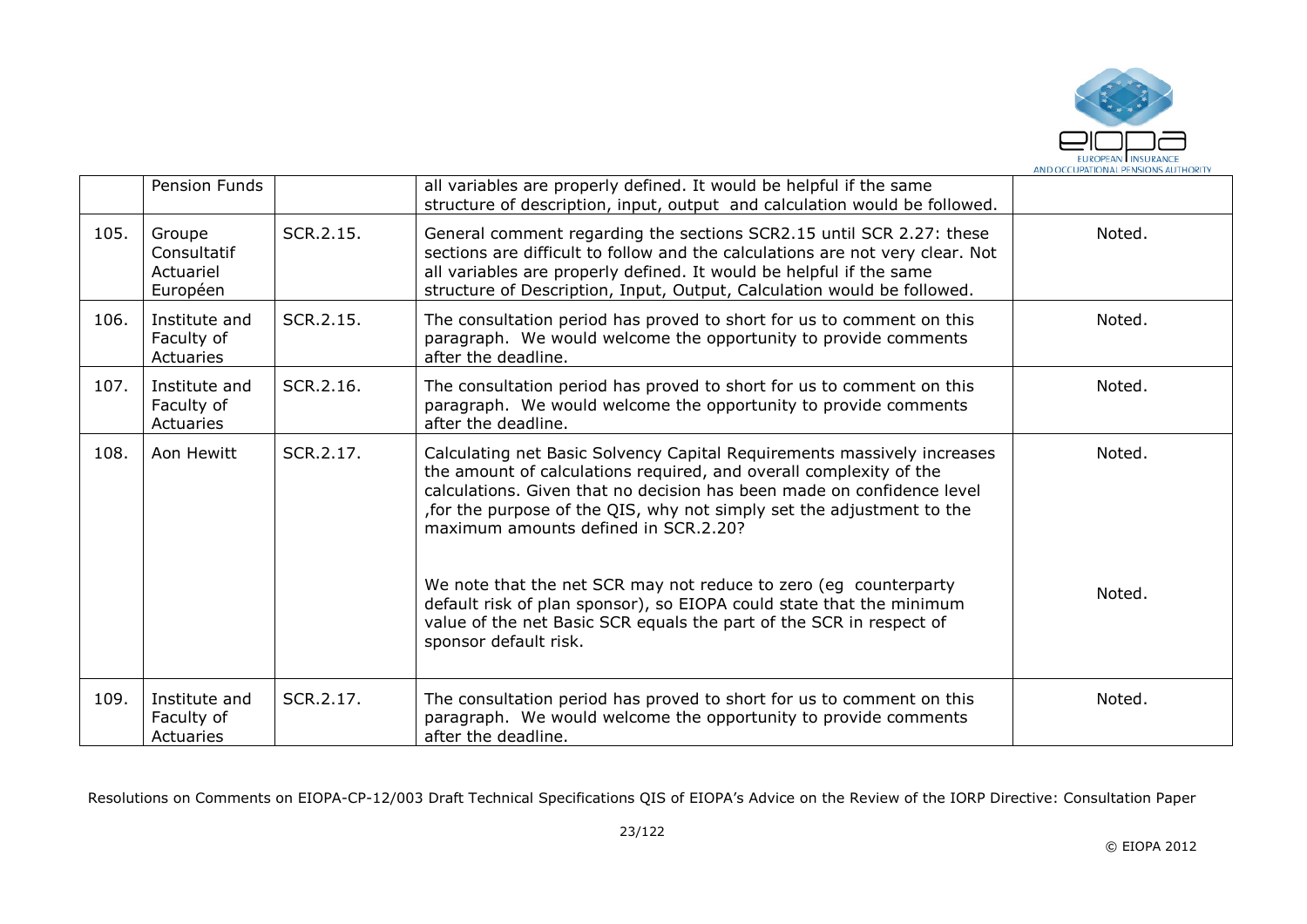|  | Pension Funds |  | all variables are properly defined. It would be helpful if the same structure of description, input, output and calculation would be followed. |  |
|---|---|---|---|---|
| 105. | Groupe Consultatif Actuariel Européen | SCR.2.15. | General comment regarding the sections SCR2.15 until SCR 2.27: these sections are difficult to follow and the calculations are not very clear. Not all variables are properly defined. It would be helpful if the same structure of Description, Input, Output, Calculation would be followed. | Noted. |
| 106. | Institute and Faculty of Actuaries | SCR.2.15. | The consultation period has proved to short for us to comment on this paragraph. We would welcome the opportunity to provide comments after the deadline. | Noted. |
| 107. | Institute and Faculty of Actuaries | SCR.2.16. | The consultation period has proved to short for us to comment on this paragraph. We would welcome the opportunity to provide comments after the deadline. | Noted. |
| 108. | Aon Hewitt | SCR.2.17. | Calculating net Basic Solvency Capital Requirements massively increases the amount of calculations required, and overall complexity of the calculations. Given that no decision has been made on confidence level ,for the purpose of the QIS, why not simply set the adjustment to the maximum amounts defined in SCR.2.20?<br><br>We note that the net SCR may not reduce to zero (eg counterparty default risk of plan sponsor), so EIOPA could state that the minimum value of the net Basic SCR equals the part of the SCR in respect of sponsor default risk. | Noted.<br><br>Noted. |
| 109. | Institute and Faculty of Actuaries | SCR.2.17. | The consultation period has proved to short for us to comment on this paragraph. We would welcome the opportunity to provide comments after the deadline. | Noted. |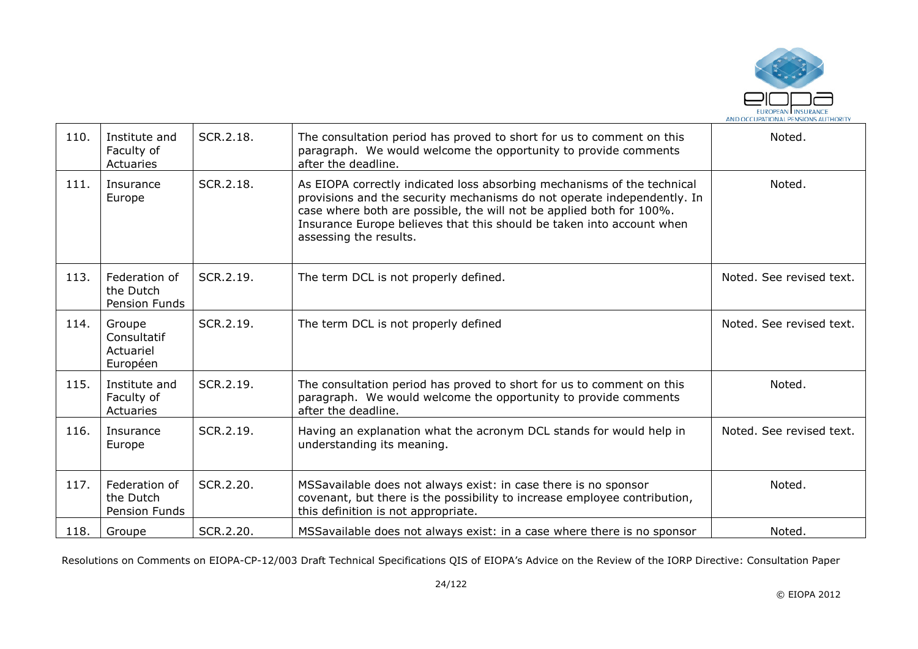| 110. | Institute and Faculty of Actuaries | SCR.2.18. | The consultation period has proved to short for us to comment on this paragraph. We would welcome the opportunity to provide comments after the deadline. | Noted. |
|---|---|---|---|---|
| 111. | Insurance Europe | SCR.2.18. | As EIOPA correctly indicated loss absorbing mechanisms of the technical provisions and the security mechanisms do not operate independently. In case where both are possible, the will not be applied both for 100%. Insurance Europe believes that this should be taken into account when assessing the results. | Noted. |
| 113. | Federation of the Dutch Pension Funds | SCR.2.19. | The term DCL is not properly defined. | Noted. See revised text. |
| 114. | Groupe Consultatif Actuariel Européen | SCR.2.19. | The term DCL is not properly defined | Noted. See revised text. |
| 115. | Institute and Faculty of Actuaries | SCR.2.19. | The consultation period has proved to short for us to comment on this paragraph. We would welcome the opportunity to provide comments after the deadline. | Noted. |
| 116. | Insurance Europe | SCR.2.19. | Having an explanation what the acronym DCL stands for would help in understanding its meaning. | Noted. See revised text. |
| 117. | Federation of the Dutch Pension Funds | SCR.2.20. | MSSavailable does not always exist: in case there is no sponsor covenant, but there is the possibility to increase employee contribution, this definition is not appropriate. | Noted. |
| 118. | Groupe | SCR.2.20. | MSSavailable does not always exist: in a case where there is no sponsor | Noted. |

Resolutions on Comments on EIOPA-CP-12/003 Draft Technical Specifications QIS of EIOPA's Advice on the Review of the IORP Directive: Consultation Paper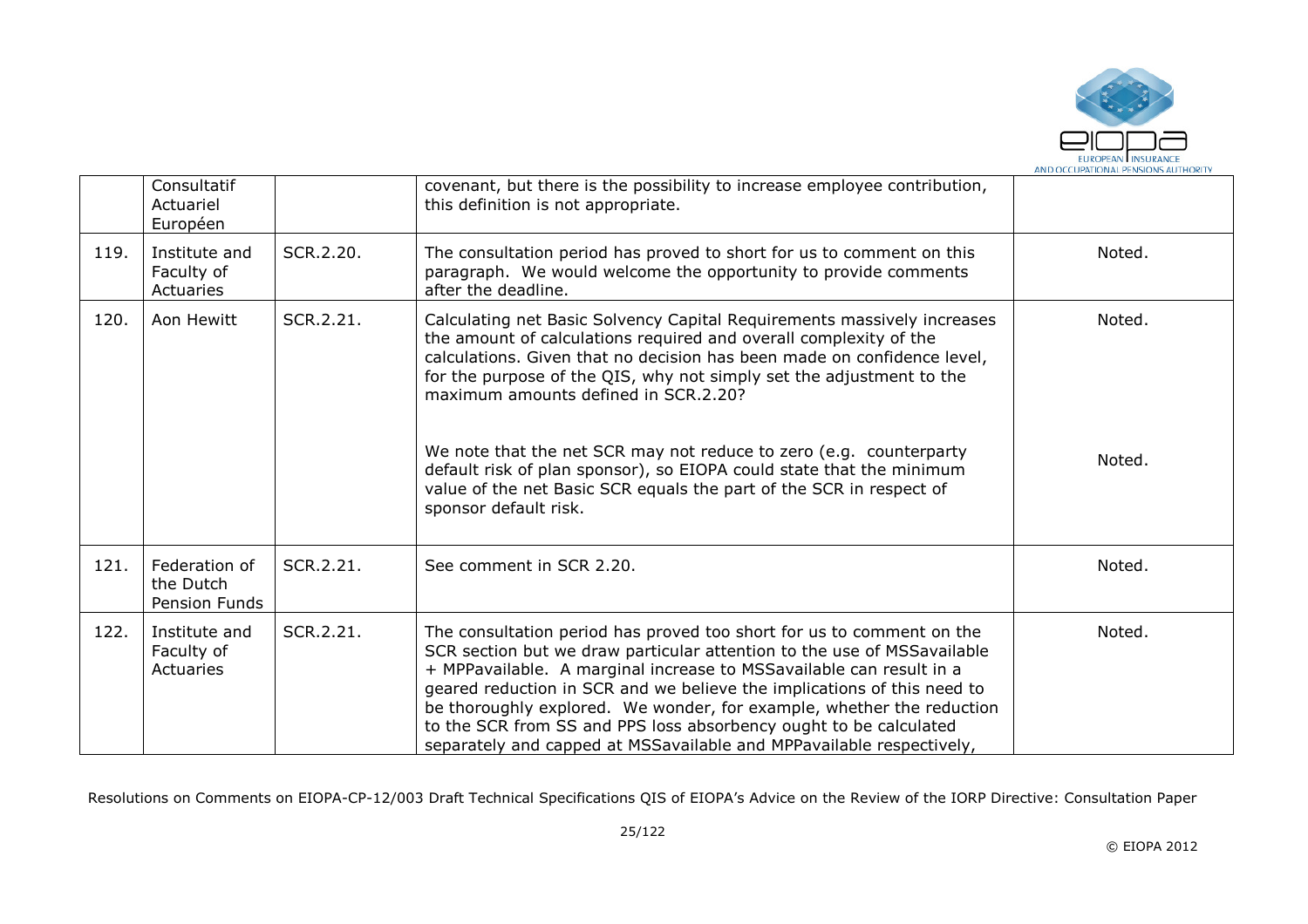|  |  |  |  |  |
|---|---|---|---|---|
|  | Consultatif Actuariel Européen |  | covenant, but there is the possibility to increase employee contribution, this definition is not appropriate. |  |
| 119. | Institute and Faculty of Actuaries | SCR.2.20. | The consultation period has proved to short for us to comment on this paragraph. We would welcome the opportunity to provide comments after the deadline. | Noted. |
| 120. | Aon Hewitt | SCR.2.21. | Calculating net Basic Solvency Capital Requirements massively increases the amount of calculations required and overall complexity of the calculations. Given that no decision has been made on confidence level, for the purpose of the QIS, why not simply set the adjustment to the maximum amounts defined in SCR.2.20?<br><br>We note that the net SCR may not reduce to zero (e.g. counterparty default risk of plan sponsor), so EIOPA could state that the minimum value of the net Basic SCR equals the part of the SCR in respect of sponsor default risk. | Noted.<br><br>Noted. |
| 121. | Federation of the Dutch Pension Funds | SCR.2.21. | See comment in SCR 2.20. | Noted. |
| 122. | Institute and Faculty of Actuaries | SCR.2.21. | The consultation period has proved too short for us to comment on the SCR section but we draw particular attention to the use of MSSavailable + MPPavailable. A marginal increase to MSSavailable can result in a geared reduction in SCR and we believe the implications of this need to be thoroughly explored. We wonder, for example, whether the reduction to the SCR from SS and PPS loss absorbency ought to be calculated separately and capped at MSSavailable and MPPavailable respectively, | Noted. |

Resolutions on Comments on EIOPA-CP-12/003 Draft Technical Specifications QIS of EIOPA's Advice on the Review of the IORP Directive: Consultation Paper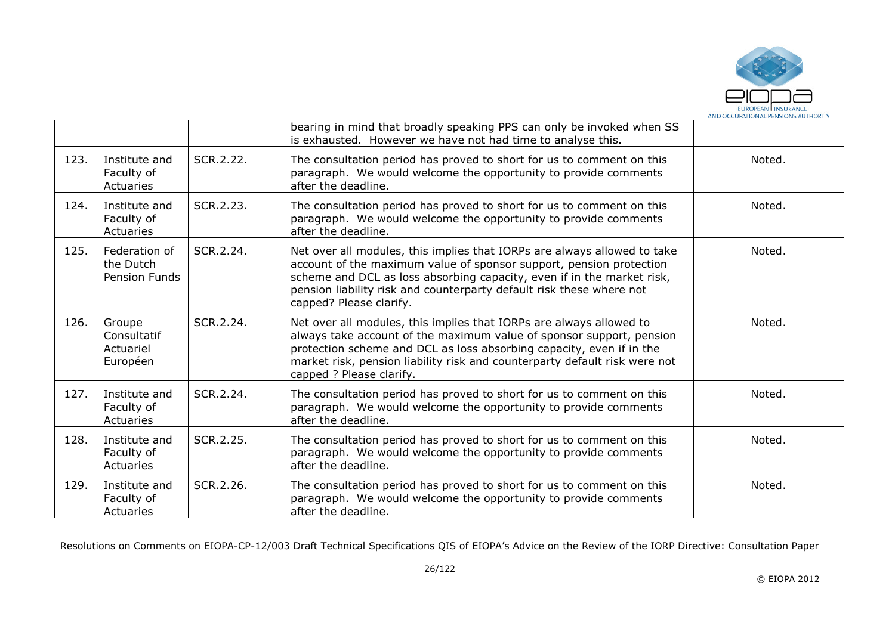|  |  |  | bearing in mind that broadly speaking PPS can only be invoked when SS is exhausted. However we have not had time to analyse this. |  |
|---|---|---|---|---|
| 123. | Institute and Faculty of Actuaries | SCR.2.22. | The consultation period has proved to short for us to comment on this paragraph. We would welcome the opportunity to provide comments after the deadline. | Noted. |
| 124. | Institute and Faculty of Actuaries | SCR.2.23. | The consultation period has proved to short for us to comment on this paragraph. We would welcome the opportunity to provide comments after the deadline. | Noted. |
| 125. | Federation of the Dutch Pension Funds | SCR.2.24. | Net over all modules, this implies that IORPs are always allowed to take account of the maximum value of sponsor support, pension protection scheme and DCL as loss absorbing capacity, even if in the market risk, pension liability risk and counterparty default risk these where not capped? Please clarify. | Noted. |
| 126. | Groupe Consultatif Actuariel Européen | SCR.2.24. | Net over all modules, this implies that IORPs are always allowed to always take account of the maximum value of sponsor support, pension protection scheme and DCL as loss absorbing capacity, even if in the market risk, pension liability risk and counterparty default risk were not capped ? Please clarify. | Noted. |
| 127. | Institute and Faculty of Actuaries | SCR.2.24. | The consultation period has proved to short for us to comment on this paragraph. We would welcome the opportunity to provide comments after the deadline. | Noted. |
| 128. | Institute and Faculty of Actuaries | SCR.2.25. | The consultation period has proved to short for us to comment on this paragraph. We would welcome the opportunity to provide comments after the deadline. | Noted. |
| 129. | Institute and Faculty of Actuaries | SCR.2.26. | The consultation period has proved to short for us to comment on this paragraph. We would welcome the opportunity to provide comments after the deadline. | Noted. |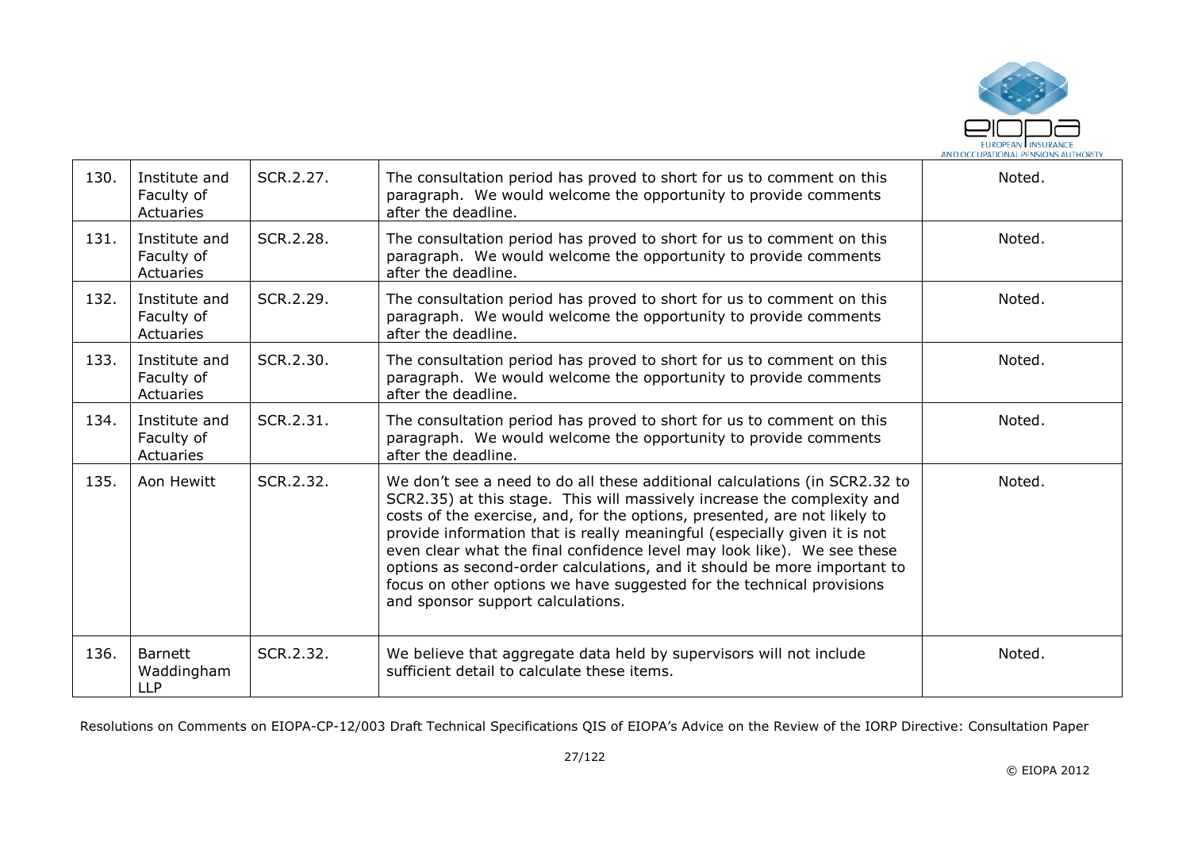| 130. | Institute and Faculty of Actuaries | SCR.2.27. | The consultation period has proved to short for us to comment on this paragraph. We would welcome the opportunity to provide comments after the deadline. | Noted. |
|---|---|---|---|---|
| 131. | Institute and Faculty of Actuaries | SCR.2.28. | The consultation period has proved to short for us to comment on this paragraph. We would welcome the opportunity to provide comments after the deadline. | Noted. |
| 132. | Institute and Faculty of Actuaries | SCR.2.29. | The consultation period has proved to short for us to comment on this paragraph. We would welcome the opportunity to provide comments after the deadline. | Noted. |
| 133. | Institute and Faculty of Actuaries | SCR.2.30. | The consultation period has proved to short for us to comment on this paragraph. We would welcome the opportunity to provide comments after the deadline. | Noted. |
| 134. | Institute and Faculty of Actuaries | SCR.2.31. | The consultation period has proved to short for us to comment on this paragraph. We would welcome the opportunity to provide comments after the deadline. | Noted. |
| 135. | Aon Hewitt | SCR.2.32. | We don't see a need to do all these additional calculations (in SCR2.32 to SCR2.35) at this stage. This will massively increase the complexity and costs of the exercise, and, for the options, presented, are not likely to provide information that is really meaningful (especially given it is not even clear what the final confidence level may look like). We see these options as second-order calculations, and it should be more important to focus on other options we have suggested for the technical provisions and sponsor support calculations. | Noted. |
| 136. | Barnett Waddingham LLP | SCR.2.32. | We believe that aggregate data held by supervisors will not include sufficient detail to calculate these items. | Noted. |

Resolutions on Comments on EIOPA-CP-12/003 Draft Technical Specifications QIS of EIOPA's Advice on the Review of the IORP Directive: Consultation Paper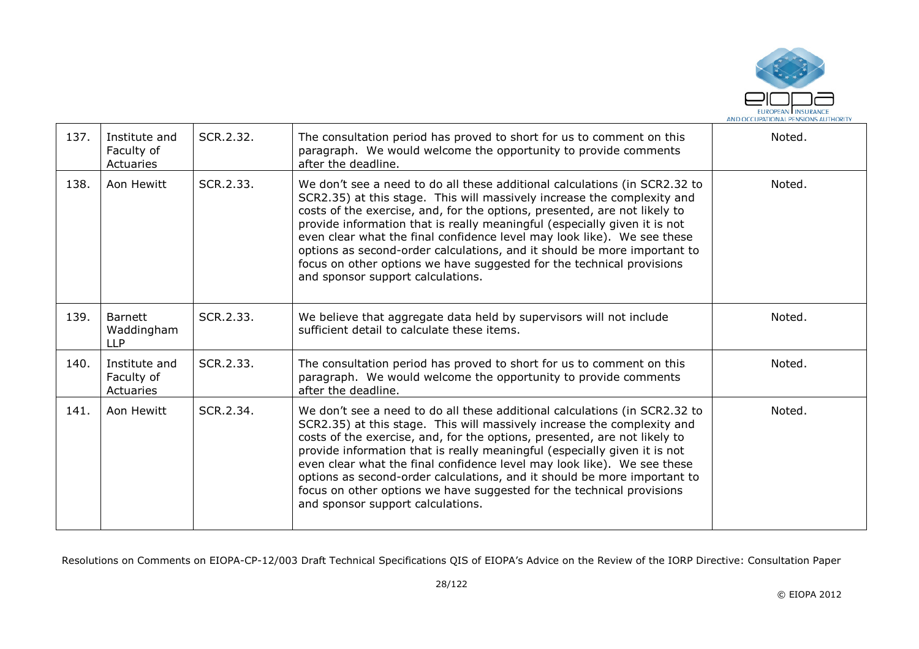| 137. | Institute and Faculty of Actuaries | SCR.2.32. | The consultation period has proved to short for us to comment on this paragraph. We would welcome the opportunity to provide comments after the deadline. | Noted. |
|---|---|---|---|---|
| 138. | Aon Hewitt | SCR.2.33. | We don't see a need to do all these additional calculations (in SCR2.32 to SCR2.35) at this stage. This will massively increase the complexity and costs of the exercise, and, for the options, presented, are not likely to provide information that is really meaningful (especially given it is not even clear what the final confidence level may look like). We see these options as second-order calculations, and it should be more important to focus on other options we have suggested for the technical provisions and sponsor support calculations. | Noted. |
| 139. | Barnett Waddingham LLP | SCR.2.33. | We believe that aggregate data held by supervisors will not include sufficient detail to calculate these items. | Noted. |
| 140. | Institute and Faculty of Actuaries | SCR.2.33. | The consultation period has proved to short for us to comment on this paragraph. We would welcome the opportunity to provide comments after the deadline. | Noted. |
| 141. | Aon Hewitt | SCR.2.34. | We don't see a need to do all these additional calculations (in SCR2.32 to SCR2.35) at this stage. This will massively increase the complexity and costs of the exercise, and, for the options, presented, are not likely to provide information that is really meaningful (especially given it is not even clear what the final confidence level may look like). We see these options as second-order calculations, and it should be more important to focus on other options we have suggested for the technical provisions and sponsor support calculations. | Noted. |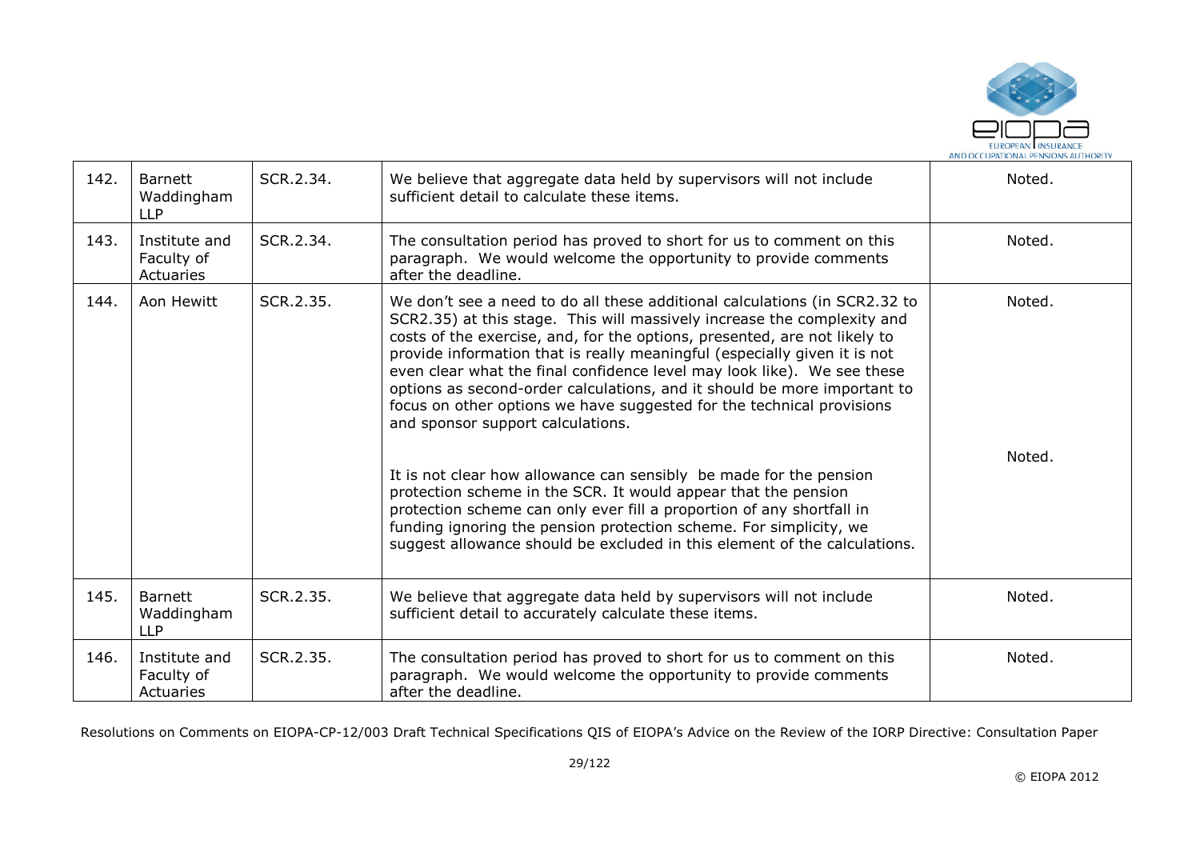| | | | | |
|---|---|---|---|---|
| 142. | Barnett Waddingham LLP | SCR.2.34. | We believe that aggregate data held by supervisors will not include sufficient detail to calculate these items. | Noted. |
| 143. | Institute and Faculty of Actuaries | SCR.2.34. | The consultation period has proved to short for us to comment on this paragraph. We would welcome the opportunity to provide comments after the deadline. | Noted. |
| 144. | Aon Hewitt | SCR.2.35. | We don't see a need to do all these additional calculations (in SCR2.32 to SCR2.35) at this stage. This will massively increase the complexity and costs of the exercise, and, for the options, presented, are not likely to provide information that is really meaningful (especially given it is not even clear what the final confidence level may look like). We see these options as second-order calculations, and it should be more important to focus on other options we have suggested for the technical provisions and sponsor support calculations.<br><br>It is not clear how allowance can sensibly be made for the pension protection scheme in the SCR. It would appear that the pension protection scheme can only ever fill a proportion of any shortfall in funding ignoring the pension protection scheme. For simplicity, we suggest allowance should be excluded in this element of the calculations. | Noted.<br><br>Noted. |
| 145. | Barnett Waddingham LLP | SCR.2.35. | We believe that aggregate data held by supervisors will not include sufficient detail to accurately calculate these items. | Noted. |
| 146. | Institute and Faculty of Actuaries | SCR.2.35. | The consultation period has proved to short for us to comment on this paragraph. We would welcome the opportunity to provide comments after the deadline. | Noted. |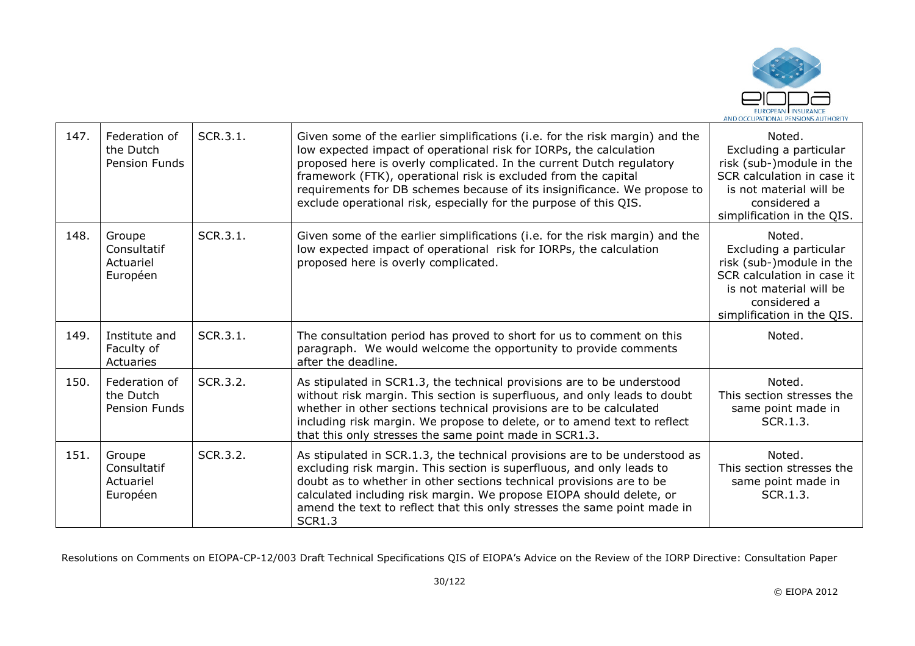| 147. | Federation of the Dutch Pension Funds | SCR.3.1. | Given some of the earlier simplifications (i.e. for the risk margin) and the low expected impact of operational risk for IORPs, the calculation proposed here is overly complicated. In the current Dutch regulatory framework (FTK), operational risk is excluded from the capital requirements for DB schemes because of its insignificance. We propose to exclude operational risk, especially for the purpose of this QIS. | Noted. Excluding a particular risk (sub-)module in the SCR calculation in case it is not material will be considered a simplification in the QIS. |
|---|---|---|---|---|
| 148. | Groupe Consultatif Actuariel Européen | SCR.3.1. | Given some of the earlier simplifications (i.e. for the risk margin) and the low expected impact of operational risk for IORPs, the calculation proposed here is overly complicated. | Noted. Excluding a particular risk (sub-)module in the SCR calculation in case it is not material will be considered a simplification in the QIS. |
| 149. | Institute and Faculty of Actuaries | SCR.3.1. | The consultation period has proved to short for us to comment on this paragraph. We would welcome the opportunity to provide comments after the deadline. | Noted. |
| 150. | Federation of the Dutch Pension Funds | SCR.3.2. | As stipulated in SCR1.3, the technical provisions are to be understood without risk margin. This section is superfluous, and only leads to doubt whether in other sections technical provisions are to be calculated including risk margin. We propose to delete, or to amend text to reflect that this only stresses the same point made in SCR1.3. | Noted. This section stresses the same point made in SCR.1.3. |
| 151. | Groupe Consultatif Actuariel Européen | SCR.3.2. | As stipulated in SCR.1.3, the technical provisions are to be understood as excluding risk margin. This section is superfluous, and only leads to doubt as to whether in other sections technical provisions are to be calculated including risk margin. We propose EIOPA should delete, or amend the text to reflect that this only stresses the same point made in SCR1.3 | Noted. This section stresses the same point made in SCR.1.3. |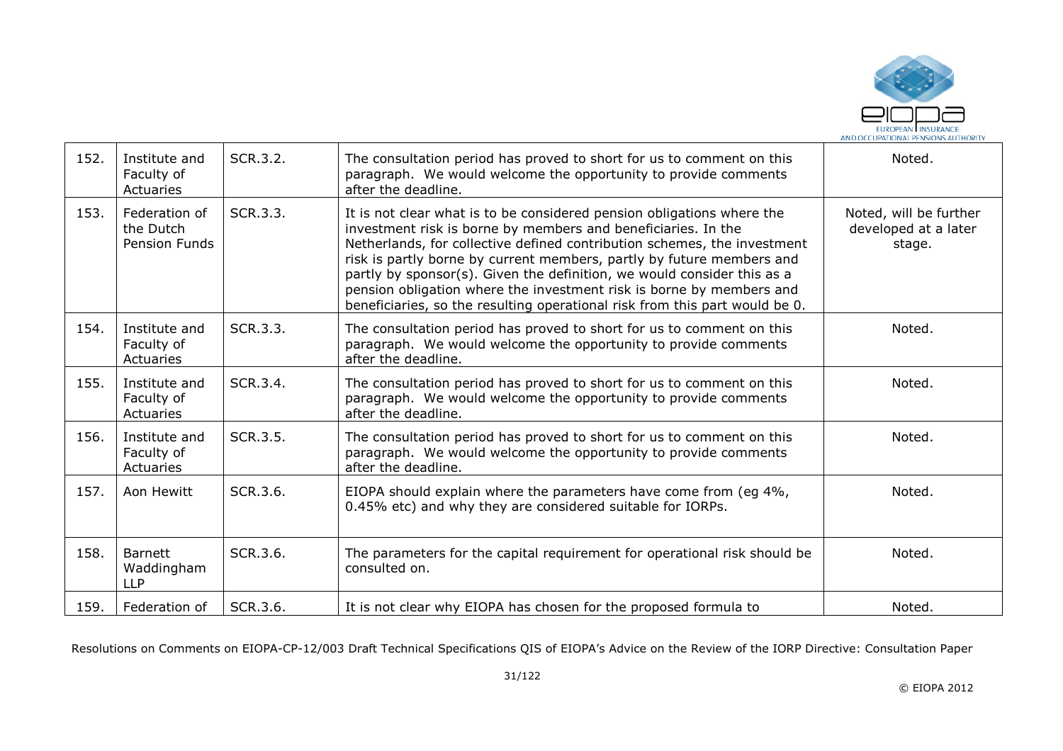| | | | | |
|---|---|---|---|---|
| 152. | Institute and Faculty of Actuaries | SCR.3.2. | The consultation period has proved to short for us to comment on this paragraph. We would welcome the opportunity to provide comments after the deadline. | Noted. |
| 153. | Federation of the Dutch Pension Funds | SCR.3.3. | It is not clear what is to be considered pension obligations where the investment risk is borne by members and beneficiaries. In the Netherlands, for collective defined contribution schemes, the investment risk is partly borne by current members, partly by future members and partly by sponsor(s). Given the definition, we would consider this as a pension obligation where the investment risk is borne by members and beneficiaries, so the resulting operational risk from this part would be 0. | Noted, will be further developed at a later stage. |
| 154. | Institute and Faculty of Actuaries | SCR.3.3. | The consultation period has proved to short for us to comment on this paragraph. We would welcome the opportunity to provide comments after the deadline. | Noted. |
| 155. | Institute and Faculty of Actuaries | SCR.3.4. | The consultation period has proved to short for us to comment on this paragraph. We would welcome the opportunity to provide comments after the deadline. | Noted. |
| 156. | Institute and Faculty of Actuaries | SCR.3.5. | The consultation period has proved to short for us to comment on this paragraph. We would welcome the opportunity to provide comments after the deadline. | Noted. |
| 157. | Aon Hewitt | SCR.3.6. | EIOPA should explain where the parameters have come from (eg 4%, 0.45% etc) and why they are considered suitable for IORPs. | Noted. |
| 158. | Barnett Waddingham LLP | SCR.3.6. | The parameters for the capital requirement for operational risk should be consulted on. | Noted. |
| 159. | Federation of | SCR.3.6. | It is not clear why EIOPA has chosen for the proposed formula to | Noted. |

Resolutions on Comments on EIOPA-CP-12/003 Draft Technical Specifications QIS of EIOPA's Advice on the Review of the IORP Directive: Consultation Paper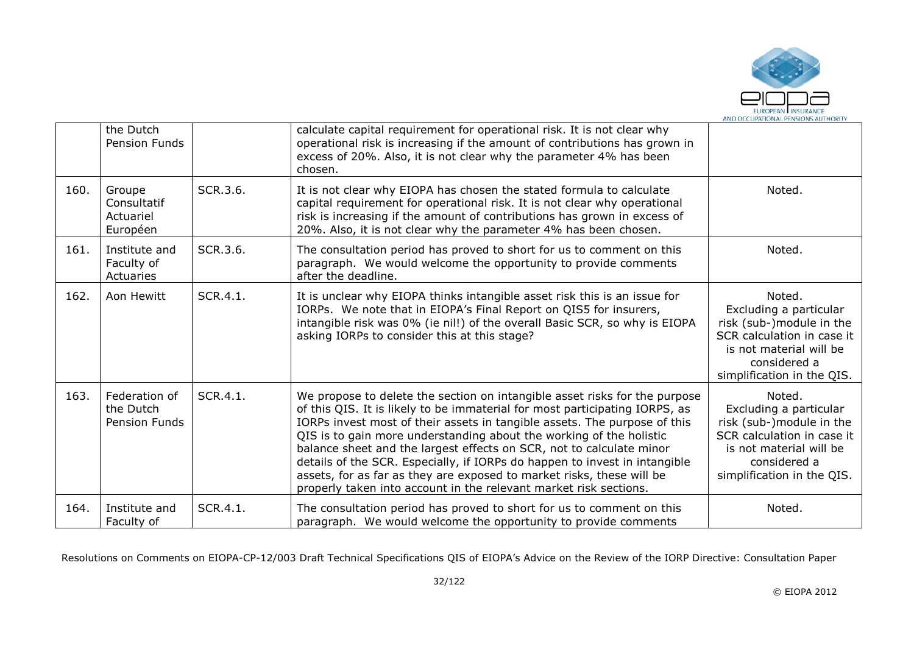|  | the Dutch Pension Funds |  | calculate capital requirement for operational risk. It is not clear why operational risk is increasing if the amount of contributions has grown in excess of 20%. Also, it is not clear why the parameter 4% has been chosen. |  |
|---|---|---|---|---|
| 160. | Groupe Consultatif Actuariel Européen | SCR.3.6. | It is not clear why EIOPA has chosen the stated formula to calculate capital requirement for operational risk. It is not clear why operational risk is increasing if the amount of contributions has grown in excess of 20%. Also, it is not clear why the parameter 4% has been chosen. | Noted. |
| 161. | Institute and Faculty of Actuaries | SCR.3.6. | The consultation period has proved to short for us to comment on this paragraph. We would welcome the opportunity to provide comments after the deadline. | Noted. |
| 162. | Aon Hewitt | SCR.4.1. | It is unclear why EIOPA thinks intangible asset risk this is an issue for IORPs. We note that in EIOPA's Final Report on QIS5 for insurers, intangible risk was 0% (ie nil!) of the overall Basic SCR, so why is EIOPA asking IORPs to consider this at this stage? | Noted. Excluding a particular risk (sub-)module in the SCR calculation in case it is not material will be considered a simplification in the QIS. |
| 163. | Federation of the Dutch Pension Funds | SCR.4.1. | We propose to delete the section on intangible asset risks for the purpose of this QIS. It is likely to be immaterial for most participating IORPS, as IORPs invest most of their assets in tangible assets. The purpose of this QIS is to gain more understanding about the working of the holistic balance sheet and the largest effects on SCR, not to calculate minor details of the SCR. Especially, if IORPs do happen to invest in intangible assets, for as far as they are exposed to market risks, these will be properly taken into account in the relevant market risk sections. | Noted. Excluding a particular risk (sub-)module in the SCR calculation in case it is not material will be considered a simplification in the QIS. |
| 164. | Institute and Faculty of | SCR.4.1. | The consultation period has proved to short for us to comment on this paragraph. We would welcome the opportunity to provide comments | Noted. |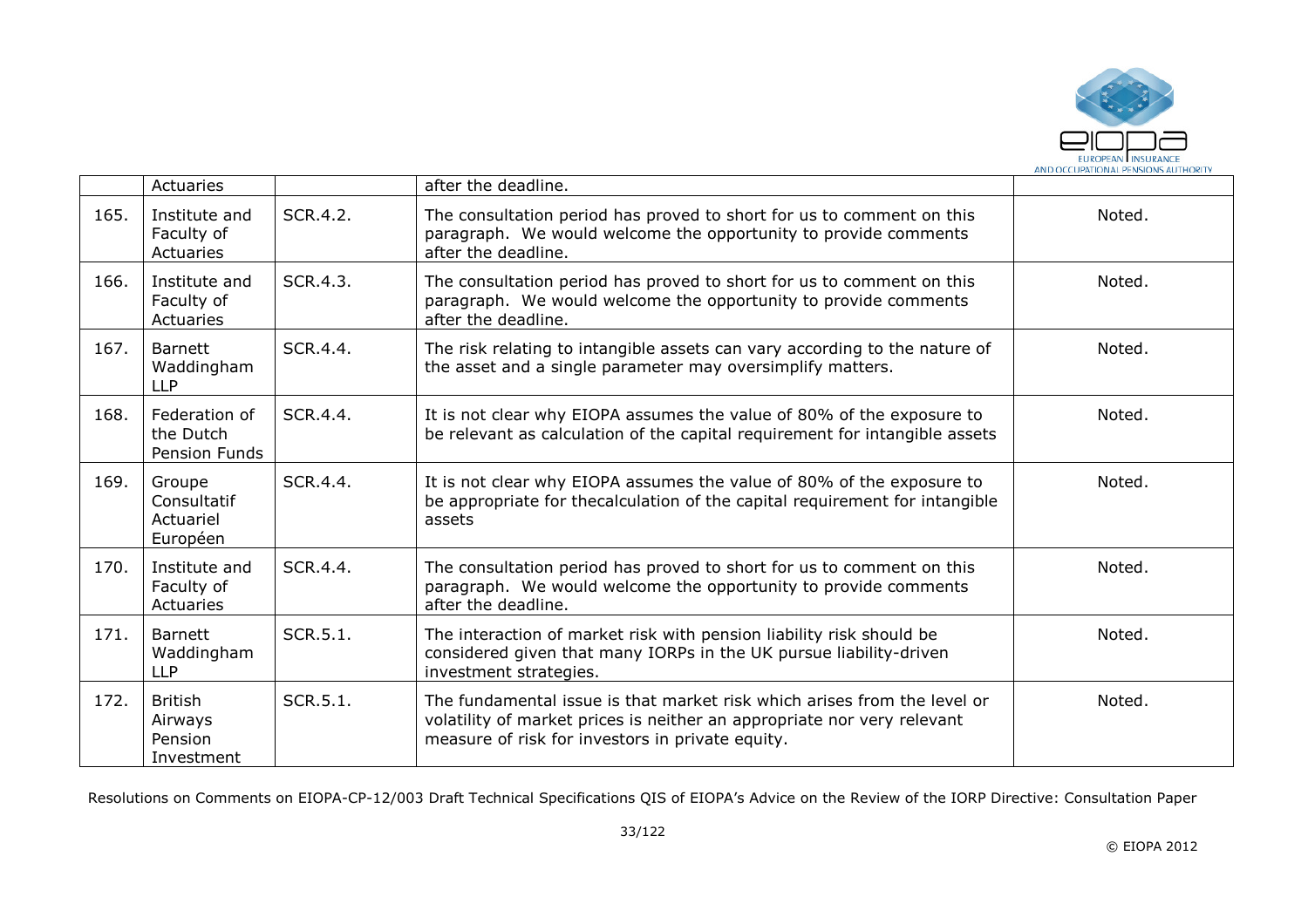|  | Actuaries |  | after the deadline. |  |
|---|---|---|---|---|
| 165. | Institute and Faculty of Actuaries | SCR.4.2. | The consultation period has proved to short for us to comment on this paragraph. We would welcome the opportunity to provide comments after the deadline. | Noted. |
| 166. | Institute and Faculty of Actuaries | SCR.4.3. | The consultation period has proved to short for us to comment on this paragraph. We would welcome the opportunity to provide comments after the deadline. | Noted. |
| 167. | Barnett Waddingham LLP | SCR.4.4. | The risk relating to intangible assets can vary according to the nature of the asset and a single parameter may oversimplify matters. | Noted. |
| 168. | Federation of the Dutch Pension Funds | SCR.4.4. | It is not clear why EIOPA assumes the value of 80% of the exposure to be relevant as calculation of the capital requirement for intangible assets | Noted. |
| 169. | Groupe Consultatif Actuariel Européen | SCR.4.4. | It is not clear why EIOPA assumes the value of 80% of the exposure to be appropriate for thecalculation of the capital requirement for intangible assets | Noted. |
| 170. | Institute and Faculty of Actuaries | SCR.4.4. | The consultation period has proved to short for us to comment on this paragraph. We would welcome the opportunity to provide comments after the deadline. | Noted. |
| 171. | Barnett Waddingham LLP | SCR.5.1. | The interaction of market risk with pension liability risk should be considered given that many IORPs in the UK pursue liability-driven investment strategies. | Noted. |
| 172. | British Airways Pension Investment | SCR.5.1. | The fundamental issue is that market risk which arises from the level or volatility of market prices is neither an appropriate nor very relevant measure of risk for investors in private equity. | Noted. |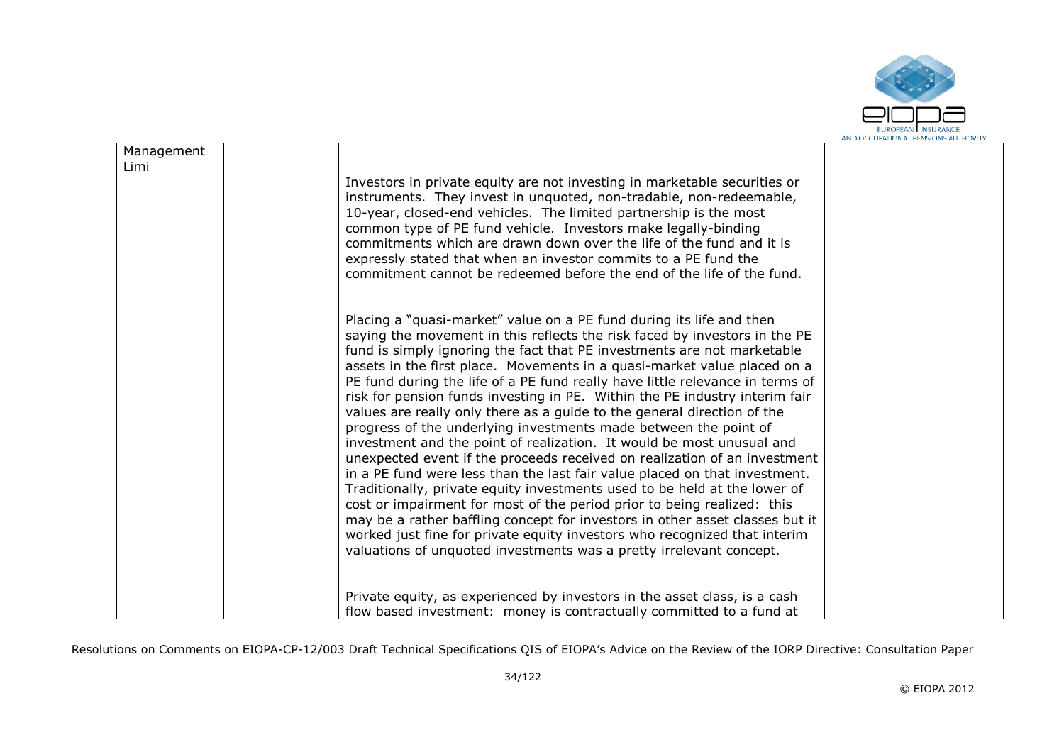|  | Management Limi |  | Investors in private equity are not investing in marketable securities or instruments. They invest in unquoted, non-tradable, non-redeemable, 10-year, closed-end vehicles. The limited partnership is the most common type of PE fund vehicle. Investors make legally-binding commitments which are drawn down over the life of the fund and it is expressly stated that when an investor commits to a PE fund the commitment cannot be redeemed before the end of the life of the fund.<br><br>Placing a "quasi-market" value on a PE fund during its life and then saying the movement in this reflects the risk faced by investors in the PE fund is simply ignoring the fact that PE investments are not marketable assets in the first place. Movements in a quasi-market value placed on a PE fund during the life of a PE fund really have little relevance in terms of risk for pension funds investing in PE. Within the PE industry interim fair values are really only there as a guide to the general direction of the progress of the underlying investments made between the point of investment and the point of realization. It would be most unusual and unexpected event if the proceeds received on realization of an investment in a PE fund were less than the last fair value placed on that investment. Traditionally, private equity investments used to be held at the lower of cost or impairment for most of the period prior to being realized: this may be a rather baffling concept for investors in other asset classes but it worked just fine for private equity investors who recognized that interim valuations of unquoted investments was a pretty irrelevant concept.<br><br>Private equity, as experienced by investors in the asset class, is a cash flow based investment: money is contractually committed to a fund at |  |
|---|---|---|---|---|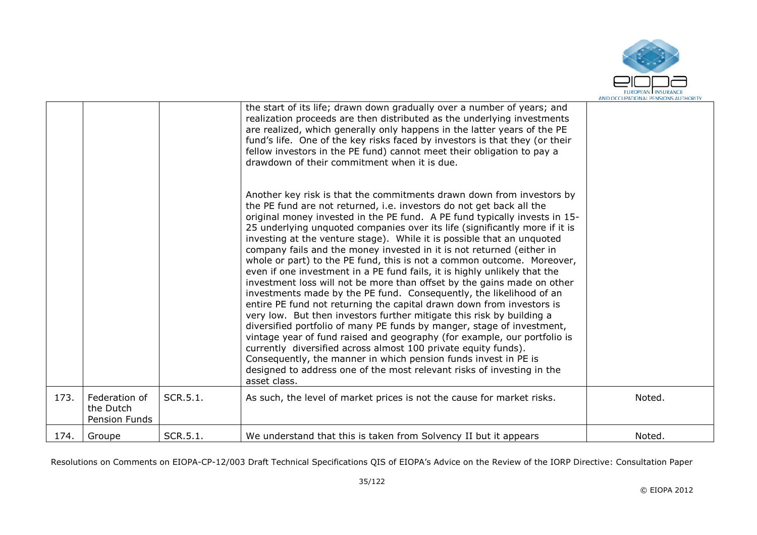|  |  |  | the start of its life; drawn down gradually over a number of years; and realization proceeds are then distributed as the underlying investments are realized, which generally only happens in the latter years of the PE fund's life. One of the key risks faced by investors is that they (or their fellow investors in the PE fund) cannot meet their obligation to pay a drawdown of their commitment when it is due.<br><br>Another key risk is that the commitments drawn down from investors by the PE fund are not returned, i.e. investors do not get back all the original money invested in the PE fund. A PE fund typically invests in 15-25 underlying unquoted companies over its life (significantly more if it is investing at the venture stage). While it is possible that an unquoted company fails and the money invested in it is not returned (either in whole or part) to the PE fund, this is not a common outcome. Moreover, even if one investment in a PE fund fails, it is highly unlikely that the investment loss will not be more than offset by the gains made on other investments made by the PE fund. Consequently, the likelihood of an entire PE fund not returning the capital drawn down from investors is very low. But then investors further mitigate this risk by building a diversified portfolio of many PE funds by manger, stage of investment, vintage year of fund raised and geography (for example, our portfolio is currently diversified across almost 100 private equity funds). Consequently, the manner in which pension funds invest in PE is designed to address one of the most relevant risks of investing in the asset class. |  |
|---|---|---|---|---|
| 173. | Federation of the Dutch Pension Funds | SCR.5.1. | As such, the level of market prices is not the cause for market risks. | Noted. |
| 174. | Groupe | SCR.5.1. | We understand that this is taken from Solvency II but it appears | Noted. |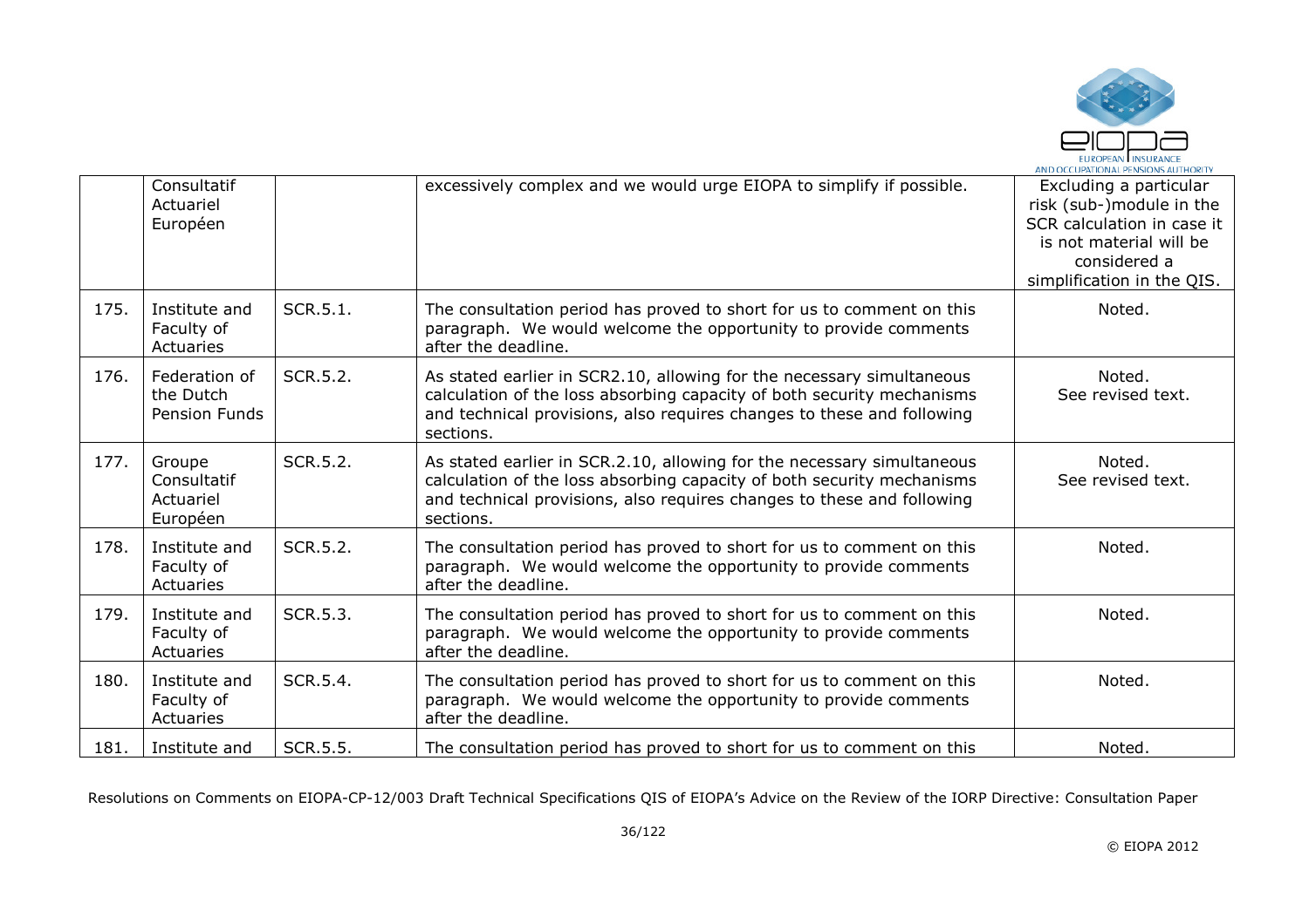|  | Consultatif Actuariel Européen |  | excessively complex and we would urge EIOPA to simplify if possible. | Excluding a particular risk (sub-)module in the SCR calculation in case it is not material will be considered a simplification in the QIS. |
|---|---|---|---|---|
| 175. | Institute and Faculty of Actuaries | SCR.5.1. | The consultation period has proved to short for us to comment on this paragraph. We would welcome the opportunity to provide comments after the deadline. | Noted. |
| 176. | Federation of the Dutch Pension Funds | SCR.5.2. | As stated earlier in SCR2.10, allowing for the necessary simultaneous calculation of the loss absorbing capacity of both security mechanisms and technical provisions, also requires changes to these and following sections. | Noted. See revised text. |
| 177. | Groupe Consultatif Actuariel Européen | SCR.5.2. | As stated earlier in SCR.2.10, allowing for the necessary simultaneous calculation of the loss absorbing capacity of both security mechanisms and technical provisions, also requires changes to these and following sections. | Noted. See revised text. |
| 178. | Institute and Faculty of Actuaries | SCR.5.2. | The consultation period has proved to short for us to comment on this paragraph. We would welcome the opportunity to provide comments after the deadline. | Noted. |
| 179. | Institute and Faculty of Actuaries | SCR.5.3. | The consultation period has proved to short for us to comment on this paragraph. We would welcome the opportunity to provide comments after the deadline. | Noted. |
| 180. | Institute and Faculty of Actuaries | SCR.5.4. | The consultation period has proved to short for us to comment on this paragraph. We would welcome the opportunity to provide comments after the deadline. | Noted. |
| 181. | Institute and | SCR.5.5. | The consultation period has proved to short for us to comment on this | Noted. |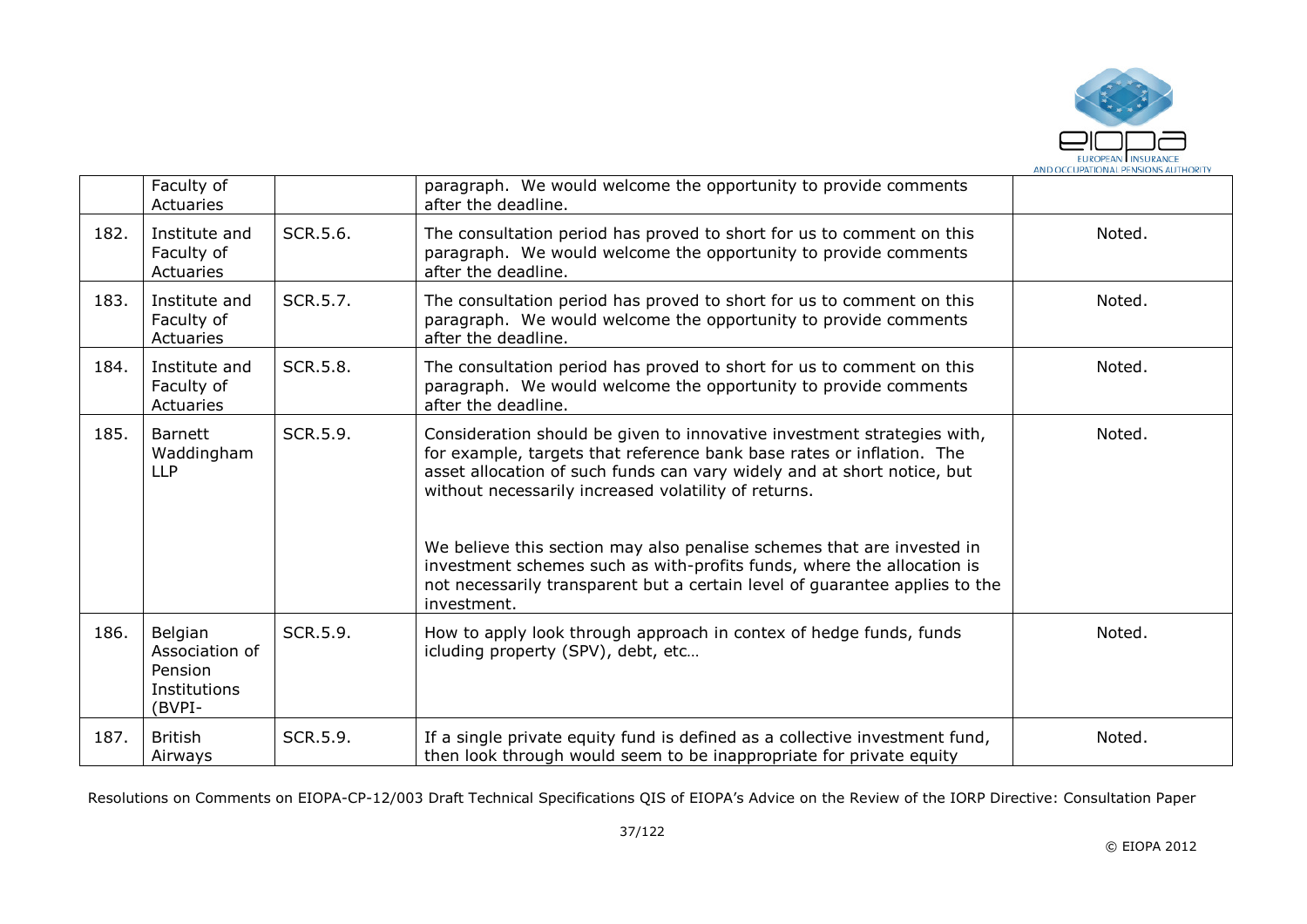|  | Faculty of Actuaries |  | paragraph. We would welcome the opportunity to provide comments after the deadline. |  |
|---|---|---|---|---|
| 182. | Institute and Faculty of Actuaries | SCR.5.6. | The consultation period has proved to short for us to comment on this paragraph. We would welcome the opportunity to provide comments after the deadline. | Noted. |
| 183. | Institute and Faculty of Actuaries | SCR.5.7. | The consultation period has proved to short for us to comment on this paragraph. We would welcome the opportunity to provide comments after the deadline. | Noted. |
| 184. | Institute and Faculty of Actuaries | SCR.5.8. | The consultation period has proved to short for us to comment on this paragraph. We would welcome the opportunity to provide comments after the deadline. | Noted. |
| 185. | Barnett Waddingham LLP | SCR.5.9. | Consideration should be given to innovative investment strategies with, for example, targets that reference bank base rates or inflation. The asset allocation of such funds can vary widely and at short notice, but without necessarily increased volatility of returns.<br><br>We believe this section may also penalise schemes that are invested in investment schemes such as with-profits funds, where the allocation is not necessarily transparent but a certain level of guarantee applies to the investment. | Noted. |
| 186. | Belgian Association of Pension Institutions (BVPI- | SCR.5.9. | How to apply look through approach in contex of hedge funds, funds icluding property (SPV), debt, etc… | Noted. |
| 187. | British Airways | SCR.5.9. | If a single private equity fund is defined as a collective investment fund, then look through would seem to be inappropriate for private equity | Noted. |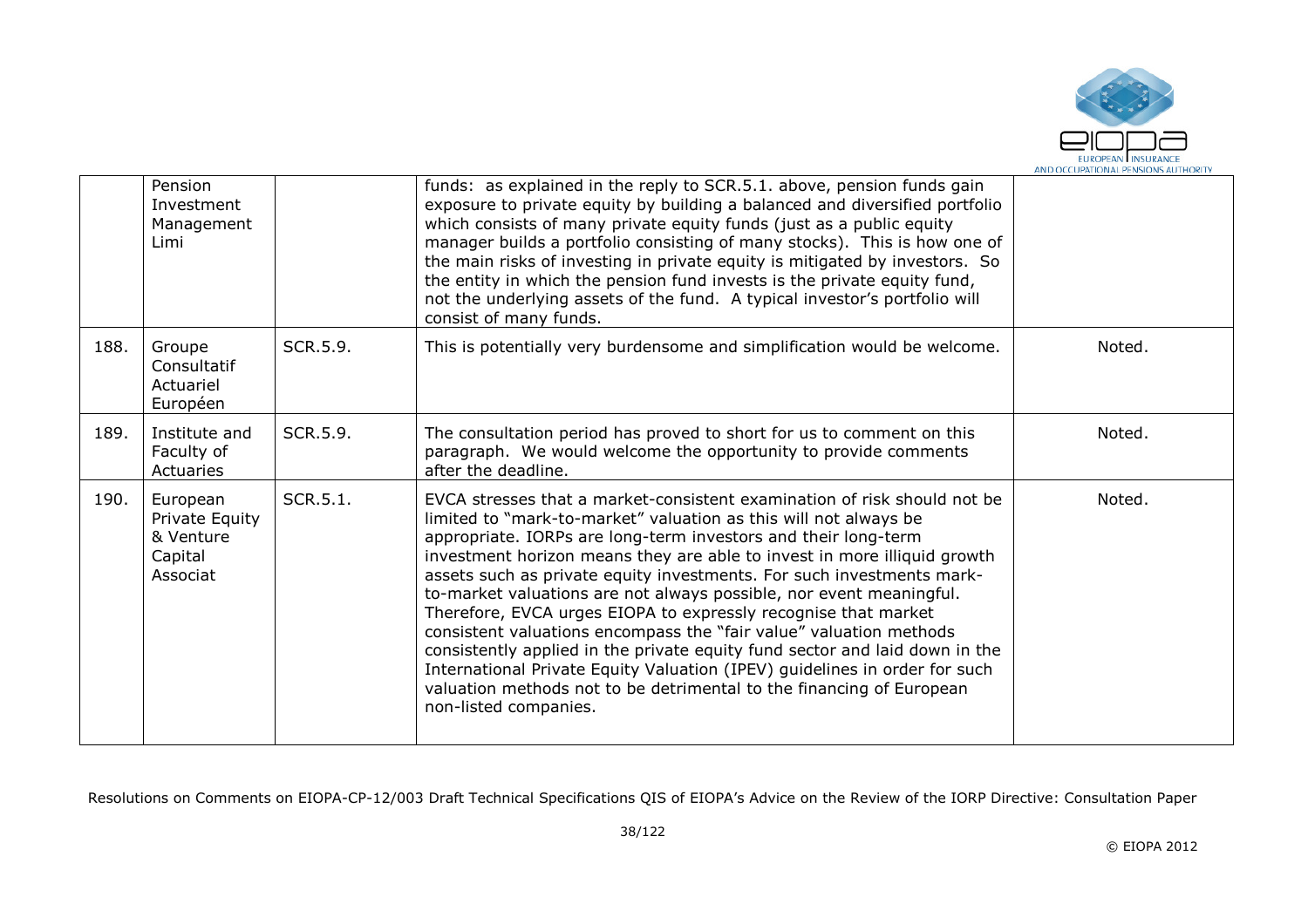|  | Pension Investment Management Limi |  | funds: as explained in the reply to SCR.5.1. above, pension funds gain exposure to private equity by building a balanced and diversified portfolio which consists of many private equity funds (just as a public equity manager builds a portfolio consisting of many stocks). This is how one of the main risks of investing in private equity is mitigated by investors. So the entity in which the pension fund invests is the private equity fund, not the underlying assets of the fund. A typical investor's portfolio will consist of many funds. |  |
|---|---|---|---|---|
| 188. | Groupe Consultatif Actuariel Européen | SCR.5.9. | This is potentially very burdensome and simplification would be welcome. | Noted. |
| 189. | Institute and Faculty of Actuaries | SCR.5.9. | The consultation period has proved to short for us to comment on this paragraph. We would welcome the opportunity to provide comments after the deadline. | Noted. |
| 190. | European Private Equity & Venture Capital Associat | SCR.5.1. | EVCA stresses that a market-consistent examination of risk should not be limited to "mark-to-market" valuation as this will not always be appropriate. IORPs are long-term investors and their long-term investment horizon means they are able to invest in more illiquid growth assets such as private equity investments. For such investments mark-to-market valuations are not always possible, nor event meaningful. Therefore, EVCA urges EIOPA to expressly recognise that market consistent valuations encompass the "fair value" valuation methods consistently applied in the private equity fund sector and laid down in the International Private Equity Valuation (IPEV) guidelines in order for such valuation methods not to be detrimental to the financing of European non-listed companies. | Noted. |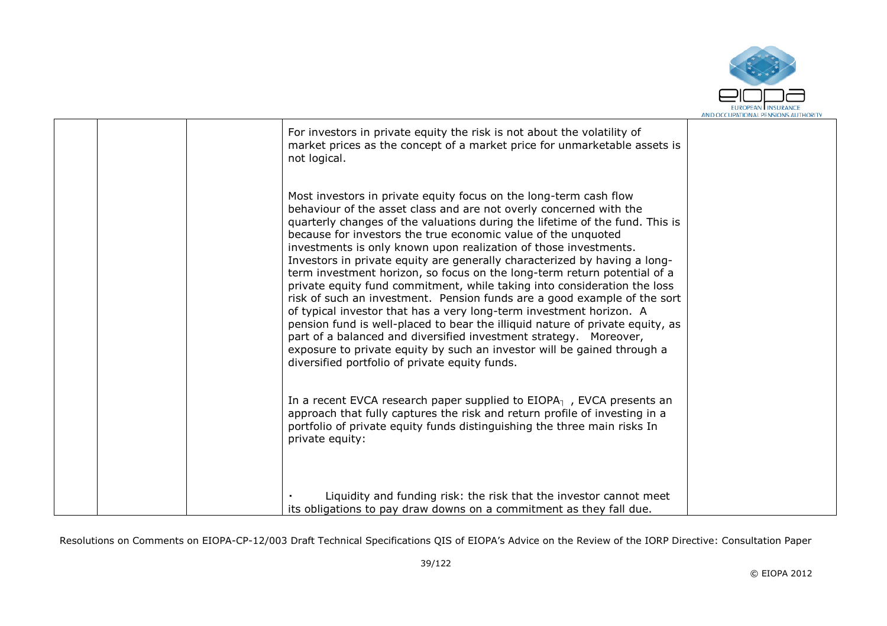| | | | | |
|---|---|---|---|---|
| | | | For investors in private equity the risk is not about the volatility of market prices as the concept of a market price for unmarketable assets is not logical.<br><br>Most investors in private equity focus on the long-term cash flow behaviour of the asset class and are not overly concerned with the quarterly changes of the valuations during the lifetime of the fund. This is because for investors the true economic value of the unquoted investments is only known upon realization of those investments. Investors in private equity are generally characterized by having a long-term investment horizon, so focus on the long-term return potential of a private equity fund commitment, while taking into consideration the loss risk of such an investment. Pension funds are a good example of the sort of typical investor that has a very long-term investment horizon. A pension fund is well-placed to bear the illiquid nature of private equity, as part of a balanced and diversified investment strategy. Moreover, exposure to private equity by such an investor will be gained through a diversified portfolio of private equity funds.<br><br>In a recent EVCA research paper supplied to EIOPA[1] , EVCA presents an approach that fully captures the risk and return profile of investing in a portfolio of private equity funds distinguishing the three main risks In private equity:<br><br>· Liquidity and funding risk: the risk that the investor cannot meet its obligations to pay draw downs on a commitment as they fall due. | |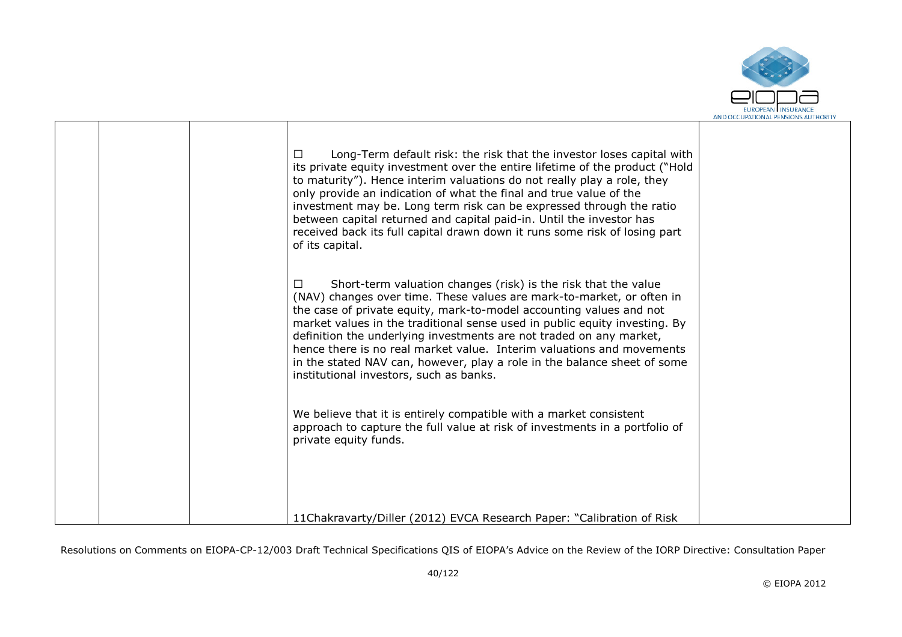| | | | | |
|---|---|---|---|---|
| | | | ☐ Long-Term default risk: the risk that the investor loses capital with its private equity investment over the entire lifetime of the product ("Hold to maturity"). Hence interim valuations do not really play a role, they only provide an indication of what the final and true value of the investment may be. Long term risk can be expressed through the ratio between capital returned and capital paid-in. Until the investor has received back its full capital drawn down it runs some risk of losing part of its capital.<br><br>☐ Short-term valuation changes (risk) is the risk that the value (NAV) changes over time. These values are mark-to-market, or often in the case of private equity, mark-to-model accounting values and not market values in the traditional sense used in public equity investing. By definition the underlying investments are not traded on any market, hence there is no real market value. Interim valuations and movements in the stated NAV can, however, play a role in the balance sheet of some institutional investors, such as banks.<br><br>We believe that it is entirely compatible with a market consistent approach to capture the full value at risk of investments in a portfolio of private equity funds.<br><br>11Chakravarty/Diller (2012) EVCA Research Paper: "Calibration of Risk | |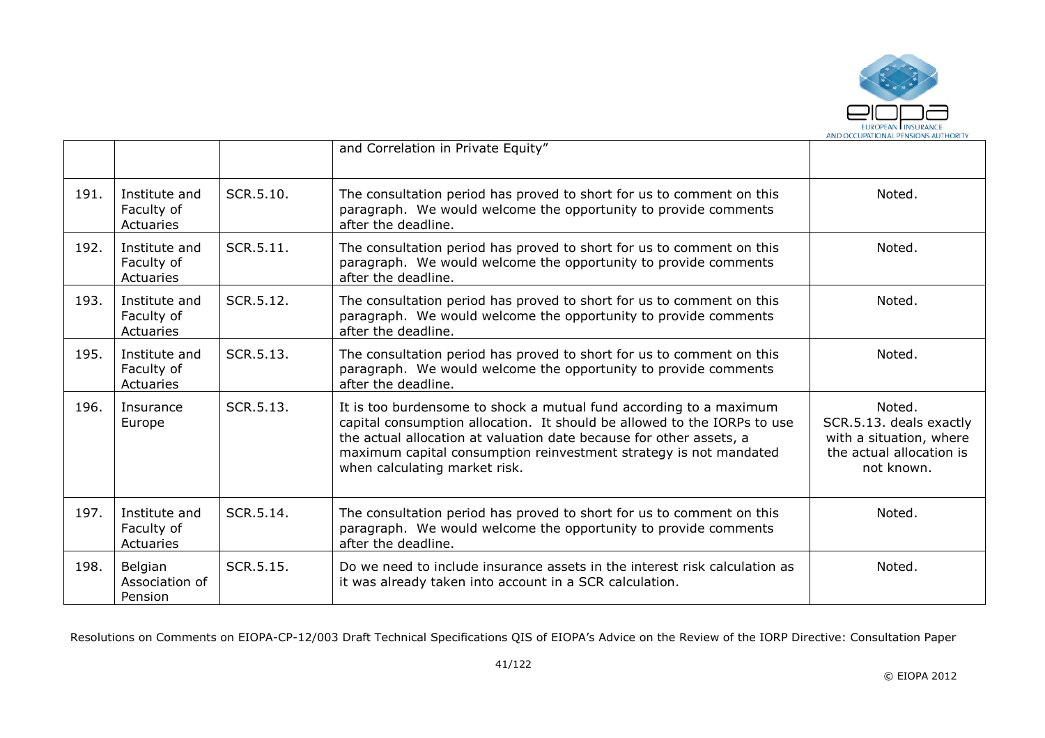|  |  |  |  |  |
|---|---|---|---|---|
|  |  |  | and Correlation in Private Equity” |  |
| 191. | Institute and Faculty of Actuaries | SCR.5.10. | The consultation period has proved to short for us to comment on this paragraph. We would welcome the opportunity to provide comments after the deadline. | Noted. |
| 192. | Institute and Faculty of Actuaries | SCR.5.11. | The consultation period has proved to short for us to comment on this paragraph. We would welcome the opportunity to provide comments after the deadline. | Noted. |
| 193. | Institute and Faculty of Actuaries | SCR.5.12. | The consultation period has proved to short for us to comment on this paragraph. We would welcome the opportunity to provide comments after the deadline. | Noted. |
| 195. | Institute and Faculty of Actuaries | SCR.5.13. | The consultation period has proved to short for us to comment on this paragraph. We would welcome the opportunity to provide comments after the deadline. | Noted. |
| 196. | Insurance Europe | SCR.5.13. | It is too burdensome to shock a mutual fund according to a maximum capital consumption allocation. It should be allowed to the IORPs to use the actual allocation at valuation date because for other assets, a maximum capital consumption reinvestment strategy is not mandated when calculating market risk. | Noted. SCR.5.13. deals exactly with a situation, where the actual allocation is not known. |
| 197. | Institute and Faculty of Actuaries | SCR.5.14. | The consultation period has proved to short for us to comment on this paragraph. We would welcome the opportunity to provide comments after the deadline. | Noted. |
| 198. | Belgian Association of Pension | SCR.5.15. | Do we need to include insurance assets in the interest risk calculation as it was already taken into account in a SCR calculation. | Noted. |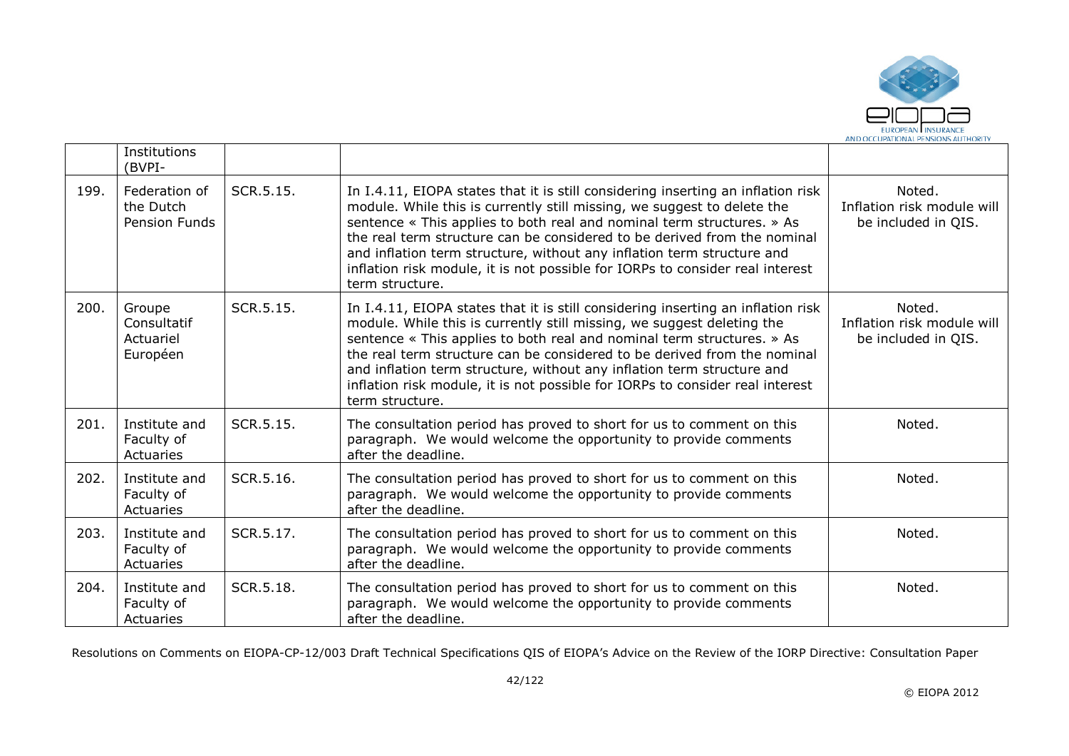|  | Institutions (BVPI- |  |  |  |
|---|---|---|---|---|
| 199. | Federation of the Dutch Pension Funds | SCR.5.15. | In I.4.11, EIOPA states that it is still considering inserting an inflation risk module. While this is currently still missing, we suggest to delete the sentence « This applies to both real and nominal term structures. » As the real term structure can be considered to be derived from the nominal and inflation term structure, without any inflation term structure and inflation risk module, it is not possible for IORPs to consider real interest term structure. | Noted. Inflation risk module will be included in QIS. |
| 200. | Groupe Consultatif Actuariel Européen | SCR.5.15. | In I.4.11, EIOPA states that it is still considering inserting an inflation risk module. While this is currently still missing, we suggest deleting the sentence « This applies to both real and nominal term structures. » As the real term structure can be considered to be derived from the nominal and inflation term structure, without any inflation term structure and inflation risk module, it is not possible for IORPs to consider real interest term structure. | Noted. Inflation risk module will be included in QIS. |
| 201. | Institute and Faculty of Actuaries | SCR.5.15. | The consultation period has proved to short for us to comment on this paragraph. We would welcome the opportunity to provide comments after the deadline. | Noted. |
| 202. | Institute and Faculty of Actuaries | SCR.5.16. | The consultation period has proved to short for us to comment on this paragraph. We would welcome the opportunity to provide comments after the deadline. | Noted. |
| 203. | Institute and Faculty of Actuaries | SCR.5.17. | The consultation period has proved to short for us to comment on this paragraph. We would welcome the opportunity to provide comments after the deadline. | Noted. |
| 204. | Institute and Faculty of Actuaries | SCR.5.18. | The consultation period has proved to short for us to comment on this paragraph. We would welcome the opportunity to provide comments after the deadline. | Noted. |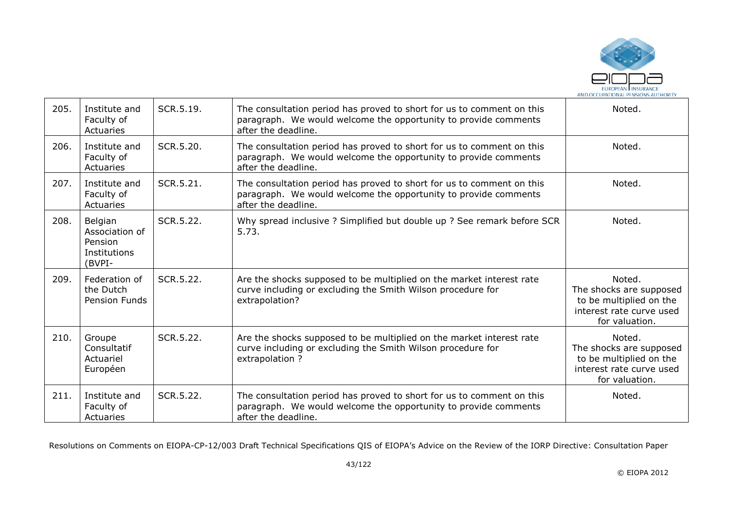| 205. | Institute and Faculty of Actuaries | SCR.5.19. | The consultation period has proved to short for us to comment on this paragraph. We would welcome the opportunity to provide comments after the deadline. | Noted. |
|---|---|---|---|---|
| 206. | Institute and Faculty of Actuaries | SCR.5.20. | The consultation period has proved to short for us to comment on this paragraph. We would welcome the opportunity to provide comments after the deadline. | Noted. |
| 207. | Institute and Faculty of Actuaries | SCR.5.21. | The consultation period has proved to short for us to comment on this paragraph. We would welcome the opportunity to provide comments after the deadline. | Noted. |
| 208. | Belgian Association of Pension Institutions (BVPI- | SCR.5.22. | Why spread inclusive ? Simplified but double up ? See remark before SCR 5.73. | Noted. |
| 209. | Federation of the Dutch Pension Funds | SCR.5.22. | Are the shocks supposed to be multiplied on the market interest rate curve including or excluding the Smith Wilson procedure for extrapolation? | Noted. The shocks are supposed to be multiplied on the interest rate curve used for valuation. |
| 210. | Groupe Consultatif Actuariel Européen | SCR.5.22. | Are the shocks supposed to be multiplied on the market interest rate curve including or excluding the Smith Wilson procedure for extrapolation ? | Noted. The shocks are supposed to be multiplied on the interest rate curve used for valuation. |
| 211. | Institute and Faculty of Actuaries | SCR.5.22. | The consultation period has proved to short for us to comment on this paragraph. We would welcome the opportunity to provide comments after the deadline. | Noted. |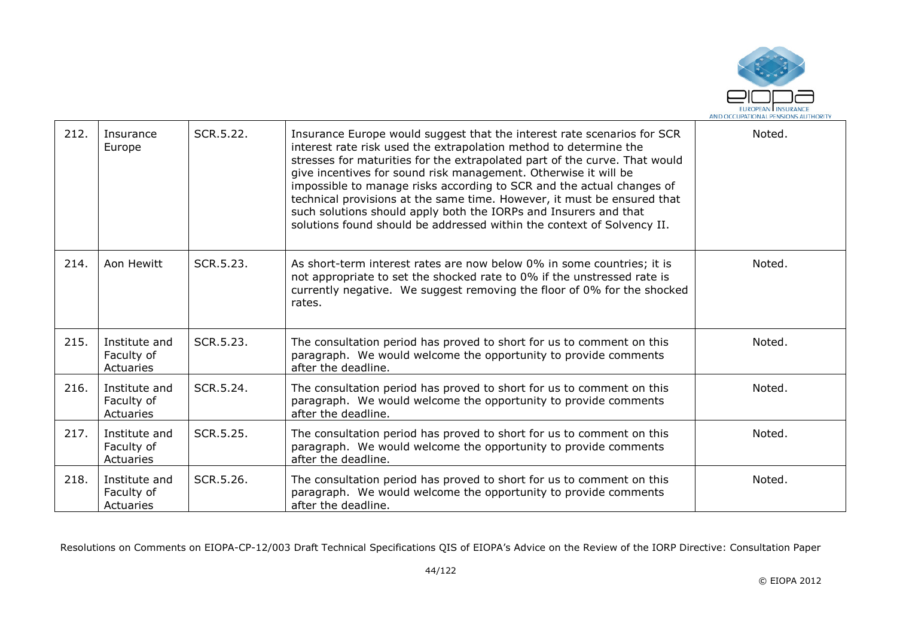| 212. | Insurance Europe | SCR.5.22. | Insurance Europe would suggest that the interest rate scenarios for SCR interest rate risk used the extrapolation method to determine the stresses for maturities for the extrapolated part of the curve. That would give incentives for sound risk management. Otherwise it will be impossible to manage risks according to SCR and the actual changes of technical provisions at the same time. However, it must be ensured that such solutions should apply both the IORPs and Insurers and that solutions found should be addressed within the context of Solvency II. | Noted. |
|---|---|---|---|---|
| 214. | Aon Hewitt | SCR.5.23. | As short-term interest rates are now below 0% in some countries; it is not appropriate to set the shocked rate to 0% if the unstressed rate is currently negative. We suggest removing the floor of 0% for the shocked rates. | Noted. |
| 215. | Institute and Faculty of Actuaries | SCR.5.23. | The consultation period has proved to short for us to comment on this paragraph. We would welcome the opportunity to provide comments after the deadline. | Noted. |
| 216. | Institute and Faculty of Actuaries | SCR.5.24. | The consultation period has proved to short for us to comment on this paragraph. We would welcome the opportunity to provide comments after the deadline. | Noted. |
| 217. | Institute and Faculty of Actuaries | SCR.5.25. | The consultation period has proved to short for us to comment on this paragraph. We would welcome the opportunity to provide comments after the deadline. | Noted. |
| 218. | Institute and Faculty of Actuaries | SCR.5.26. | The consultation period has proved to short for us to comment on this paragraph. We would welcome the opportunity to provide comments after the deadline. | Noted. |

Resolutions on Comments on EIOPA-CP-12/003 Draft Technical Specifications QIS of EIOPA's Advice on the Review of the IORP Directive: Consultation Paper

© EIOPA 2012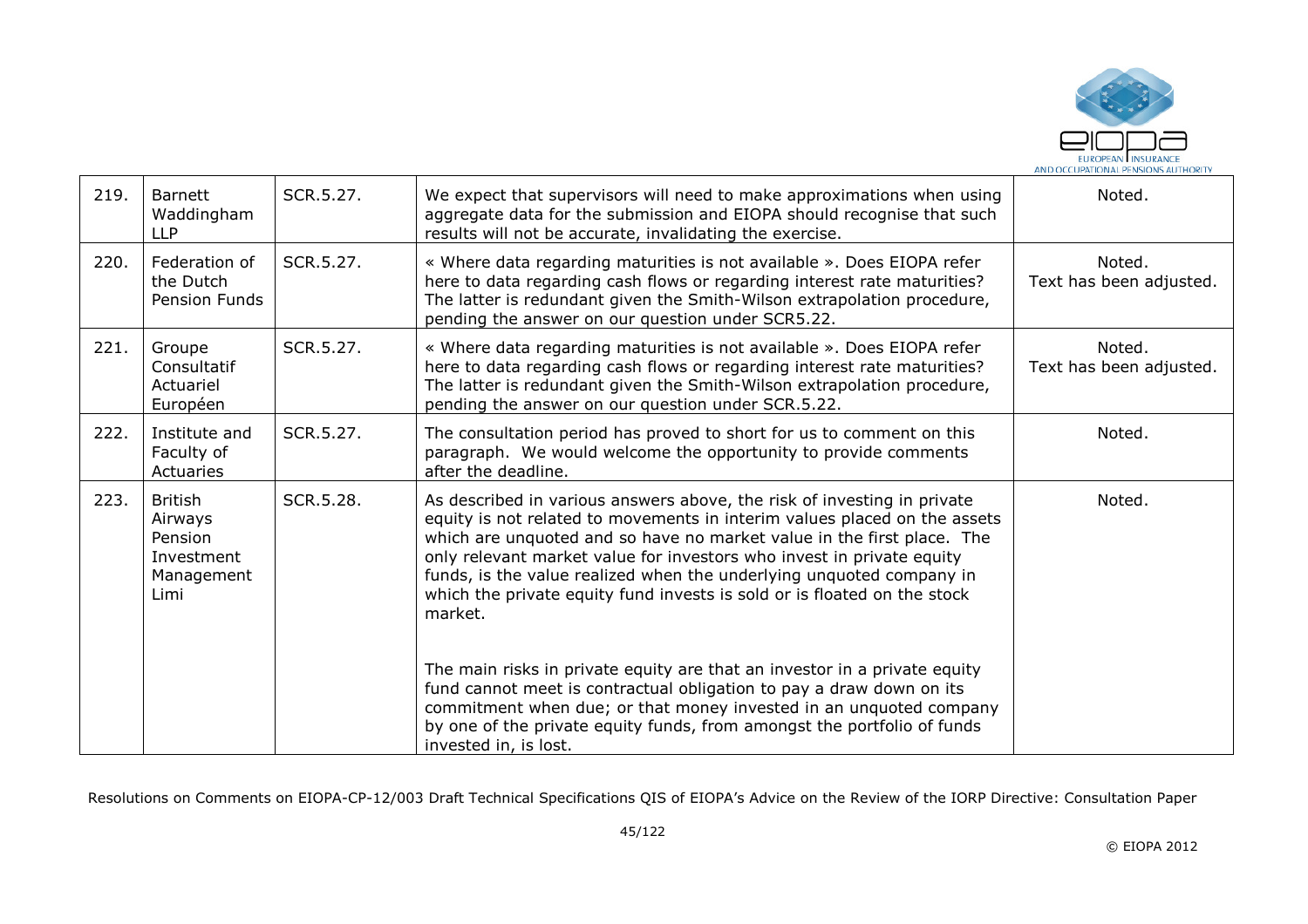| 219. | Barnett Waddingham LLP | SCR.5.27. | We expect that supervisors will need to make approximations when using aggregate data for the submission and EIOPA should recognise that such results will not be accurate, invalidating the exercise. | Noted. |
|---|---|---|---|---|
| 220. | Federation of the Dutch Pension Funds | SCR.5.27. | « Where data regarding maturities is not available ». Does EIOPA refer here to data regarding cash flows or regarding interest rate maturities? The latter is redundant given the Smith-Wilson extrapolation procedure, pending the answer on our question under SCR5.22. | Noted. Text has been adjusted. |
| 221. | Groupe Consultatif Actuariel Européen | SCR.5.27. | « Where data regarding maturities is not available ». Does EIOPA refer here to data regarding cash flows or regarding interest rate maturities? The latter is redundant given the Smith-Wilson extrapolation procedure, pending the answer on our question under SCR.5.22. | Noted. Text has been adjusted. |
| 222. | Institute and Faculty of Actuaries | SCR.5.27. | The consultation period has proved to short for us to comment on this paragraph. We would welcome the opportunity to provide comments after the deadline. | Noted. |
| 223. | British Airways Pension Investment Management Limi | SCR.5.28. | As described in various answers above, the risk of investing in private equity is not related to movements in interim values placed on the assets which are unquoted and so have no market value in the first place. The only relevant market value for investors who invest in private equity funds, is the value realized when the underlying unquoted company in which the private equity fund invests is sold or is floated on the stock market.<br><br>The main risks in private equity are that an investor in a private equity fund cannot meet is contractual obligation to pay a draw down on its commitment when due; or that money invested in an unquoted company by one of the private equity funds, from amongst the portfolio of funds invested in, is lost. | Noted. |

Resolutions on Comments on EIOPA-CP-12/003 Draft Technical Specifications QIS of EIOPA's Advice on the Review of the IORP Directive: Consultation Paper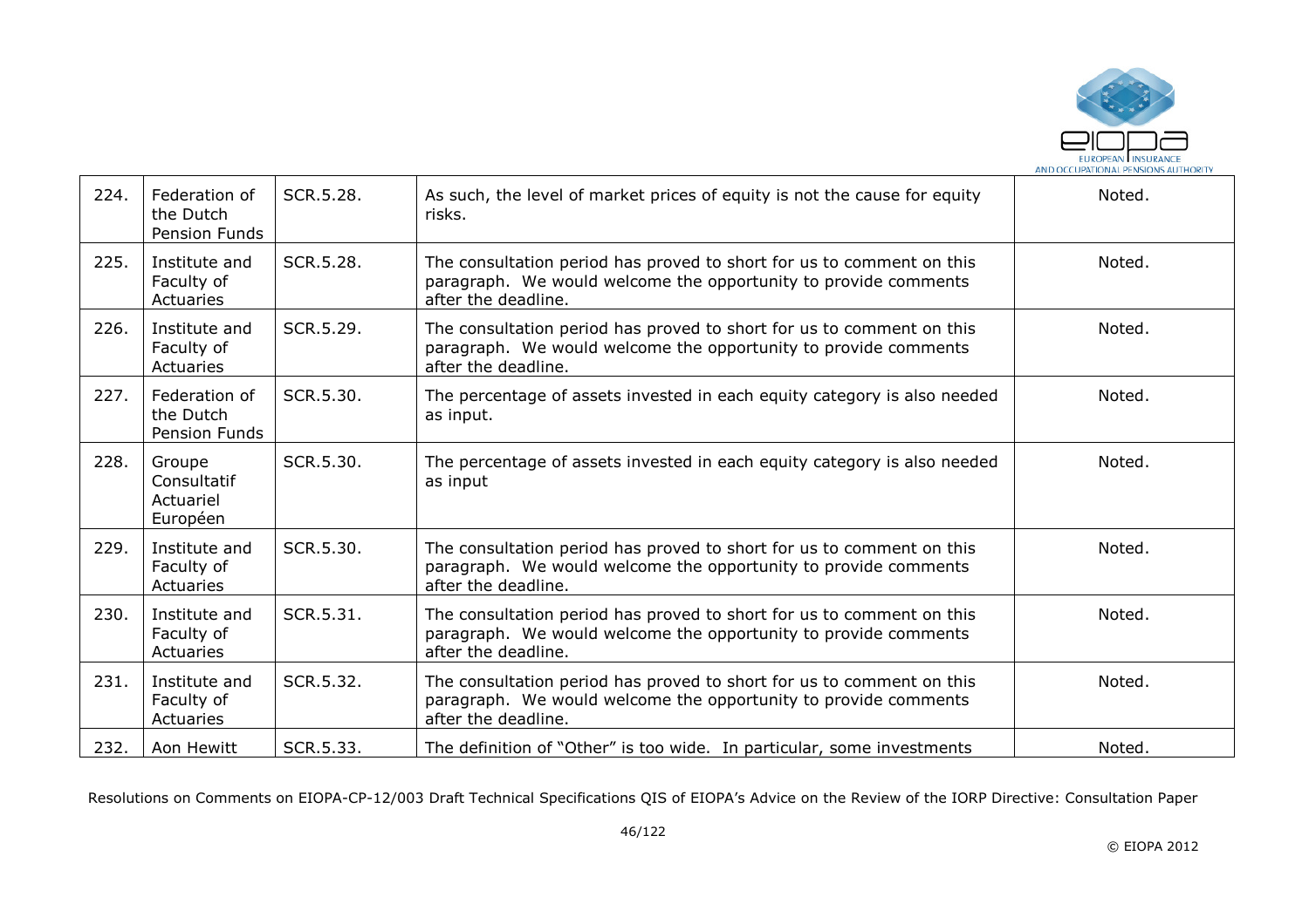| 224. | Federation of the Dutch Pension Funds | SCR.5.28. | As such, the level of market prices of equity is not the cause for equity risks. | Noted. |
|---|---|---|---|---|
| 225. | Institute and Faculty of Actuaries | SCR.5.28. | The consultation period has proved to short for us to comment on this paragraph. We would welcome the opportunity to provide comments after the deadline. | Noted. |
| 226. | Institute and Faculty of Actuaries | SCR.5.29. | The consultation period has proved to short for us to comment on this paragraph. We would welcome the opportunity to provide comments after the deadline. | Noted. |
| 227. | Federation of the Dutch Pension Funds | SCR.5.30. | The percentage of assets invested in each equity category is also needed as input. | Noted. |
| 228. | Groupe Consultatif Actuariel Européen | SCR.5.30. | The percentage of assets invested in each equity category is also needed as input | Noted. |
| 229. | Institute and Faculty of Actuaries | SCR.5.30. | The consultation period has proved to short for us to comment on this paragraph. We would welcome the opportunity to provide comments after the deadline. | Noted. |
| 230. | Institute and Faculty of Actuaries | SCR.5.31. | The consultation period has proved to short for us to comment on this paragraph. We would welcome the opportunity to provide comments after the deadline. | Noted. |
| 231. | Institute and Faculty of Actuaries | SCR.5.32. | The consultation period has proved to short for us to comment on this paragraph. We would welcome the opportunity to provide comments after the deadline. | Noted. |
| 232. | Aon Hewitt | SCR.5.33. | The definition of "Other" is too wide. In particular, some investments | Noted. |

Resolutions on Comments on EIOPA-CP-12/003 Draft Technical Specifications QIS of EIOPA's Advice on the Review of the IORP Directive: Consultation Paper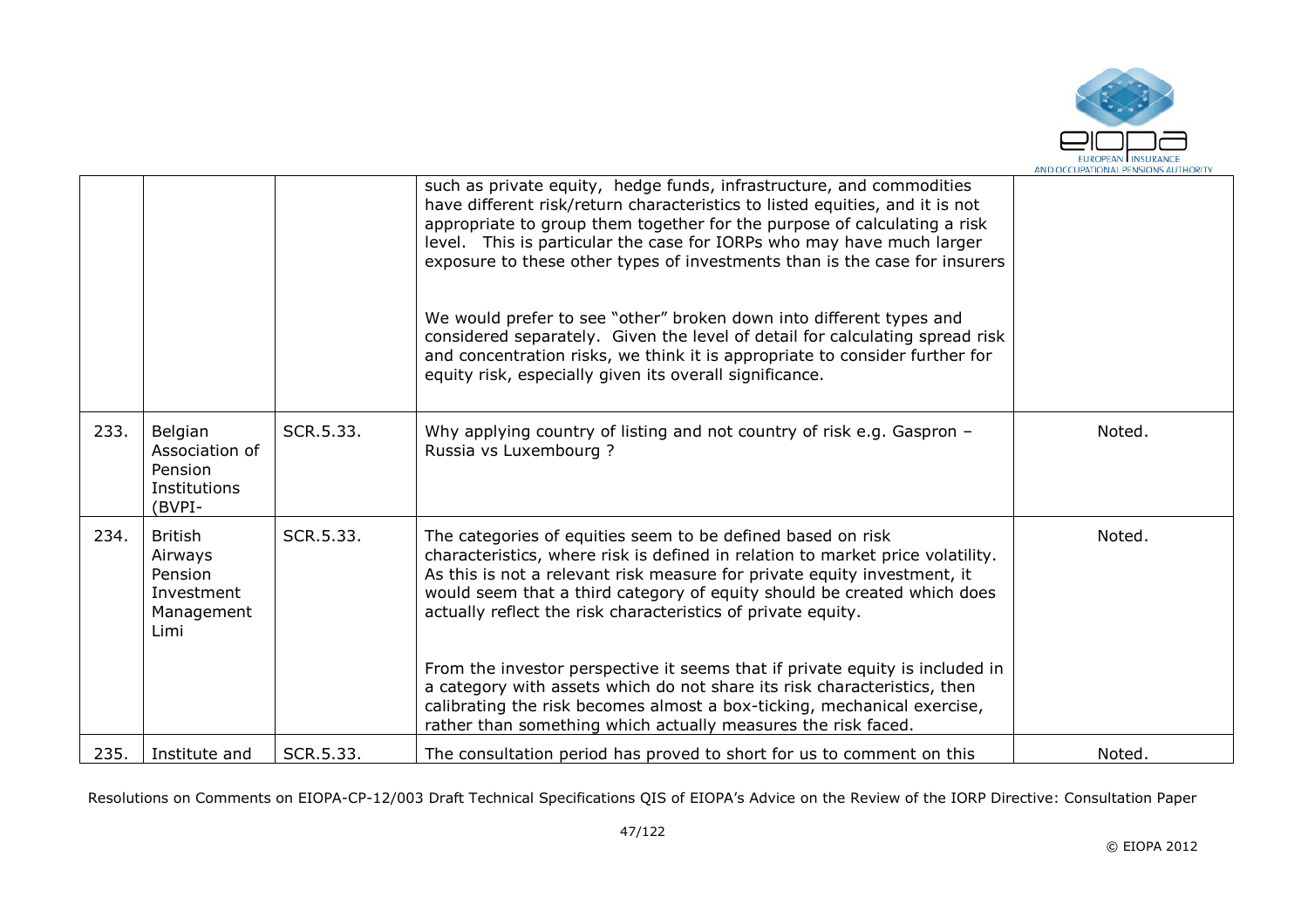|  |  |  | such as private equity, hedge funds, infrastructure, and commodities have different risk/return characteristics to listed equities, and it is not appropriate to group them together for the purpose of calculating a risk level. This is particular the case for IORPs who may have much larger exposure to these other types of investments than is the case for insurers<br><br>We would prefer to see "other" broken down into different types and considered separately. Given the level of detail for calculating spread risk and concentration risks, we think it is appropriate to consider further for equity risk, especially given its overall significance. |  |
|---|---|---|---|---|
| 233. | Belgian Association of Pension Institutions (BVPI- | SCR.5.33. | Why applying country of listing and not country of risk e.g. Gaspron – Russia vs Luxembourg ? | Noted. |
| 234. | British Airways Pension Investment Management Limi | SCR.5.33. | The categories of equities seem to be defined based on risk characteristics, where risk is defined in relation to market price volatility. As this is not a relevant risk measure for private equity investment, it would seem that a third category of equity should be created which does actually reflect the risk characteristics of private equity.<br><br>From the investor perspective it seems that if private equity is included in a category with assets which do not share its risk characteristics, then calibrating the risk becomes almost a box-ticking, mechanical exercise, rather than something which actually measures the risk faced. | Noted. |
| 235. | Institute and | SCR.5.33. | The consultation period has proved to short for us to comment on this | Noted. |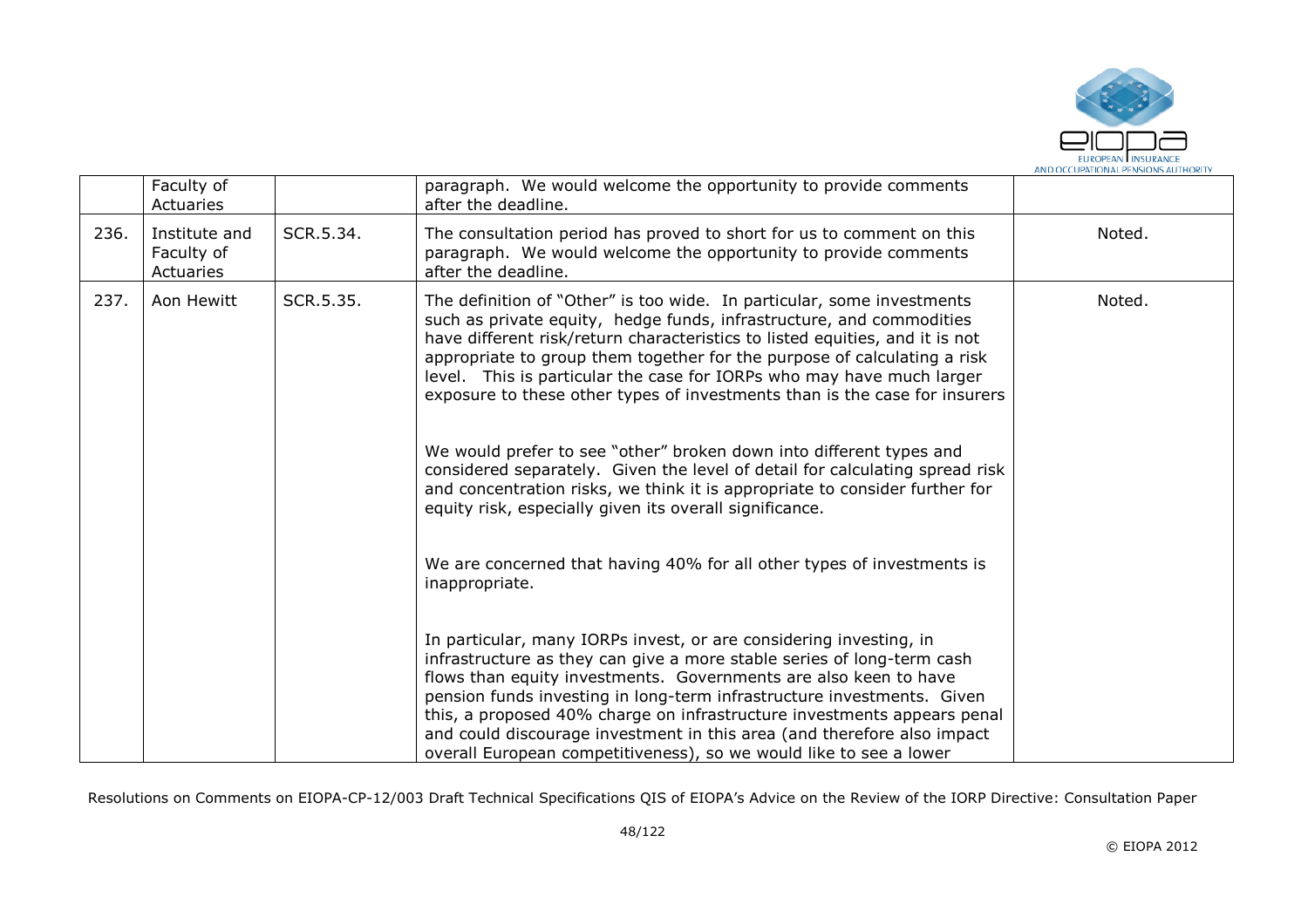|  | Faculty of Actuaries |  | paragraph. We would welcome the opportunity to provide comments after the deadline. |  |
|---|---|---|---|---|
| 236. | Institute and Faculty of Actuaries | SCR.5.34. | The consultation period has proved to short for us to comment on this paragraph. We would welcome the opportunity to provide comments after the deadline. | Noted. |
| 237. | Aon Hewitt | SCR.5.35. | The definition of "Other" is too wide. In particular, some investments such as private equity, hedge funds, infrastructure, and commodities have different risk/return characteristics to listed equities, and it is not appropriate to group them together for the purpose of calculating a risk level. This is particular the case for IORPs who may have much larger exposure to these other types of investments than is the case for insurers<br><br>We would prefer to see "other" broken down into different types and considered separately. Given the level of detail for calculating spread risk and concentration risks, we think it is appropriate to consider further for equity risk, especially given its overall significance.<br><br>We are concerned that having 40% for all other types of investments is inappropriate.<br><br>In particular, many IORPs invest, or are considering investing, in infrastructure as they can give a more stable series of long-term cash flows than equity investments. Governments are also keen to have pension funds investing in long-term infrastructure investments. Given this, a proposed 40% charge on infrastructure investments appears penal and could discourage investment in this area (and therefore also impact overall European competitiveness), so we would like to see a lower | Noted. |

Resolutions on Comments on EIOPA-CP-12/003 Draft Technical Specifications QIS of EIOPA's Advice on the Review of the IORP Directive: Consultation Paper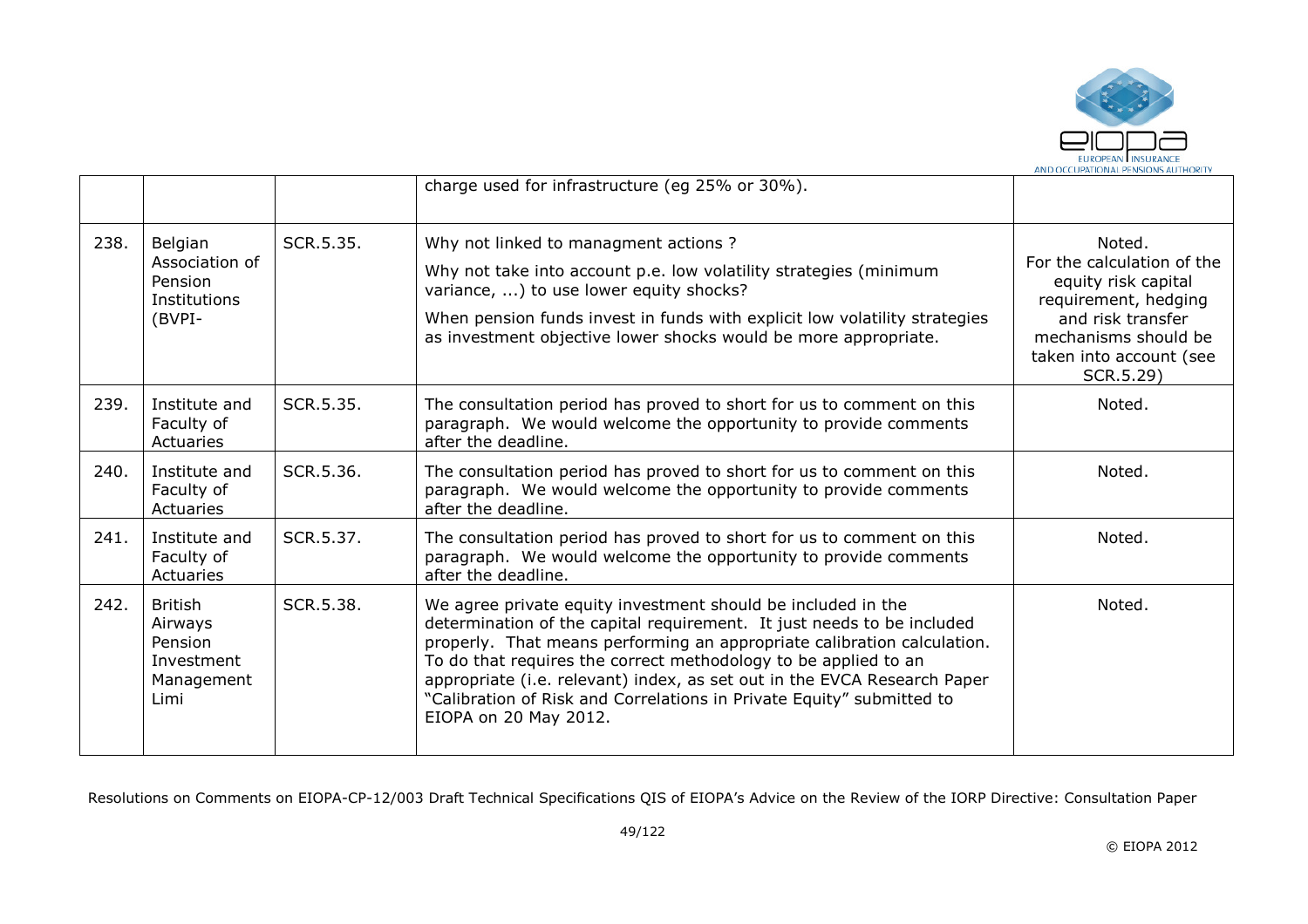|  |  |  | charge used for infrastructure (eg 25% or 30%). |  |
|---|---|---|---|---|
| 238. | Belgian Association of Pension Institutions (BVPI- | SCR.5.35. | Why not linked to managment actions ?<br><br>Why not take into account p.e. low volatility strategies (minimum variance, ...) to use lower equity shocks?<br><br>When pension funds invest in funds with explicit low volatility strategies as investment objective lower shocks would be more appropriate. | Noted.<br>For the calculation of the equity risk capital requirement, hedging and risk transfer mechanisms should be taken into account (see SCR.5.29) |
| 239. | Institute and Faculty of Actuaries | SCR.5.35. | The consultation period has proved to short for us to comment on this paragraph. We would welcome the opportunity to provide comments after the deadline. | Noted. |
| 240. | Institute and Faculty of Actuaries | SCR.5.36. | The consultation period has proved to short for us to comment on this paragraph. We would welcome the opportunity to provide comments after the deadline. | Noted. |
| 241. | Institute and Faculty of Actuaries | SCR.5.37. | The consultation period has proved to short for us to comment on this paragraph. We would welcome the opportunity to provide comments after the deadline. | Noted. |
| 242. | British Airways Pension Investment Management Limi | SCR.5.38. | We agree private equity investment should be included in the determination of the capital requirement. It just needs to be included properly. That means performing an appropriate calibration calculation. To do that requires the correct methodology to be applied to an appropriate (i.e. relevant) index, as set out in the EVCA Research Paper "Calibration of Risk and Correlations in Private Equity" submitted to EIOPA on 20 May 2012. | Noted. |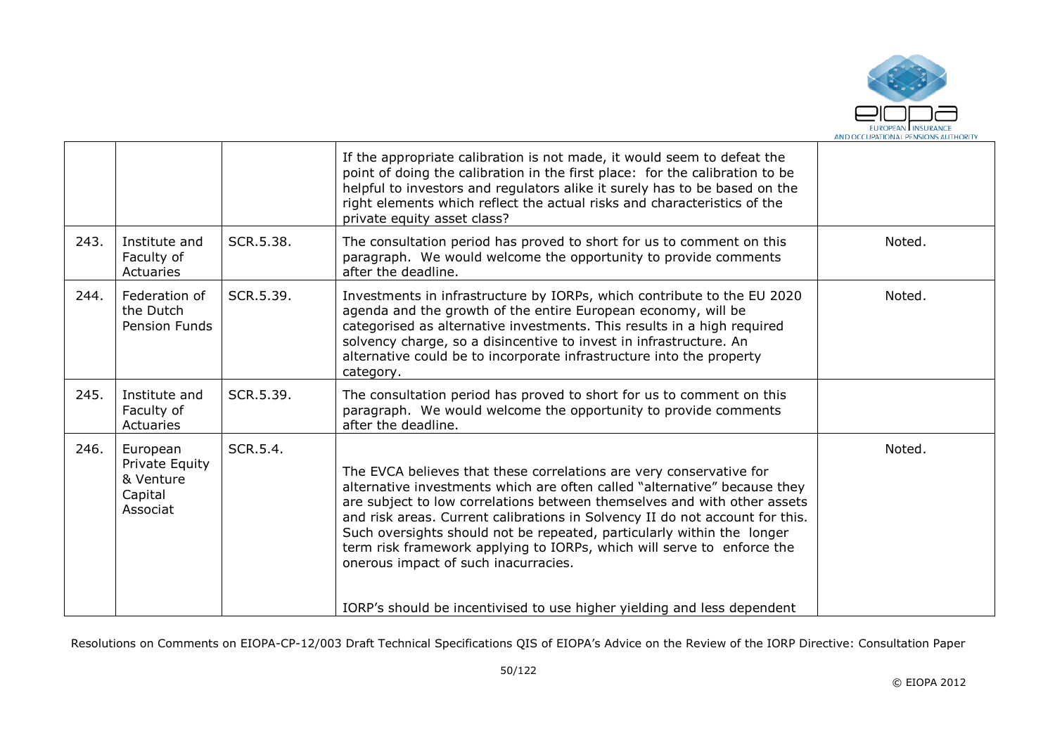|  |  |  | If the appropriate calibration is not made, it would seem to defeat the point of doing the calibration in the first place: for the calibration to be helpful to investors and regulators alike it surely has to be based on the right elements which reflect the actual risks and characteristics of the private equity asset class? |  |
|---|---|---|---|---|
| 243. | Institute and Faculty of Actuaries | SCR.5.38. | The consultation period has proved to short for us to comment on this paragraph. We would welcome the opportunity to provide comments after the deadline. | Noted. |
| 244. | Federation of the Dutch Pension Funds | SCR.5.39. | Investments in infrastructure by IORPs, which contribute to the EU 2020 agenda and the growth of the entire European economy, will be categorised as alternative investments. This results in a high required solvency charge, so a disincentive to invest in infrastructure. An alternative could be to incorporate infrastructure into the property category. | Noted. |
| 245. | Institute and Faculty of Actuaries | SCR.5.39. | The consultation period has proved to short for us to comment on this paragraph. We would welcome the opportunity to provide comments after the deadline. |  |
| 246. | European Private Equity & Venture Capital Associat | SCR.5.4. | The EVCA believes that these correlations are very conservative for alternative investments which are often called "alternative" because they are subject to low correlations between themselves and with other assets and risk areas. Current calibrations in Solvency II do not account for this. Such oversights should not be repeated, particularly within the longer term risk framework applying to IORPs, which will serve to enforce the onerous impact of such inaccuracies.<br><br>IORP's should be incentivised to use higher yielding and less dependent | Noted. |

Resolutions on Comments on EIOPA-CP-12/003 Draft Technical Specifications QIS of EIOPA's Advice on the Review of the IORP Directive: Consultation Paper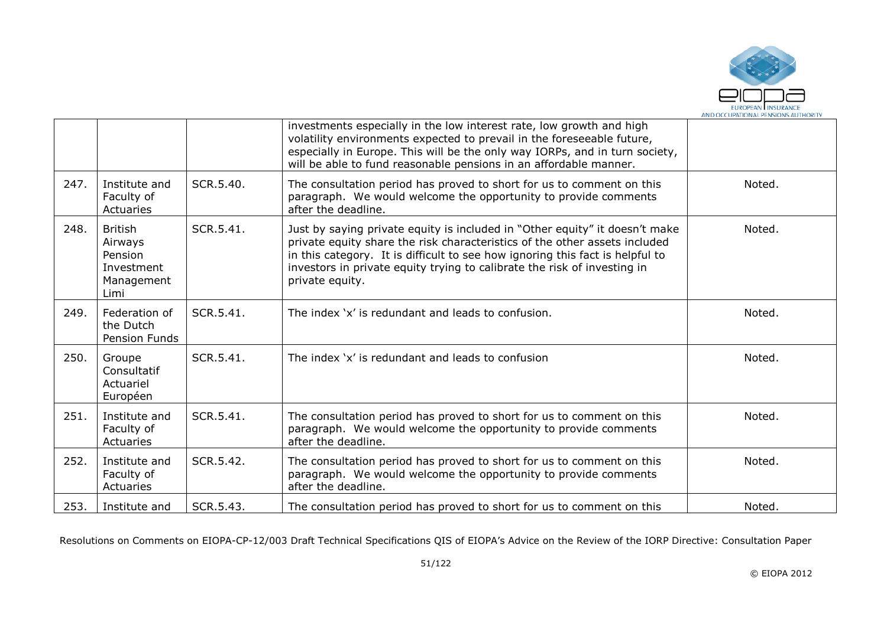| | | | | |
|---|---|---|---|---|
| | | | investments especially in the low interest rate, low growth and high volatility environments expected to prevail in the foreseeable future, especially in Europe. This will be the only way IORPs, and in turn society, will be able to fund reasonable pensions in an affordable manner. | |
| 247. | Institute and Faculty of Actuaries | SCR.5.40. | The consultation period has proved to short for us to comment on this paragraph. We would welcome the opportunity to provide comments after the deadline. | Noted. |
| 248. | British Airways Pension Investment Management Limi | SCR.5.41. | Just by saying private equity is included in "Other equity" it doesn't make private equity share the risk characteristics of the other assets included in this category. It is difficult to see how ignoring this fact is helpful to investors in private equity trying to calibrate the risk of investing in private equity. | Noted. |
| 249. | Federation of the Dutch Pension Funds | SCR.5.41. | The index 'x' is redundant and leads to confusion. | Noted. |
| 250. | Groupe Consultatif Actuariel Européen | SCR.5.41. | The index 'x' is redundant and leads to confusion | Noted. |
| 251. | Institute and Faculty of Actuaries | SCR.5.41. | The consultation period has proved to short for us to comment on this paragraph. We would welcome the opportunity to provide comments after the deadline. | Noted. |
| 252. | Institute and Faculty of Actuaries | SCR.5.42. | The consultation period has proved to short for us to comment on this paragraph. We would welcome the opportunity to provide comments after the deadline. | Noted. |
| 253. | Institute and | SCR.5.43. | The consultation period has proved to short for us to comment on this | Noted. |

Resolutions on Comments on EIOPA-CP-12/003 Draft Technical Specifications QIS of EIOPA's Advice on the Review of the IORP Directive: Consultation Paper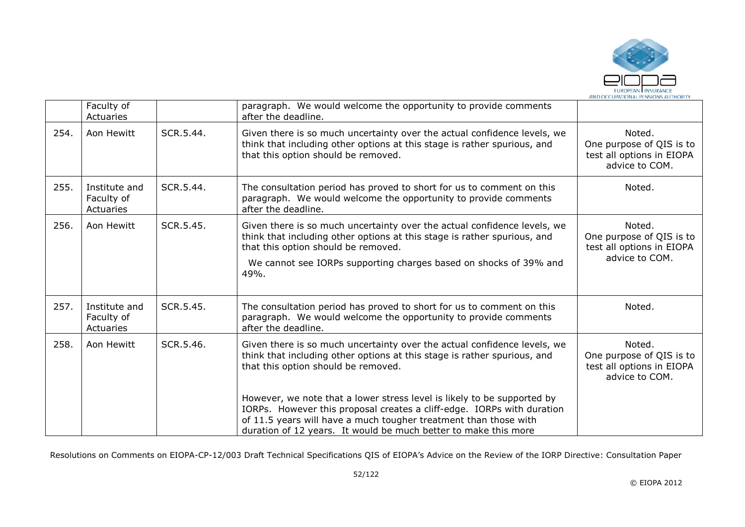|  | Faculty of Actuaries |  | paragraph. We would welcome the opportunity to provide comments after the deadline. |  |
|---|---|---|---|---|
| 254. | Aon Hewitt | SCR.5.44. | Given there is so much uncertainty over the actual confidence levels, we think that including other options at this stage is rather spurious, and that this option should be removed. | Noted. One purpose of QIS is to test all options in EIOPA advice to COM. |
| 255. | Institute and Faculty of Actuaries | SCR.5.44. | The consultation period has proved to short for us to comment on this paragraph. We would welcome the opportunity to provide comments after the deadline. | Noted. |
| 256. | Aon Hewitt | SCR.5.45. | Given there is so much uncertainty over the actual confidence levels, we think that including other options at this stage is rather spurious, and that this option should be removed.<br><br>We cannot see IORPs supporting charges based on shocks of 39% and 49%. | Noted. One purpose of QIS is to test all options in EIOPA advice to COM. |
| 257. | Institute and Faculty of Actuaries | SCR.5.45. | The consultation period has proved to short for us to comment on this paragraph. We would welcome the opportunity to provide comments after the deadline. | Noted. |
| 258. | Aon Hewitt | SCR.5.46. | Given there is so much uncertainty over the actual confidence levels, we think that including other options at this stage is rather spurious, and that this option should be removed.<br><br>However, we note that a lower stress level is likely to be supported by IORPs. However this proposal creates a cliff-edge. IORPs with duration of 11.5 years will have a much tougher treatment than those with duration of 12 years. It would be much better to make this more | Noted. One purpose of QIS is to test all options in EIOPA advice to COM. |

Resolutions on Comments on EIOPA-CP-12/003 Draft Technical Specifications QIS of EIOPA's Advice on the Review of the IORP Directive: Consultation Paper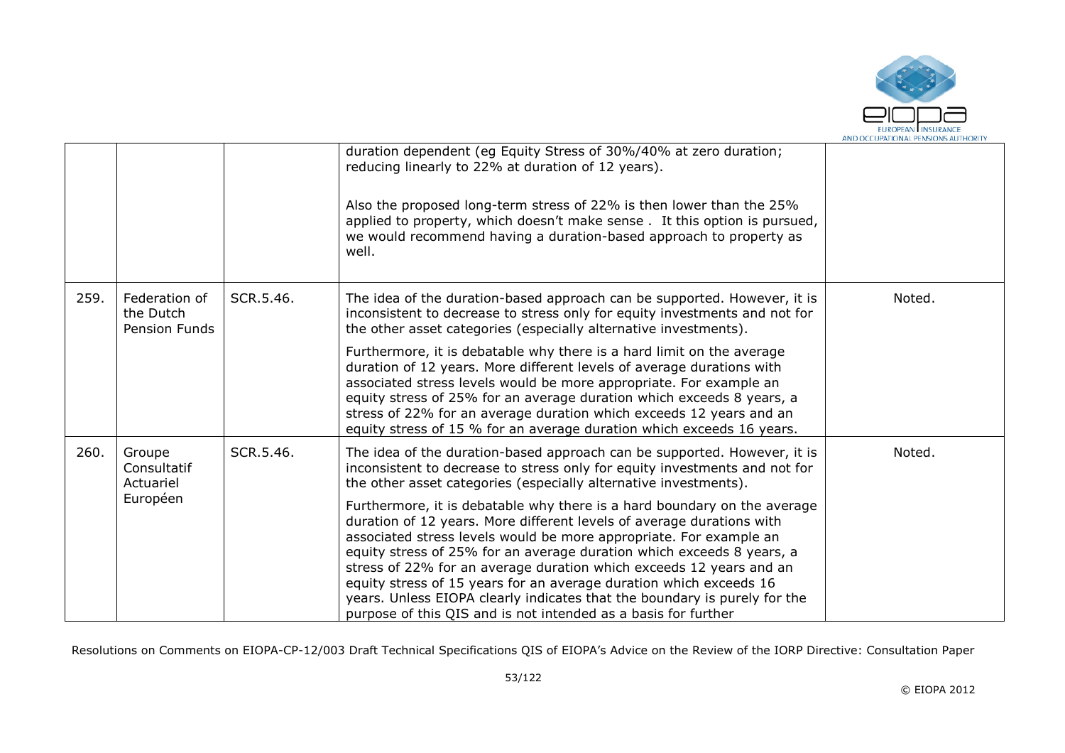| | | | | |
|---|---|---|---|---|
| | | | duration dependent (eg Equity Stress of 30%/40% at zero duration; reducing linearly to 22% at duration of 12 years).<br><br>Also the proposed long-term stress of 22% is then lower than the 25% applied to property, which doesn't make sense . It this option is pursued, we would recommend having a duration-based approach to property as well. | |
| 259. | Federation of the Dutch Pension Funds | SCR.5.46. | The idea of the duration-based approach can be supported. However, it is inconsistent to decrease to stress only for equity investments and not for the other asset categories (especially alternative investments).<br><br>Furthermore, it is debatable why there is a hard limit on the average duration of 12 years. More different levels of average durations with associated stress levels would be more appropriate. For example an equity stress of 25% for an average duration which exceeds 8 years, a stress of 22% for an average duration which exceeds 12 years and an equity stress of 15 % for an average duration which exceeds 16 years. | Noted. |
| 260. | Groupe Consultatif Actuariel Européen | SCR.5.46. | The idea of the duration-based approach can be supported. However, it is inconsistent to decrease to stress only for equity investments and not for the other asset categories (especially alternative investments).<br><br>Furthermore, it is debatable why there is a hard boundary on the average duration of 12 years. More different levels of average durations with associated stress levels would be more appropriate. For example an equity stress of 25% for an average duration which exceeds 8 years, a stress of 22% for an average duration which exceeds 12 years and an equity stress of 15 years for an average duration which exceeds 16 years. Unless EIOPA clearly indicates that the boundary is purely for the purpose of this QIS and is not intended as a basis for further | Noted. |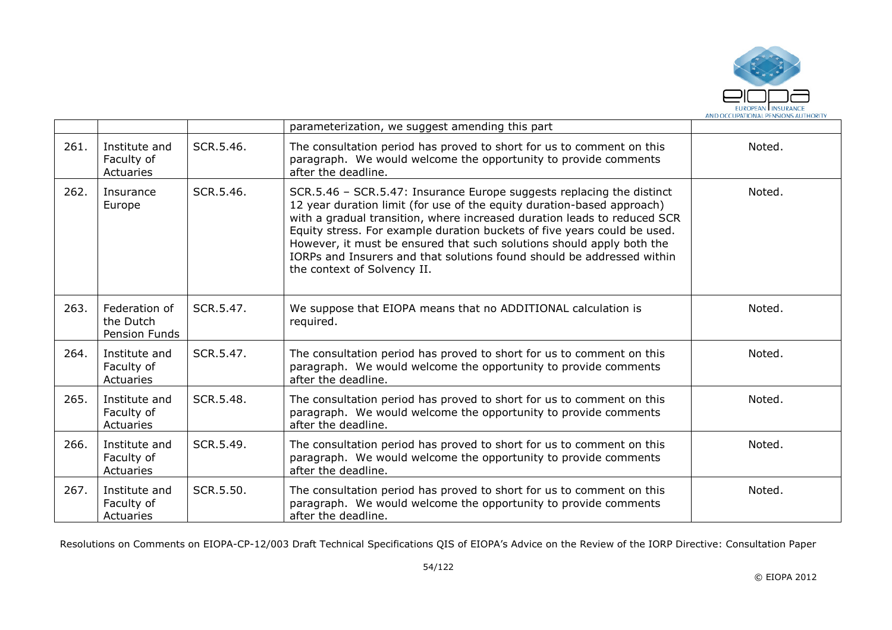| | | | parameterization, we suggest amending this part | |
|---|---|---|---|---|
| 261. | Institute and Faculty of Actuaries | SCR.5.46. | The consultation period has proved to short for us to comment on this paragraph. We would welcome the opportunity to provide comments after the deadline. | Noted. |
| 262. | Insurance Europe | SCR.5.46. | SCR.5.46 – SCR.5.47: Insurance Europe suggests replacing the distinct 12 year duration limit (for use of the equity duration-based approach) with a gradual transition, where increased duration leads to reduced SCR Equity stress. For example duration buckets of five years could be used. However, it must be ensured that such solutions should apply both the IORPs and Insurers and that solutions found should be addressed within the context of Solvency II. | Noted. |
| 263. | Federation of the Dutch Pension Funds | SCR.5.47. | We suppose that EIOPA means that no ADDITIONAL calculation is required. | Noted. |
| 264. | Institute and Faculty of Actuaries | SCR.5.47. | The consultation period has proved to short for us to comment on this paragraph. We would welcome the opportunity to provide comments after the deadline. | Noted. |
| 265. | Institute and Faculty of Actuaries | SCR.5.48. | The consultation period has proved to short for us to comment on this paragraph. We would welcome the opportunity to provide comments after the deadline. | Noted. |
| 266. | Institute and Faculty of Actuaries | SCR.5.49. | The consultation period has proved to short for us to comment on this paragraph. We would welcome the opportunity to provide comments after the deadline. | Noted. |
| 267. | Institute and Faculty of Actuaries | SCR.5.50. | The consultation period has proved to short for us to comment on this paragraph. We would welcome the opportunity to provide comments after the deadline. | Noted. |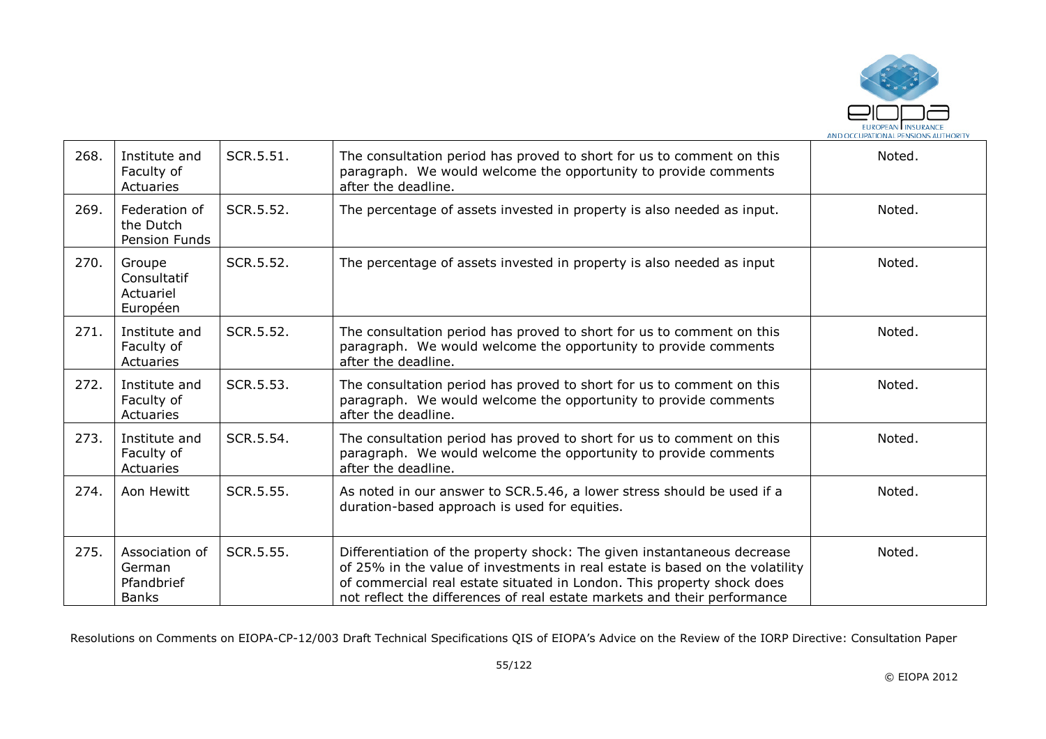| 268. | Institute and Faculty of Actuaries | SCR.5.51. | The consultation period has proved to short for us to comment on this paragraph. We would welcome the opportunity to provide comments after the deadline. | Noted. |
|---|---|---|---|---|
| 269. | Federation of the Dutch Pension Funds | SCR.5.52. | The percentage of assets invested in property is also needed as input. | Noted. |
| 270. | Groupe Consultatif Actuariel Européen | SCR.5.52. | The percentage of assets invested in property is also needed as input | Noted. |
| 271. | Institute and Faculty of Actuaries | SCR.5.52. | The consultation period has proved to short for us to comment on this paragraph. We would welcome the opportunity to provide comments after the deadline. | Noted. |
| 272. | Institute and Faculty of Actuaries | SCR.5.53. | The consultation period has proved to short for us to comment on this paragraph. We would welcome the opportunity to provide comments after the deadline. | Noted. |
| 273. | Institute and Faculty of Actuaries | SCR.5.54. | The consultation period has proved to short for us to comment on this paragraph. We would welcome the opportunity to provide comments after the deadline. | Noted. |
| 274. | Aon Hewitt | SCR.5.55. | As noted in our answer to SCR.5.46, a lower stress should be used if a duration-based approach is used for equities. | Noted. |
| 275. | Association of German Pfandbrief Banks | SCR.5.55. | Differentiation of the property shock: The given instantaneous decrease of 25% in the value of investments in real estate is based on the volatility of commercial real estate situated in London. This property shock does not reflect the differences of real estate markets and their performance | Noted. |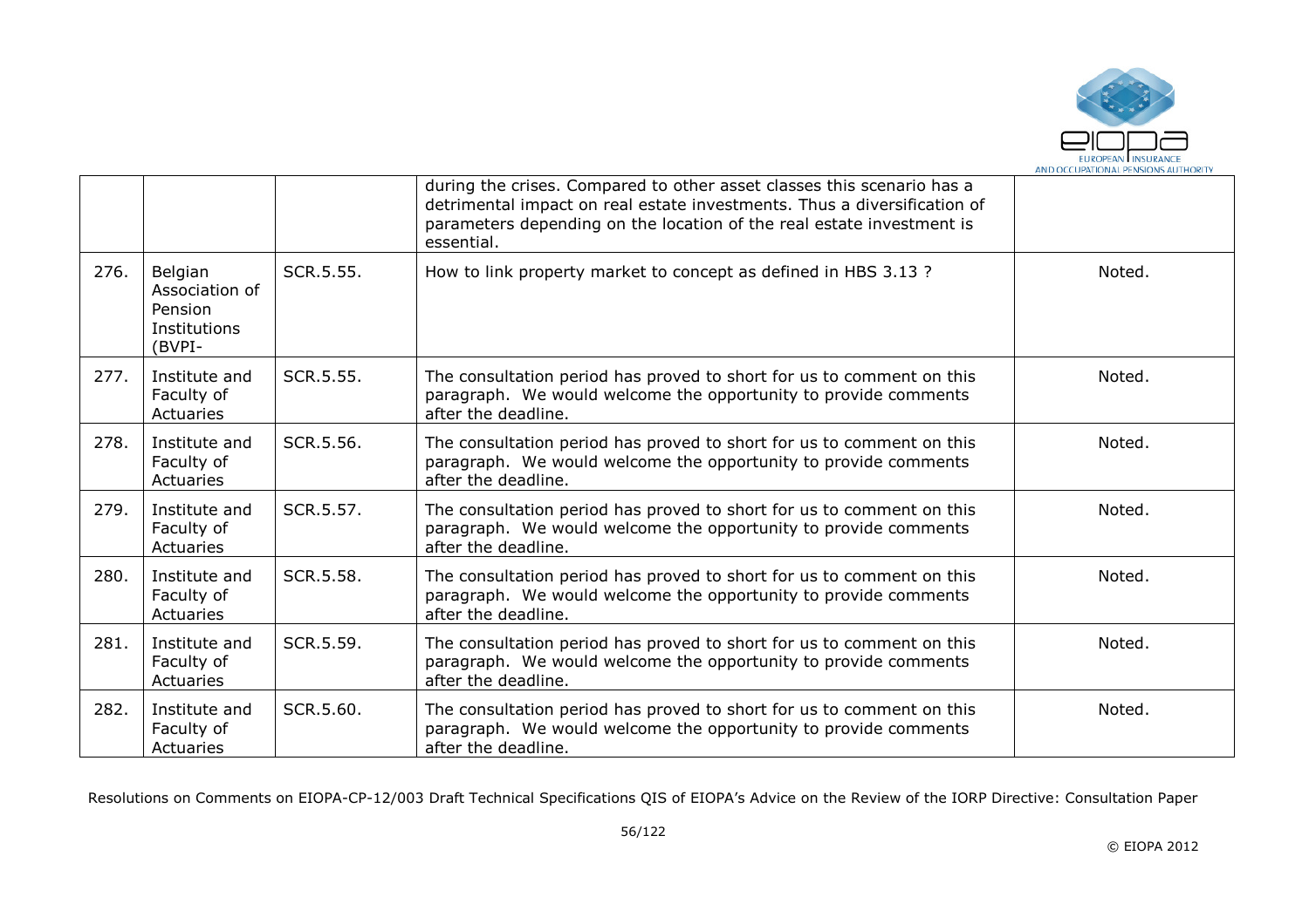|  |  |  | during the crises. Compared to other asset classes this scenario has a detrimental impact on real estate investments. Thus a diversification of parameters depending on the location of the real estate investment is essential. |  |
|---|---|---|---|---|
| 276. | Belgian Association of Pension Institutions (BVPI- | SCR.5.55. | How to link property market to concept as defined in HBS 3.13 ? | Noted. |
| 277. | Institute and Faculty of Actuaries | SCR.5.55. | The consultation period has proved to short for us to comment on this paragraph. We would welcome the opportunity to provide comments after the deadline. | Noted. |
| 278. | Institute and Faculty of Actuaries | SCR.5.56. | The consultation period has proved to short for us to comment on this paragraph. We would welcome the opportunity to provide comments after the deadline. | Noted. |
| 279. | Institute and Faculty of Actuaries | SCR.5.57. | The consultation period has proved to short for us to comment on this paragraph. We would welcome the opportunity to provide comments after the deadline. | Noted. |
| 280. | Institute and Faculty of Actuaries | SCR.5.58. | The consultation period has proved to short for us to comment on this paragraph. We would welcome the opportunity to provide comments after the deadline. | Noted. |
| 281. | Institute and Faculty of Actuaries | SCR.5.59. | The consultation period has proved to short for us to comment on this paragraph. We would welcome the opportunity to provide comments after the deadline. | Noted. |
| 282. | Institute and Faculty of Actuaries | SCR.5.60. | The consultation period has proved to short for us to comment on this paragraph. We would welcome the opportunity to provide comments after the deadline. | Noted. |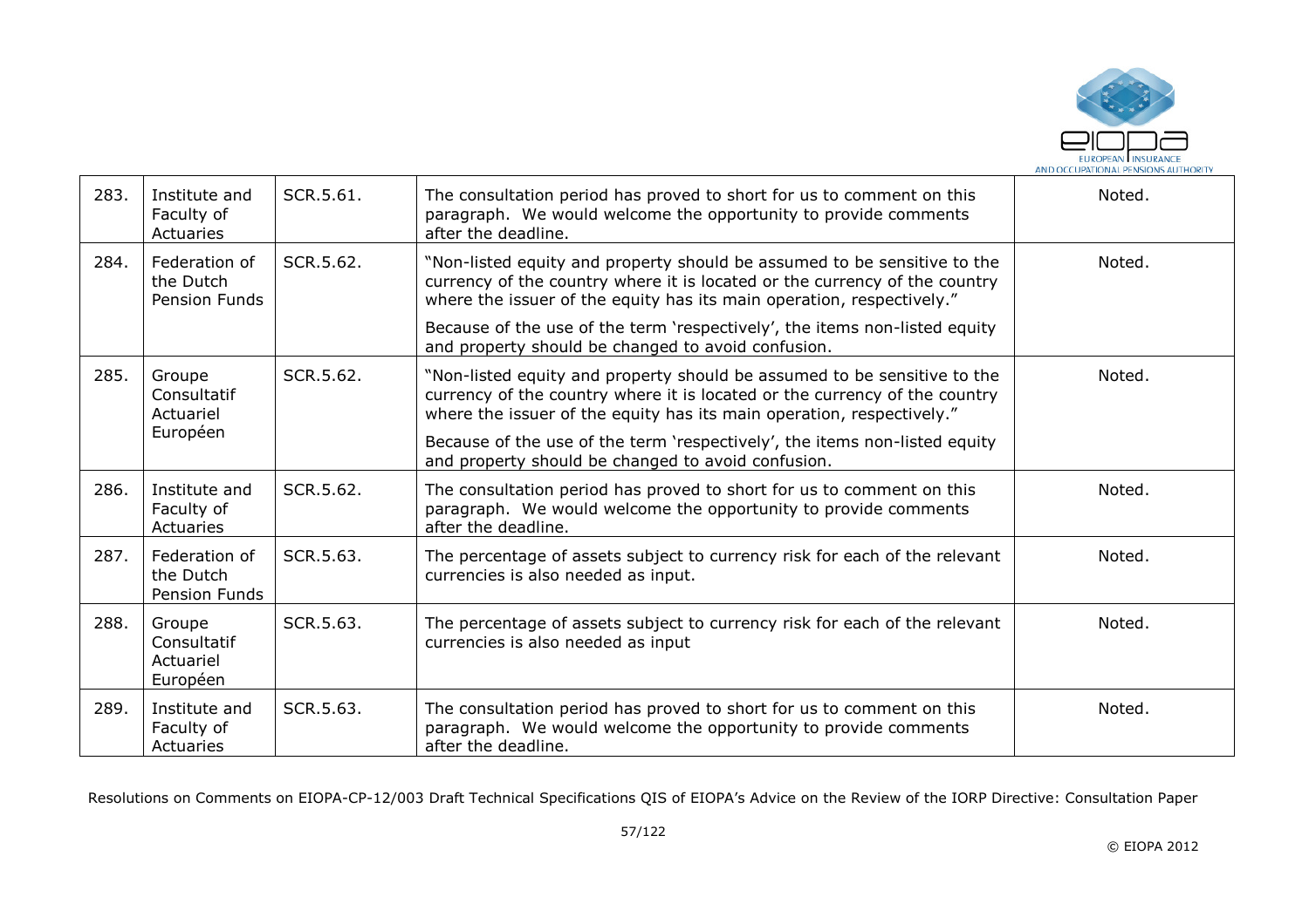| | | | | |
|---|---|---|---|---|
| 283. | Institute and Faculty of Actuaries | SCR.5.61. | The consultation period has proved to short for us to comment on this paragraph. We would welcome the opportunity to provide comments after the deadline. | Noted. |
| 284. | Federation of the Dutch Pension Funds | SCR.5.62. | "Non-listed equity and property should be assumed to be sensitive to the currency of the country where it is located or the currency of the country where the issuer of the equity has its main operation, respectively." <br><br> Because of the use of the term 'respectively', the items non-listed equity and property should be changed to avoid confusion. | Noted. |
| 285. | Groupe Consultatif Actuariel Européen | SCR.5.62. | "Non-listed equity and property should be assumed to be sensitive to the currency of the country where it is located or the currency of the country where the issuer of the equity has its main operation, respectively." <br><br> Because of the use of the term 'respectively', the items non-listed equity and property should be changed to avoid confusion. | Noted. |
| 286. | Institute and Faculty of Actuaries | SCR.5.62. | The consultation period has proved to short for us to comment on this paragraph. We would welcome the opportunity to provide comments after the deadline. | Noted. |
| 287. | Federation of the Dutch Pension Funds | SCR.5.63. | The percentage of assets subject to currency risk for each of the relevant currencies is also needed as input. | Noted. |
| 288. | Groupe Consultatif Actuariel Européen | SCR.5.63. | The percentage of assets subject to currency risk for each of the relevant currencies is also needed as input | Noted. |
| 289. | Institute and Faculty of Actuaries | SCR.5.63. | The consultation period has proved to short for us to comment on this paragraph. We would welcome the opportunity to provide comments after the deadline. | Noted. |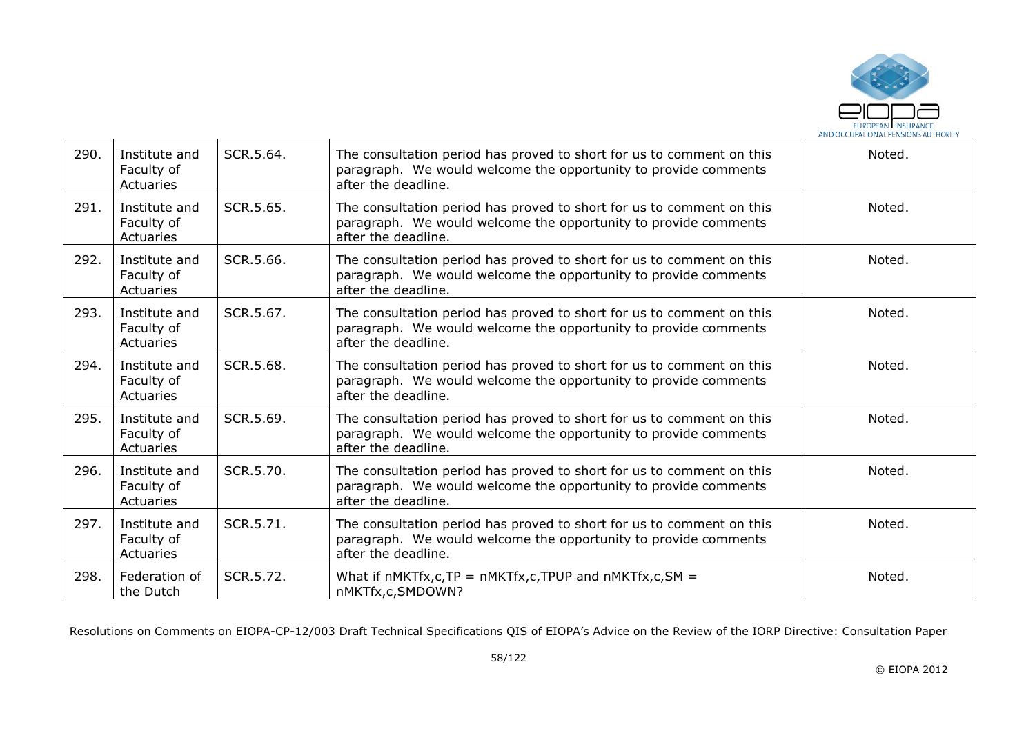| 290. | Institute and Faculty of Actuaries | SCR.5.64. | The consultation period has proved to short for us to comment on this paragraph. We would welcome the opportunity to provide comments after the deadline. | Noted. |
|---|---|---|---|---|
| 291. | Institute and Faculty of Actuaries | SCR.5.65. | The consultation period has proved to short for us to comment on this paragraph. We would welcome the opportunity to provide comments after the deadline. | Noted. |
| 292. | Institute and Faculty of Actuaries | SCR.5.66. | The consultation period has proved to short for us to comment on this paragraph. We would welcome the opportunity to provide comments after the deadline. | Noted. |
| 293. | Institute and Faculty of Actuaries | SCR.5.67. | The consultation period has proved to short for us to comment on this paragraph. We would welcome the opportunity to provide comments after the deadline. | Noted. |
| 294. | Institute and Faculty of Actuaries | SCR.5.68. | The consultation period has proved to short for us to comment on this paragraph. We would welcome the opportunity to provide comments after the deadline. | Noted. |
| 295. | Institute and Faculty of Actuaries | SCR.5.69. | The consultation period has proved to short for us to comment on this paragraph. We would welcome the opportunity to provide comments after the deadline. | Noted. |
| 296. | Institute and Faculty of Actuaries | SCR.5.70. | The consultation period has proved to short for us to comment on this paragraph. We would welcome the opportunity to provide comments after the deadline. | Noted. |
| 297. | Institute and Faculty of Actuaries | SCR.5.71. | The consultation period has proved to short for us to comment on this paragraph. We would welcome the opportunity to provide comments after the deadline. | Noted. |
| 298. | Federation of the Dutch | SCR.5.72. | What if $nMKTfx_{c,TP} = nMKTfx_{c,TPUP}$ and $nMKTfx_{c,SM} = nMKTfx_{c,SMDOWN}$? | Noted. |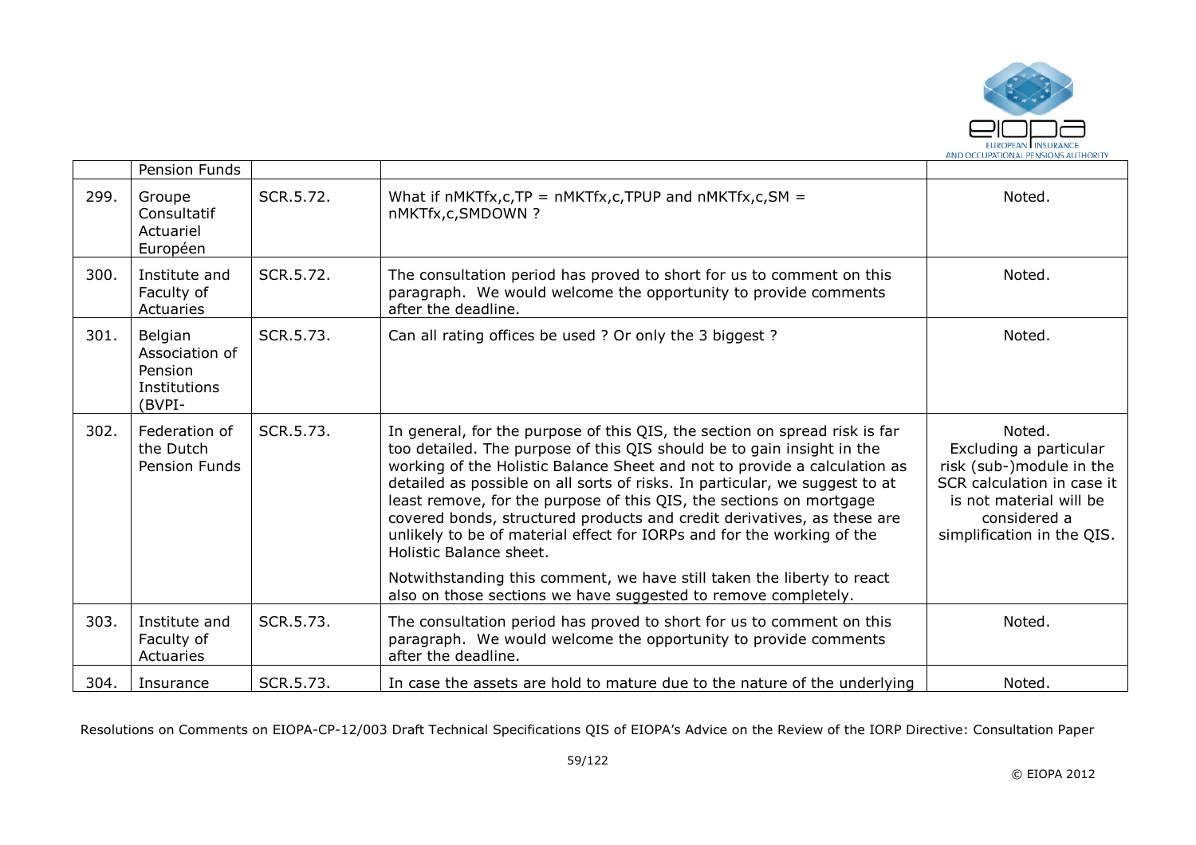|  | Pension Funds |  |  |  |
|---|---|---|---|---|
| 299. | Groupe Consultatif Actuariel Européen | SCR.5.72. | What if $nMKTfx,c,TP = nMKTfx,c,TPUP$ and $nMKTfx,c,SM = nMKTfx,c,SMDOWN$ ? | Noted. |
| 300. | Institute and Faculty of Actuaries | SCR.5.72. | The consultation period has proved to short for us to comment on this paragraph. We would welcome the opportunity to provide comments after the deadline. | Noted. |
| 301. | Belgian Association of Pension Institutions (BVPI- | SCR.5.73. | Can all rating offices be used ? Or only the 3 biggest ? | Noted. |
| 302. | Federation of the Dutch Pension Funds | SCR.5.73. | In general, for the purpose of this QIS, the section on spread risk is far too detailed. The purpose of this QIS should be to gain insight in the working of the Holistic Balance Sheet and not to provide a calculation as detailed as possible on all sorts of risks. In particular, we suggest to at least remove, for the purpose of this QIS, the sections on mortgage covered bonds, structured products and credit derivatives, as these are unlikely to be of material effect for IORPs and for the working of the Holistic Balance sheet.<br><br>Notwithstanding this comment, we have still taken the liberty to react also on those sections we have suggested to remove completely. | Noted.<br>Excluding a particular risk (sub-)module in the SCR calculation in case it is not material will be considered a simplification in the QIS. |
| 303. | Institute and Faculty of Actuaries | SCR.5.73. | The consultation period has proved to short for us to comment on this paragraph. We would welcome the opportunity to provide comments after the deadline. | Noted. |
| 304. | Insurance | SCR.5.73. | In case the assets are hold to mature due to the nature of the underlying | Noted. |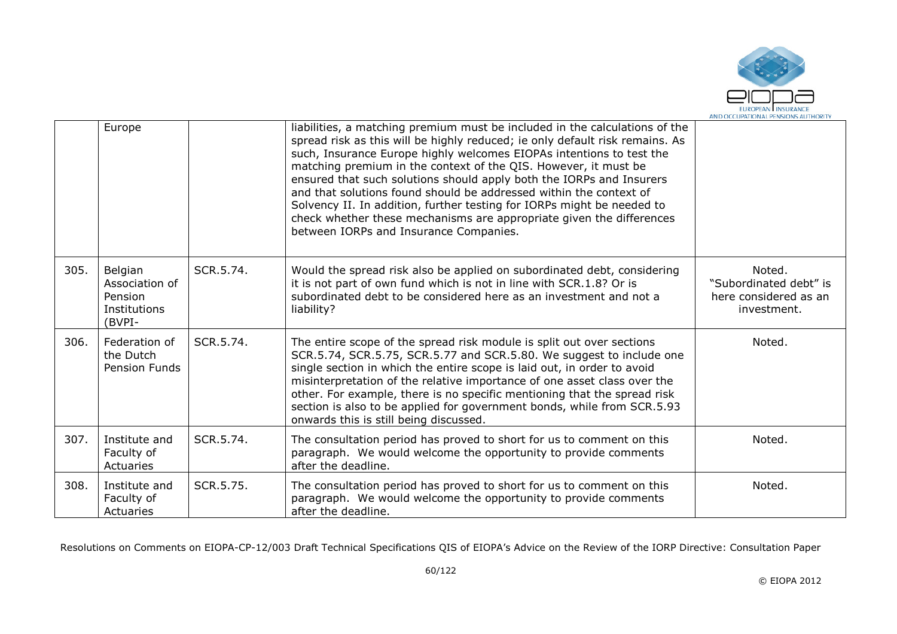| | Europe | | liabilities, a matching premium must be included in the calculations of the spread risk as this will be highly reduced; ie only default risk remains. As such, Insurance Europe highly welcomes EIOPAs intentions to test the matching premium in the context of the QIS. However, it must be ensured that such solutions should apply both the IORPs and Insurers and that solutions found should be addressed within the context of Solvency II. In addition, further testing for IORPs might be needed to check whether these mechanisms are appropriate given the differences between IORPs and Insurance Companies. | |
|---|---|---|---|---|
| 305. | Belgian Association of Pension Institutions (BVPI- | SCR.5.74. | Would the spread risk also be applied on subordinated debt, considering it is not part of own fund which is not in line with SCR.1.8? Or is subordinated debt to be considered here as an investment and not a liability? | Noted. "Subordinated debt" is here considered as an investment. |
| 306. | Federation of the Dutch Pension Funds | SCR.5.74. | The entire scope of the spread risk module is split out over sections SCR.5.74, SCR.5.75, SCR.5.77 and SCR.5.80. We suggest to include one single section in which the entire scope is laid out, in order to avoid misinterpretation of the relative importance of one asset class over the other. For example, there is no specific mentioning that the spread risk section is also to be applied for government bonds, while from SCR.5.93 onwards this is still being discussed. | Noted. |
| 307. | Institute and Faculty of Actuaries | SCR.5.74. | The consultation period has proved to short for us to comment on this paragraph. We would welcome the opportunity to provide comments after the deadline. | Noted. |
| 308. | Institute and Faculty of Actuaries | SCR.5.75. | The consultation period has proved to short for us to comment on this paragraph. We would welcome the opportunity to provide comments after the deadline. | Noted. |

Resolutions on Comments on EIOPA-CP-12/003 Draft Technical Specifications QIS of EIOPA's Advice on the Review of the IORP Directive: Consultation Paper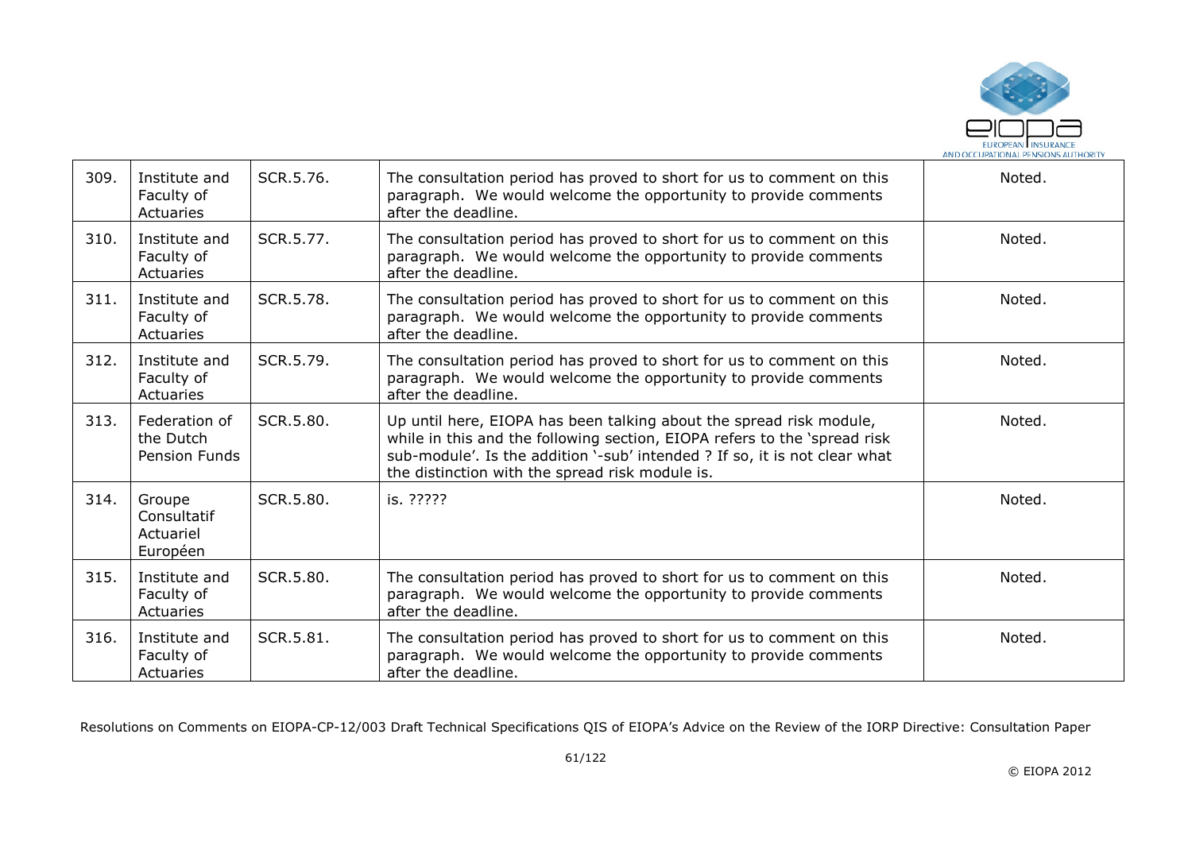| 309. | Institute and Faculty of Actuaries | SCR.5.76. | The consultation period has proved to short for us to comment on this paragraph. We would welcome the opportunity to provide comments after the deadline. | Noted. |
|---|---|---|---|---|
| 310. | Institute and Faculty of Actuaries | SCR.5.77. | The consultation period has proved to short for us to comment on this paragraph. We would welcome the opportunity to provide comments after the deadline. | Noted. |
| 311. | Institute and Faculty of Actuaries | SCR.5.78. | The consultation period has proved to short for us to comment on this paragraph. We would welcome the opportunity to provide comments after the deadline. | Noted. |
| 312. | Institute and Faculty of Actuaries | SCR.5.79. | The consultation period has proved to short for us to comment on this paragraph. We would welcome the opportunity to provide comments after the deadline. | Noted. |
| 313. | Federation of the Dutch Pension Funds | SCR.5.80. | Up until here, EIOPA has been talking about the spread risk module, while in this and the following section, EIOPA refers to the 'spread risk sub-module'. Is the addition '-sub' intended ? If so, it is not clear what the distinction with the spread risk module is. | Noted. |
| 314. | Groupe Consultatif Actuariel Européen | SCR.5.80. | is. ????? | Noted. |
| 315. | Institute and Faculty of Actuaries | SCR.5.80. | The consultation period has proved to short for us to comment on this paragraph. We would welcome the opportunity to provide comments after the deadline. | Noted. |
| 316. | Institute and Faculty of Actuaries | SCR.5.81. | The consultation period has proved to short for us to comment on this paragraph. We would welcome the opportunity to provide comments after the deadline. | Noted. |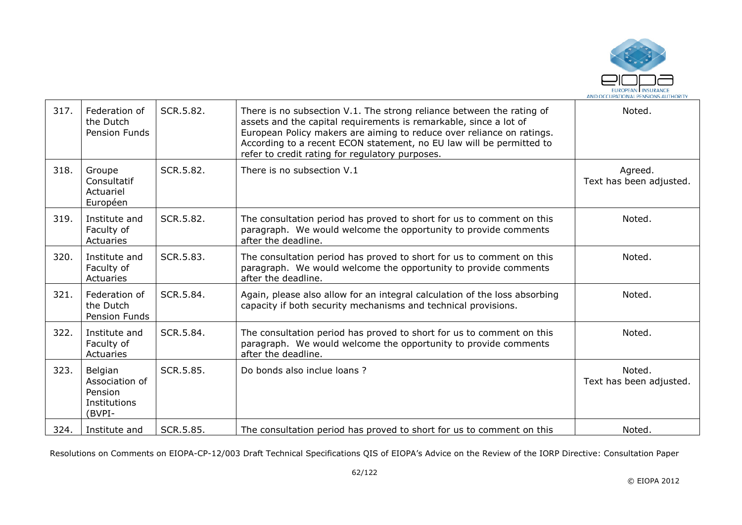| 317. | Federation of the Dutch Pension Funds | SCR.5.82. | There is no subsection V.1. The strong reliance between the rating of assets and the capital requirements is remarkable, since a lot of European Policy makers are aiming to reduce over reliance on ratings. According to a recent ECON statement, no EU law will be permitted to refer to credit rating for regulatory purposes. | Noted. |
|---|---|---|---|---|
| 318. | Groupe Consultatif Actuariel Européen | SCR.5.82. | There is no subsection V.1 | Agreed. Text has been adjusted. |
| 319. | Institute and Faculty of Actuaries | SCR.5.82. | The consultation period has proved to short for us to comment on this paragraph. We would welcome the opportunity to provide comments after the deadline. | Noted. |
| 320. | Institute and Faculty of Actuaries | SCR.5.83. | The consultation period has proved to short for us to comment on this paragraph. We would welcome the opportunity to provide comments after the deadline. | Noted. |
| 321. | Federation of the Dutch Pension Funds | SCR.5.84. | Again, please also allow for an integral calculation of the loss absorbing capacity if both security mechanisms and technical provisions. | Noted. |
| 322. | Institute and Faculty of Actuaries | SCR.5.84. | The consultation period has proved to short for us to comment on this paragraph. We would welcome the opportunity to provide comments after the deadline. | Noted. |
| 323. | Belgian Association of Pension Institutions (BVPI- | SCR.5.85. | Do bonds also inclue loans ? | Noted. Text has been adjusted. |
| 324. | Institute and | SCR.5.85. | The consultation period has proved to short for us to comment on this | Noted. |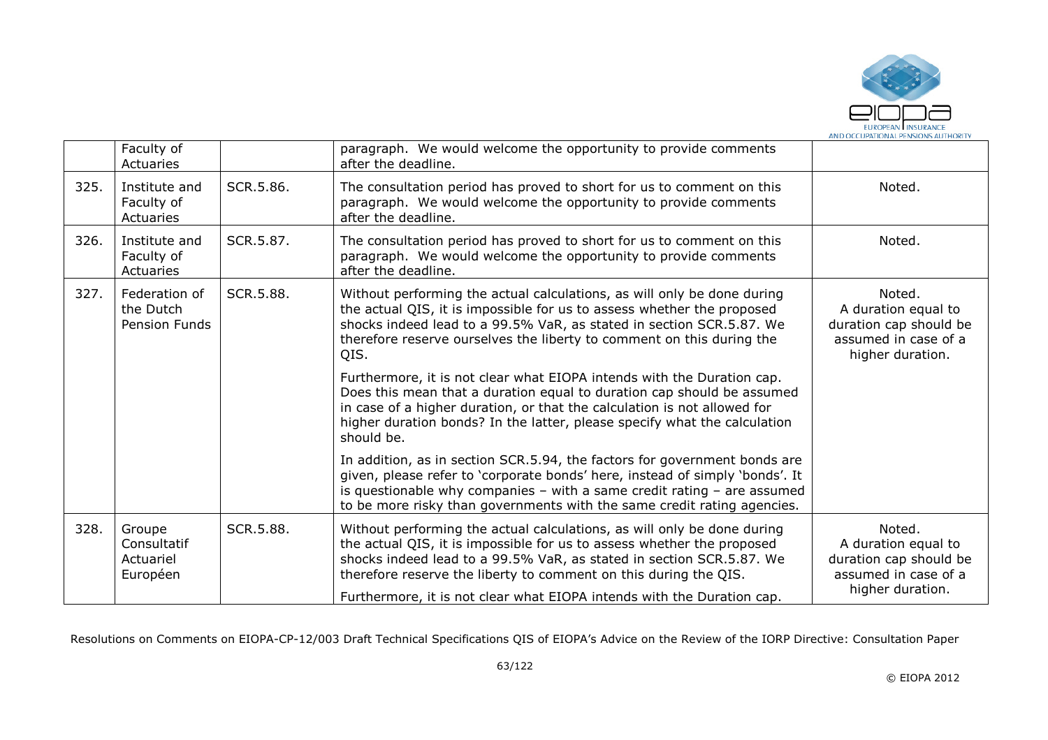|  | Faculty of Actuaries |  | paragraph. We would welcome the opportunity to provide comments after the deadline. |  |
|---|---|---|---|---|
| 325. | Institute and Faculty of Actuaries | SCR.5.86. | The consultation period has proved to short for us to comment on this paragraph. We would welcome the opportunity to provide comments after the deadline. | Noted. |
| 326. | Institute and Faculty of Actuaries | SCR.5.87. | The consultation period has proved to short for us to comment on this paragraph. We would welcome the opportunity to provide comments after the deadline. | Noted. |
| 327. | Federation of the Dutch Pension Funds | SCR.5.88. | Without performing the actual calculations, as will only be done during the actual QIS, it is impossible for us to assess whether the proposed shocks indeed lead to a 99.5% VaR, as stated in section SCR.5.87. We therefore reserve ourselves the liberty to comment on this during the QIS.<br><br>Furthermore, it is not clear what EIOPA intends with the Duration cap. Does this mean that a duration equal to duration cap should be assumed in case of a higher duration, or that the calculation is not allowed for higher duration bonds? In the latter, please specify what the calculation should be.<br><br>In addition, as in section SCR.5.94, the factors for government bonds are given, please refer to 'corporate bonds' here, instead of simply 'bonds'. It is questionable why companies – with a same credit rating – are assumed to be more risky than governments with the same credit rating agencies. | Noted.<br>A duration equal to duration cap should be assumed in case of a higher duration. |
| 328. | Groupe Consultatif Actuariel Européen | SCR.5.88. | Without performing the actual calculations, as will only be done during the actual QIS, it is impossible for us to assess whether the proposed shocks indeed lead to a 99.5% VaR, as stated in section SCR.5.87. We therefore reserve the liberty to comment on this during the QIS.<br><br>Furthermore, it is not clear what EIOPA intends with the Duration cap. | Noted.<br>A duration equal to duration cap should be assumed in case of a higher duration. |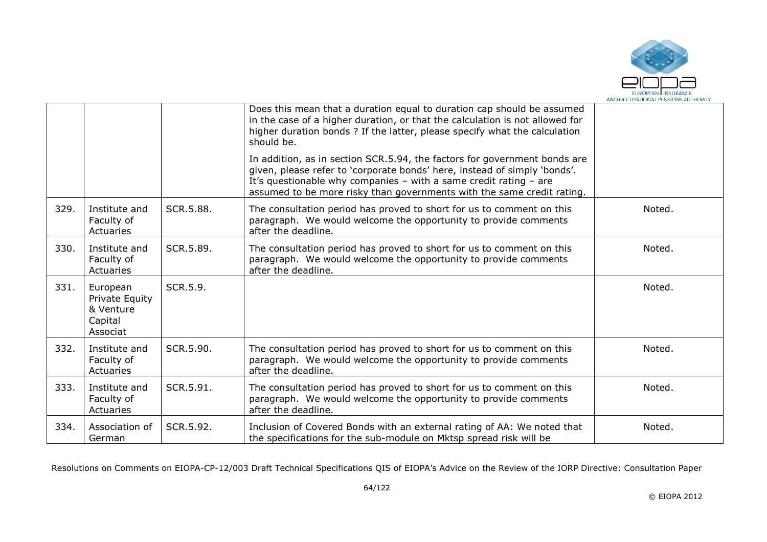|  |  |  |  |  |
|---|---|---|---|---|
|  |  |  | Does this mean that a duration equal to duration cap should be assumed in the case of a higher duration, or that the calculation is not allowed for higher duration bonds ? If the latter, please specify what the calculation should be.<br><br>In addition, as in section SCR.5.94, the factors for government bonds are given, please refer to 'corporate bonds' here, instead of simply 'bonds'. It's questionable why companies – with a same credit rating – are assumed to be more risky than governments with the same credit rating. |  |
| 329. | Institute and Faculty of Actuaries | SCR.5.88. | The consultation period has proved to short for us to comment on this paragraph. We would welcome the opportunity to provide comments after the deadline. | Noted. |
| 330. | Institute and Faculty of Actuaries | SCR.5.89. | The consultation period has proved to short for us to comment on this paragraph. We would welcome the opportunity to provide comments after the deadline. | Noted. |
| 331. | European Private Equity & Venture Capital Associat | SCR.5.9. |  | Noted. |
| 332. | Institute and Faculty of Actuaries | SCR.5.90. | The consultation period has proved to short for us to comment on this paragraph. We would welcome the opportunity to provide comments after the deadline. | Noted. |
| 333. | Institute and Faculty of Actuaries | SCR.5.91. | The consultation period has proved to short for us to comment on this paragraph. We would welcome the opportunity to provide comments after the deadline. | Noted. |
| 334. | Association of German | SCR.5.92. | Inclusion of Covered Bonds with an external rating of AA: We noted that the specifications for the sub-module on Mktsp spread risk will be | Noted. |

Resolutions on Comments on EIOPA-CP-12/003 Draft Technical Specifications QIS of EIOPA's Advice on the Review of the IORP Directive: Consultation Paper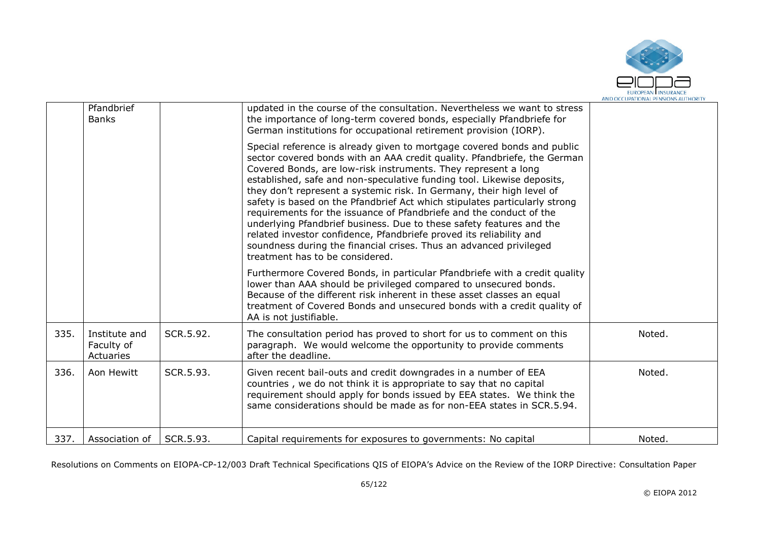| | | | | |
|---|---|---|---|---|
| | Pfandbrief Banks | | updated in the course of the consultation. Nevertheless we want to stress the importance of long-term covered bonds, especially Pfandbriefe for German institutions for occupational retirement provision (IORP).<br><br>Special reference is already given to mortgage covered bonds and public sector covered bonds with an AAA credit quality. Pfandbriefe, the German Covered Bonds, are low-risk instruments. They represent a long established, safe and non-speculative funding tool. Likewise deposits, they don't represent a systemic risk. In Germany, their high level of safety is based on the Pfandbrief Act which stipulates particularly strong requirements for the issuance of Pfandbriefe and the conduct of the underlying Pfandbrief business. Due to these safety features and the related investor confidence, Pfandbriefe proved its reliability and soundness during the financial crises. Thus an advanced privileged treatment has to be considered.<br><br>Furthermore Covered Bonds, in particular Pfandbriefe with a credit quality lower than AAA should be privileged compared to unsecured bonds. Because of the different risk inherent in these asset classes an equal treatment of Covered Bonds and unsecured bonds with a credit quality of AA is not justifiable. | |
| 335. | Institute and Faculty of Actuaries | SCR.5.92. | The consultation period has proved to short for us to comment on this paragraph. We would welcome the opportunity to provide comments after the deadline. | Noted. |
| 336. | Aon Hewitt | SCR.5.93. | Given recent bail-outs and credit downgrades in a number of EEA countries , we do not think it is appropriate to say that no capital requirement should apply for bonds issued by EEA states. We think the same considerations should be made as for non-EEA states in SCR.5.94. | Noted. |
| 337. | Association of | SCR.5.93. | Capital requirements for exposures to governments: No capital | Noted. |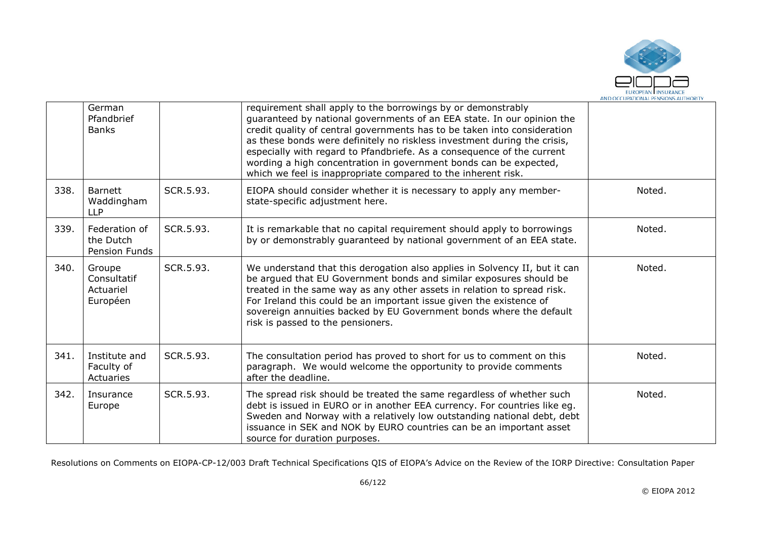|  | German Pfandbrief Banks |  | requirement shall apply to the borrowings by or demonstrably guaranteed by national governments of an EEA state. In our opinion the credit quality of central governments has to be taken into consideration as these bonds were definitely no riskless investment during the crisis, especially with regard to Pfandbriefe. As a consequence of the current wording a high concentration in government bonds can be expected, which we feel is inappropriate compared to the inherent risk. |  |
|---|---|---|---|---|
| 338. | Barnett Waddingham LLP | SCR.5.93. | EIOPA should consider whether it is necessary to apply any member-state-specific adjustment here. | Noted. |
| 339. | Federation of the Dutch Pension Funds | SCR.5.93. | It is remarkable that no capital requirement should apply to borrowings by or demonstrably guaranteed by national government of an EEA state. | Noted. |
| 340. | Groupe Consultatif Actuariel Européen | SCR.5.93. | We understand that this derogation also applies in Solvency II, but it can be argued that EU Government bonds and similar exposures should be treated in the same way as any other assets in relation to spread risk. For Ireland this could be an important issue given the existence of sovereign annuities backed by EU Government bonds where the default risk is passed to the pensioners. | Noted. |
| 341. | Institute and Faculty of Actuaries | SCR.5.93. | The consultation period has proved to short for us to comment on this paragraph. We would welcome the opportunity to provide comments after the deadline. | Noted. |
| 342. | Insurance Europe | SCR.5.93. | The spread risk should be treated the same regardless of whether such debt is issued in EURO or in another EEA currency. For countries like eg. Sweden and Norway with a relatively low outstanding national debt, debt issuance in SEK and NOK by EURO countries can be an important asset source for duration purposes. | Noted. |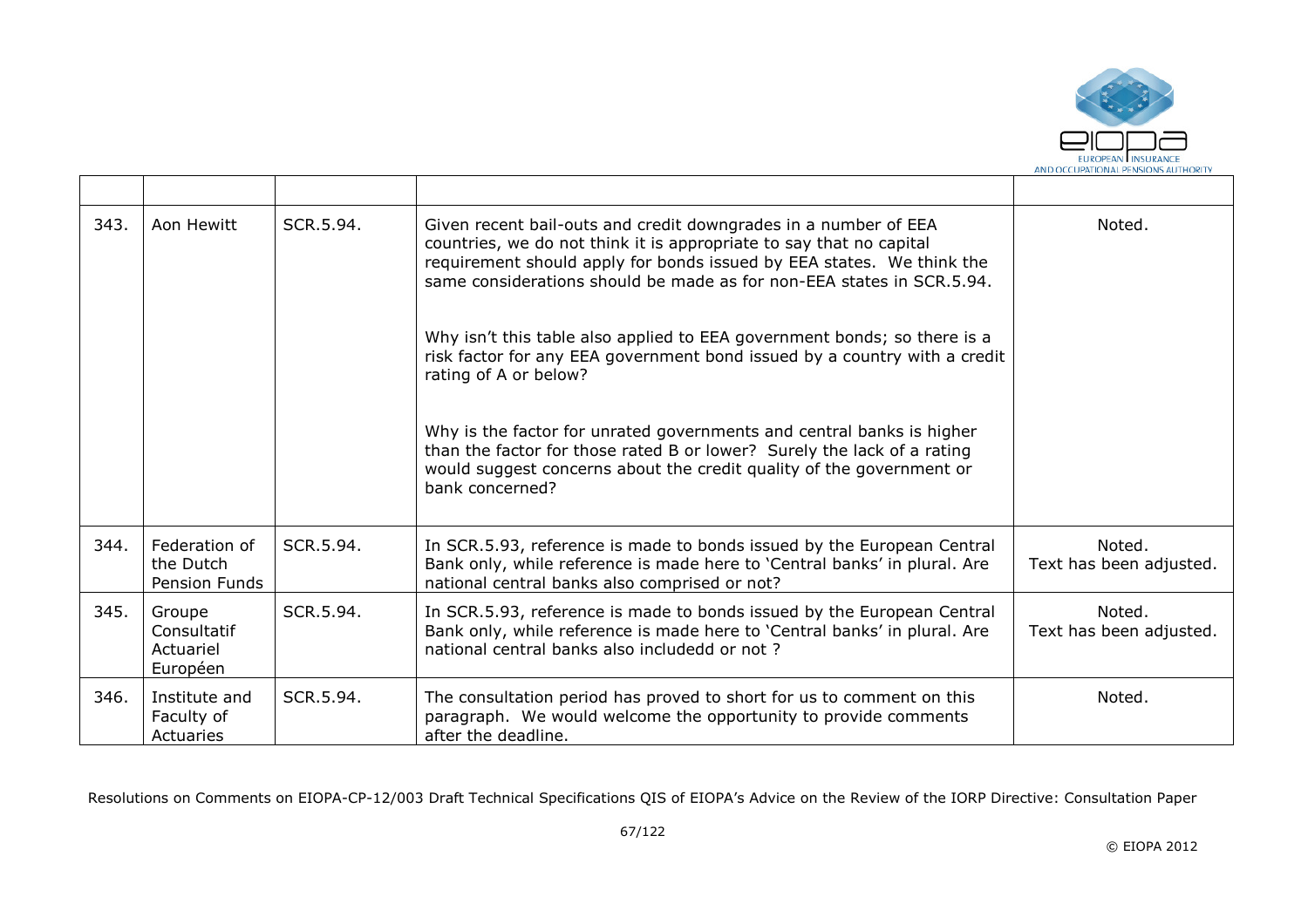| | | | | |
|---|---|---|---|---|
| 343. | Aon Hewitt | SCR.5.94. | Given recent bail-outs and credit downgrades in a number of EEA countries, we do not think it is appropriate to say that no capital requirement should apply for bonds issued by EEA states. We think the same considerations should be made as for non-EEA states in SCR.5.94.<br><br>Why isn't this table also applied to EEA government bonds; so there is a risk factor for any EEA government bond issued by a country with a credit rating of A or below?<br><br>Why is the factor for unrated governments and central banks is higher than the factor for those rated B or lower? Surely the lack of a rating would suggest concerns about the credit quality of the government or bank concerned? | Noted. |
| 344. | Federation of the Dutch Pension Funds | SCR.5.94. | In SCR.5.93, reference is made to bonds issued by the European Central Bank only, while reference is made here to 'Central banks' in plural. Are national central banks also comprised or not? | Noted.<br>Text has been adjusted. |
| 345. | Groupe Consultatif Actuariel Européen | SCR.5.94. | In SCR.5.93, reference is made to bonds issued by the European Central Bank only, while reference is made here to 'Central banks' in plural. Are national central banks also includedd or not ? | Noted.<br>Text has been adjusted. |
| 346. | Institute and Faculty of Actuaries | SCR.5.94. | The consultation period has proved to short for us to comment on this paragraph. We would welcome the opportunity to provide comments after the deadline. | Noted. |

Resolutions on Comments on EIOPA-CP-12/003 Draft Technical Specifications QIS of EIOPA's Advice on the Review of the IORP Directive: Consultation Paper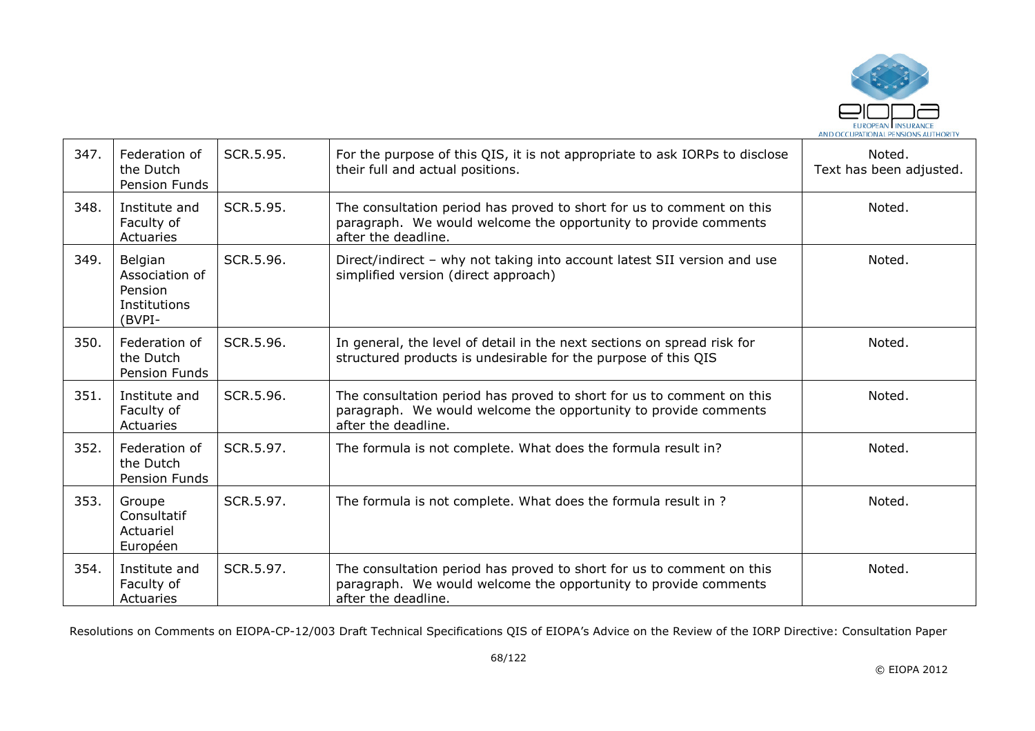| 347. | Federation of the Dutch Pension Funds | SCR.5.95. | For the purpose of this QIS, it is not appropriate to ask IORPs to disclose their full and actual positions. | Noted.<br>Text has been adjusted. |
|---|---|---|---|---|
| 348. | Institute and Faculty of Actuaries | SCR.5.95. | The consultation period has proved to short for us to comment on this paragraph. We would welcome the opportunity to provide comments after the deadline. | Noted. |
| 349. | Belgian Association of Pension Institutions (BVPI- | SCR.5.96. | Direct/indirect – why not taking into account latest SII version and use simplified version (direct approach) | Noted. |
| 350. | Federation of the Dutch Pension Funds | SCR.5.96. | In general, the level of detail in the next sections on spread risk for structured products is undesirable for the purpose of this QIS | Noted. |
| 351. | Institute and Faculty of Actuaries | SCR.5.96. | The consultation period has proved to short for us to comment on this paragraph. We would welcome the opportunity to provide comments after the deadline. | Noted. |
| 352. | Federation of the Dutch Pension Funds | SCR.5.97. | The formula is not complete. What does the formula result in? | Noted. |
| 353. | Groupe Consultatif Actuariel Européen | SCR.5.97. | The formula is not complete. What does the formula result in ? | Noted. |
| 354. | Institute and Faculty of Actuaries | SCR.5.97. | The consultation period has proved to short for us to comment on this paragraph. We would welcome the opportunity to provide comments after the deadline. | Noted. |

Resolutions on Comments on EIOPA-CP-12/003 Draft Technical Specifications QIS of EIOPA's Advice on the Review of the IORP Directive: Consultation Paper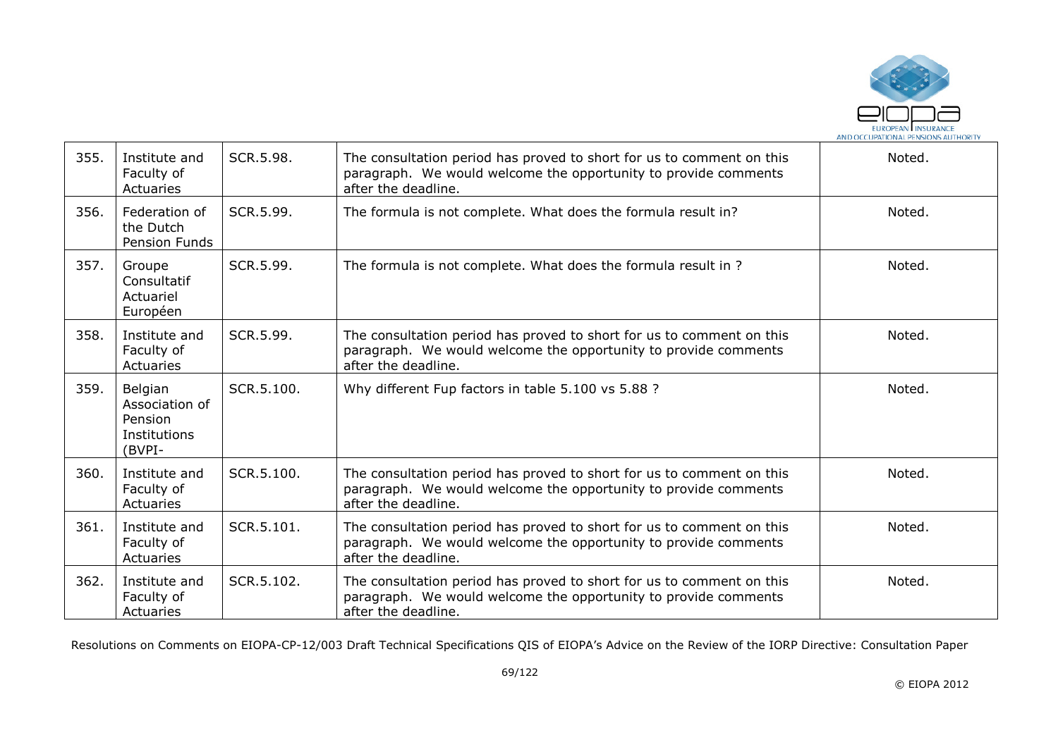| 355. | Institute and Faculty of Actuaries | SCR.5.98. | The consultation period has proved to short for us to comment on this paragraph. We would welcome the opportunity to provide comments after the deadline. | Noted. |
|---|---|---|---|---|
| 356. | Federation of the Dutch Pension Funds | SCR.5.99. | The formula is not complete. What does the formula result in? | Noted. |
| 357. | Groupe Consultatif Actuariel Européen | SCR.5.99. | The formula is not complete. What does the formula result in ? | Noted. |
| 358. | Institute and Faculty of Actuaries | SCR.5.99. | The consultation period has proved to short for us to comment on this paragraph. We would welcome the opportunity to provide comments after the deadline. | Noted. |
| 359. | Belgian Association of Pension Institutions (BVPI- | SCR.5.100. | Why different Fup factors in table 5.100 vs 5.88 ? | Noted. |
| 360. | Institute and Faculty of Actuaries | SCR.5.100. | The consultation period has proved to short for us to comment on this paragraph. We would welcome the opportunity to provide comments after the deadline. | Noted. |
| 361. | Institute and Faculty of Actuaries | SCR.5.101. | The consultation period has proved to short for us to comment on this paragraph. We would welcome the opportunity to provide comments after the deadline. | Noted. |
| 362. | Institute and Faculty of Actuaries | SCR.5.102. | The consultation period has proved to short for us to comment on this paragraph. We would welcome the opportunity to provide comments after the deadline. | Noted. |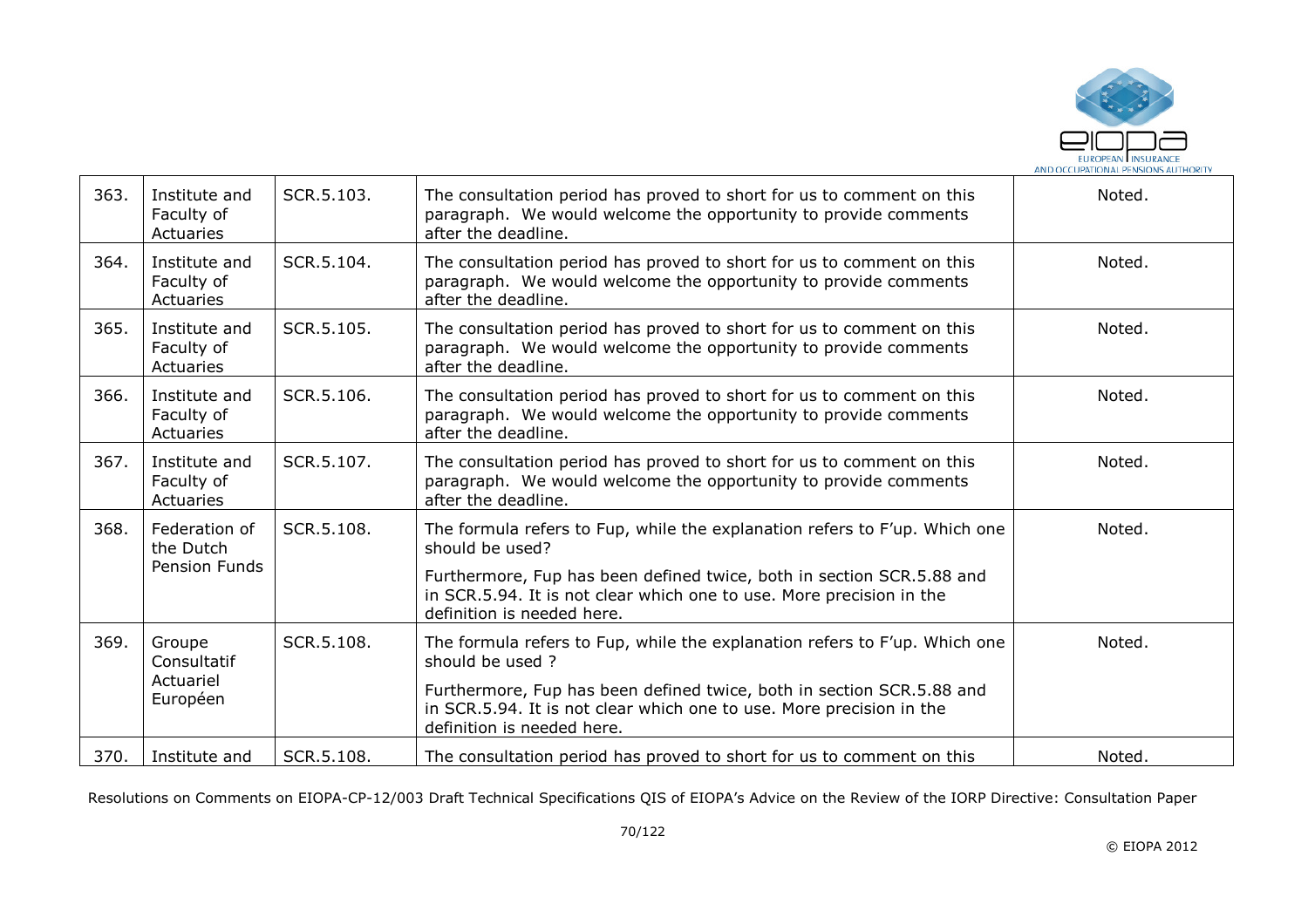| 363. | Institute and Faculty of Actuaries | SCR.5.103. | The consultation period has proved to short for us to comment on this paragraph. We would welcome the opportunity to provide comments after the deadline. | Noted. |
|---|---|---|---|---|
| 364. | Institute and Faculty of Actuaries | SCR.5.104. | The consultation period has proved to short for us to comment on this paragraph. We would welcome the opportunity to provide comments after the deadline. | Noted. |
| 365. | Institute and Faculty of Actuaries | SCR.5.105. | The consultation period has proved to short for us to comment on this paragraph. We would welcome the opportunity to provide comments after the deadline. | Noted. |
| 366. | Institute and Faculty of Actuaries | SCR.5.106. | The consultation period has proved to short for us to comment on this paragraph. We would welcome the opportunity to provide comments after the deadline. | Noted. |
| 367. | Institute and Faculty of Actuaries | SCR.5.107. | The consultation period has proved to short for us to comment on this paragraph. We would welcome the opportunity to provide comments after the deadline. | Noted. |
| 368. | Federation of the Dutch Pension Funds | SCR.5.108. | The formula refers to Fup, while the explanation refers to F'up. Which one should be used?<br><br>Furthermore, Fup has been defined twice, both in section SCR.5.88 and in SCR.5.94. It is not clear which one to use. More precision in the definition is needed here. | Noted. |
| 369. | Groupe Consultatif Actuariel Européen | SCR.5.108. | The formula refers to Fup, while the explanation refers to F'up. Which one should be used ?<br><br>Furthermore, Fup has been defined twice, both in section SCR.5.88 and in SCR.5.94. It is not clear which one to use. More precision in the definition is needed here. | Noted. |
| 370. | Institute and | SCR.5.108. | The consultation period has proved to short for us to comment on this | Noted. |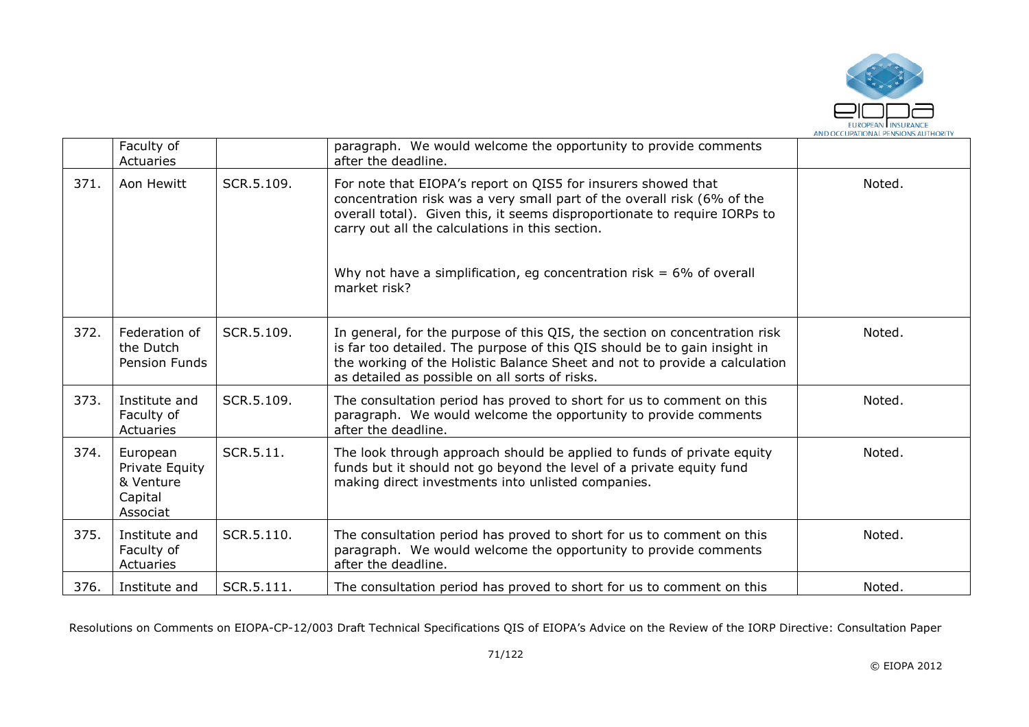|  | Faculty of Actuaries |  | paragraph. We would welcome the opportunity to provide comments after the deadline. |  |
|---|---|---|---|---|
| 371. | Aon Hewitt | SCR.5.109. | For note that EIOPA's report on QIS5 for insurers showed that concentration risk was a very small part of the overall risk (6% of the overall total). Given this, it seems disproportionate to require IORPs to carry out all the calculations in this section.<br><br>Why not have a simplification, eg concentration risk = 6% of overall market risk? | Noted. |
| 372. | Federation of the Dutch Pension Funds | SCR.5.109. | In general, for the purpose of this QIS, the section on concentration risk is far too detailed. The purpose of this QIS should be to gain insight in the working of the Holistic Balance Sheet and not to provide a calculation as detailed as possible on all sorts of risks. | Noted. |
| 373. | Institute and Faculty of Actuaries | SCR.5.109. | The consultation period has proved to short for us to comment on this paragraph. We would welcome the opportunity to provide comments after the deadline. | Noted. |
| 374. | European Private Equity & Venture Capital Associat | SCR.5.11. | The look through approach should be applied to funds of private equity funds but it should not go beyond the level of a private equity fund making direct investments into unlisted companies. | Noted. |
| 375. | Institute and Faculty of Actuaries | SCR.5.110. | The consultation period has proved to short for us to comment on this paragraph. We would welcome the opportunity to provide comments after the deadline. | Noted. |
| 376. | Institute and | SCR.5.111. | The consultation period has proved to short for us to comment on this | Noted. |

Resolutions on Comments on EIOPA-CP-12/003 Draft Technical Specifications QIS of EIOPA's Advice on the Review of the IORP Directive: Consultation Paper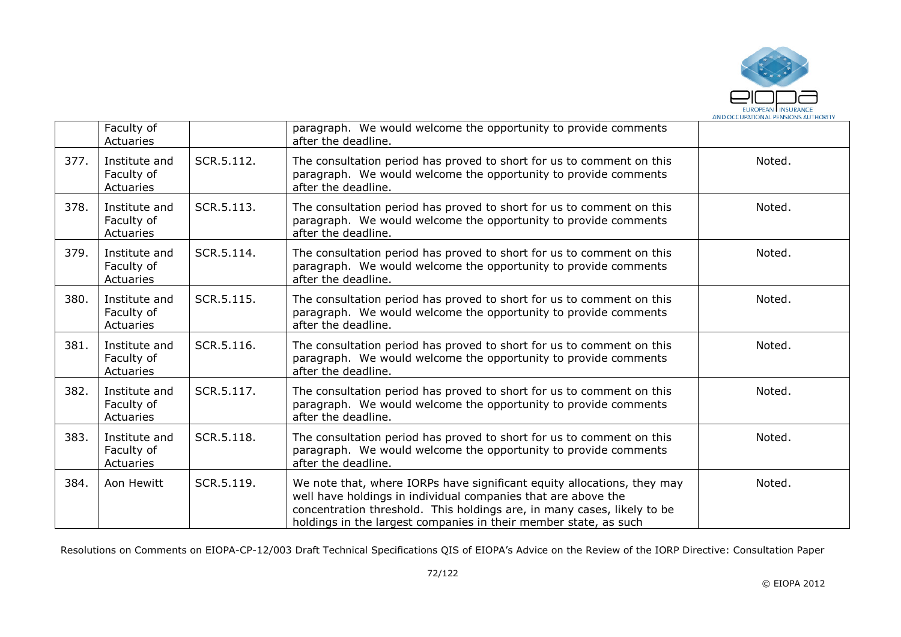|  | Faculty of Actuaries |  | paragraph. We would welcome the opportunity to provide comments after the deadline. |  |
|---|---|---|---|---|
| 377. | Institute and Faculty of Actuaries | SCR.5.112. | The consultation period has proved to short for us to comment on this paragraph. We would welcome the opportunity to provide comments after the deadline. | Noted. |
| 378. | Institute and Faculty of Actuaries | SCR.5.113. | The consultation period has proved to short for us to comment on this paragraph. We would welcome the opportunity to provide comments after the deadline. | Noted. |
| 379. | Institute and Faculty of Actuaries | SCR.5.114. | The consultation period has proved to short for us to comment on this paragraph. We would welcome the opportunity to provide comments after the deadline. | Noted. |
| 380. | Institute and Faculty of Actuaries | SCR.5.115. | The consultation period has proved to short for us to comment on this paragraph. We would welcome the opportunity to provide comments after the deadline. | Noted. |
| 381. | Institute and Faculty of Actuaries | SCR.5.116. | The consultation period has proved to short for us to comment on this paragraph. We would welcome the opportunity to provide comments after the deadline. | Noted. |
| 382. | Institute and Faculty of Actuaries | SCR.5.117. | The consultation period has proved to short for us to comment on this paragraph. We would welcome the opportunity to provide comments after the deadline. | Noted. |
| 383. | Institute and Faculty of Actuaries | SCR.5.118. | The consultation period has proved to short for us to comment on this paragraph. We would welcome the opportunity to provide comments after the deadline. | Noted. |
| 384. | Aon Hewitt | SCR.5.119. | We note that, where IORPs have significant equity allocations, they may well have holdings in individual companies that are above the concentration threshold. This holdings are, in many cases, likely to be holdings in the largest companies in their member state, as such | Noted. |

Resolutions on Comments on EIOPA-CP-12/003 Draft Technical Specifications QIS of EIOPA's Advice on the Review of the IORP Directive: Consultation Paper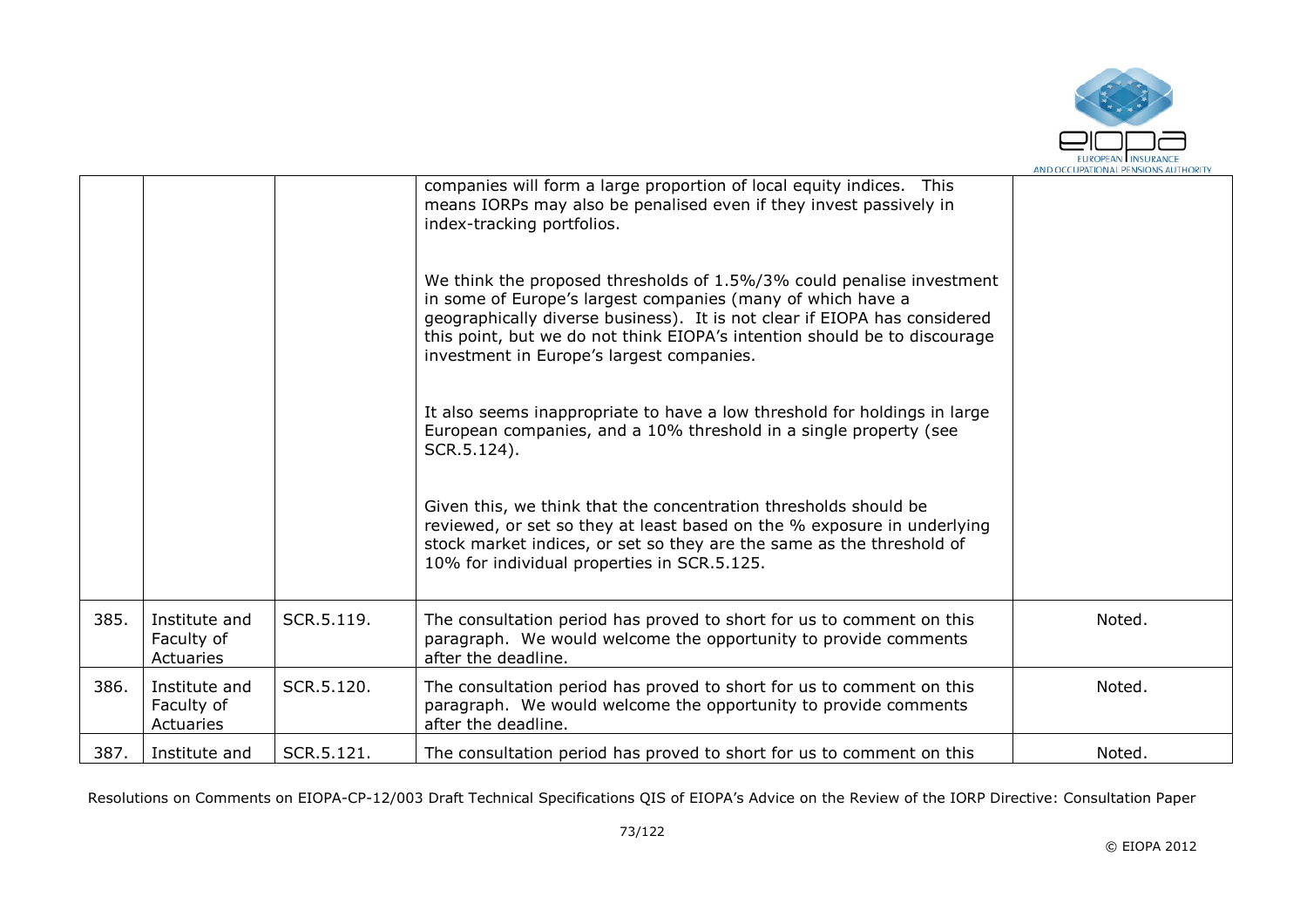| | | | | |
|---|---|---|---|---|
| | | | companies will form a large proportion of local equity indices. This means IORPs may also be penalised even if they invest passively in index-tracking portfolios.<br><br>We think the proposed thresholds of 1.5%/3% could penalise investment in some of Europe's largest companies (many of which have a geographically diverse business). It is not clear if EIOPA has considered this point, but we do not think EIOPA's intention should be to discourage investment in Europe's largest companies.<br><br>It also seems inappropriate to have a low threshold for holdings in large European companies, and a 10% threshold in a single property (see SCR.5.124).<br><br>Given this, we think that the concentration thresholds should be reviewed, or set so they at least based on the % exposure in underlying stock market indices, or set so they are the same as the threshold of 10% for individual properties in SCR.5.125. | |
| 385. | Institute and Faculty of Actuaries | SCR.5.119. | The consultation period has proved to short for us to comment on this paragraph. We would welcome the opportunity to provide comments after the deadline. | Noted. |
| 386. | Institute and Faculty of Actuaries | SCR.5.120. | The consultation period has proved to short for us to comment on this paragraph. We would welcome the opportunity to provide comments after the deadline. | Noted. |
| 387. | Institute and | SCR.5.121. | The consultation period has proved to short for us to comment on this | Noted. |

Resolutions on Comments on EIOPA-CP-12/003 Draft Technical Specifications QIS of EIOPA's Advice on the Review of the IORP Directive: Consultation Paper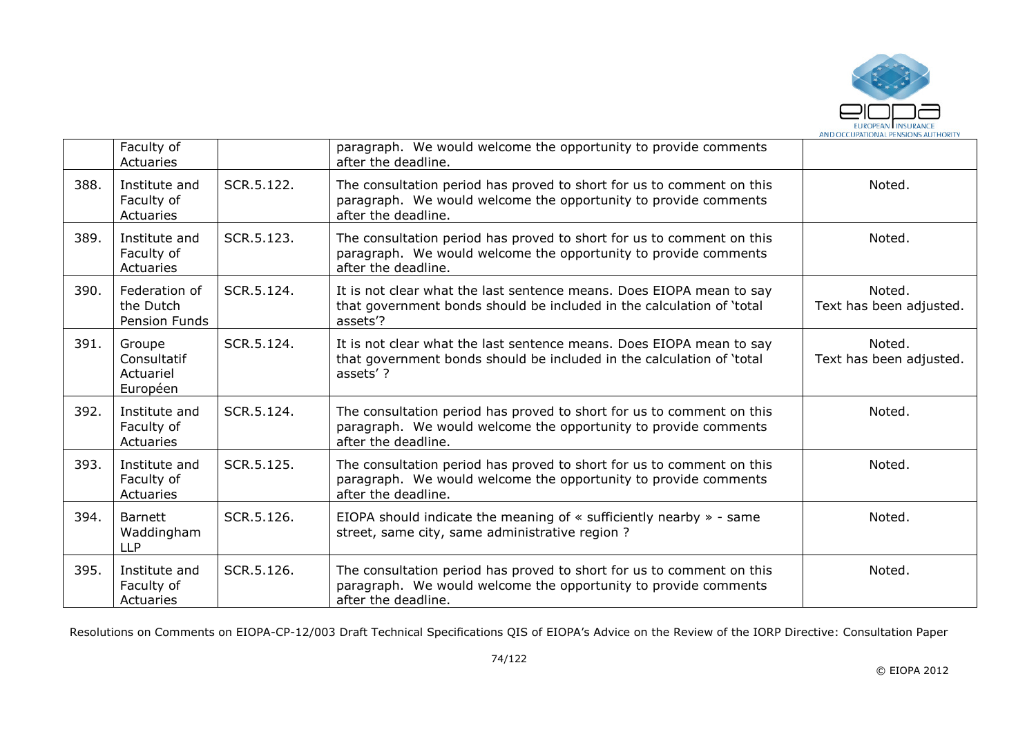|  | Faculty of Actuaries |  | paragraph. We would welcome the opportunity to provide comments after the deadline. |  |
|---|---|---|---|---|
| 388. | Institute and Faculty of Actuaries | SCR.5.122. | The consultation period has proved to short for us to comment on this paragraph. We would welcome the opportunity to provide comments after the deadline. | Noted. |
| 389. | Institute and Faculty of Actuaries | SCR.5.123. | The consultation period has proved to short for us to comment on this paragraph. We would welcome the opportunity to provide comments after the deadline. | Noted. |
| 390. | Federation of the Dutch Pension Funds | SCR.5.124. | It is not clear what the last sentence means. Does EIOPA mean to say that government bonds should be included in the calculation of 'total assets'? | Noted. Text has been adjusted. |
| 391. | Groupe Consultatif Actuariel Européen | SCR.5.124. | It is not clear what the last sentence means. Does EIOPA mean to say that government bonds should be included in the calculation of 'total assets' ? | Noted. Text has been adjusted. |
| 392. | Institute and Faculty of Actuaries | SCR.5.124. | The consultation period has proved to short for us to comment on this paragraph. We would welcome the opportunity to provide comments after the deadline. | Noted. |
| 393. | Institute and Faculty of Actuaries | SCR.5.125. | The consultation period has proved to short for us to comment on this paragraph. We would welcome the opportunity to provide comments after the deadline. | Noted. |
| 394. | Barnett Waddingham LLP | SCR.5.126. | EIOPA should indicate the meaning of « sufficiently nearby » - same street, same city, same administrative region ? | Noted. |
| 395. | Institute and Faculty of Actuaries | SCR.5.126. | The consultation period has proved to short for us to comment on this paragraph. We would welcome the opportunity to provide comments after the deadline. | Noted. |

Resolutions on Comments on EIOPA-CP-12/003 Draft Technical Specifications QIS of EIOPA's Advice on the Review of the IORP Directive: Consultation Paper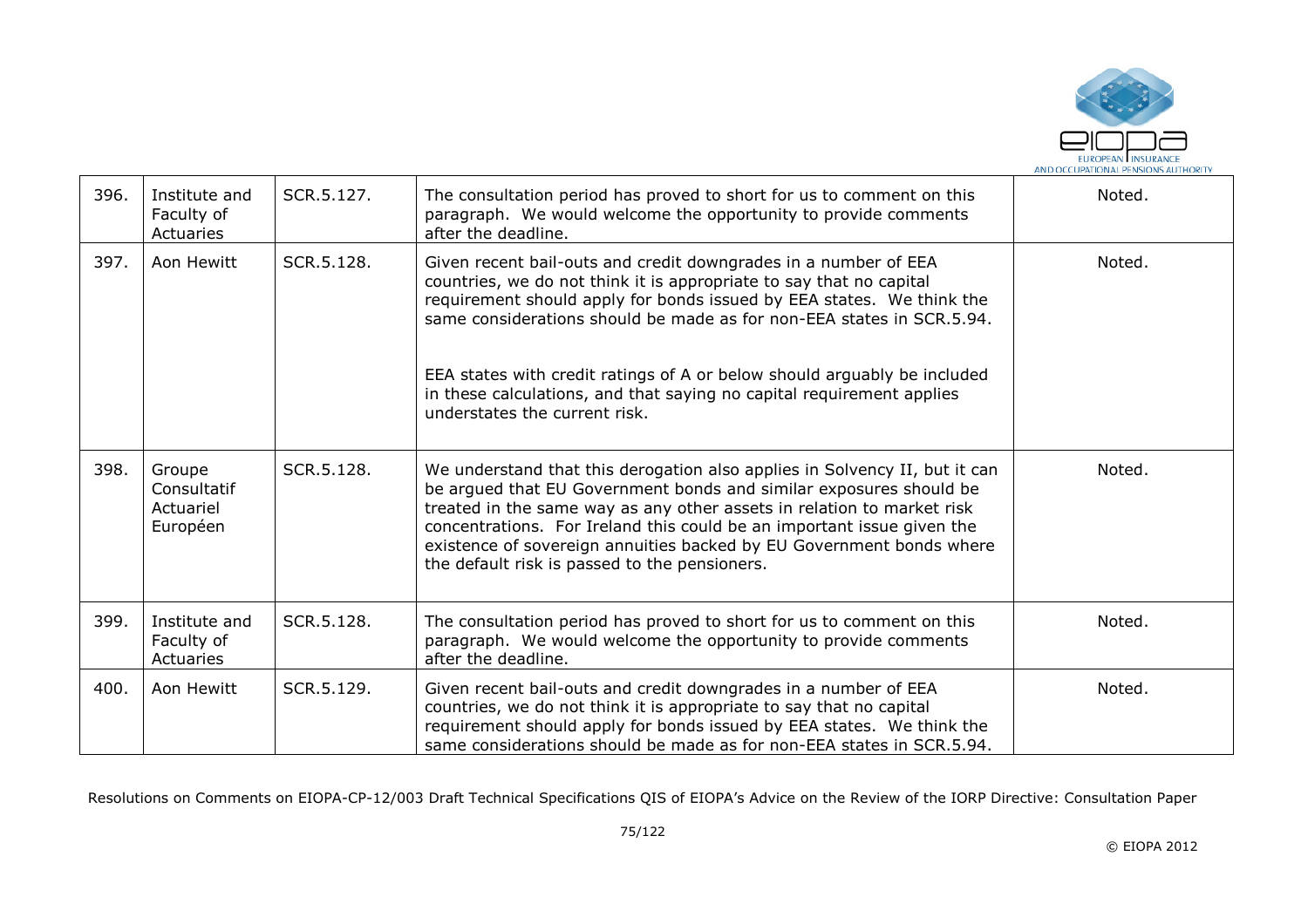| 396. | Institute and Faculty of Actuaries | SCR.5.127. | The consultation period has proved to short for us to comment on this paragraph. We would welcome the opportunity to provide comments after the deadline. | Noted. |
|---|---|---|---|---|
| 397. | Aon Hewitt | SCR.5.128. | Given recent bail-outs and credit downgrades in a number of EEA countries, we do not think it is appropriate to say that no capital requirement should apply for bonds issued by EEA states. We think the same considerations should be made as for non-EEA states in SCR.5.94.<br><br>EEA states with credit ratings of A or below should arguably be included in these calculations, and that saying no capital requirement applies understates the current risk. | Noted. |
| 398. | Groupe Consultatif Actuariel Européen | SCR.5.128. | We understand that this derogation also applies in Solvency II, but it can be argued that EU Government bonds and similar exposures should be treated in the same way as any other assets in relation to market risk concentrations. For Ireland this could be an important issue given the existence of sovereign annuities backed by EU Government bonds where the default risk is passed to the pensioners. | Noted. |
| 399. | Institute and Faculty of Actuaries | SCR.5.128. | The consultation period has proved to short for us to comment on this paragraph. We would welcome the opportunity to provide comments after the deadline. | Noted. |
| 400. | Aon Hewitt | SCR.5.129. | Given recent bail-outs and credit downgrades in a number of EEA countries, we do not think it is appropriate to say that no capital requirement should apply for bonds issued by EEA states. We think the same considerations should be made as for non-EEA states in SCR.5.94. | Noted. |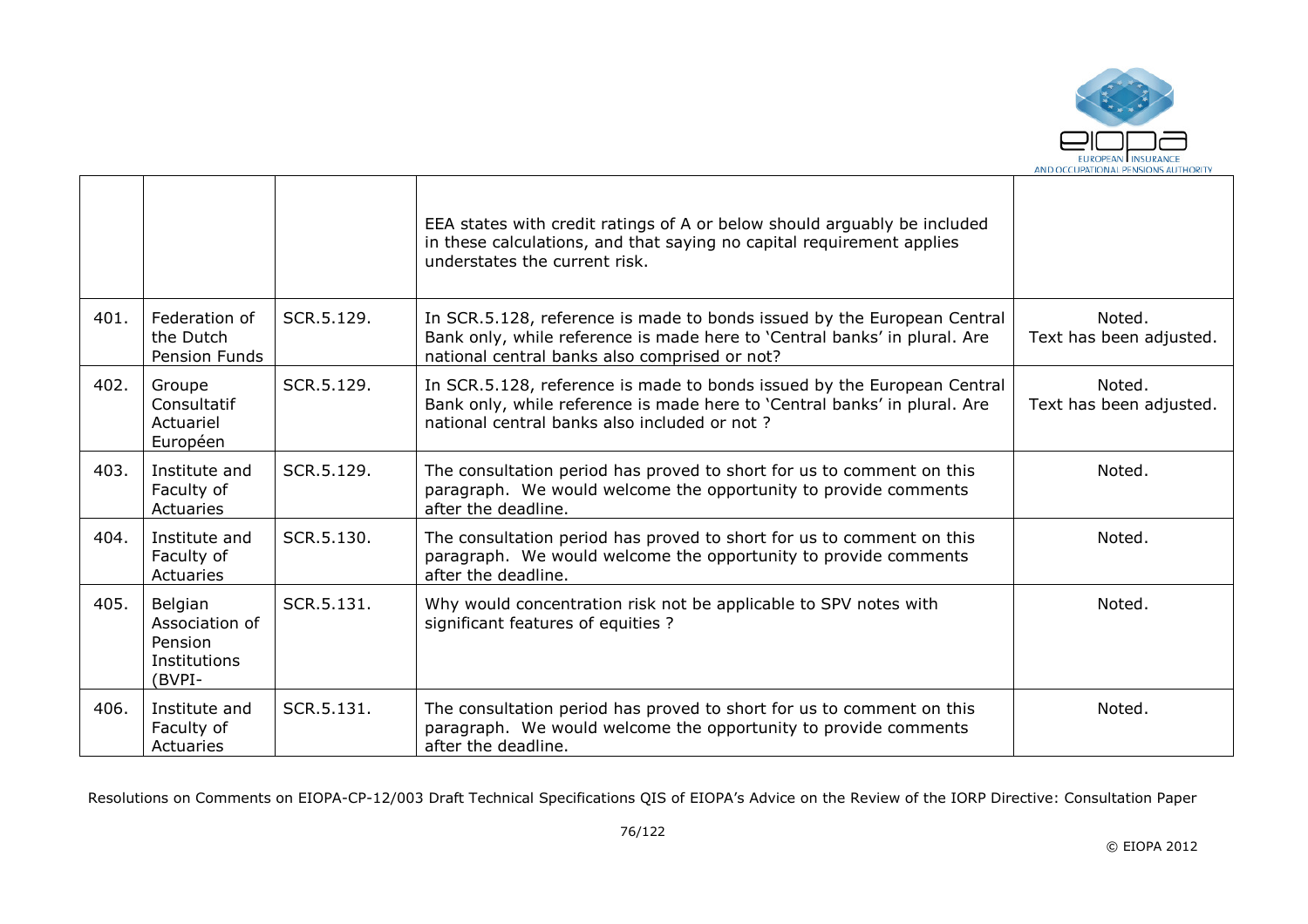| | | | | |
|---|---|---|---|---|
| | | | EEA states with credit ratings of A or below should arguably be included in these calculations, and that saying no capital requirement applies understates the current risk. | |
| 401. | Federation of the Dutch Pension Funds | SCR.5.129. | In SCR.5.128, reference is made to bonds issued by the European Central Bank only, while reference is made here to 'Central banks' in plural. Are national central banks also comprised or not? | Noted. Text has been adjusted. |
| 402. | Groupe Consultatif Actuariel Européen | SCR.5.129. | In SCR.5.128, reference is made to bonds issued by the European Central Bank only, while reference is made here to 'Central banks' in plural. Are national central banks also included or not ? | Noted. Text has been adjusted. |
| 403. | Institute and Faculty of Actuaries | SCR.5.129. | The consultation period has proved to short for us to comment on this paragraph. We would welcome the opportunity to provide comments after the deadline. | Noted. |
| 404. | Institute and Faculty of Actuaries | SCR.5.130. | The consultation period has proved to short for us to comment on this paragraph. We would welcome the opportunity to provide comments after the deadline. | Noted. |
| 405. | Belgian Association of Pension Institutions (BVPI- | SCR.5.131. | Why would concentration risk not be applicable to SPV notes with significant features of equities ? | Noted. |
| 406. | Institute and Faculty of Actuaries | SCR.5.131. | The consultation period has proved to short for us to comment on this paragraph. We would welcome the opportunity to provide comments after the deadline. | Noted. |

Resolutions on Comments on EIOPA-CP-12/003 Draft Technical Specifications QIS of EIOPA's Advice on the Review of the IORP Directive: Consultation Paper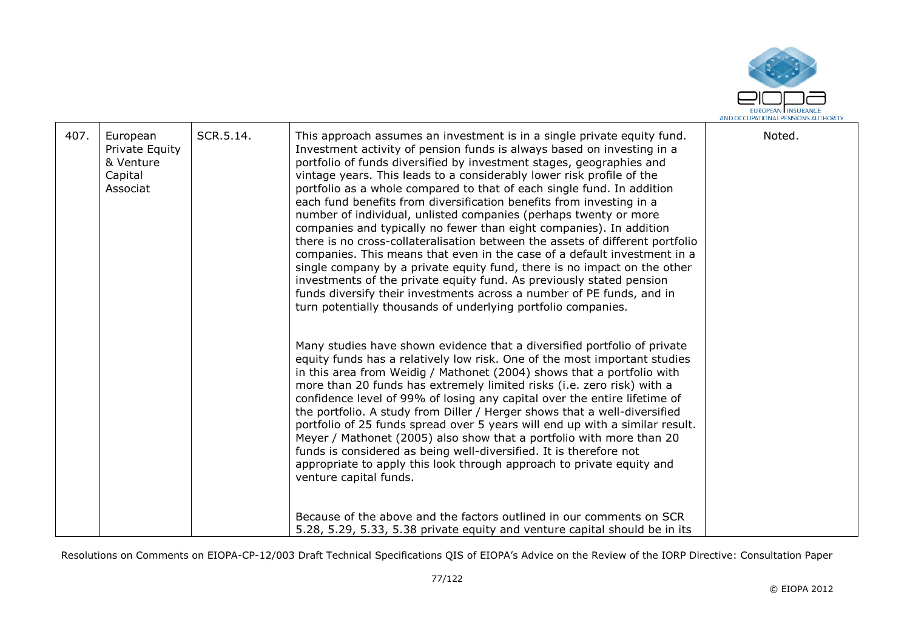| 407. | European Private Equity & Venture Capital Associat | SCR.5.14. | This approach assumes an investment is in a single private equity fund. Investment activity of pension funds is always based on investing in a portfolio of funds diversified by investment stages, geographies and vintage years. This leads to a considerably lower risk profile of the portfolio as a whole compared to that of each single fund. In addition each fund benefits from diversification benefits from investing in a number of individual, unlisted companies (perhaps twenty or more companies and typically no fewer than eight companies). In addition there is no cross-collateralisation between the assets of different portfolio companies. This means that even in the case of a default investment in a single company by a private equity fund, there is no impact on the other investments of the private equity fund. As previously stated pension funds diversify their investments across a number of PE funds, and in turn potentially thousands of underlying portfolio companies.<br><br>Many studies have shown evidence that a diversified portfolio of private equity funds has a relatively low risk. One of the most important studies in this area from Weidig / Mathonet (2004) shows that a portfolio with more than 20 funds has extremely limited risks (i.e. zero risk) with a confidence level of 99% of losing any capital over the entire lifetime of the portfolio. A study from Diller / Herger shows that a well-diversified portfolio of 25 funds spread over 5 years will end up with a similar result. Meyer / Mathonet (2005) also show that a portfolio with more than 20 funds is considered as being well-diversified. It is therefore not appropriate to apply this look through approach to private equity and venture capital funds.<br><br>Because of the above and the factors outlined in our comments on SCR 5.28, 5.29, 5.33, 5.38 private equity and venture capital should be in its | Noted. |
|---|---|---|---|---|

Resolutions on Comments on EIOPA-CP-12/003 Draft Technical Specifications QIS of EIOPA's Advice on the Review of the IORP Directive: Consultation Paper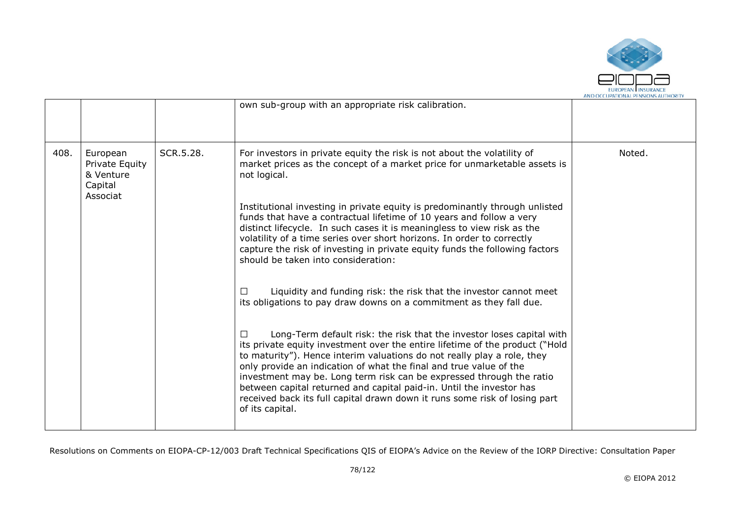|  |  |  | own sub-group with an appropriate risk calibration. |  |
|---|---|---|---|---|
| 408. | European Private Equity & Venture Capital Associat | SCR.5.28. | For investors in private equity the risk is not about the volatility of market prices as the concept of a market price for unmarketable assets is not logical.<br><br>Institutional investing in private equity is predominantly through unlisted funds that have a contractual lifetime of 10 years and follow a very distinct lifecycle. In such cases it is meaningless to view risk as the volatility of a time series over short horizons. In order to correctly capture the risk of investing in private equity funds the following factors should be taken into consideration:<br><br>☐ Liquidity and funding risk: the risk that the investor cannot meet its obligations to pay draw downs on a commitment as they fall due.<br><br>☐ Long-Term default risk: the risk that the investor loses capital with its private equity investment over the entire lifetime of the product ("Hold to maturity"). Hence interim valuations do not really play a role, they only provide an indication of what the final and true value of the investment may be. Long term risk can be expressed through the ratio between capital returned and capital paid-in. Until the investor has received back its full capital drawn down it runs some risk of losing part of its capital. | Noted. |

Resolutions on Comments on EIOPA-CP-12/003 Draft Technical Specifications QIS of EIOPA's Advice on the Review of the IORP Directive: Consultation Paper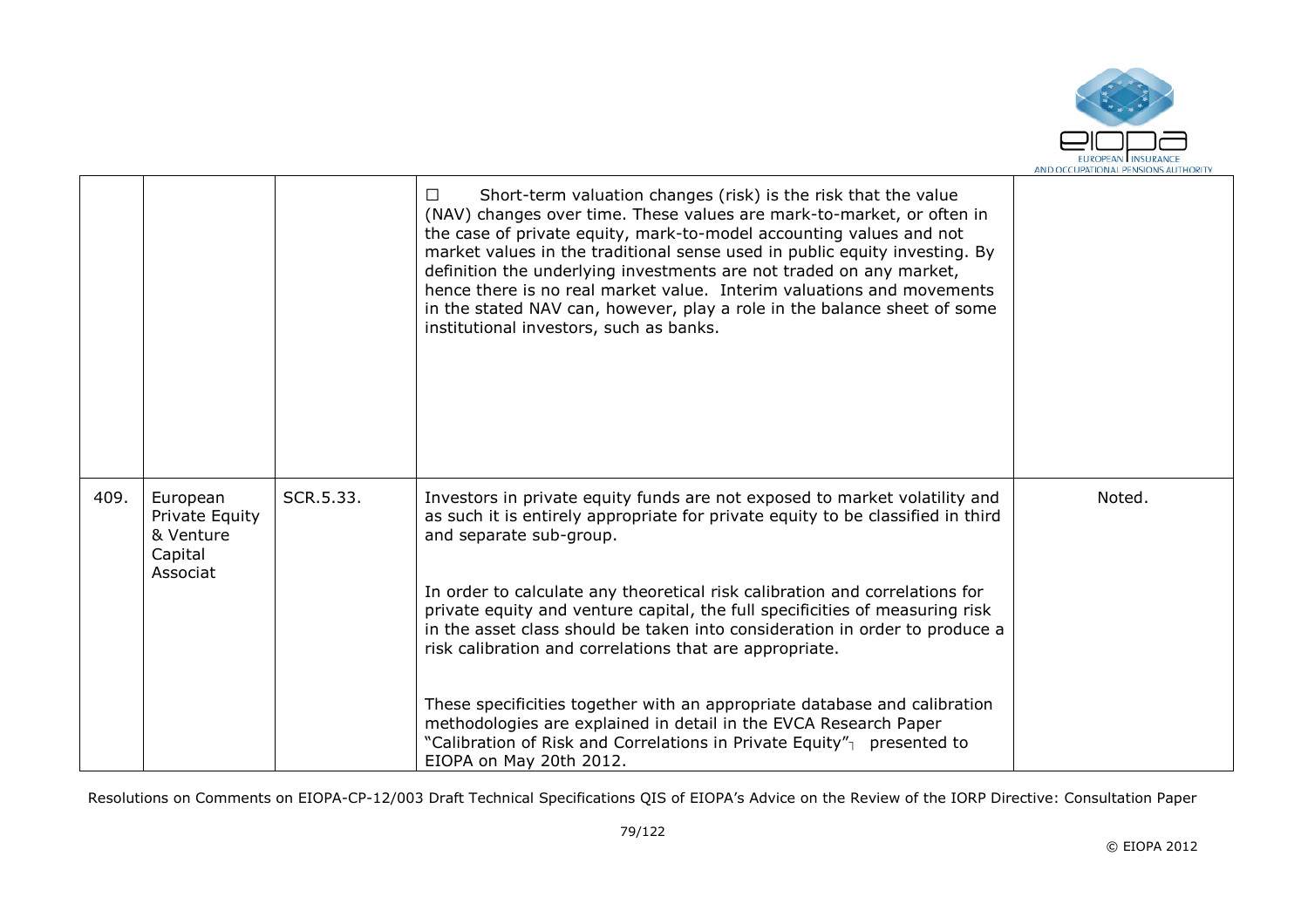| | | | | |
|---|---|---|---|---|
| | | | ☐ Short-term valuation changes (risk) is the risk that the value (NAV) changes over time. These values are mark-to-market, or often in the case of private equity, mark-to-model accounting values and not market values in the traditional sense used in public equity investing. By definition the underlying investments are not traded on any market, hence there is no real market value. Interim valuations and movements in the stated NAV can, however, play a role in the balance sheet of some institutional investors, such as banks. | |
| 409. | European Private Equity & Venture Capital Associat | SCR.5.33. | Investors in private equity funds are not exposed to market volatility and as such it is entirely appropriate for private equity to be classified in third and separate sub-group.<br><br>In order to calculate any theoretical risk calibration and correlations for private equity and venture capital, the full specificities of measuring risk in the asset class should be taken into consideration in order to produce a risk calibration and correlations that are appropriate.<br><br>These specificities together with an appropriate database and calibration methodologies are explained in detail in the EVCA Research Paper "Calibration of Risk and Correlations in Private Equity"┐ presented to EIOPA on May 20th 2012. | Noted. |

Resolutions on Comments on EIOPA-CP-12/003 Draft Technical Specifications QIS of EIOPA's Advice on the Review of the IORP Directive: Consultation Paper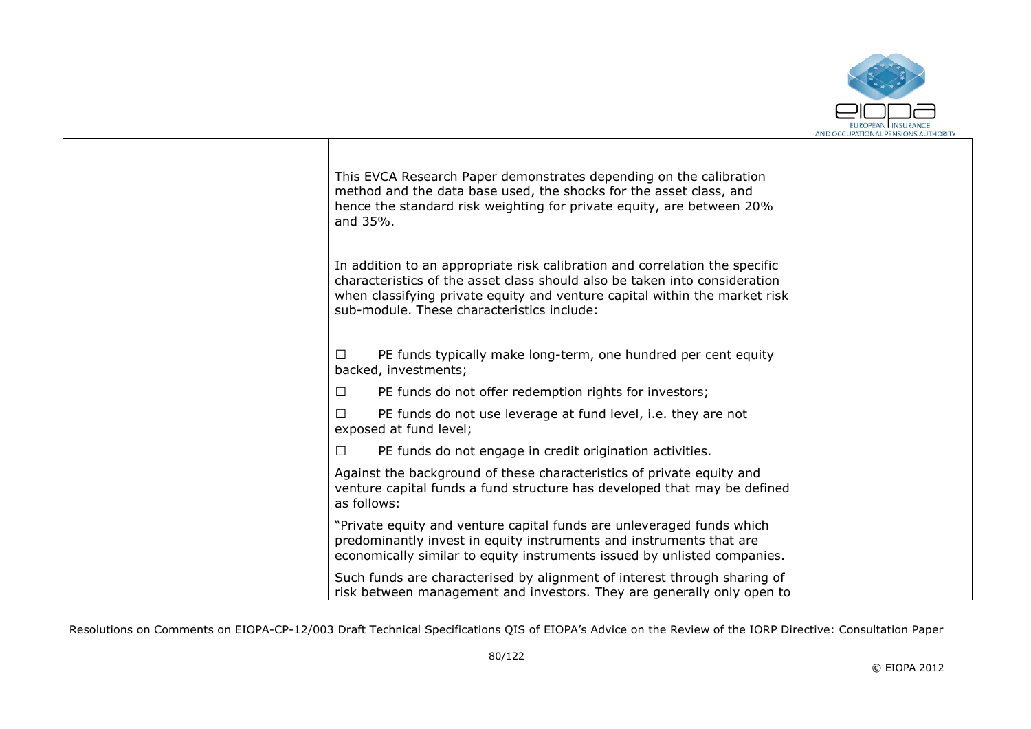| | | | | |
|---|---|---|---|---|
| | | | This EVCA Research Paper demonstrates depending on the calibration method and the data base used, the shocks for the asset class, and hence the standard risk weighting for private equity, are between 20% and 35%.<br><br>In addition to an appropriate risk calibration and correlation the specific characteristics of the asset class should also be taken into consideration when classifying private equity and venture capital within the market risk sub-module. These characteristics include:<br><br>☐ PE funds typically make long-term, one hundred per cent equity backed, investments;<br>☐ PE funds do not offer redemption rights for investors;<br>☐ PE funds do not use leverage at fund level, i.e. they are not exposed at fund level;<br>☐ PE funds do not engage in credit origination activities.<br><br>Against the background of these characteristics of private equity and venture capital funds a fund structure has developed that may be defined as follows:<br><br>"Private equity and venture capital funds are unleveraged funds which predominantly invest in equity instruments and instruments that are economically similar to equity instruments issued by unlisted companies.<br><br>Such funds are characterised by alignment of interest through sharing of risk between management and investors. They are generally only open to | |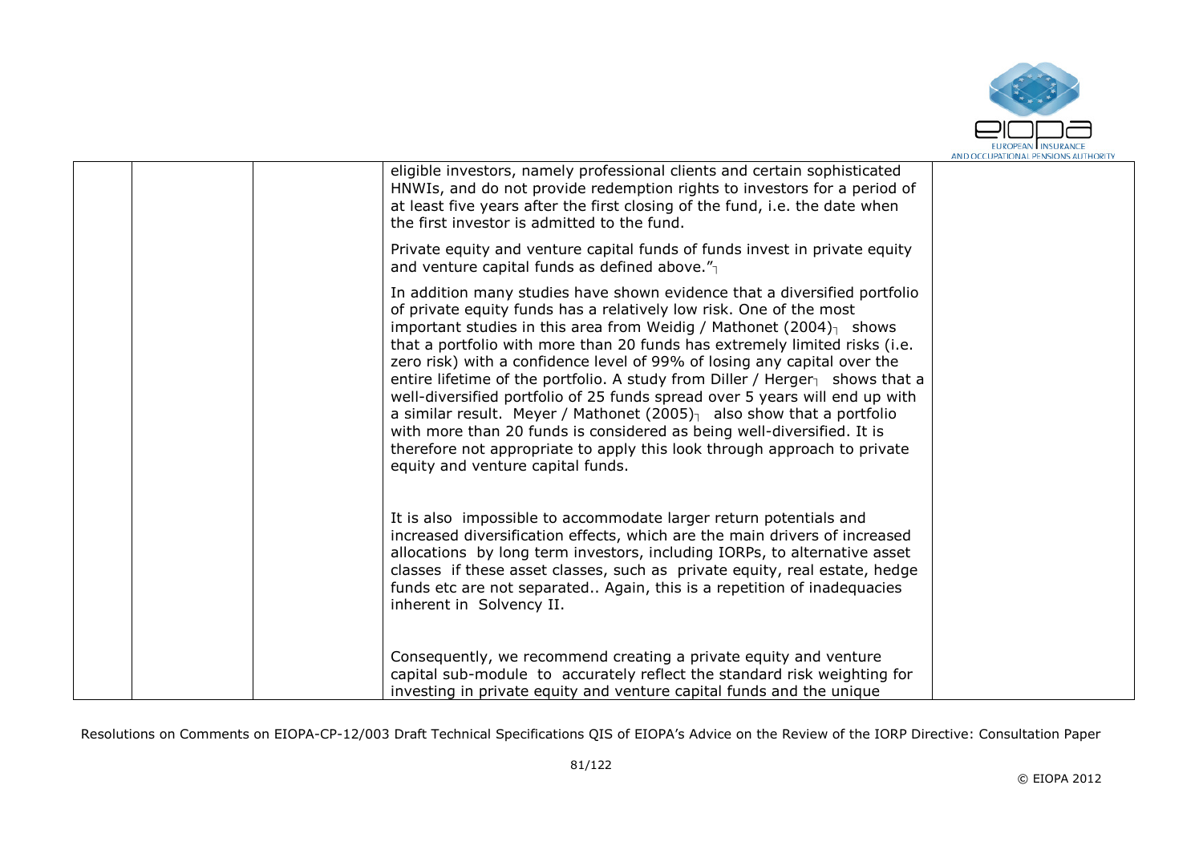| | | | | |
|---|---|---|---|---|
| | | | eligible investors, namely professional clients and certain sophisticated HNWIs, and do not provide redemption rights to investors for a period of at least five years after the first closing of the fund, i.e. the date when the first investor is admitted to the fund.<br><br>Private equity and venture capital funds of funds invest in private equity and venture capital funds as defined above."┐<br><br>In addition many studies have shown evidence that a diversified portfolio of private equity funds has a relatively low risk. One of the most important studies in this area from Weidig / Mathonet (2004)┐ shows that a portfolio with more than 20 funds has extremely limited risks (i.e. zero risk) with a confidence level of 99% of losing any capital over the entire lifetime of the portfolio. A study from Diller / Herger┐ shows that a well-diversified portfolio of 25 funds spread over 5 years will end up with a similar result. Meyer / Mathonet (2005)┐ also show that a portfolio with more than 20 funds is considered as being well-diversified. It is therefore not appropriate to apply this look through approach to private equity and venture capital funds.<br><br>It is also impossible to accommodate larger return potentials and increased diversification effects, which are the main drivers of increased allocations by long term investors, including IORPs, to alternative asset classes if these asset classes, such as private equity, real estate, hedge funds etc are not separated.. Again, this is a repetition of inadequacies inherent in Solvency II.<br><br>Consequently, we recommend creating a private equity and venture capital sub-module to accurately reflect the standard risk weighting for investing in private equity and venture capital funds and the unique | |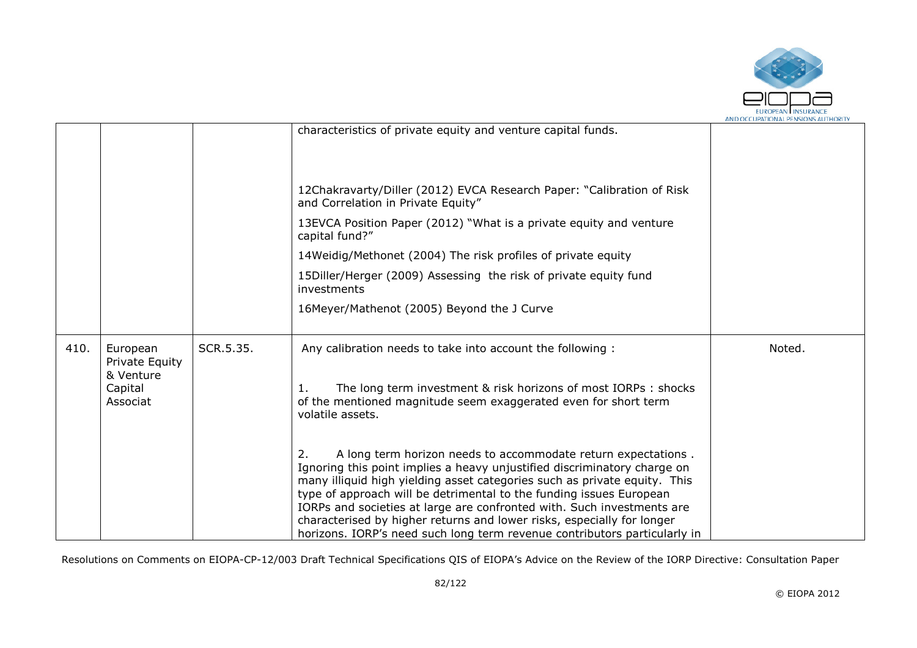|  |  |  |  |  |
|---|---|---|---|---|
|  |  |  | characteristics of private equity and venture capital funds.<br><br>12Chakravarty/Diller (2012) EVCA Research Paper: "Calibration of Risk and Correlation in Private Equity"<br><br>13EVCA Position Paper (2012) "What is a private equity and venture capital fund?"<br><br>14Weidig/Methonet (2004) The risk profiles of private equity<br><br>15Diller/Herger (2009) Assessing the risk of private equity fund investments<br><br>16Meyer/Mathenot (2005) Beyond the J Curve |  |
| 410. | European Private Equity & Venture Capital Associat | SCR.5.35. | Any calibration needs to take into account the following :<br><br>1. The long term investment & risk horizons of most IORPs : shocks of the mentioned magnitude seem exaggerated even for short term volatile assets.<br><br>2. A long term horizon needs to accommodate return expectations . Ignoring this point implies a heavy unjustified discriminatory charge on many illiquid high yielding asset categories such as private equity. This type of approach will be detrimental to the funding issues European IORPs and societies at large are confronted with. Such investments are characterised by higher returns and lower risks, especially for longer horizons. IORP's need such long term revenue contributors particularly in | Noted. |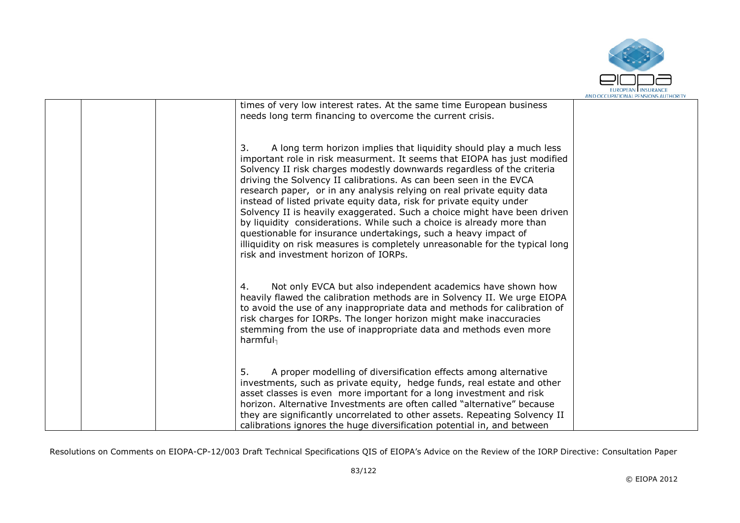| | | | times of very low interest rates. At the same time European business needs long term financing to overcome the current crisis.<br><br>3. A long term horizon implies that liquidity should play a much less important role in risk measurment. It seems that EIOPA has just modified Solvency II risk charges modestly downwards regardless of the criteria driving the Solvency II calibrations. As can been seen in the EVCA research paper, or in any analysis relying on real private equity data instead of listed private equity data, risk for private equity under Solvency II is heavily exaggerated. Such a choice might have been driven by liquidity considerations. While such a choice is already more than questionable for insurance undertakings, such a heavy impact of illiquidity on risk measures is completely unreasonable for the typical long risk and investment horizon of IORPs.<br><br>4. Not only EVCA but also independent academics have shown how heavily flawed the calibration methods are in Solvency II. We urge EIOPA to avoid the use of any inappropriate data and methods for calibration of risk charges for IORPs. The longer horizon might make inaccuracies stemming from the use of inappropriate data and methods even more harmful.<br><br>5. A proper modelling of diversification effects among alternative investments, such as private equity, hedge funds, real estate and other asset classes is even more important for a long investment and risk horizon. Alternative Investments are often called "alternative" because they are significantly uncorrelated to other assets. Repeating Solvency II calibrations ignores the huge diversification potential in, and between | |
|---|---|---|---|---|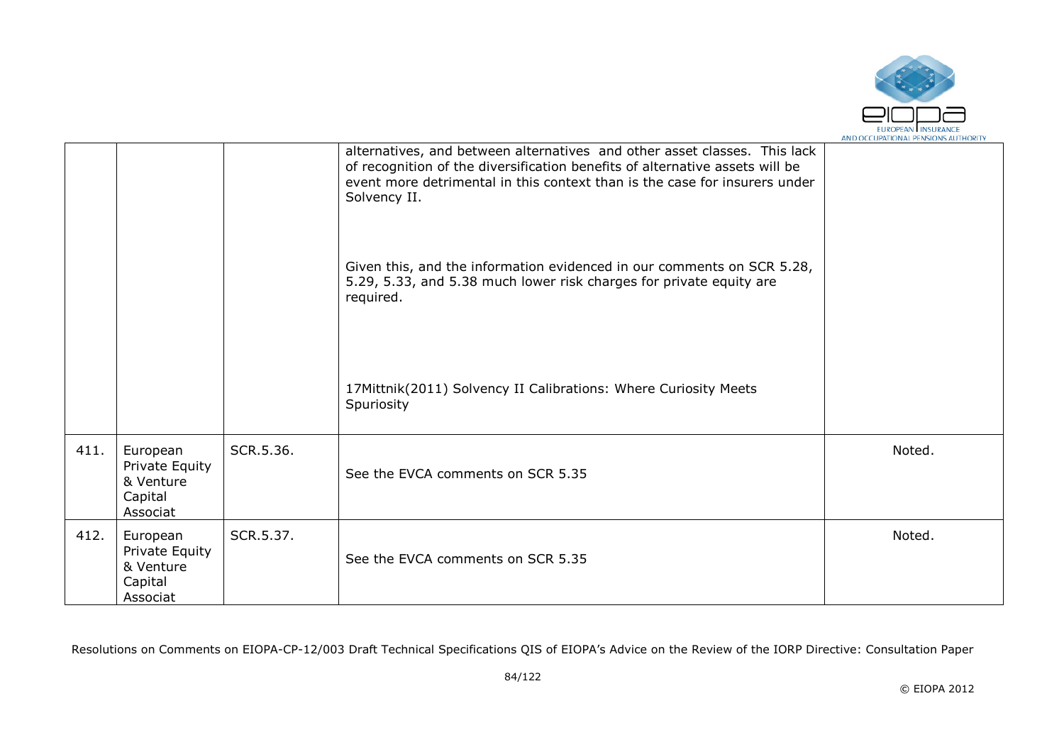|  |  |  |  |  |
|---|---|---|---|---|
|  |  |  | alternatives, and between alternatives and other asset classes. This lack of recognition of the diversification benefits of alternative assets will be event more detrimental in this context than is the case for insurers under Solvency II.<br><br>Given this, and the information evidenced in our comments on SCR 5.28, 5.29, 5.33, and 5.38 much lower risk charges for private equity are required.<br><br>17Mittnik(2011) Solvency II Calibrations: Where Curiosity Meets Spuriosity |  |
| 411. | European Private Equity & Venture Capital Associat | SCR.5.36. | See the EVCA comments on SCR 5.35 | Noted. |
| 412. | European Private Equity & Venture Capital Associat | SCR.5.37. | See the EVCA comments on SCR 5.35 | Noted. |

Resolutions on Comments on EIOPA-CP-12/003 Draft Technical Specifications QIS of EIOPA's Advice on the Review of the IORP Directive: Consultation Paper

© EIOPA 2012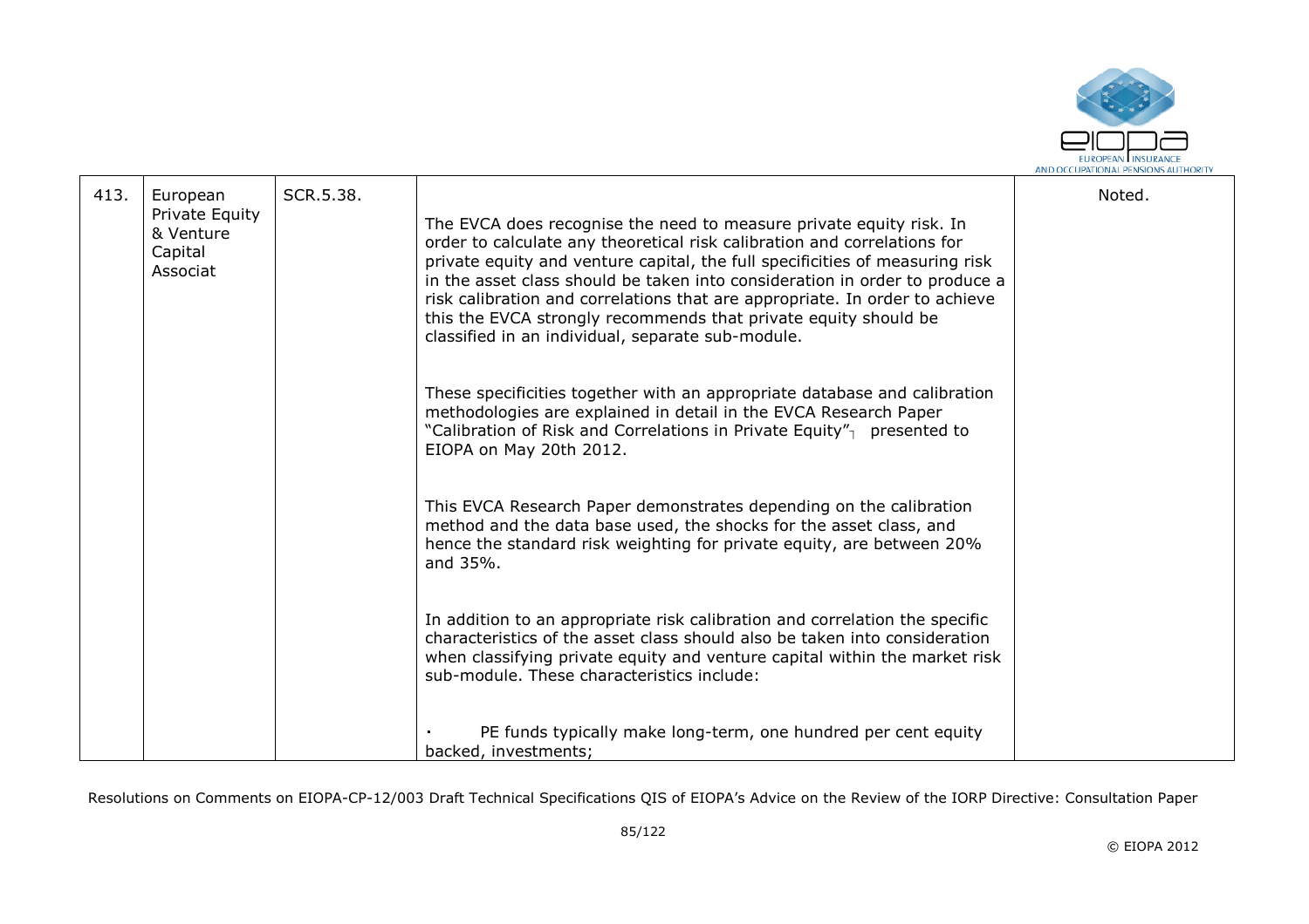| 413. | European Private Equity & Venture Capital Associat | SCR.5.38. | The EVCA does recognise the need to measure private equity risk. In order to calculate any theoretical risk calibration and correlations for private equity and venture capital, the full specificities of measuring risk in the asset class should be taken into consideration in order to produce a risk calibration and correlations that are appropriate. In order to achieve this the EVCA strongly recommends that private equity should be classified in an individual, separate sub-module.<br><br>These specificities together with an appropriate database and calibration methodologies are explained in detail in the EVCA Research Paper "Calibration of Risk and Correlations in Private Equity"[1] presented to EIOPA on May 20th 2012.<br><br>This EVCA Research Paper demonstrates depending on the calibration method and the data base used, the shocks for the asset class, and hence the standard risk weighting for private equity, are between 20% and 35%.<br><br>In addition to an appropriate risk calibration and correlation the specific characteristics of the asset class should also be taken into consideration when classifying private equity and venture capital within the market risk sub-module. These characteristics include:<br><br>· PE funds typically make long-term, one hundred per cent equity backed, investments; | Noted. |
|---|---|---|---|---|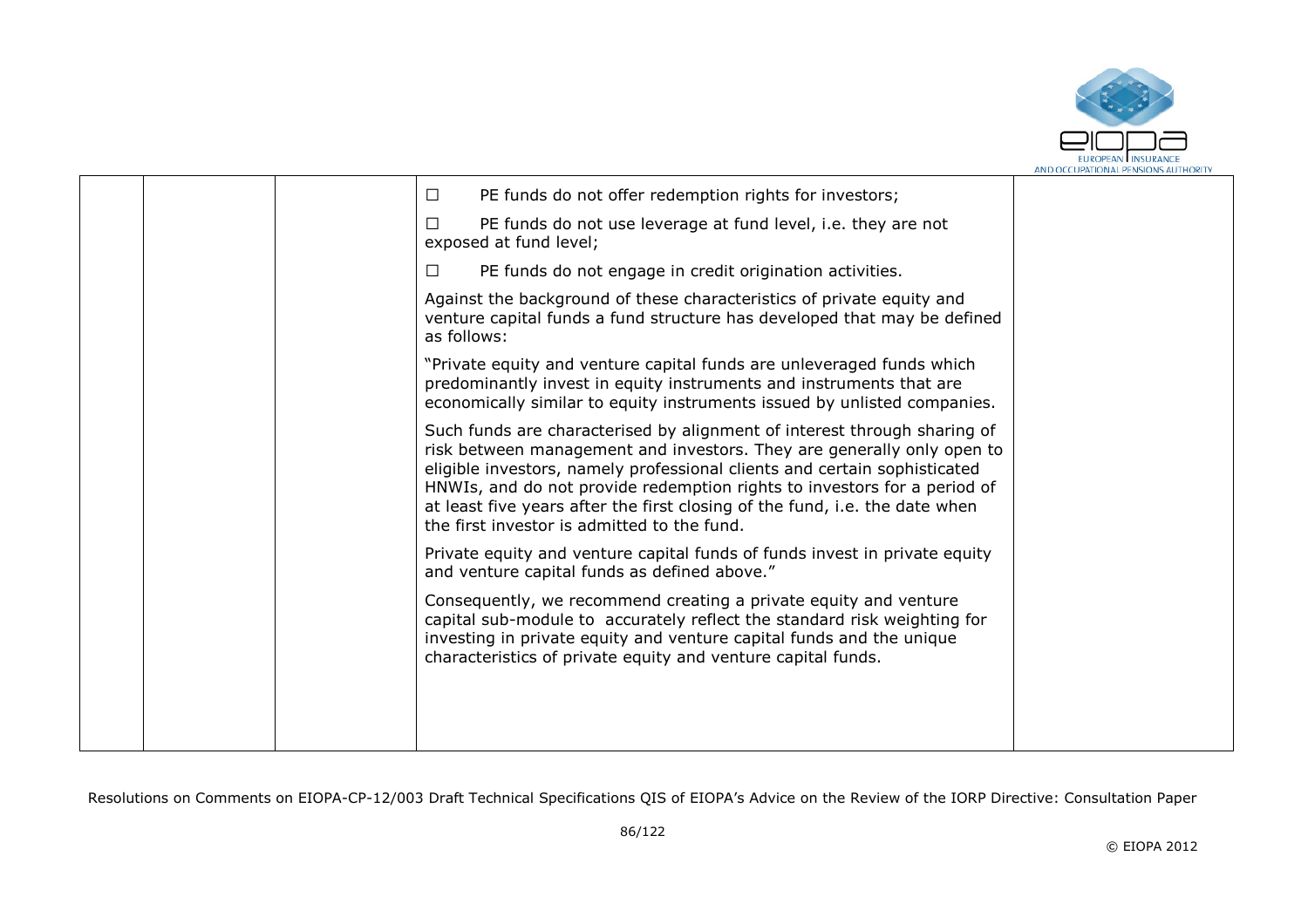|  |  |  | ☐ PE funds do not offer redemption rights for investors;<br><br>☐ PE funds do not use leverage at fund level, i.e. they are not exposed at fund level;<br><br>☐ PE funds do not engage in credit origination activities.<br><br>Against the background of these characteristics of private equity and venture capital funds a fund structure has developed that may be defined as follows:<br><br>"Private equity and venture capital funds are unleveraged funds which predominantly invest in equity instruments and instruments that are economically similar to equity instruments issued by unlisted companies.<br><br>Such funds are characterised by alignment of interest through sharing of risk between management and investors. They are generally only open to eligible investors, namely professional clients and certain sophisticated HNWIs, and do not provide redemption rights to investors for a period of at least five years after the first closing of the fund, i.e. the date when the first investor is admitted to the fund.<br><br>Private equity and venture capital funds of funds invest in private equity and venture capital funds as defined above."<br><br>Consequently, we recommend creating a private equity and venture capital sub-module to accurately reflect the standard risk weighting for investing in private equity and venture capital funds and the unique characteristics of private equity and venture capital funds. |  |
|---|---|---|---|---|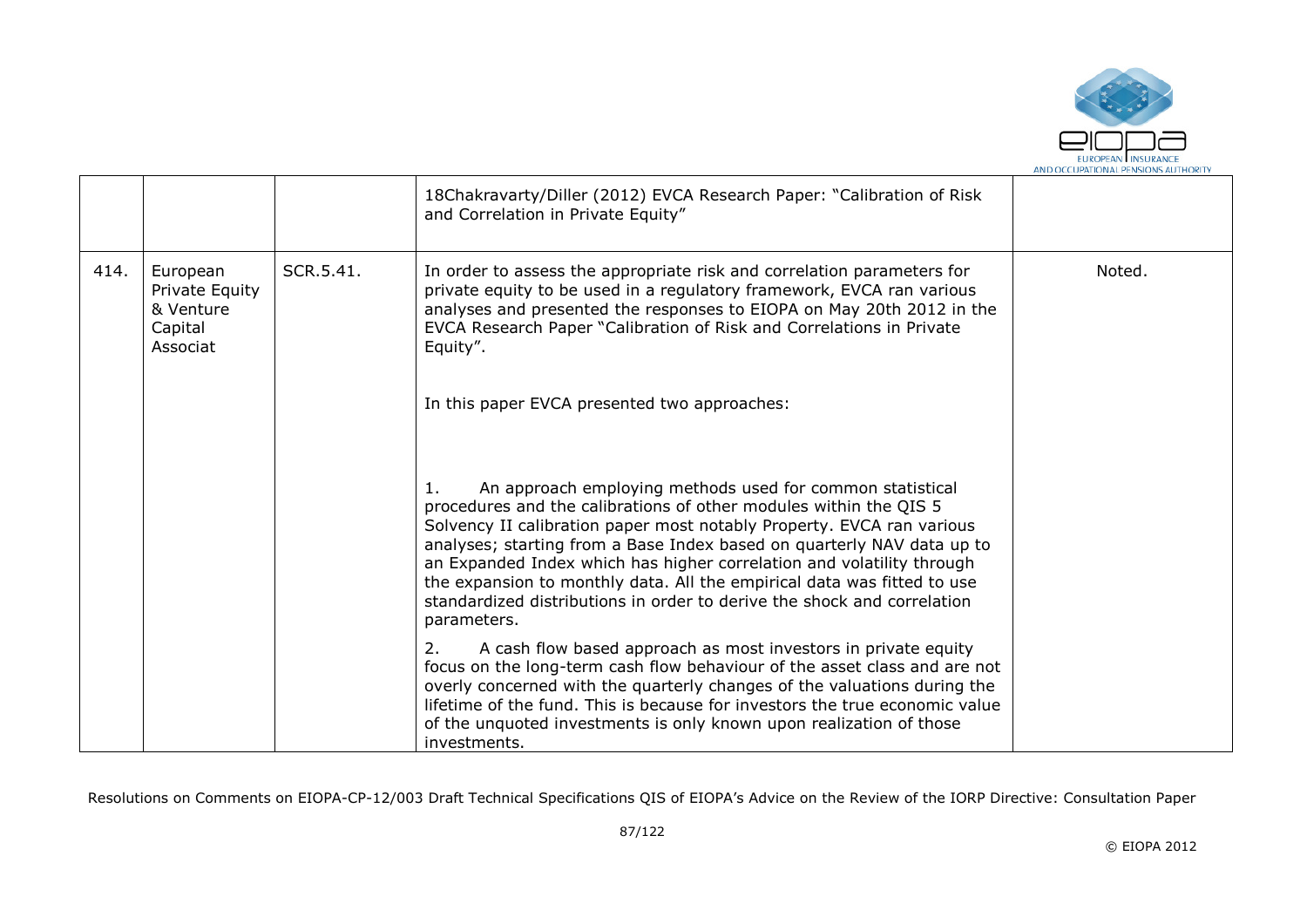|  |  |  | 18Chakravarty/Diller (2012) EVCA Research Paper: "Calibration of Risk and Correlation in Private Equity" |  |
|---|---|---|---|---|
| 414. | European Private Equity & Venture Capital Associat | SCR.5.41. | In order to assess the appropriate risk and correlation parameters for private equity to be used in a regulatory framework, EVCA ran various analyses and presented the responses to EIOPA on May 20th 2012 in the EVCA Research Paper "Calibration of Risk and Correlations in Private Equity".<br><br>In this paper EVCA presented two approaches:<br><br>1. An approach employing methods used for common statistical procedures and the calibrations of other modules within the QIS 5 Solvency II calibration paper most notably Property. EVCA ran various analyses; starting from a Base Index based on quarterly NAV data up to an Expanded Index which has higher correlation and volatility through the expansion to monthly data. All the empirical data was fitted to use standardized distributions in order to derive the shock and correlation parameters.<br><br>2. A cash flow based approach as most investors in private equity focus on the long-term cash flow behaviour of the asset class and are not overly concerned with the quarterly changes of the valuations during the lifetime of the fund. This is because for investors the true economic value of the unquoted investments is only known upon realization of those investments. | Noted. |

Resolutions on Comments on EIOPA-CP-12/003 Draft Technical Specifications QIS of EIOPA's Advice on the Review of the IORP Directive: Consultation Paper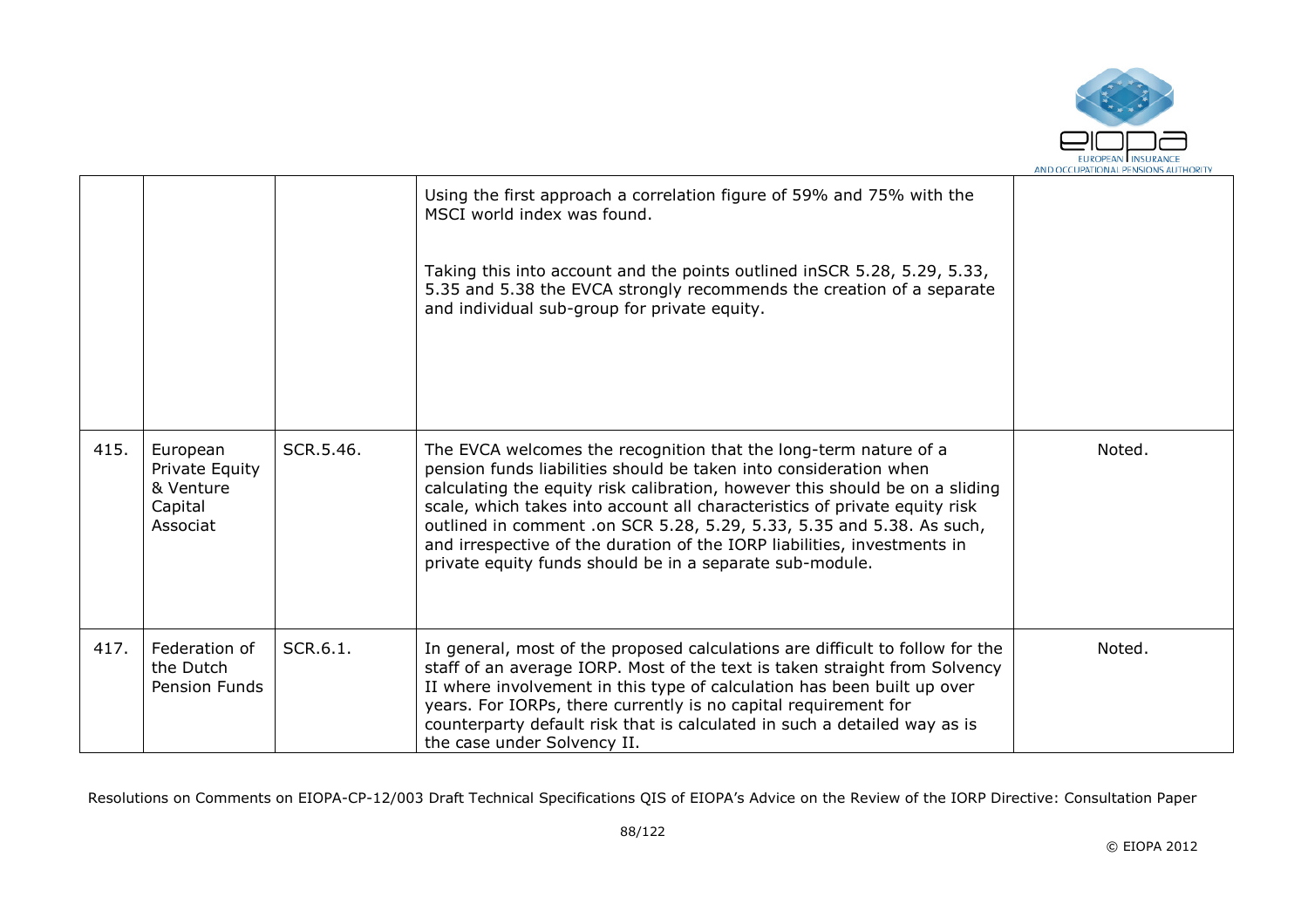| | | | | |
|---|---|---|---|---|
| | | | Using the first approach a correlation figure of 59% and 75% with the MSCI world index was found.<br><br>Taking this into account and the points outlined inSCR 5.28, 5.29, 5.33, 5.35 and 5.38 the EVCA strongly recommends the creation of a separate and individual sub-group for private equity. | |
| 415. | European Private Equity & Venture Capital Associat | SCR.5.46. | The EVCA welcomes the recognition that the long-term nature of a pension funds liabilities should be taken into consideration when calculating the equity risk calibration, however this should be on a sliding scale, which takes into account all characteristics of private equity risk outlined in comment .on SCR 5.28, 5.29, 5.33, 5.35 and 5.38. As such, and irrespective of the duration of the IORP liabilities, investments in private equity funds should be in a separate sub-module. | Noted. |
| 417. | Federation of the Dutch Pension Funds | SCR.6.1. | In general, most of the proposed calculations are difficult to follow for the staff of an average IORP. Most of the text is taken straight from Solvency II where involvement in this type of calculation has been built up over years. For IORPs, there currently is no capital requirement for counterparty default risk that is calculated in such a detailed way as is the case under Solvency II. | Noted. |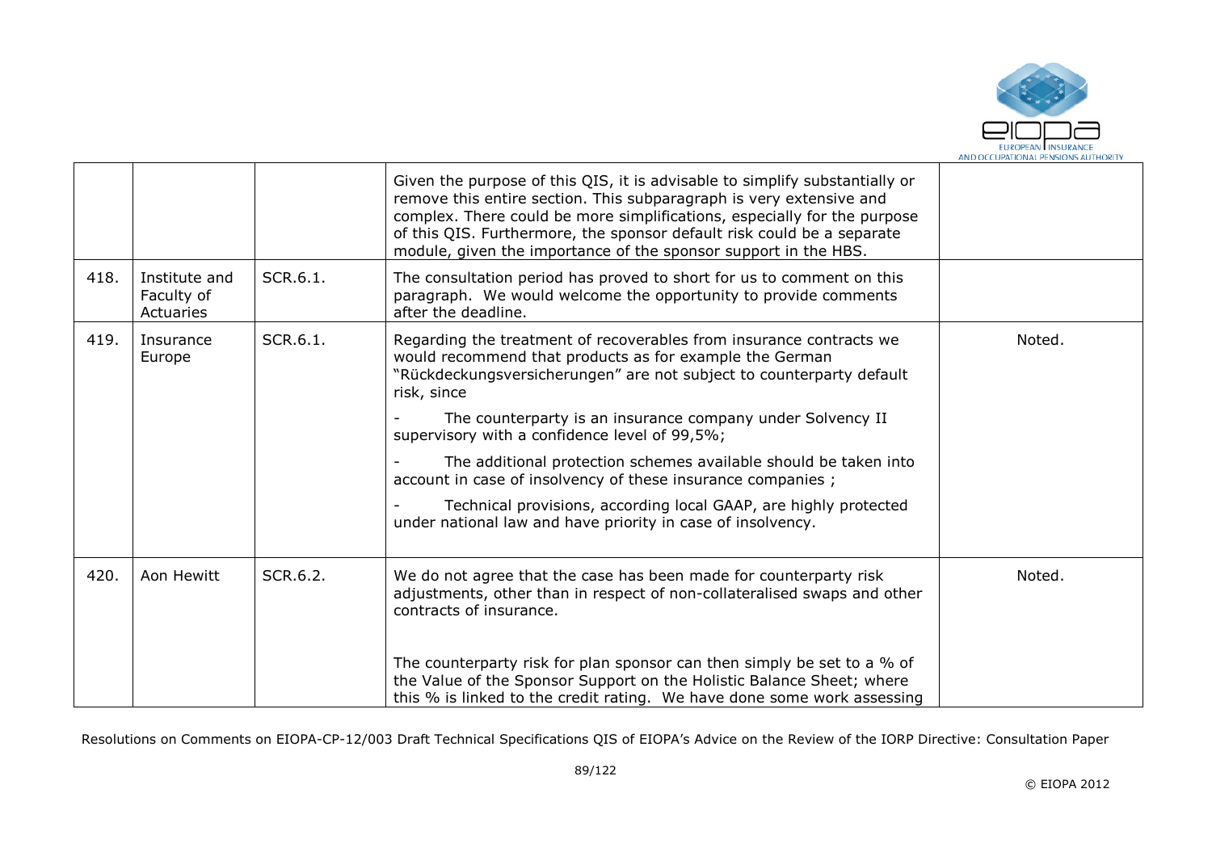|  |  |  |  |  |
|---|---|---|---|---|
|  |  |  | Given the purpose of this QIS, it is advisable to simplify substantially or remove this entire section. This subparagraph is very extensive and complex. There could be more simplifications, especially for the purpose of this QIS. Furthermore, the sponsor default risk could be a separate module, given the importance of the sponsor support in the HBS. |  |
| 418. | Institute and Faculty of Actuaries | SCR.6.1. | The consultation period has proved to short for us to comment on this paragraph. We would welcome the opportunity to provide comments after the deadline. |  |
| 419. | Insurance Europe | SCR.6.1. | Regarding the treatment of recoverables from insurance contracts we would recommend that products as for example the German "Rückdeckungsversicherungen" are not subject to counterparty default risk, since<br><br>- The counterparty is an insurance company under Solvency II supervisory with a confidence level of 99,5%;<br><br>- The additional protection schemes available should be taken into account in case of insolvency of these insurance companies ;<br><br>- Technical provisions, according local GAAP, are highly protected under national law and have priority in case of insolvency. | Noted. |
| 420. | Aon Hewitt | SCR.6.2. | We do not agree that the case has been made for counterparty risk adjustments, other than in respect of non-collateralised swaps and other contracts of insurance.<br><br>The counterparty risk for plan sponsor can then simply be set to a % of the Value of the Sponsor Support on the Holistic Balance Sheet; where this % is linked to the credit rating. We have done some work assessing | Noted. |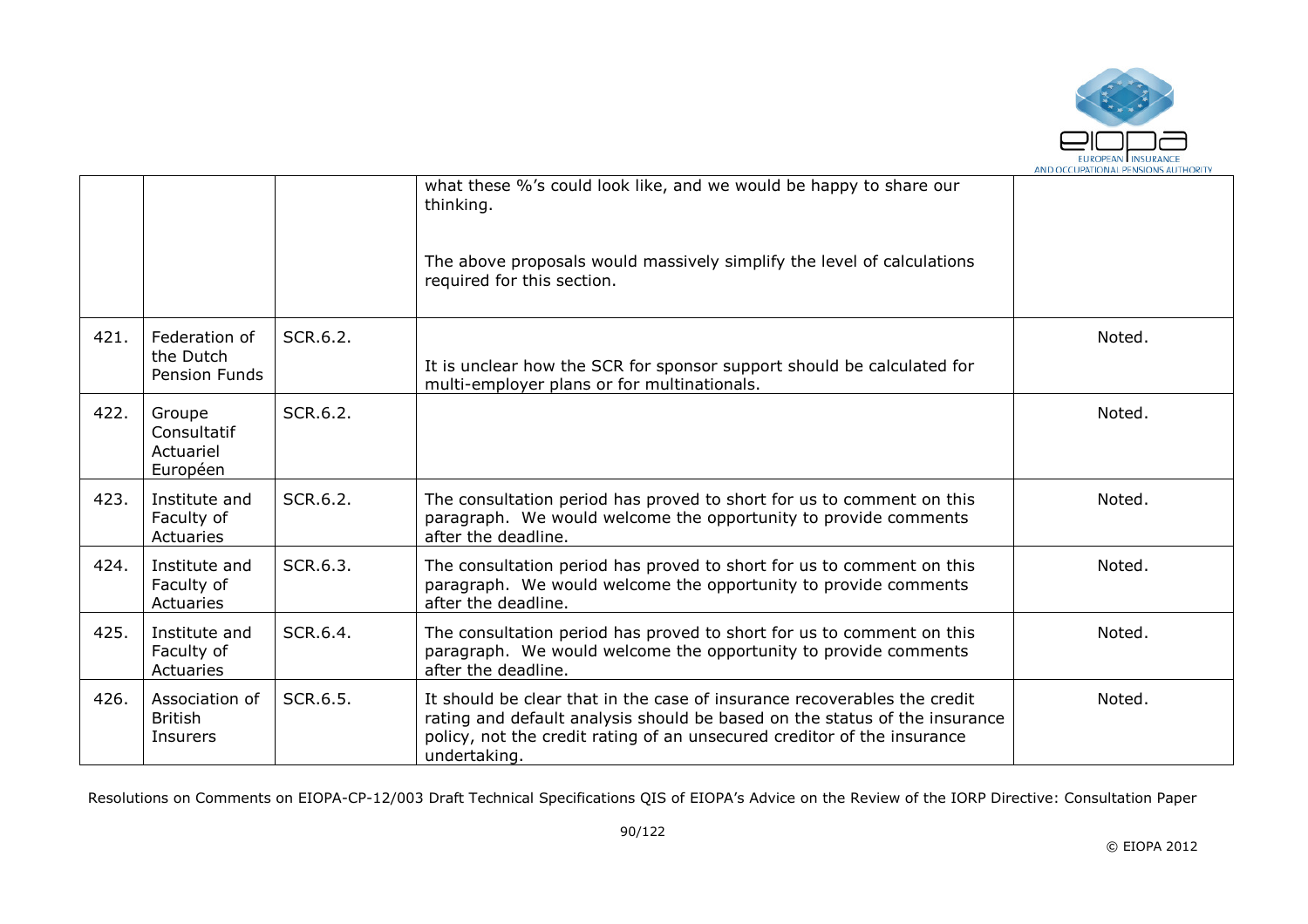| | | | | |
|---|---|---|---|---|
| | | | what these %'s could look like, and we would be happy to share our thinking.<br><br>The above proposals would massively simplify the level of calculations required for this section. | |
| 421. | Federation of the Dutch Pension Funds | SCR.6.2. | It is unclear how the SCR for sponsor support should be calculated for multi-employer plans or for multinationals. | Noted. |
| 422. | Groupe Consultatif Actuariel Européen | SCR.6.2. | | Noted. |
| 423. | Institute and Faculty of Actuaries | SCR.6.2. | The consultation period has proved to short for us to comment on this paragraph. We would welcome the opportunity to provide comments after the deadline. | Noted. |
| 424. | Institute and Faculty of Actuaries | SCR.6.3. | The consultation period has proved to short for us to comment on this paragraph. We would welcome the opportunity to provide comments after the deadline. | Noted. |
| 425. | Institute and Faculty of Actuaries | SCR.6.4. | The consultation period has proved to short for us to comment on this paragraph. We would welcome the opportunity to provide comments after the deadline. | Noted. |
| 426. | Association of British Insurers | SCR.6.5. | It should be clear that in the case of insurance recoverables the credit rating and default analysis should be based on the status of the insurance policy, not the credit rating of an unsecured creditor of the insurance undertaking. | Noted. |

Resolutions on Comments on EIOPA-CP-12/003 Draft Technical Specifications QIS of EIOPA's Advice on the Review of the IORP Directive: Consultation Paper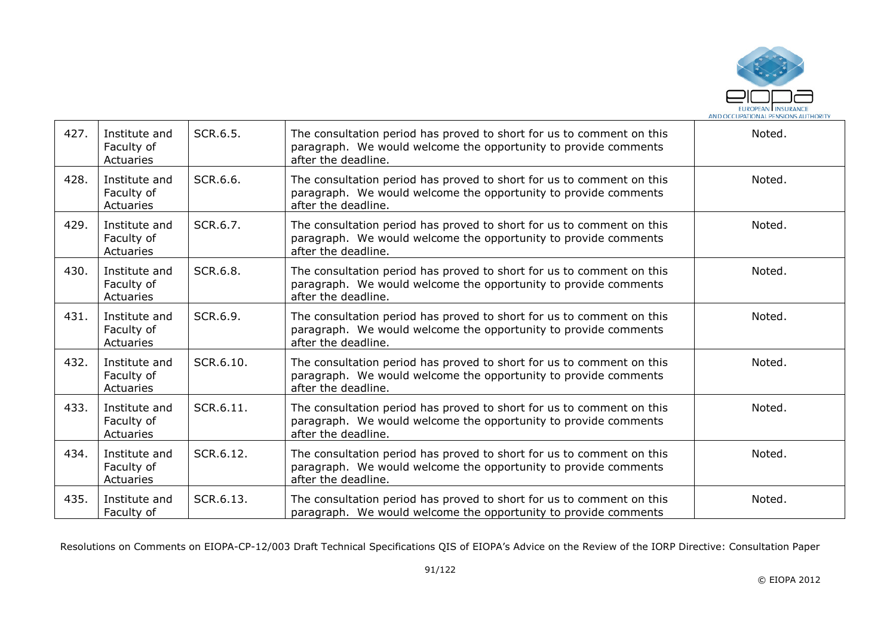| 427. | Institute and Faculty of Actuaries | SCR.6.5. | The consultation period has proved to short for us to comment on this paragraph. We would welcome the opportunity to provide comments after the deadline. | Noted. |
|---|---|---|---|---|
| 428. | Institute and Faculty of Actuaries | SCR.6.6. | The consultation period has proved to short for us to comment on this paragraph. We would welcome the opportunity to provide comments after the deadline. | Noted. |
| 429. | Institute and Faculty of Actuaries | SCR.6.7. | The consultation period has proved to short for us to comment on this paragraph. We would welcome the opportunity to provide comments after the deadline. | Noted. |
| 430. | Institute and Faculty of Actuaries | SCR.6.8. | The consultation period has proved to short for us to comment on this paragraph. We would welcome the opportunity to provide comments after the deadline. | Noted. |
| 431. | Institute and Faculty of Actuaries | SCR.6.9. | The consultation period has proved to short for us to comment on this paragraph. We would welcome the opportunity to provide comments after the deadline. | Noted. |
| 432. | Institute and Faculty of Actuaries | SCR.6.10. | The consultation period has proved to short for us to comment on this paragraph. We would welcome the opportunity to provide comments after the deadline. | Noted. |
| 433. | Institute and Faculty of Actuaries | SCR.6.11. | The consultation period has proved to short for us to comment on this paragraph. We would welcome the opportunity to provide comments after the deadline. | Noted. |
| 434. | Institute and Faculty of Actuaries | SCR.6.12. | The consultation period has proved to short for us to comment on this paragraph. We would welcome the opportunity to provide comments after the deadline. | Noted. |
| 435. | Institute and Faculty of | SCR.6.13. | The consultation period has proved to short for us to comment on this paragraph. We would welcome the opportunity to provide comments | Noted. |

Resolutions on Comments on EIOPA-CP-12/003 Draft Technical Specifications QIS of EIOPA's Advice on the Review of the IORP Directive: Consultation Paper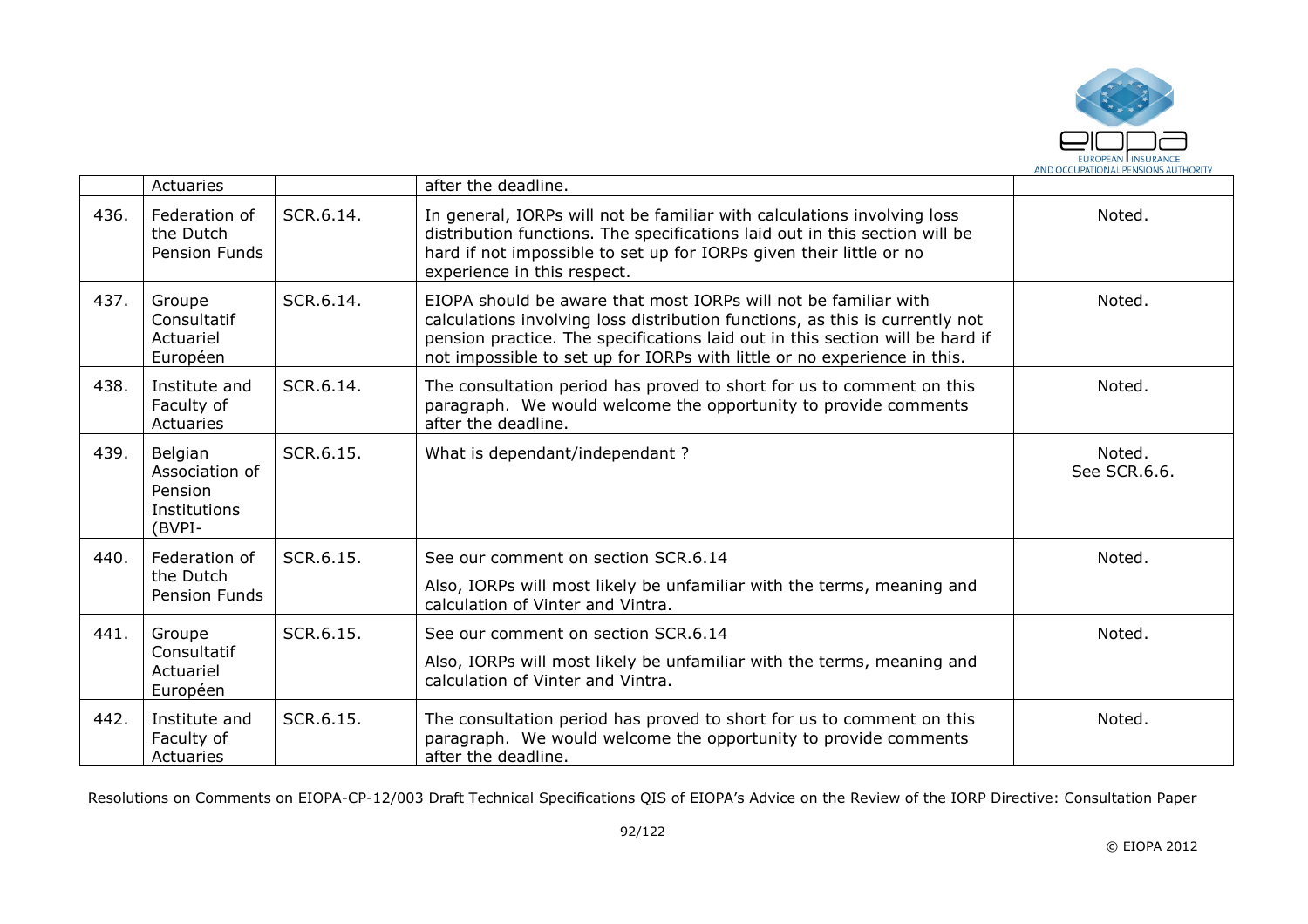|  | Actuaries |  | after the deadline. |  |
|---|---|---|---|---|
| 436. | Federation of the Dutch Pension Funds | SCR.6.14. | In general, IORPs will not be familiar with calculations involving loss distribution functions. The specifications laid out in this section will be hard if not impossible to set up for IORPs given their little or no experience in this respect. | Noted. |
| 437. | Groupe Consultatif Actuariel Européen | SCR.6.14. | EIOPA should be aware that most IORPs will not be familiar with calculations involving loss distribution functions, as this is currently not pension practice. The specifications laid out in this section will be hard if not impossible to set up for IORPs with little or no experience in this. | Noted. |
| 438. | Institute and Faculty of Actuaries | SCR.6.14. | The consultation period has proved to short for us to comment on this paragraph. We would welcome the opportunity to provide comments after the deadline. | Noted. |
| 439. | Belgian Association of Pension Institutions (BVPI- | SCR.6.15. | What is dependant/independant ? | Noted. See SCR.6.6. |
| 440. | Federation of the Dutch Pension Funds | SCR.6.15. | See our comment on section SCR.6.14<br>Also, IORPs will most likely be unfamiliar with the terms, meaning and calculation of Vinter and Vintra. | Noted. |
| 441. | Groupe Consultatif Actuariel Européen | SCR.6.15. | See our comment on section SCR.6.14<br>Also, IORPs will most likely be unfamiliar with the terms, meaning and calculation of Vinter and Vintra. | Noted. |
| 442. | Institute and Faculty of Actuaries | SCR.6.15. | The consultation period has proved to short for us to comment on this paragraph. We would welcome the opportunity to provide comments after the deadline. | Noted. |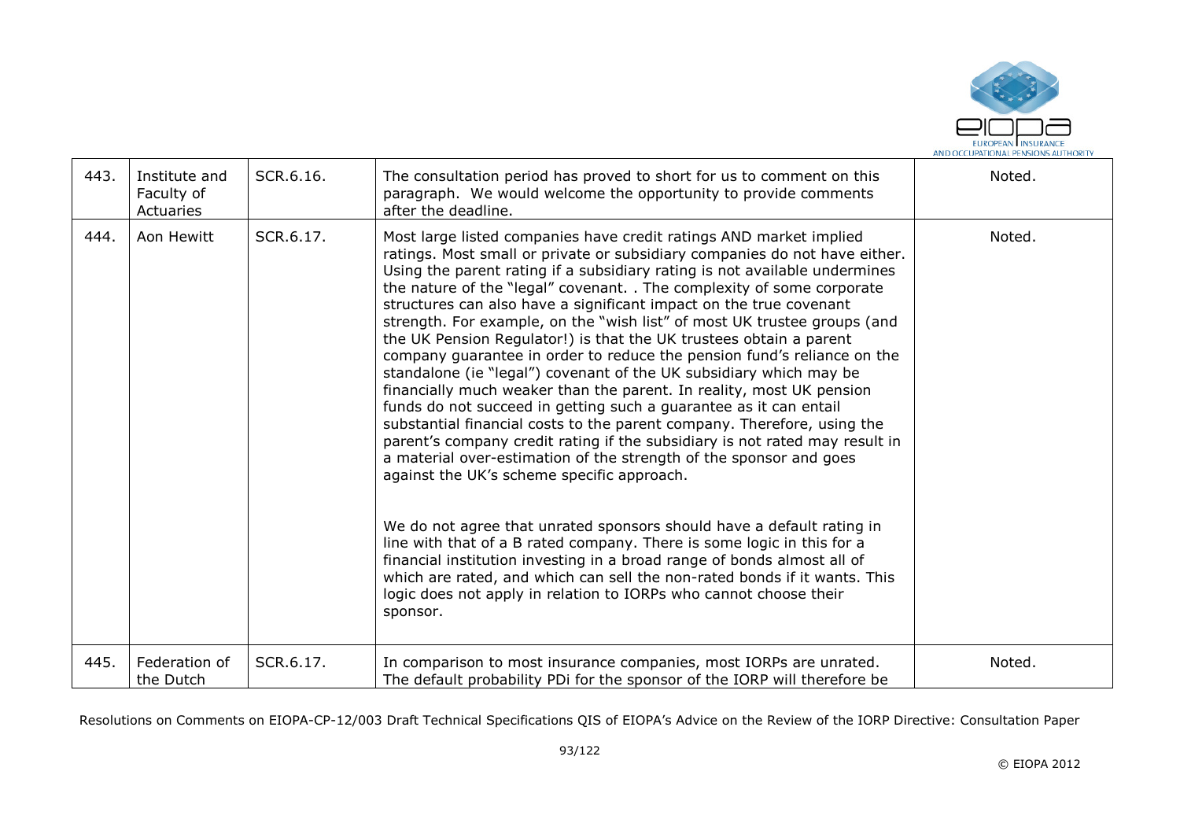| 443. | Institute and Faculty of Actuaries | SCR.6.16. | The consultation period has proved to short for us to comment on this paragraph. We would welcome the opportunity to provide comments after the deadline. | Noted. |
|---|---|---|---|---|
| 444. | Aon Hewitt | SCR.6.17. | Most large listed companies have credit ratings AND market implied ratings. Most small or private or subsidiary companies do not have either. Using the parent rating if a subsidiary rating is not available undermines the nature of the "legal" covenant. . The complexity of some corporate structures can also have a significant impact on the true covenant strength. For example, on the "wish list" of most UK trustee groups (and the UK Pension Regulator!) is that the UK trustees obtain a parent company guarantee in order to reduce the pension fund's reliance on the standalone (ie "legal") covenant of the UK subsidiary which may be financially much weaker than the parent. In reality, most UK pension funds do not succeed in getting such a guarantee as it can entail substantial financial costs to the parent company. Therefore, using the parent's company credit rating if the subsidiary is not rated may result in a material over-estimation of the strength of the sponsor and goes against the UK's scheme specific approach.<br><br>We do not agree that unrated sponsors should have a default rating in line with that of a B rated company. There is some logic in this for a financial institution investing in a broad range of bonds almost all of which are rated, and which can sell the non-rated bonds if it wants. This logic does not apply in relation to IORPs who cannot choose their sponsor. | Noted. |
| 445. | Federation of the Dutch | SCR.6.17. | In comparison to most insurance companies, most IORPs are unrated. The default probability PDi for the sponsor of the IORP will therefore be | Noted. |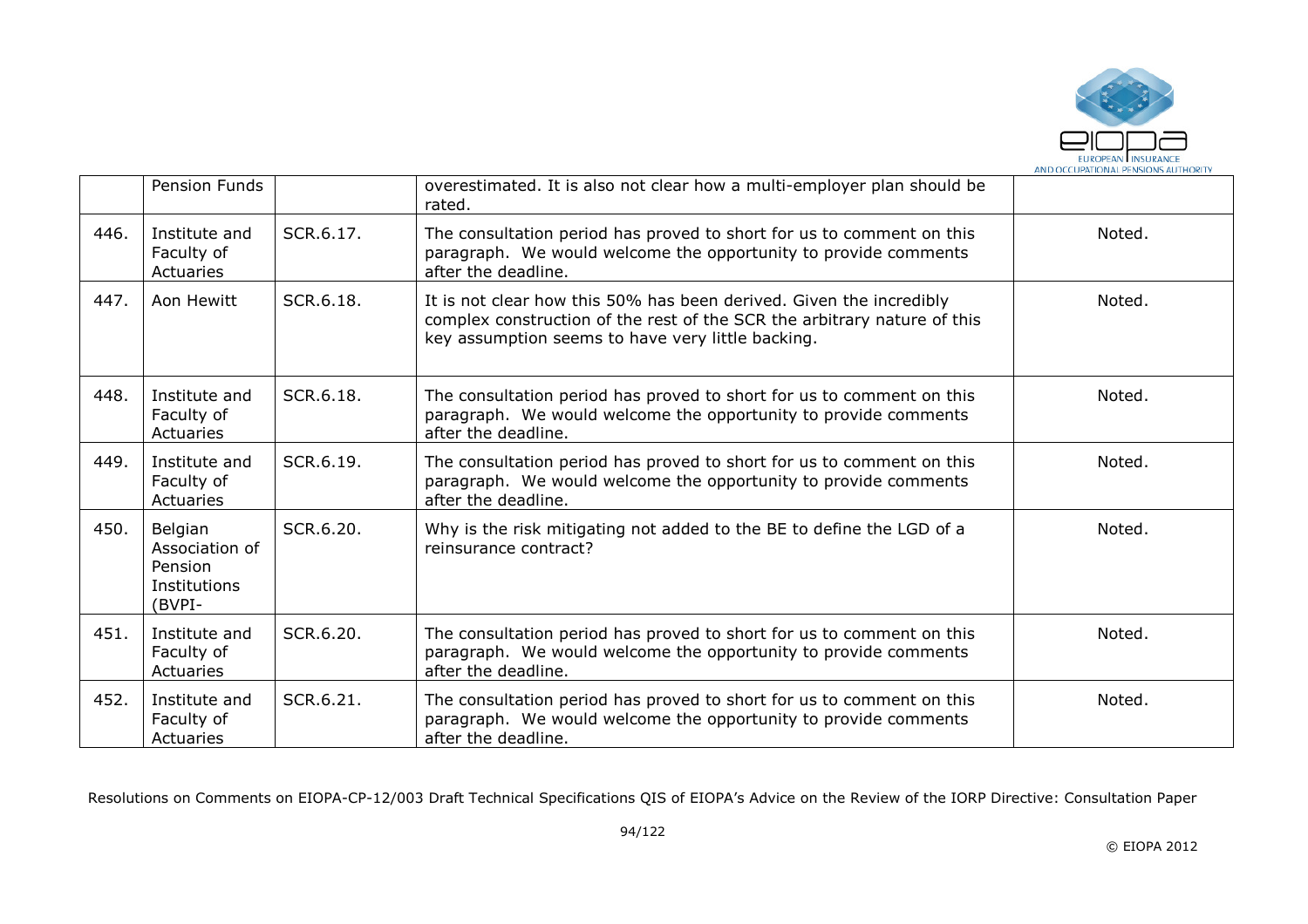|  | Pension Funds |  | overestimated. It is also not clear how a multi-employer plan should be rated. |  |
|---|---|---|---|---|
| 446. | Institute and Faculty of Actuaries | SCR.6.17. | The consultation period has proved to short for us to comment on this paragraph. We would welcome the opportunity to provide comments after the deadline. | Noted. |
| 447. | Aon Hewitt | SCR.6.18. | It is not clear how this 50% has been derived. Given the incredibly complex construction of the rest of the SCR the arbitrary nature of this key assumption seems to have very little backing. | Noted. |
| 448. | Institute and Faculty of Actuaries | SCR.6.18. | The consultation period has proved to short for us to comment on this paragraph. We would welcome the opportunity to provide comments after the deadline. | Noted. |
| 449. | Institute and Faculty of Actuaries | SCR.6.19. | The consultation period has proved to short for us to comment on this paragraph. We would welcome the opportunity to provide comments after the deadline. | Noted. |
| 450. | Belgian Association of Pension Institutions (BVPI- | SCR.6.20. | Why is the risk mitigating not added to the BE to define the LGD of a reinsurance contract? | Noted. |
| 451. | Institute and Faculty of Actuaries | SCR.6.20. | The consultation period has proved to short for us to comment on this paragraph. We would welcome the opportunity to provide comments after the deadline. | Noted. |
| 452. | Institute and Faculty of Actuaries | SCR.6.21. | The consultation period has proved to short for us to comment on this paragraph. We would welcome the opportunity to provide comments after the deadline. | Noted. |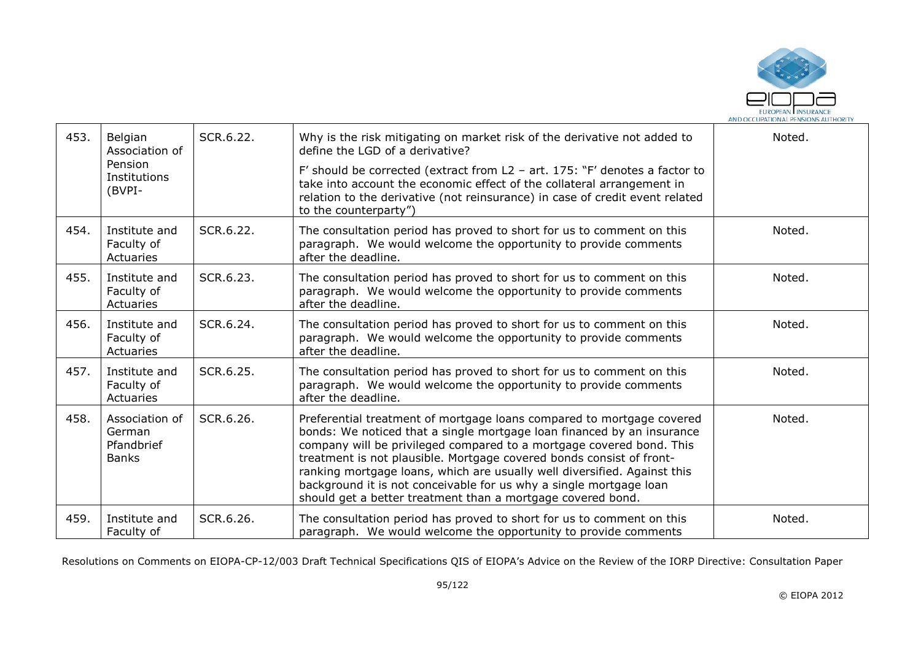| | | | | |
|---|---|---|---|---|
| 453. | Belgian Association of Pension Institutions (BVPI- | SCR.6.22. | Why is the risk mitigating on market risk of the derivative not added to define the LGD of a derivative?<br><br>F' should be corrected (extract from L2 – art. 175: "F' denotes a factor to take into account the economic effect of the collateral arrangement in relation to the derivative (not reinsurance) in case of credit event related to the counterparty") | Noted. |
| 454. | Institute and Faculty of Actuaries | SCR.6.22. | The consultation period has proved to short for us to comment on this paragraph. We would welcome the opportunity to provide comments after the deadline. | Noted. |
| 455. | Institute and Faculty of Actuaries | SCR.6.23. | The consultation period has proved to short for us to comment on this paragraph. We would welcome the opportunity to provide comments after the deadline. | Noted. |
| 456. | Institute and Faculty of Actuaries | SCR.6.24. | The consultation period has proved to short for us to comment on this paragraph. We would welcome the opportunity to provide comments after the deadline. | Noted. |
| 457. | Institute and Faculty of Actuaries | SCR.6.25. | The consultation period has proved to short for us to comment on this paragraph. We would welcome the opportunity to provide comments after the deadline. | Noted. |
| 458. | Association of German Pfandbrief Banks | SCR.6.26. | Preferential treatment of mortgage loans compared to mortgage covered bonds: We noticed that a single mortgage loan financed by an insurance company will be privileged compared to a mortgage covered bond. This treatment is not plausible. Mortgage covered bonds consist of front-ranking mortgage loans, which are usually well diversified. Against this background it is not conceivable for us why a single mortgage loan should get a better treatment than a mortgage covered bond. | Noted. |
| 459. | Institute and Faculty of | SCR.6.26. | The consultation period has proved to short for us to comment on this paragraph. We would welcome the opportunity to provide comments | Noted. |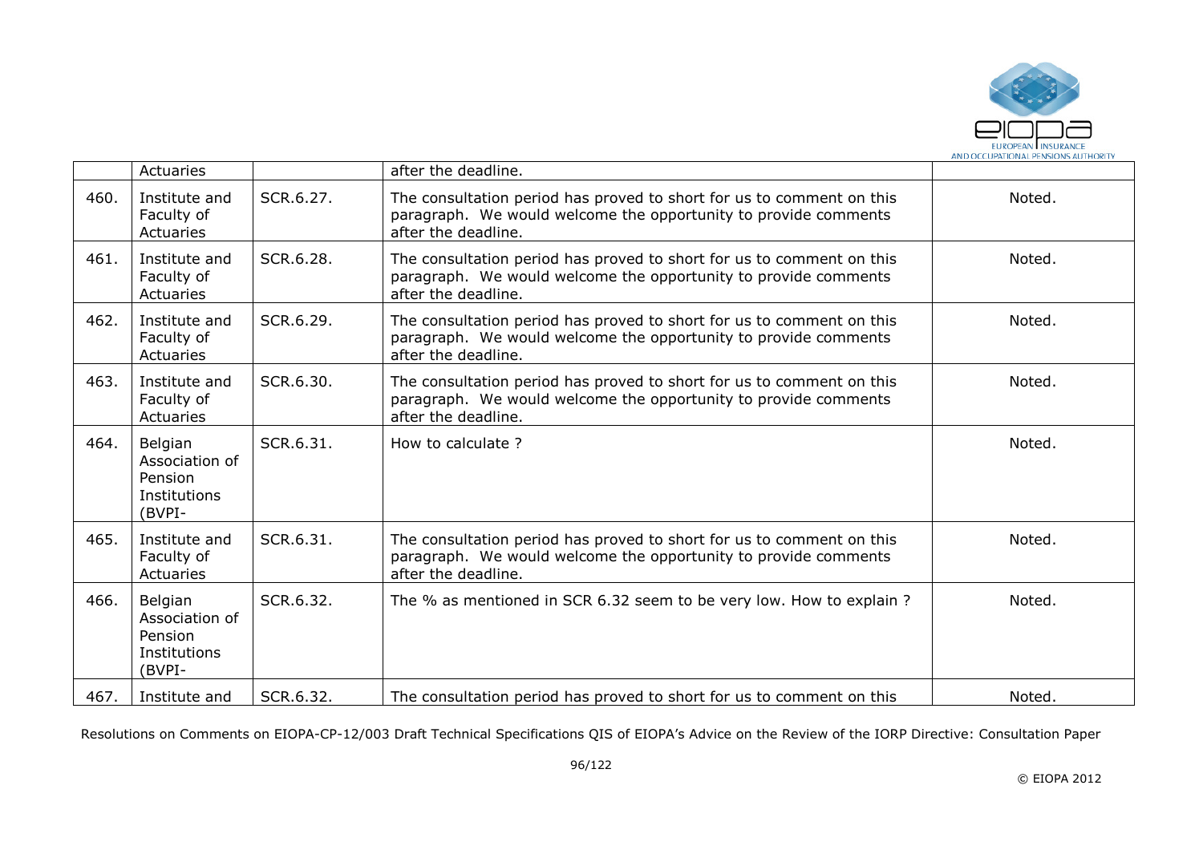|  | Actuaries |  | after the deadline. |  |
|---|---|---|---|---|
| 460. | Institute and Faculty of Actuaries | SCR.6.27. | The consultation period has proved to short for us to comment on this paragraph. We would welcome the opportunity to provide comments after the deadline. | Noted. |
| 461. | Institute and Faculty of Actuaries | SCR.6.28. | The consultation period has proved to short for us to comment on this paragraph. We would welcome the opportunity to provide comments after the deadline. | Noted. |
| 462. | Institute and Faculty of Actuaries | SCR.6.29. | The consultation period has proved to short for us to comment on this paragraph. We would welcome the opportunity to provide comments after the deadline. | Noted. |
| 463. | Institute and Faculty of Actuaries | SCR.6.30. | The consultation period has proved to short for us to comment on this paragraph. We would welcome the opportunity to provide comments after the deadline. | Noted. |
| 464. | Belgian Association of Pension Institutions (BVPI- | SCR.6.31. | How to calculate ? | Noted. |
| 465. | Institute and Faculty of Actuaries | SCR.6.31. | The consultation period has proved to short for us to comment on this paragraph. We would welcome the opportunity to provide comments after the deadline. | Noted. |
| 466. | Belgian Association of Pension Institutions (BVPI- | SCR.6.32. | The % as mentioned in SCR 6.32 seem to be very low. How to explain ? | Noted. |
| 467. | Institute and | SCR.6.32. | The consultation period has proved to short for us to comment on this | Noted. |

Resolutions on Comments on EIOPA-CP-12/003 Draft Technical Specifications QIS of EIOPA's Advice on the Review of the IORP Directive: Consultation Paper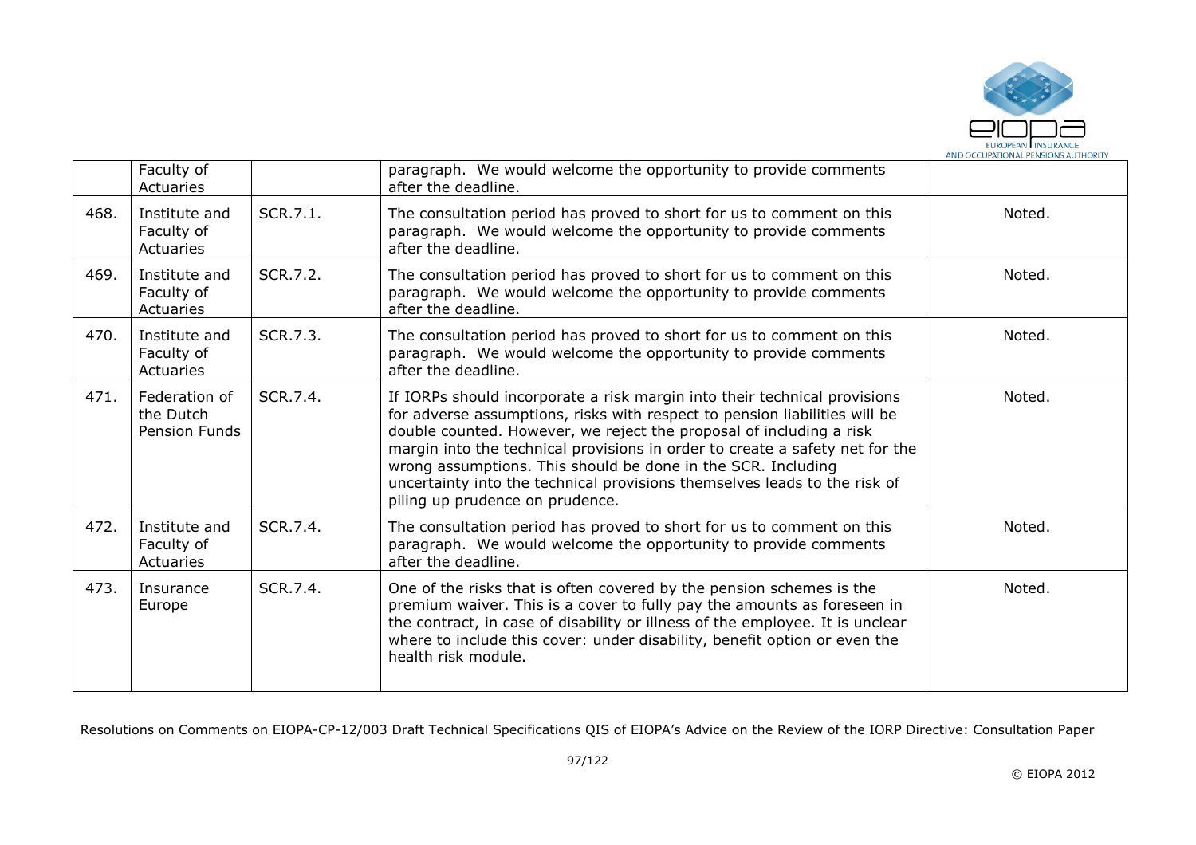|  | Faculty of Actuaries |  | paragraph. We would welcome the opportunity to provide comments after the deadline. |  |
|---|---|---|---|---|
| 468. | Institute and Faculty of Actuaries | SCR.7.1. | The consultation period has proved to short for us to comment on this paragraph. We would welcome the opportunity to provide comments after the deadline. | Noted. |
| 469. | Institute and Faculty of Actuaries | SCR.7.2. | The consultation period has proved to short for us to comment on this paragraph. We would welcome the opportunity to provide comments after the deadline. | Noted. |
| 470. | Institute and Faculty of Actuaries | SCR.7.3. | The consultation period has proved to short for us to comment on this paragraph. We would welcome the opportunity to provide comments after the deadline. | Noted. |
| 471. | Federation of the Dutch Pension Funds | SCR.7.4. | If IORPs should incorporate a risk margin into their technical provisions for adverse assumptions, risks with respect to pension liabilities will be double counted. However, we reject the proposal of including a risk margin into the technical provisions in order to create a safety net for the wrong assumptions. This should be done in the SCR. Including uncertainty into the technical provisions themselves leads to the risk of piling up prudence on prudence. | Noted. |
| 472. | Institute and Faculty of Actuaries | SCR.7.4. | The consultation period has proved to short for us to comment on this paragraph. We would welcome the opportunity to provide comments after the deadline. | Noted. |
| 473. | Insurance Europe | SCR.7.4. | One of the risks that is often covered by the pension schemes is the premium waiver. This is a cover to fully pay the amounts as foreseen in the contract, in case of disability or illness of the employee. It is unclear where to include this cover: under disability, benefit option or even the health risk module. | Noted. |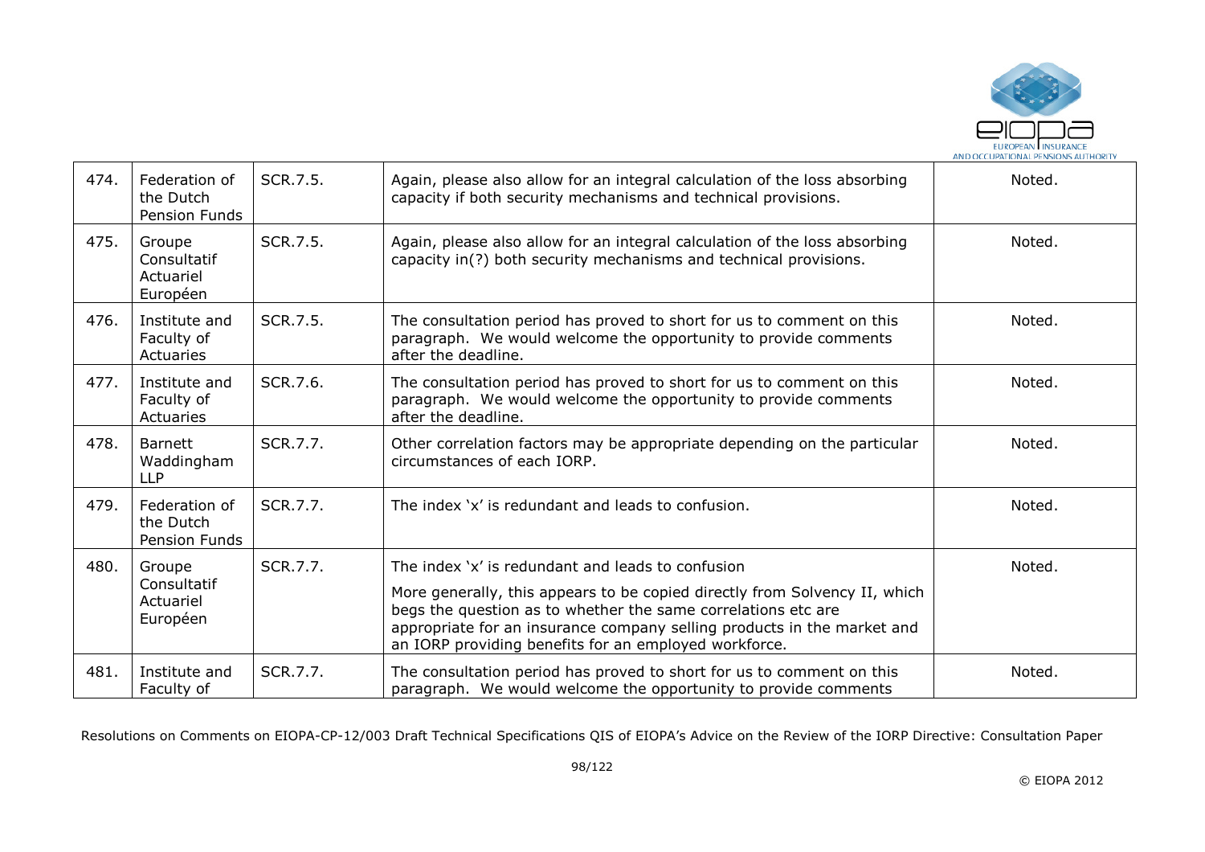| 474. | Federation of the Dutch Pension Funds | SCR.7.5. | Again, please also allow for an integral calculation of the loss absorbing capacity if both security mechanisms and technical provisions. | Noted. |
|---|---|---|---|---|
| 475. | Groupe Consultatif Actuariel Européen | SCR.7.5. | Again, please also allow for an integral calculation of the loss absorbing capacity in(?) both security mechanisms and technical provisions. | Noted. |
| 476. | Institute and Faculty of Actuaries | SCR.7.5. | The consultation period has proved to short for us to comment on this paragraph. We would welcome the opportunity to provide comments after the deadline. | Noted. |
| 477. | Institute and Faculty of Actuaries | SCR.7.6. | The consultation period has proved to short for us to comment on this paragraph. We would welcome the opportunity to provide comments after the deadline. | Noted. |
| 478. | Barnett Waddingham LLP | SCR.7.7. | Other correlation factors may be appropriate depending on the particular circumstances of each IORP. | Noted. |
| 479. | Federation of the Dutch Pension Funds | SCR.7.7. | The index 'x' is redundant and leads to confusion. | Noted. |
| 480. | Groupe Consultatif Actuariel Européen | SCR.7.7. | The index 'x' is redundant and leads to confusion<br><br>More generally, this appears to be copied directly from Solvency II, which begs the question as to whether the same correlations etc are appropriate for an insurance company selling products in the market and an IORP providing benefits for an employed workforce. | Noted. |
| 481. | Institute and Faculty of | SCR.7.7. | The consultation period has proved to short for us to comment on this paragraph. We would welcome the opportunity to provide comments | Noted. |

Resolutions on Comments on EIOPA-CP-12/003 Draft Technical Specifications QIS of EIOPA's Advice on the Review of the IORP Directive: Consultation Paper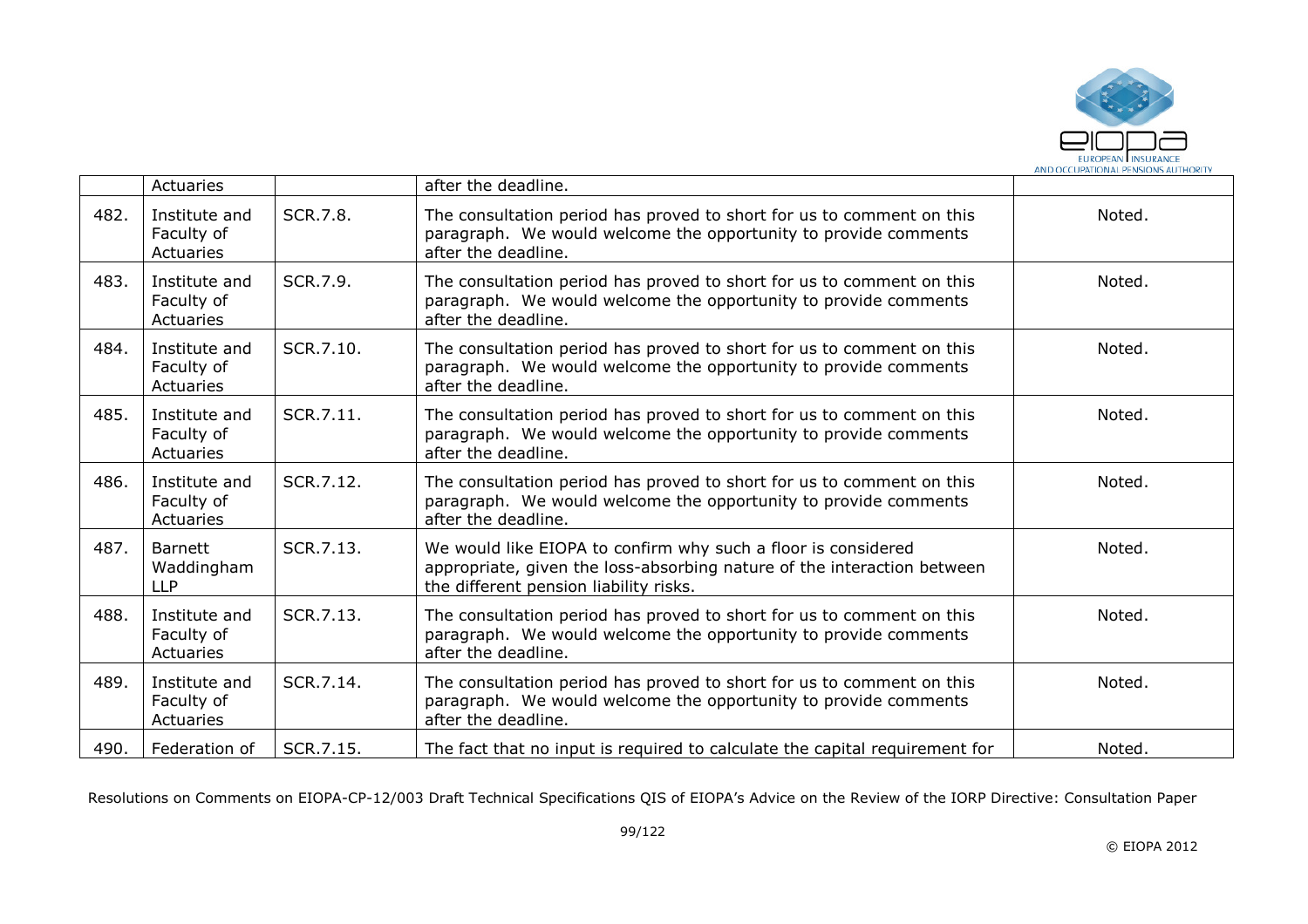| | Actuaries | | after the deadline. | |
|---|---|---|---|---|
| 482. | Institute and Faculty of Actuaries | SCR.7.8. | The consultation period has proved to short for us to comment on this paragraph. We would welcome the opportunity to provide comments after the deadline. | Noted. |
| 483. | Institute and Faculty of Actuaries | SCR.7.9. | The consultation period has proved to short for us to comment on this paragraph. We would welcome the opportunity to provide comments after the deadline. | Noted. |
| 484. | Institute and Faculty of Actuaries | SCR.7.10. | The consultation period has proved to short for us to comment on this paragraph. We would welcome the opportunity to provide comments after the deadline. | Noted. |
| 485. | Institute and Faculty of Actuaries | SCR.7.11. | The consultation period has proved to short for us to comment on this paragraph. We would welcome the opportunity to provide comments after the deadline. | Noted. |
| 486. | Institute and Faculty of Actuaries | SCR.7.12. | The consultation period has proved to short for us to comment on this paragraph. We would welcome the opportunity to provide comments after the deadline. | Noted. |
| 487. | Barnett Waddingham LLP | SCR.7.13. | We would like EIOPA to confirm why such a floor is considered appropriate, given the loss-absorbing nature of the interaction between the different pension liability risks. | Noted. |
| 488. | Institute and Faculty of Actuaries | SCR.7.13. | The consultation period has proved to short for us to comment on this paragraph. We would welcome the opportunity to provide comments after the deadline. | Noted. |
| 489. | Institute and Faculty of Actuaries | SCR.7.14. | The consultation period has proved to short for us to comment on this paragraph. We would welcome the opportunity to provide comments after the deadline. | Noted. |
| 490. | Federation of | SCR.7.15. | The fact that no input is required to calculate the capital requirement for | Noted. |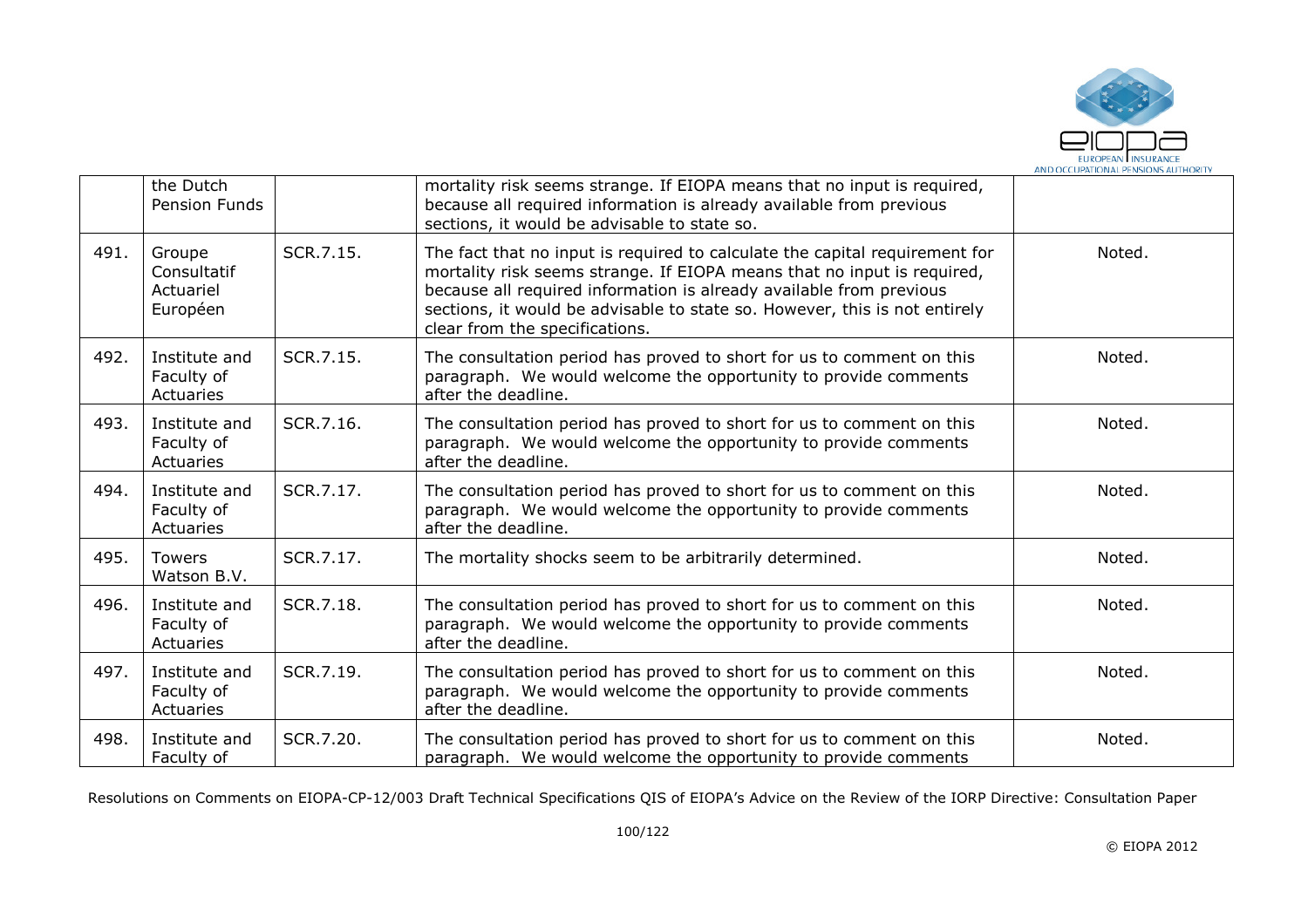|  | the Dutch Pension Funds |  | mortality risk seems strange. If EIOPA means that no input is required, because all required information is already available from previous sections, it would be advisable to state so. |  |
|---|---|---|---|---|
| 491. | Groupe Consultatif Actuariel Européen | SCR.7.15. | The fact that no input is required to calculate the capital requirement for mortality risk seems strange. If EIOPA means that no input is required, because all required information is already available from previous sections, it would be advisable to state so. However, this is not entirely clear from the specifications. | Noted. |
| 492. | Institute and Faculty of Actuaries | SCR.7.15. | The consultation period has proved to short for us to comment on this paragraph. We would welcome the opportunity to provide comments after the deadline. | Noted. |
| 493. | Institute and Faculty of Actuaries | SCR.7.16. | The consultation period has proved to short for us to comment on this paragraph. We would welcome the opportunity to provide comments after the deadline. | Noted. |
| 494. | Institute and Faculty of Actuaries | SCR.7.17. | The consultation period has proved to short for us to comment on this paragraph. We would welcome the opportunity to provide comments after the deadline. | Noted. |
| 495. | Towers Watson B.V. | SCR.7.17. | The mortality shocks seem to be arbitrarily determined. | Noted. |
| 496. | Institute and Faculty of Actuaries | SCR.7.18. | The consultation period has proved to short for us to comment on this paragraph. We would welcome the opportunity to provide comments after the deadline. | Noted. |
| 497. | Institute and Faculty of Actuaries | SCR.7.19. | The consultation period has proved to short for us to comment on this paragraph. We would welcome the opportunity to provide comments after the deadline. | Noted. |
| 498. | Institute and Faculty of | SCR.7.20. | The consultation period has proved to short for us to comment on this paragraph. We would welcome the opportunity to provide comments | Noted. |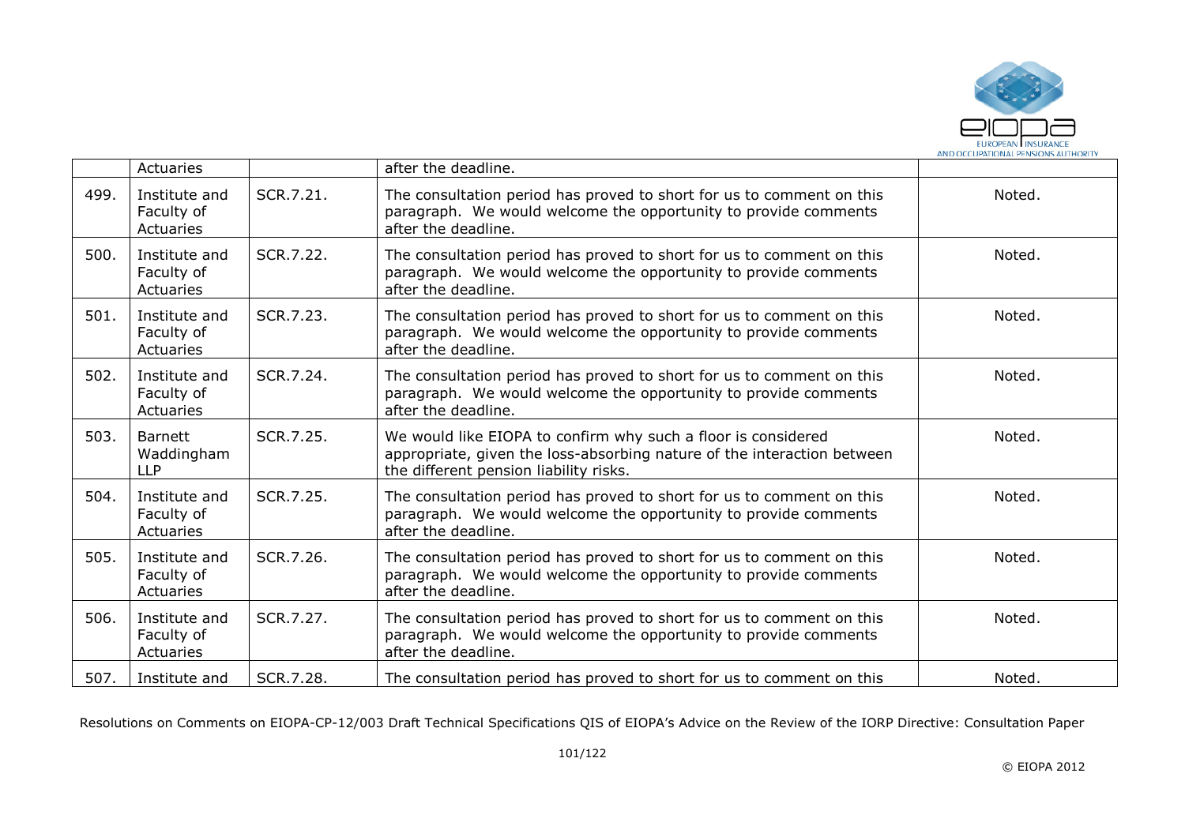|  | Actuaries |  | after the deadline. |  |
|---|---|---|---|---|
| 499. | Institute and Faculty of Actuaries | SCR.7.21. | The consultation period has proved to short for us to comment on this paragraph. We would welcome the opportunity to provide comments after the deadline. | Noted. |
| 500. | Institute and Faculty of Actuaries | SCR.7.22. | The consultation period has proved to short for us to comment on this paragraph. We would welcome the opportunity to provide comments after the deadline. | Noted. |
| 501. | Institute and Faculty of Actuaries | SCR.7.23. | The consultation period has proved to short for us to comment on this paragraph. We would welcome the opportunity to provide comments after the deadline. | Noted. |
| 502. | Institute and Faculty of Actuaries | SCR.7.24. | The consultation period has proved to short for us to comment on this paragraph. We would welcome the opportunity to provide comments after the deadline. | Noted. |
| 503. | Barnett Waddingham LLP | SCR.7.25. | We would like EIOPA to confirm why such a floor is considered appropriate, given the loss-absorbing nature of the interaction between the different pension liability risks. | Noted. |
| 504. | Institute and Faculty of Actuaries | SCR.7.25. | The consultation period has proved to short for us to comment on this paragraph. We would welcome the opportunity to provide comments after the deadline. | Noted. |
| 505. | Institute and Faculty of Actuaries | SCR.7.26. | The consultation period has proved to short for us to comment on this paragraph. We would welcome the opportunity to provide comments after the deadline. | Noted. |
| 506. | Institute and Faculty of Actuaries | SCR.7.27. | The consultation period has proved to short for us to comment on this paragraph. We would welcome the opportunity to provide comments after the deadline. | Noted. |
| 507. | Institute and | SCR.7.28. | The consultation period has proved to short for us to comment on this | Noted. |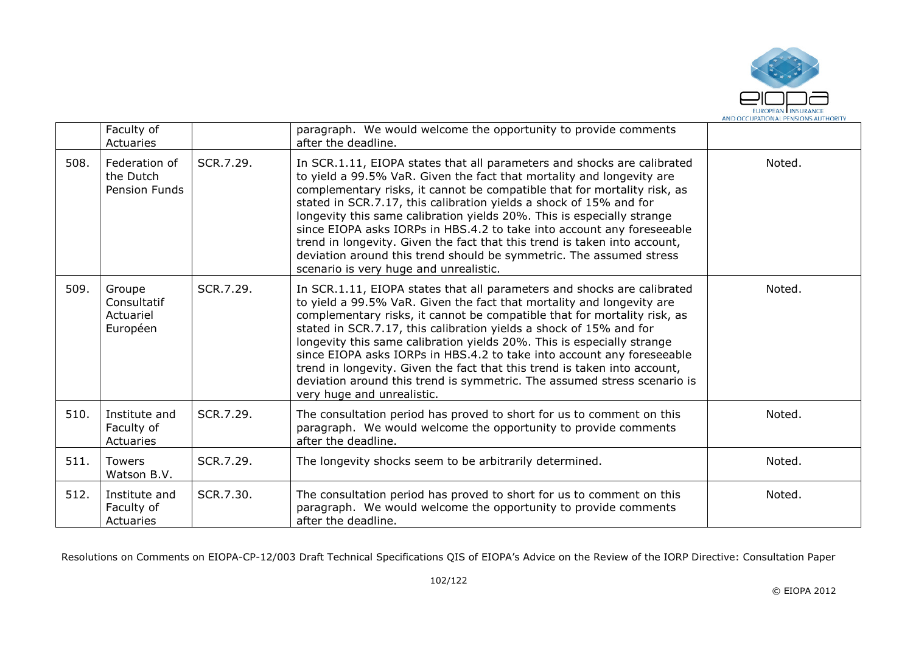|  | Faculty of Actuaries |  | paragraph. We would welcome the opportunity to provide comments after the deadline. |  |
|---|---|---|---|---|
| 508. | Federation of the Dutch Pension Funds | SCR.7.29. | In SCR.1.11, EIOPA states that all parameters and shocks are calibrated to yield a 99.5% VaR. Given the fact that mortality and longevity are complementary risks, it cannot be compatible that for mortality risk, as stated in SCR.7.17, this calibration yields a shock of 15% and for longevity this same calibration yields 20%. This is especially strange since EIOPA asks IORPs in HBS.4.2 to take into account any foreseeable trend in longevity. Given the fact that this trend is taken into account, deviation around this trend should be symmetric. The assumed stress scenario is very huge and unrealistic. | Noted. |
| 509. | Groupe Consultatif Actuariel Européen | SCR.7.29. | In SCR.1.11, EIOPA states that all parameters and shocks are calibrated to yield a 99.5% VaR. Given the fact that mortality and longevity are complementary risks, it cannot be compatible that for mortality risk, as stated in SCR.7.17, this calibration yields a shock of 15% and for longevity this same calibration yields 20%. This is especially strange since EIOPA asks IORPs in HBS.4.2 to take into account any foreseeable trend in longevity. Given the fact that this trend is taken into account, deviation around this trend is symmetric. The assumed stress scenario is very huge and unrealistic. | Noted. |
| 510. | Institute and Faculty of Actuaries | SCR.7.29. | The consultation period has proved to short for us to comment on this paragraph. We would welcome the opportunity to provide comments after the deadline. | Noted. |
| 511. | Towers Watson B.V. | SCR.7.29. | The longevity shocks seem to be arbitrarily determined. | Noted. |
| 512. | Institute and Faculty of Actuaries | SCR.7.30. | The consultation period has proved to short for us to comment on this paragraph. We would welcome the opportunity to provide comments after the deadline. | Noted. |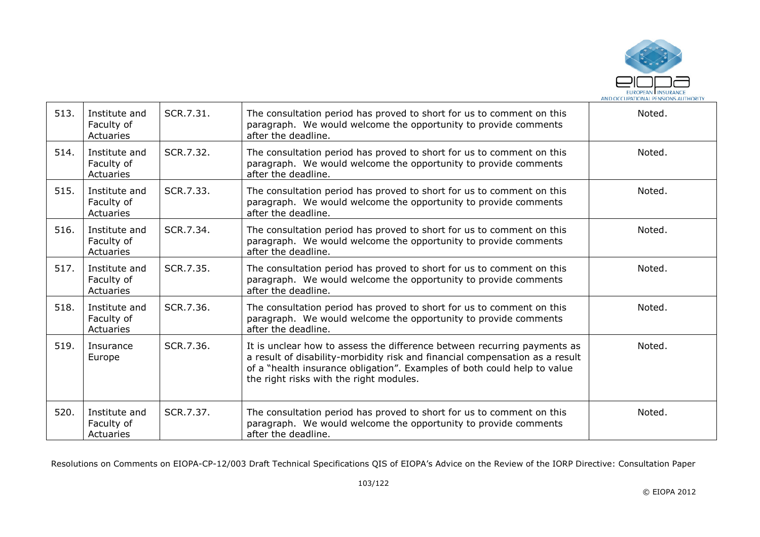| 513. | Institute and Faculty of Actuaries | SCR.7.31. | The consultation period has proved to short for us to comment on this paragraph. We would welcome the opportunity to provide comments after the deadline. | Noted. |
|---|---|---|---|---|
| 514. | Institute and Faculty of Actuaries | SCR.7.32. | The consultation period has proved to short for us to comment on this paragraph. We would welcome the opportunity to provide comments after the deadline. | Noted. |
| 515. | Institute and Faculty of Actuaries | SCR.7.33. | The consultation period has proved to short for us to comment on this paragraph. We would welcome the opportunity to provide comments after the deadline. | Noted. |
| 516. | Institute and Faculty of Actuaries | SCR.7.34. | The consultation period has proved to short for us to comment on this paragraph. We would welcome the opportunity to provide comments after the deadline. | Noted. |
| 517. | Institute and Faculty of Actuaries | SCR.7.35. | The consultation period has proved to short for us to comment on this paragraph. We would welcome the opportunity to provide comments after the deadline. | Noted. |
| 518. | Institute and Faculty of Actuaries | SCR.7.36. | The consultation period has proved to short for us to comment on this paragraph. We would welcome the opportunity to provide comments after the deadline. | Noted. |
| 519. | Insurance Europe | SCR.7.36. | It is unclear how to assess the difference between recurring payments as a result of disability-morbidity risk and financial compensation as a result of a "health insurance obligation". Examples of both could help to value the right risks with the right modules. | Noted. |
| 520. | Institute and Faculty of Actuaries | SCR.7.37. | The consultation period has proved to short for us to comment on this paragraph. We would welcome the opportunity to provide comments after the deadline. | Noted. |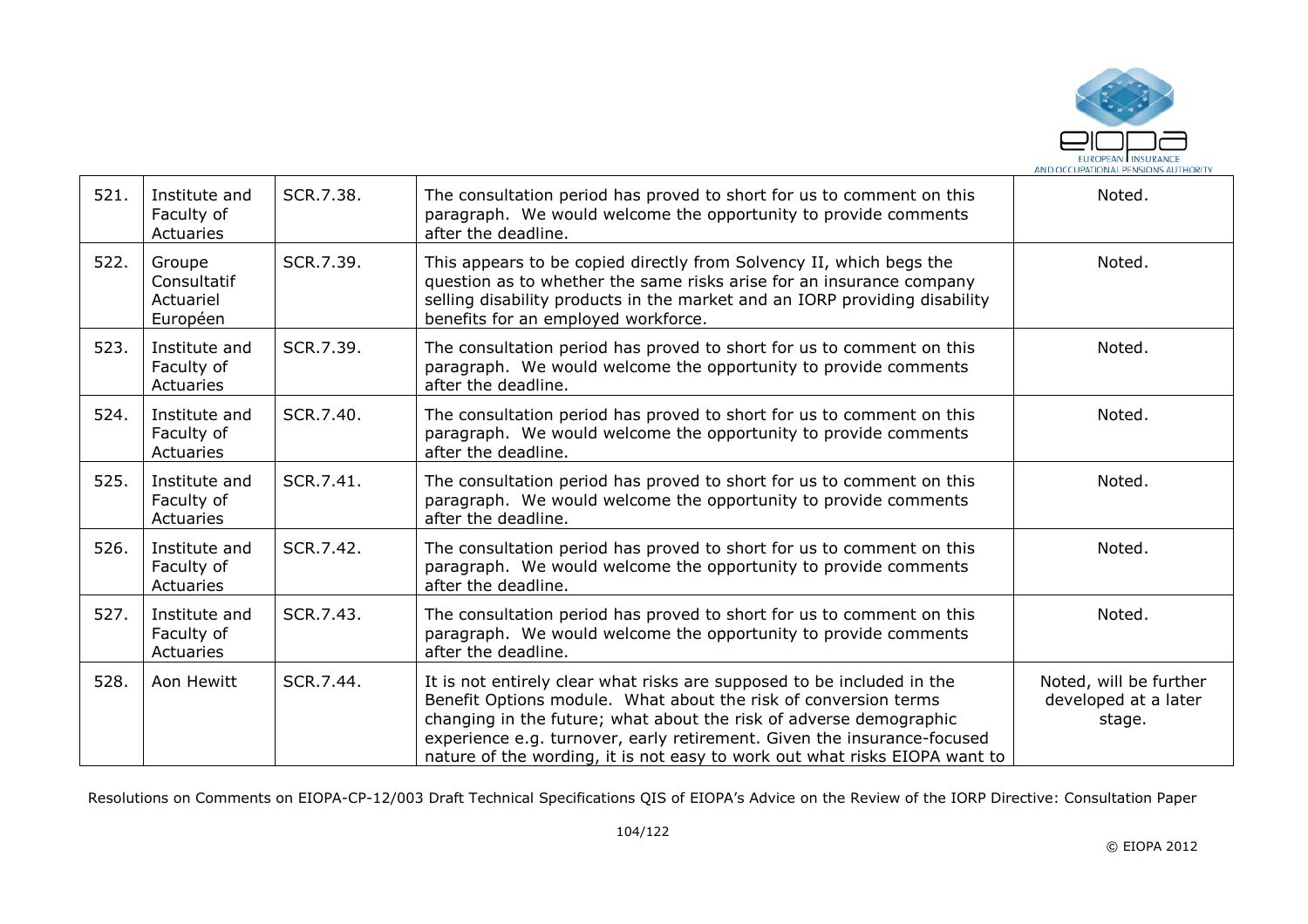| 521. | Institute and Faculty of Actuaries | SCR.7.38. | The consultation period has proved to short for us to comment on this paragraph. We would welcome the opportunity to provide comments after the deadline. | Noted. |
|---|---|---|---|---|
| 522. | Groupe Consultatif Actuariel Européen | SCR.7.39. | This appears to be copied directly from Solvency II, which begs the question as to whether the same risks arise for an insurance company selling disability products in the market and an IORP providing disability benefits for an employed workforce. | Noted. |
| 523. | Institute and Faculty of Actuaries | SCR.7.39. | The consultation period has proved to short for us to comment on this paragraph. We would welcome the opportunity to provide comments after the deadline. | Noted. |
| 524. | Institute and Faculty of Actuaries | SCR.7.40. | The consultation period has proved to short for us to comment on this paragraph. We would welcome the opportunity to provide comments after the deadline. | Noted. |
| 525. | Institute and Faculty of Actuaries | SCR.7.41. | The consultation period has proved to short for us to comment on this paragraph. We would welcome the opportunity to provide comments after the deadline. | Noted. |
| 526. | Institute and Faculty of Actuaries | SCR.7.42. | The consultation period has proved to short for us to comment on this paragraph. We would welcome the opportunity to provide comments after the deadline. | Noted. |
| 527. | Institute and Faculty of Actuaries | SCR.7.43. | The consultation period has proved to short for us to comment on this paragraph. We would welcome the opportunity to provide comments after the deadline. | Noted. |
| 528. | Aon Hewitt | SCR.7.44. | It is not entirely clear what risks are supposed to be included in the Benefit Options module. What about the risk of conversion terms changing in the future; what about the risk of adverse demographic experience e.g. turnover, early retirement. Given the insurance-focused nature of the wording, it is not easy to work out what risks EIOPA want to | Noted, will be further developed at a later stage. |

Resolutions on Comments on EIOPA-CP-12/003 Draft Technical Specifications QIS of EIOPA's Advice on the Review of the IORP Directive: Consultation Paper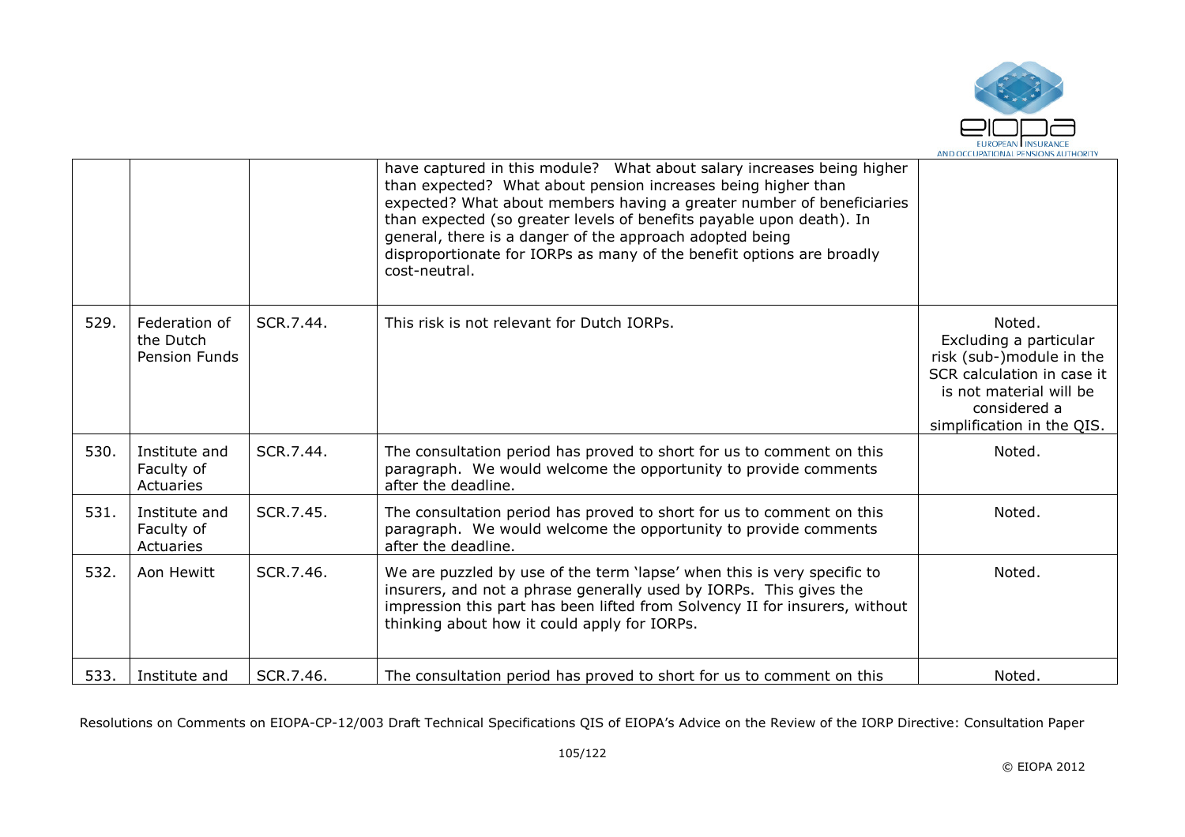|  |  |  |  |  |
|---|---|---|---|---|
|  |  |  | have captured in this module? What about salary increases being higher than expected? What about pension increases being higher than expected? What about members having a greater number of beneficiaries than expected (so greater levels of benefits payable upon death). In general, there is a danger of the approach adopted being disproportionate for IORPs as many of the benefit options are broadly cost-neutral. |  |
| 529. | Federation of the Dutch Pension Funds | SCR.7.44. | This risk is not relevant for Dutch IORPs. | Noted. Excluding a particular risk (sub-)module in the SCR calculation in case it is not material will be considered a simplification in the QIS. |
| 530. | Institute and Faculty of Actuaries | SCR.7.44. | The consultation period has proved to short for us to comment on this paragraph. We would welcome the opportunity to provide comments after the deadline. | Noted. |
| 531. | Institute and Faculty of Actuaries | SCR.7.45. | The consultation period has proved to short for us to comment on this paragraph. We would welcome the opportunity to provide comments after the deadline. | Noted. |
| 532. | Aon Hewitt | SCR.7.46. | We are puzzled by use of the term 'lapse' when this is very specific to insurers, and not a phrase generally used by IORPs. This gives the impression this part has been lifted from Solvency II for insurers, without thinking about how it could apply for IORPs. | Noted. |
| 533. | Institute and | SCR.7.46. | The consultation period has proved to short for us to comment on this | Noted. |

Resolutions on Comments on EIOPA-CP-12/003 Draft Technical Specifications QIS of EIOPA's Advice on the Review of the IORP Directive: Consultation Paper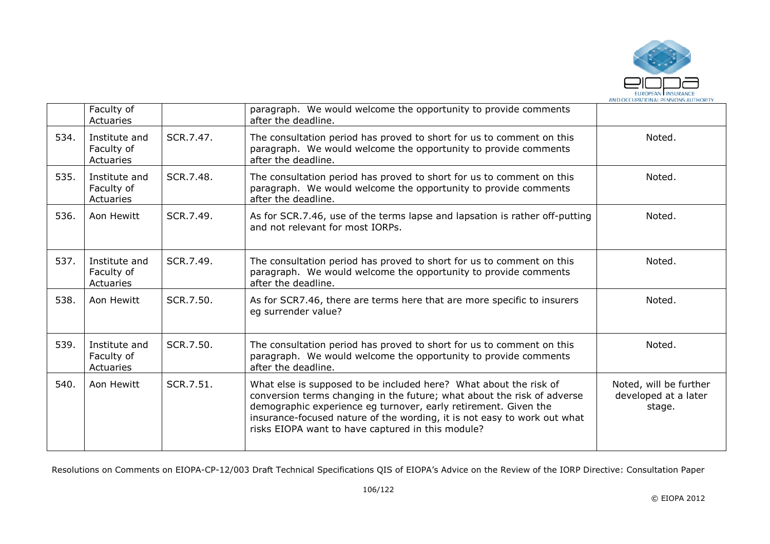|  | Faculty of Actuaries |  | paragraph. We would welcome the opportunity to provide comments after the deadline. |  |
|---|---|---|---|---|
| 534. | Institute and Faculty of Actuaries | SCR.7.47. | The consultation period has proved to short for us to comment on this paragraph. We would welcome the opportunity to provide comments after the deadline. | Noted. |
| 535. | Institute and Faculty of Actuaries | SCR.7.48. | The consultation period has proved to short for us to comment on this paragraph. We would welcome the opportunity to provide comments after the deadline. | Noted. |
| 536. | Aon Hewitt | SCR.7.49. | As for SCR.7.46, use of the terms lapse and lapsation is rather off-putting and not relevant for most IORPs. | Noted. |
| 537. | Institute and Faculty of Actuaries | SCR.7.49. | The consultation period has proved to short for us to comment on this paragraph. We would welcome the opportunity to provide comments after the deadline. | Noted. |
| 538. | Aon Hewitt | SCR.7.50. | As for SCR7.46, there are terms here that are more specific to insurers eg surrender value? | Noted. |
| 539. | Institute and Faculty of Actuaries | SCR.7.50. | The consultation period has proved to short for us to comment on this paragraph. We would welcome the opportunity to provide comments after the deadline. | Noted. |
| 540. | Aon Hewitt | SCR.7.51. | What else is supposed to be included here? What about the risk of conversion terms changing in the future; what about the risk of adverse demographic experience eg turnover, early retirement. Given the insurance-focused nature of the wording, it is not easy to work out what risks EIOPA want to have captured in this module? | Noted, will be further developed at a later stage. |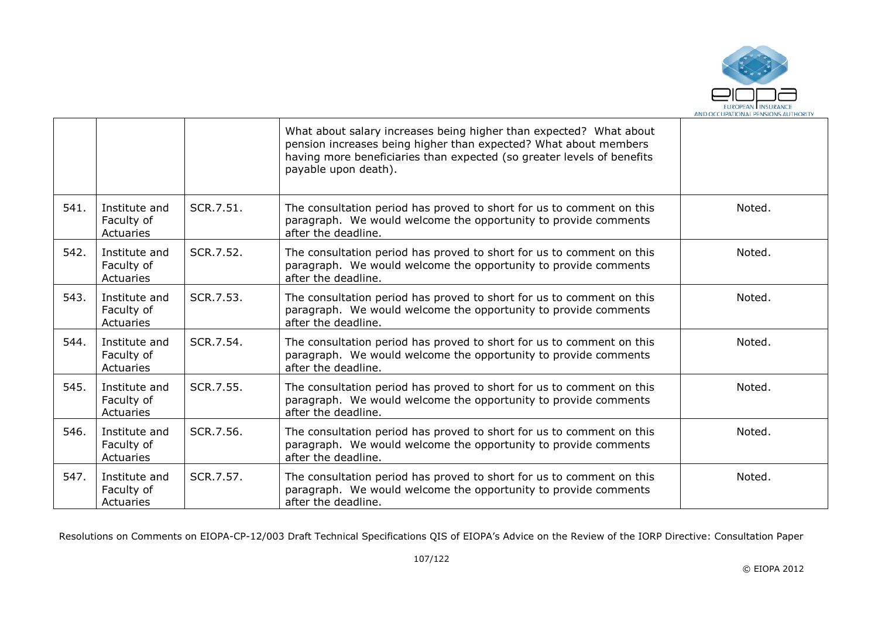| | | | | |
|---|---|---|---|---|
| | | | What about salary increases being higher than expected? What about pension increases being higher than expected? What about members having more beneficiaries than expected (so greater levels of benefits payable upon death). | |
| 541. | Institute and Faculty of Actuaries | SCR.7.51. | The consultation period has proved to short for us to comment on this paragraph. We would welcome the opportunity to provide comments after the deadline. | Noted. |
| 542. | Institute and Faculty of Actuaries | SCR.7.52. | The consultation period has proved to short for us to comment on this paragraph. We would welcome the opportunity to provide comments after the deadline. | Noted. |
| 543. | Institute and Faculty of Actuaries | SCR.7.53. | The consultation period has proved to short for us to comment on this paragraph. We would welcome the opportunity to provide comments after the deadline. | Noted. |
| 544. | Institute and Faculty of Actuaries | SCR.7.54. | The consultation period has proved to short for us to comment on this paragraph. We would welcome the opportunity to provide comments after the deadline. | Noted. |
| 545. | Institute and Faculty of Actuaries | SCR.7.55. | The consultation period has proved to short for us to comment on this paragraph. We would welcome the opportunity to provide comments after the deadline. | Noted. |
| 546. | Institute and Faculty of Actuaries | SCR.7.56. | The consultation period has proved to short for us to comment on this paragraph. We would welcome the opportunity to provide comments after the deadline. | Noted. |
| 547. | Institute and Faculty of Actuaries | SCR.7.57. | The consultation period has proved to short for us to comment on this paragraph. We would welcome the opportunity to provide comments after the deadline. | Noted. |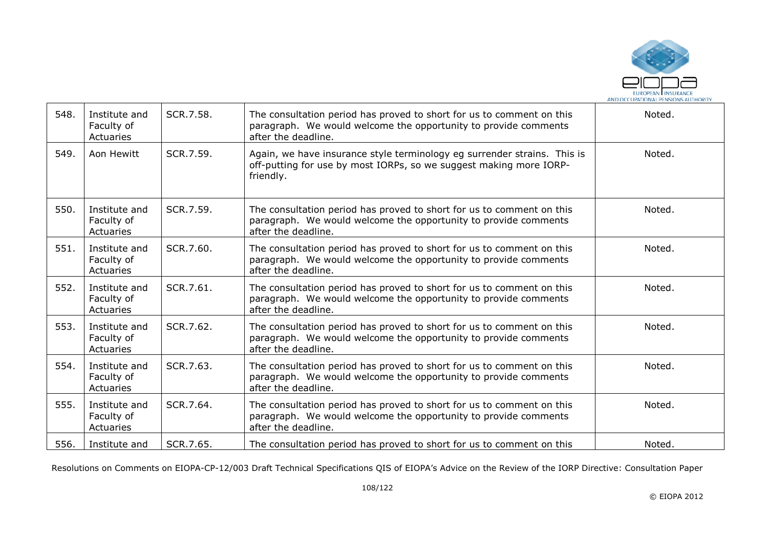| 548. | Institute and Faculty of Actuaries | SCR.7.58. | The consultation period has proved to short for us to comment on this paragraph. We would welcome the opportunity to provide comments after the deadline. | Noted. |
|---|---|---|---|---|
| 549. | Aon Hewitt | SCR.7.59. | Again, we have insurance style terminology eg surrender strains. This is off-putting for use by most IORPs, so we suggest making more IORP-friendly. | Noted. |
| 550. | Institute and Faculty of Actuaries | SCR.7.59. | The consultation period has proved to short for us to comment on this paragraph. We would welcome the opportunity to provide comments after the deadline. | Noted. |
| 551. | Institute and Faculty of Actuaries | SCR.7.60. | The consultation period has proved to short for us to comment on this paragraph. We would welcome the opportunity to provide comments after the deadline. | Noted. |
| 552. | Institute and Faculty of Actuaries | SCR.7.61. | The consultation period has proved to short for us to comment on this paragraph. We would welcome the opportunity to provide comments after the deadline. | Noted. |
| 553. | Institute and Faculty of Actuaries | SCR.7.62. | The consultation period has proved to short for us to comment on this paragraph. We would welcome the opportunity to provide comments after the deadline. | Noted. |
| 554. | Institute and Faculty of Actuaries | SCR.7.63. | The consultation period has proved to short for us to comment on this paragraph. We would welcome the opportunity to provide comments after the deadline. | Noted. |
| 555. | Institute and Faculty of Actuaries | SCR.7.64. | The consultation period has proved to short for us to comment on this paragraph. We would welcome the opportunity to provide comments after the deadline. | Noted. |
| 556. | Institute and | SCR.7.65. | The consultation period has proved to short for us to comment on this | Noted. |

Resolutions on Comments on EIOPA-CP-12/003 Draft Technical Specifications QIS of EIOPA's Advice on the Review of the IORP Directive: Consultation Paper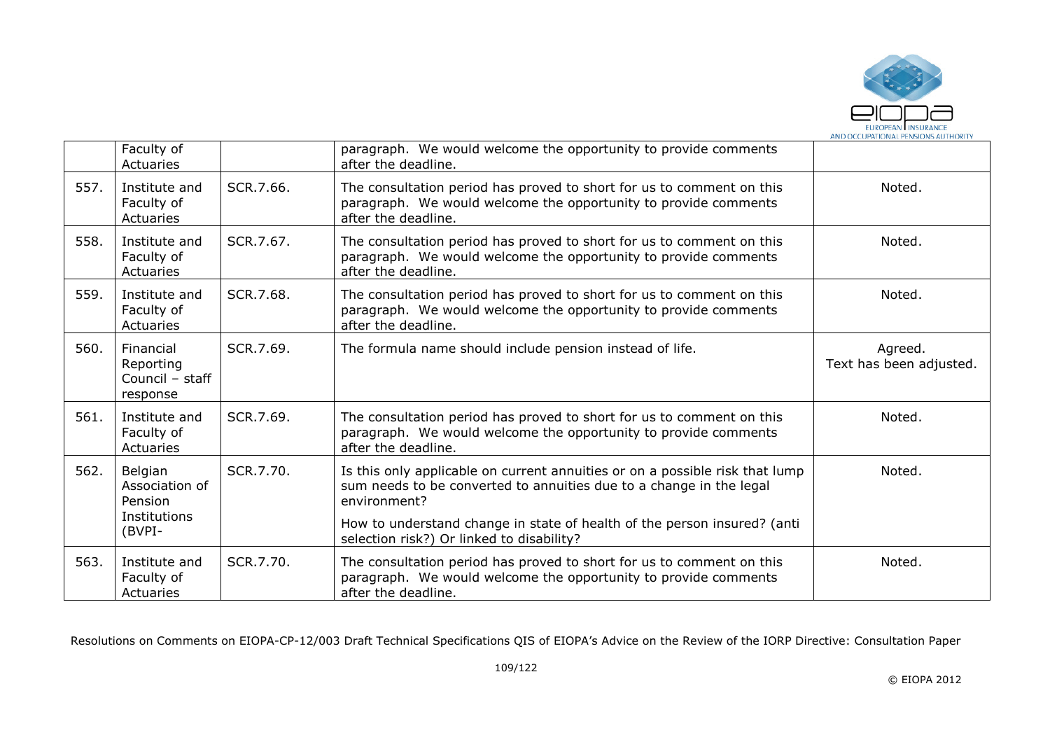|  | Faculty of Actuaries |  | paragraph. We would welcome the opportunity to provide comments after the deadline. |  |
|---|---|---|---|---|
| 557. | Institute and Faculty of Actuaries | SCR.7.66. | The consultation period has proved to short for us to comment on this paragraph. We would welcome the opportunity to provide comments after the deadline. | Noted. |
| 558. | Institute and Faculty of Actuaries | SCR.7.67. | The consultation period has proved to short for us to comment on this paragraph. We would welcome the opportunity to provide comments after the deadline. | Noted. |
| 559. | Institute and Faculty of Actuaries | SCR.7.68. | The consultation period has proved to short for us to comment on this paragraph. We would welcome the opportunity to provide comments after the deadline. | Noted. |
| 560. | Financial Reporting Council – staff response | SCR.7.69. | The formula name should include pension instead of life. | Agreed. Text has been adjusted. |
| 561. | Institute and Faculty of Actuaries | SCR.7.69. | The consultation period has proved to short for us to comment on this paragraph. We would welcome the opportunity to provide comments after the deadline. | Noted. |
| 562. | Belgian Association of Pension Institutions (BVPI- | SCR.7.70. | Is this only applicable on current annuities or on a possible risk that lump sum needs to be converted to annuities due to a change in the legal environment?<br><br>How to understand change in state of health of the person insured? (anti selection risk?) Or linked to disability? | Noted. |
| 563. | Institute and Faculty of Actuaries | SCR.7.70. | The consultation period has proved to short for us to comment on this paragraph. We would welcome the opportunity to provide comments after the deadline. | Noted. |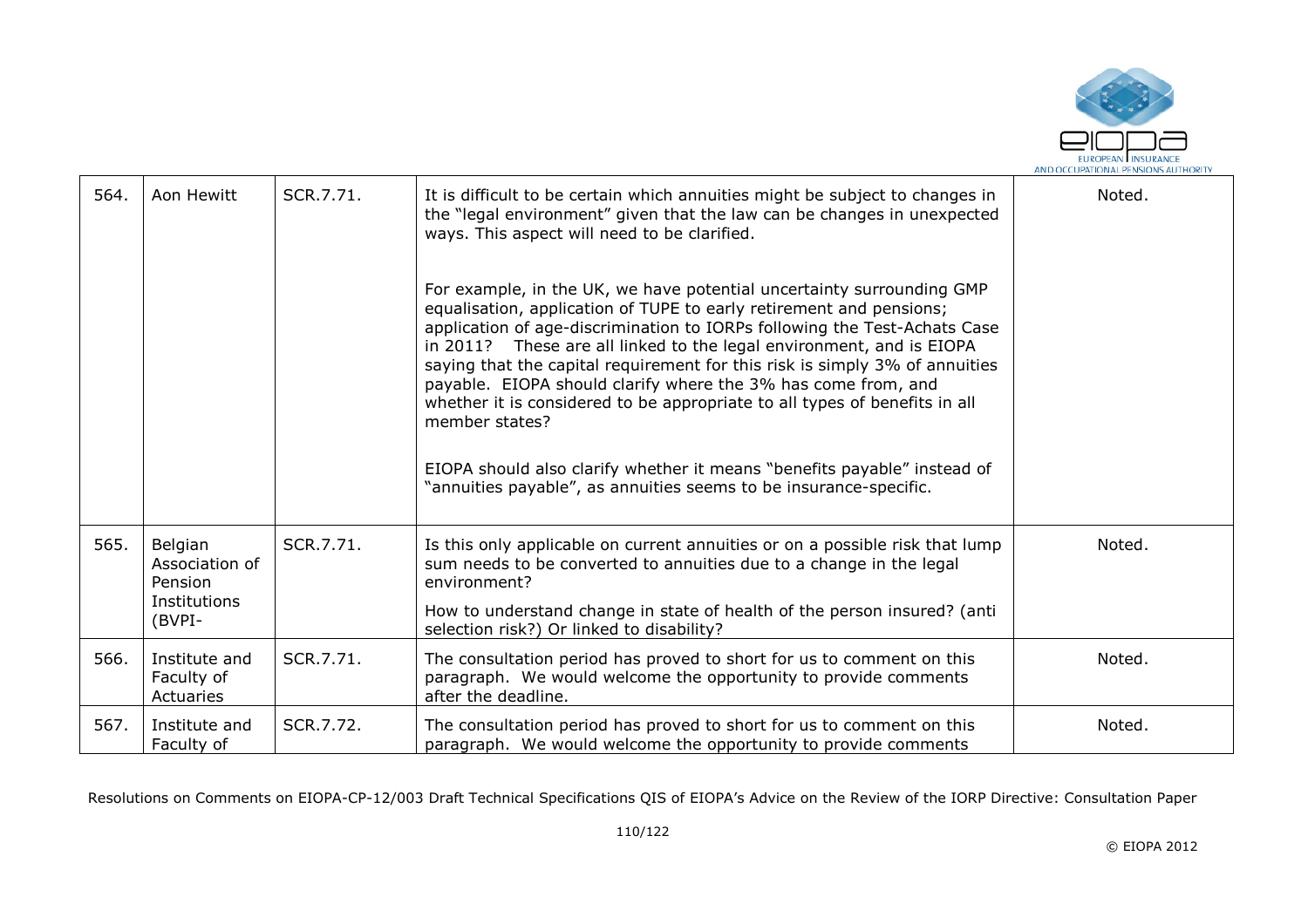| 564. | Aon Hewitt | SCR.7.71. | It is difficult to be certain which annuities might be subject to changes in the "legal environment" given that the law can be changes in unexpected ways. This aspect will need to be clarified.<br><br>For example, in the UK, we have potential uncertainty surrounding GMP equalisation, application of TUPE to early retirement and pensions; application of age-discrimination to IORPs following the Test-Achats Case in 2011? These are all linked to the legal environment, and is EIOPA saying that the capital requirement for this risk is simply 3% of annuities payable. EIOPA should clarify where the 3% has come from, and whether it is considered to be appropriate to all types of benefits in all member states?<br><br>EIOPA should also clarify whether it means "benefits payable" instead of "annuities payable", as annuities seems to be insurance-specific. | Noted. |
|---|---|---|---|---|
| 565. | Belgian Association of Pension Institutions (BVPI- | SCR.7.71. | Is this only applicable on current annuities or on a possible risk that lump sum needs to be converted to annuities due to a change in the legal environment?<br><br>How to understand change in state of health of the person insured? (anti selection risk?) Or linked to disability? | Noted. |
| 566. | Institute and Faculty of Actuaries | SCR.7.71. | The consultation period has proved to short for us to comment on this paragraph. We would welcome the opportunity to provide comments after the deadline. | Noted. |
| 567. | Institute and Faculty of | SCR.7.72. | The consultation period has proved to short for us to comment on this paragraph. We would welcome the opportunity to provide comments | Noted. |

Resolutions on Comments on EIOPA-CP-12/003 Draft Technical Specifications QIS of EIOPA's Advice on the Review of the IORP Directive: Consultation Paper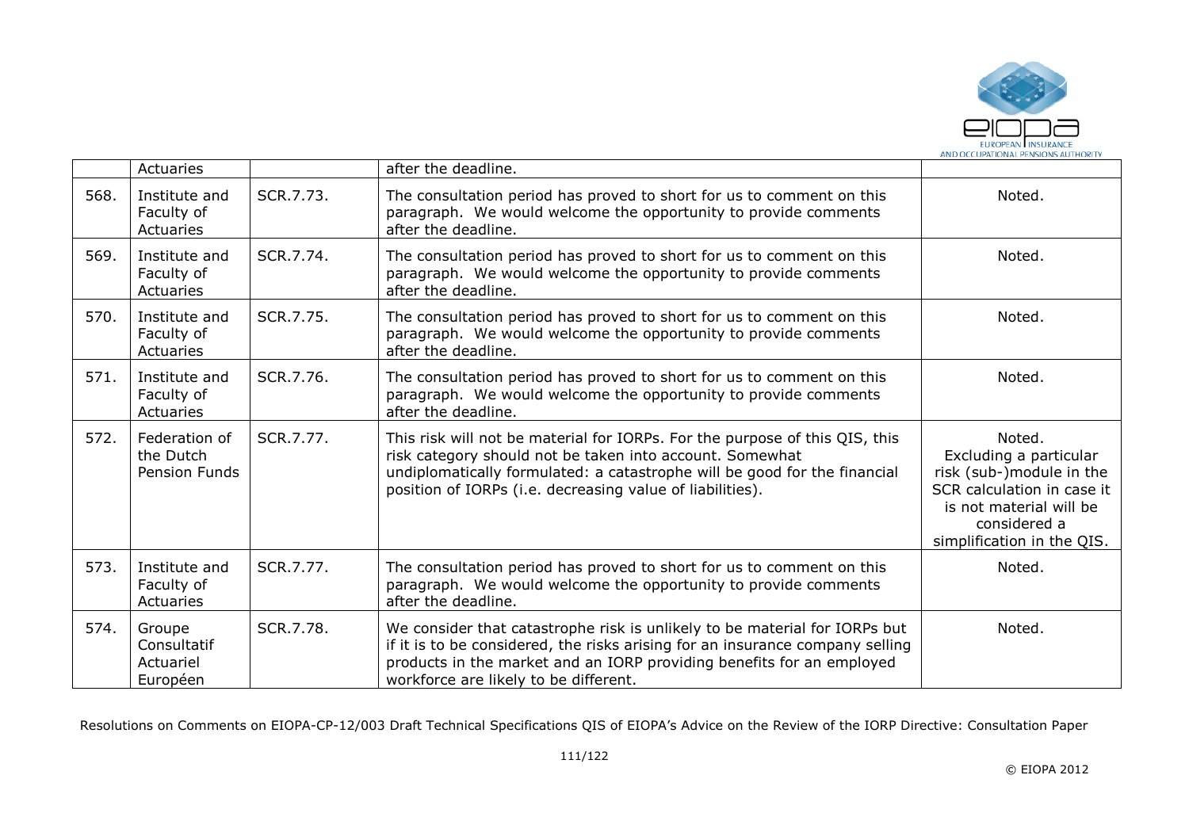|  | Actuaries |  | after the deadline. |  |
|---|---|---|---|---|
| 568. | Institute and Faculty of Actuaries | SCR.7.73. | The consultation period has proved to short for us to comment on this paragraph. We would welcome the opportunity to provide comments after the deadline. | Noted. |
| 569. | Institute and Faculty of Actuaries | SCR.7.74. | The consultation period has proved to short for us to comment on this paragraph. We would welcome the opportunity to provide comments after the deadline. | Noted. |
| 570. | Institute and Faculty of Actuaries | SCR.7.75. | The consultation period has proved to short for us to comment on this paragraph. We would welcome the opportunity to provide comments after the deadline. | Noted. |
| 571. | Institute and Faculty of Actuaries | SCR.7.76. | The consultation period has proved to short for us to comment on this paragraph. We would welcome the opportunity to provide comments after the deadline. | Noted. |
| 572. | Federation of the Dutch Pension Funds | SCR.7.77. | This risk will not be material for IORPs. For the purpose of this QIS, this risk category should not be taken into account. Somewhat undiplomatically formulated: a catastrophe will be good for the financial position of IORPs (i.e. decreasing value of liabilities). | Noted. Excluding a particular risk (sub-)module in the SCR calculation in case it is not material will be considered a simplification in the QIS. |
| 573. | Institute and Faculty of Actuaries | SCR.7.77. | The consultation period has proved to short for us to comment on this paragraph. We would welcome the opportunity to provide comments after the deadline. | Noted. |
| 574. | Groupe Consultatif Actuariel Européen | SCR.7.78. | We consider that catastrophe risk is unlikely to be material for IORPs but if it is to be considered, the risks arising for an insurance company selling products in the market and an IORP providing benefits for an employed workforce are likely to be different. | Noted. |

Resolutions on Comments on EIOPA-CP-12/003 Draft Technical Specifications QIS of EIOPA's Advice on the Review of the IORP Directive: Consultation Paper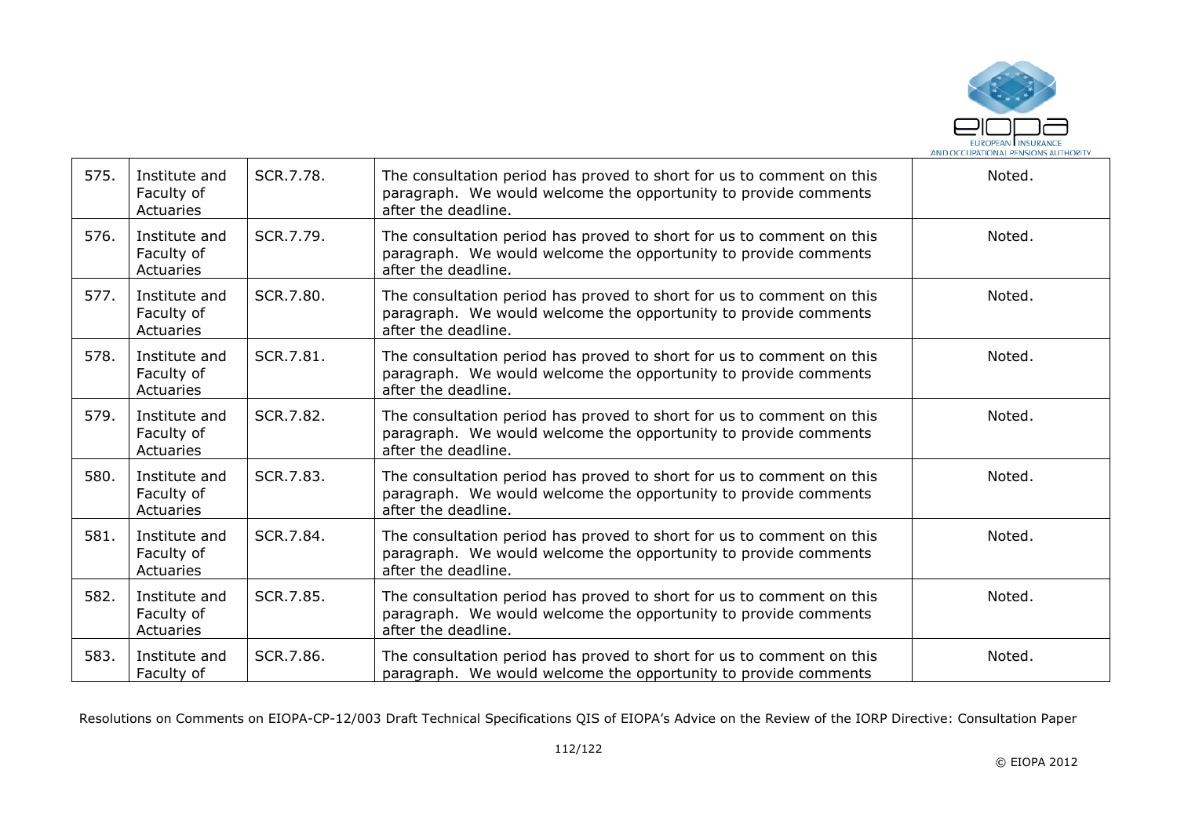| 575. | Institute and Faculty of Actuaries | SCR.7.78. | The consultation period has proved to short for us to comment on this paragraph. We would welcome the opportunity to provide comments after the deadline. | Noted. |
|---|---|---|---|---|
| 576. | Institute and Faculty of Actuaries | SCR.7.79. | The consultation period has proved to short for us to comment on this paragraph. We would welcome the opportunity to provide comments after the deadline. | Noted. |
| 577. | Institute and Faculty of Actuaries | SCR.7.80. | The consultation period has proved to short for us to comment on this paragraph. We would welcome the opportunity to provide comments after the deadline. | Noted. |
| 578. | Institute and Faculty of Actuaries | SCR.7.81. | The consultation period has proved to short for us to comment on this paragraph. We would welcome the opportunity to provide comments after the deadline. | Noted. |
| 579. | Institute and Faculty of Actuaries | SCR.7.82. | The consultation period has proved to short for us to comment on this paragraph. We would welcome the opportunity to provide comments after the deadline. | Noted. |
| 580. | Institute and Faculty of Actuaries | SCR.7.83. | The consultation period has proved to short for us to comment on this paragraph. We would welcome the opportunity to provide comments after the deadline. | Noted. |
| 581. | Institute and Faculty of Actuaries | SCR.7.84. | The consultation period has proved to short for us to comment on this paragraph. We would welcome the opportunity to provide comments after the deadline. | Noted. |
| 582. | Institute and Faculty of Actuaries | SCR.7.85. | The consultation period has proved to short for us to comment on this paragraph. We would welcome the opportunity to provide comments after the deadline. | Noted. |
| 583. | Institute and Faculty of | SCR.7.86. | The consultation period has proved to short for us to comment on this paragraph. We would welcome the opportunity to provide comments | Noted. |

Resolutions on Comments on EIOPA-CP-12/003 Draft Technical Specifications QIS of EIOPA's Advice on the Review of the IORP Directive: Consultation Paper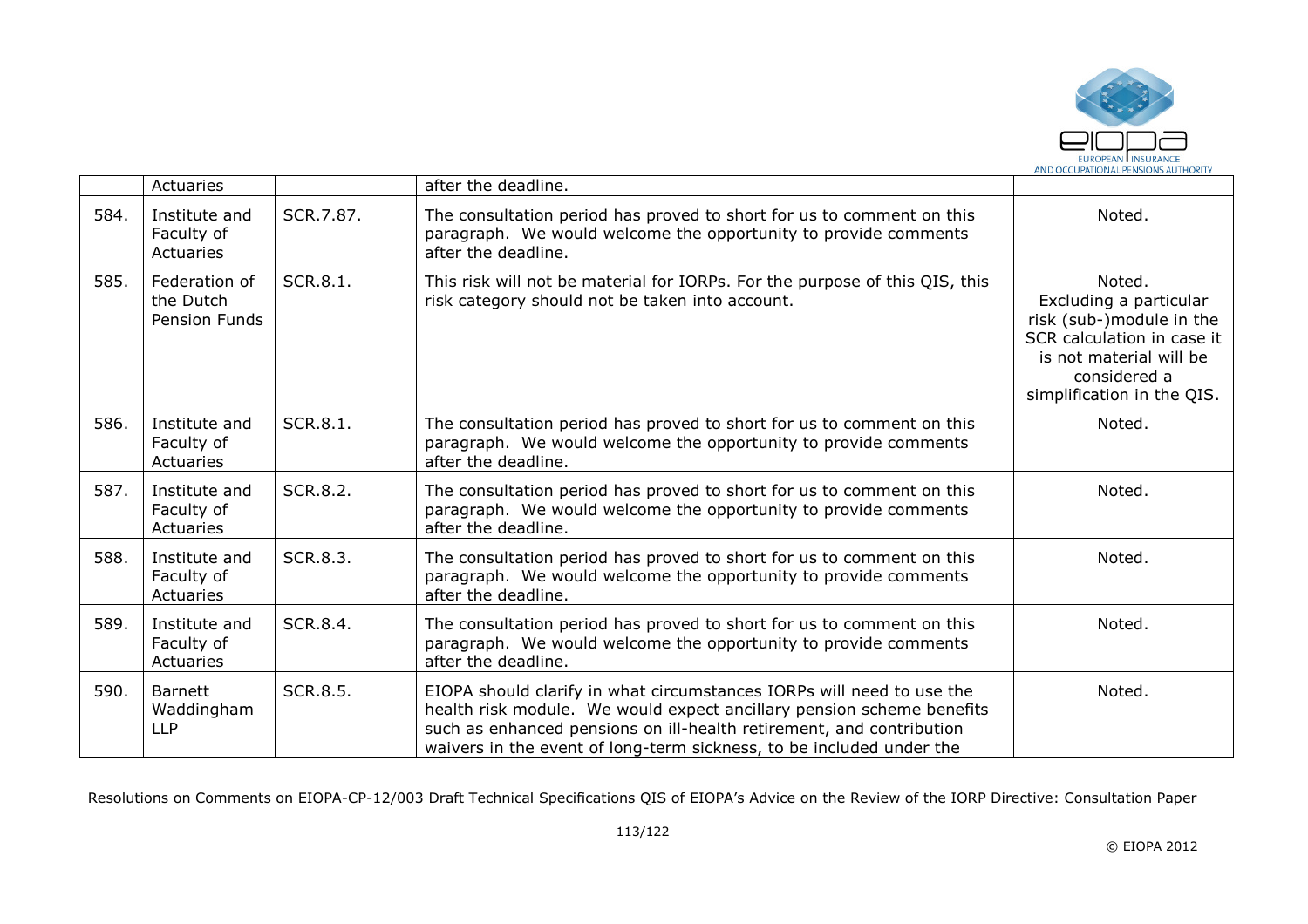| | Actuaries | | after the deadline. | |
|---|---|---|---|---|
| 584. | Institute and Faculty of Actuaries | SCR.7.87. | The consultation period has proved to short for us to comment on this paragraph. We would welcome the opportunity to provide comments after the deadline. | Noted. |
| 585. | Federation of the Dutch Pension Funds | SCR.8.1. | This risk will not be material for IORPs. For the purpose of this QIS, this risk category should not be taken into account. | Noted. Excluding a particular risk (sub-)module in the SCR calculation in case it is not material will be considered a simplification in the QIS. |
| 586. | Institute and Faculty of Actuaries | SCR.8.1. | The consultation period has proved to short for us to comment on this paragraph. We would welcome the opportunity to provide comments after the deadline. | Noted. |
| 587. | Institute and Faculty of Actuaries | SCR.8.2. | The consultation period has proved to short for us to comment on this paragraph. We would welcome the opportunity to provide comments after the deadline. | Noted. |
| 588. | Institute and Faculty of Actuaries | SCR.8.3. | The consultation period has proved to short for us to comment on this paragraph. We would welcome the opportunity to provide comments after the deadline. | Noted. |
| 589. | Institute and Faculty of Actuaries | SCR.8.4. | The consultation period has proved to short for us to comment on this paragraph. We would welcome the opportunity to provide comments after the deadline. | Noted. |
| 590. | Barnett Waddingham LLP | SCR.8.5. | EIOPA should clarify in what circumstances IORPs will need to use the health risk module. We would expect ancillary pension scheme benefits such as enhanced pensions on ill-health retirement, and contribution waivers in the event of long-term sickness, to be included under the | Noted. |

Resolutions on Comments on EIOPA-CP-12/003 Draft Technical Specifications QIS of EIOPA's Advice on the Review of the IORP Directive: Consultation Paper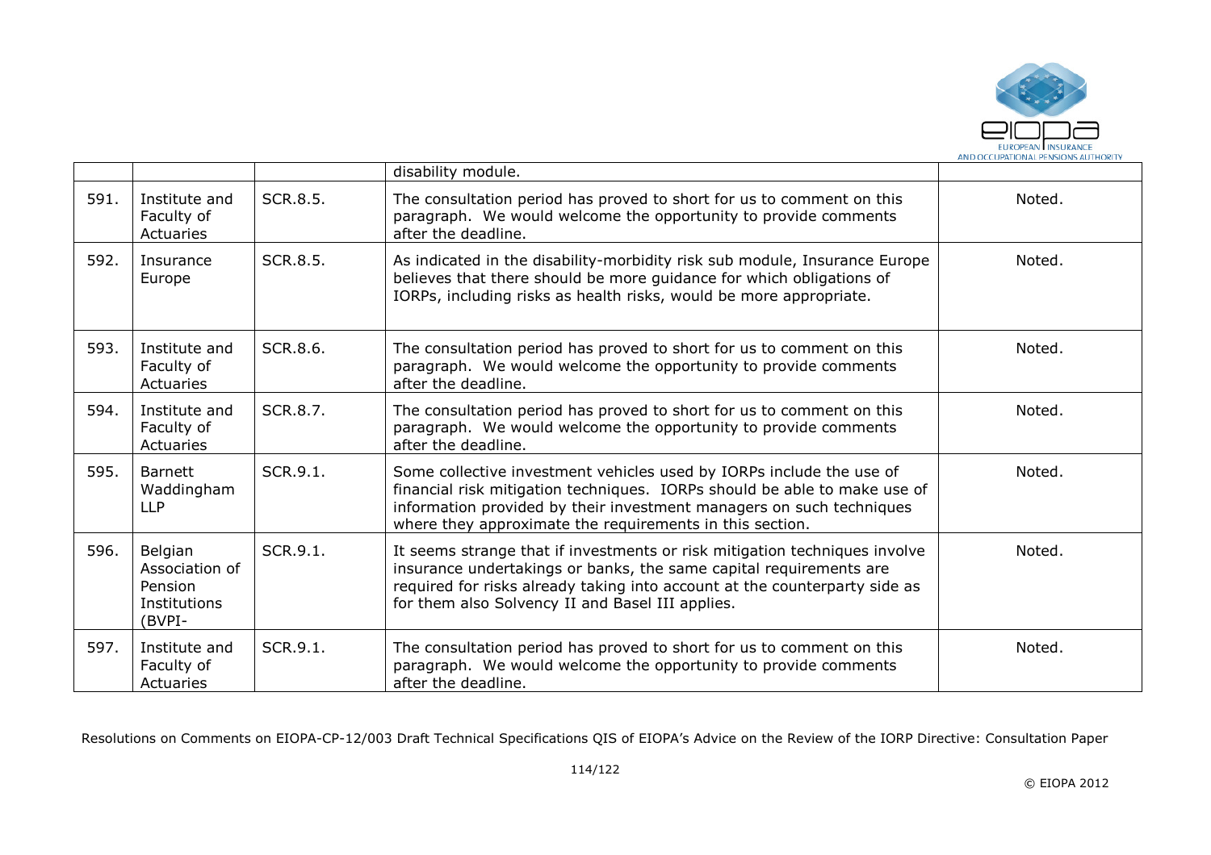| | | | disability module. | |
|---|---|---|---|---|
| 591. | Institute and Faculty of Actuaries | SCR.8.5. | The consultation period has proved to short for us to comment on this paragraph. We would welcome the opportunity to provide comments after the deadline. | Noted. |
| 592. | Insurance Europe | SCR.8.5. | As indicated in the disability-morbidity risk sub module, Insurance Europe believes that there should be more guidance for which obligations of IORPs, including risks as health risks, would be more appropriate. | Noted. |
| 593. | Institute and Faculty of Actuaries | SCR.8.6. | The consultation period has proved to short for us to comment on this paragraph. We would welcome the opportunity to provide comments after the deadline. | Noted. |
| 594. | Institute and Faculty of Actuaries | SCR.8.7. | The consultation period has proved to short for us to comment on this paragraph. We would welcome the opportunity to provide comments after the deadline. | Noted. |
| 595. | Barnett Waddingham LLP | SCR.9.1. | Some collective investment vehicles used by IORPs include the use of financial risk mitigation techniques. IORPs should be able to make use of information provided by their investment managers on such techniques where they approximate the requirements in this section. | Noted. |
| 596. | Belgian Association of Pension Institutions (BVPI- | SCR.9.1. | It seems strange that if investments or risk mitigation techniques involve insurance undertakings or banks, the same capital requirements are required for risks already taking into account at the counterparty side as for them also Solvency II and Basel III applies. | Noted. |
| 597. | Institute and Faculty of Actuaries | SCR.9.1. | The consultation period has proved to short for us to comment on this paragraph. We would welcome the opportunity to provide comments after the deadline. | Noted. |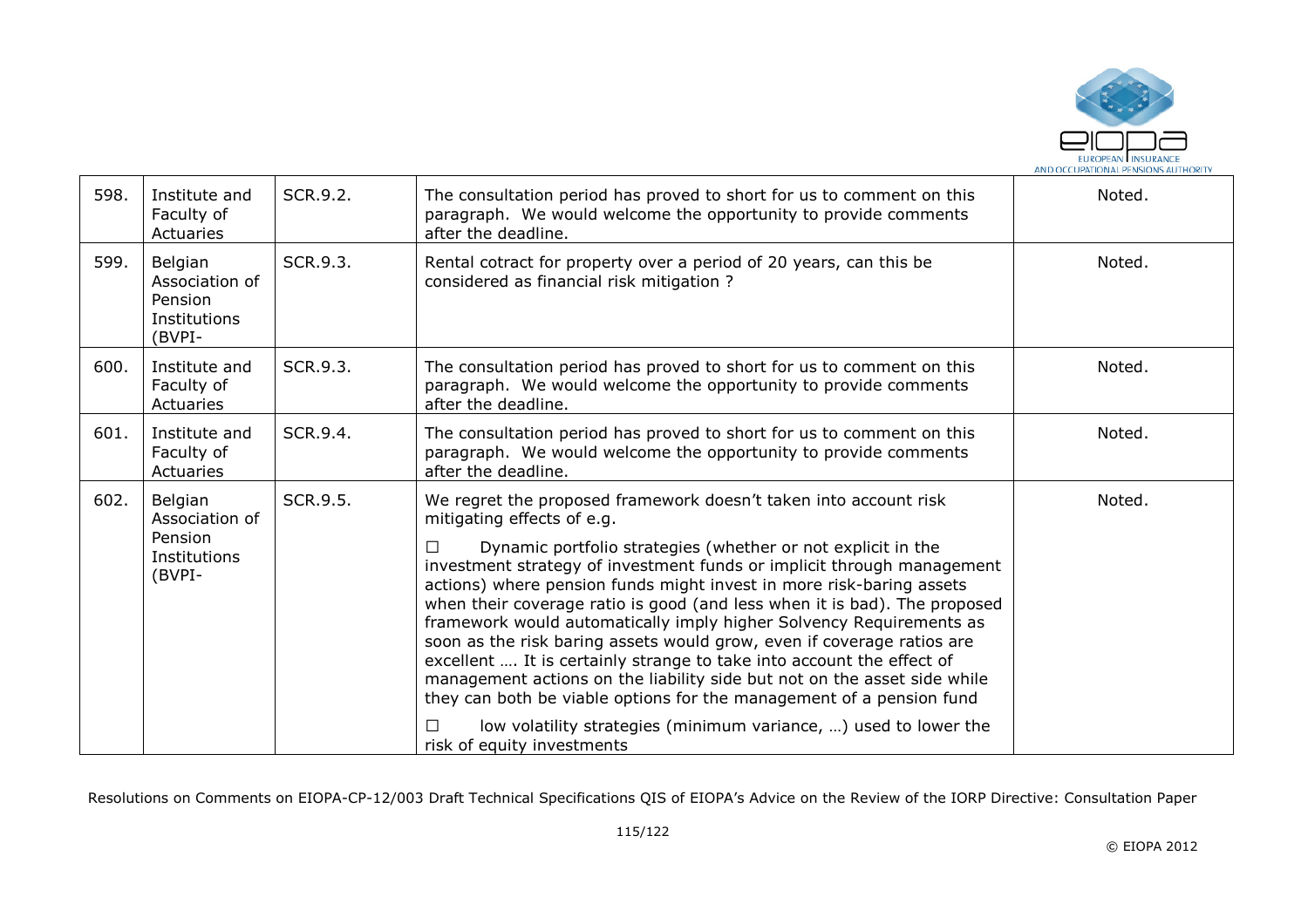| 598. | Institute and Faculty of Actuaries | SCR.9.2. | The consultation period has proved to short for us to comment on this paragraph. We would welcome the opportunity to provide comments after the deadline. | Noted. |
|---|---|---|---|---|
| 599. | Belgian Association of Pension Institutions (BVPI- | SCR.9.3. | Rental cotract for property over a period of 20 years, can this be considered as financial risk mitigation ? | Noted. |
| 600. | Institute and Faculty of Actuaries | SCR.9.3. | The consultation period has proved to short for us to comment on this paragraph. We would welcome the opportunity to provide comments after the deadline. | Noted. |
| 601. | Institute and Faculty of Actuaries | SCR.9.4. | The consultation period has proved to short for us to comment on this paragraph. We would welcome the opportunity to provide comments after the deadline. | Noted. |
| 602. | Belgian Association of Pension Institutions (BVPI- | SCR.9.5. | We regret the proposed framework doesn't taken into account risk mitigating effects of e.g.<br><br>☐ Dynamic portfolio strategies (whether or not explicit in the investment strategy of investment funds or implicit through management actions) where pension funds might invest in more risk-baring assets when their coverage ratio is good (and less when it is bad). The proposed framework would automatically imply higher Solvency Requirements as soon as the risk baring assets would grow, even if coverage ratios are excellent …. It is certainly strange to take into account the effect of management actions on the liability side but not on the asset side while they can both be viable options for the management of a pension fund<br><br>☐ low volatility strategies (minimum variance, …) used to lower the risk of equity investments | Noted. |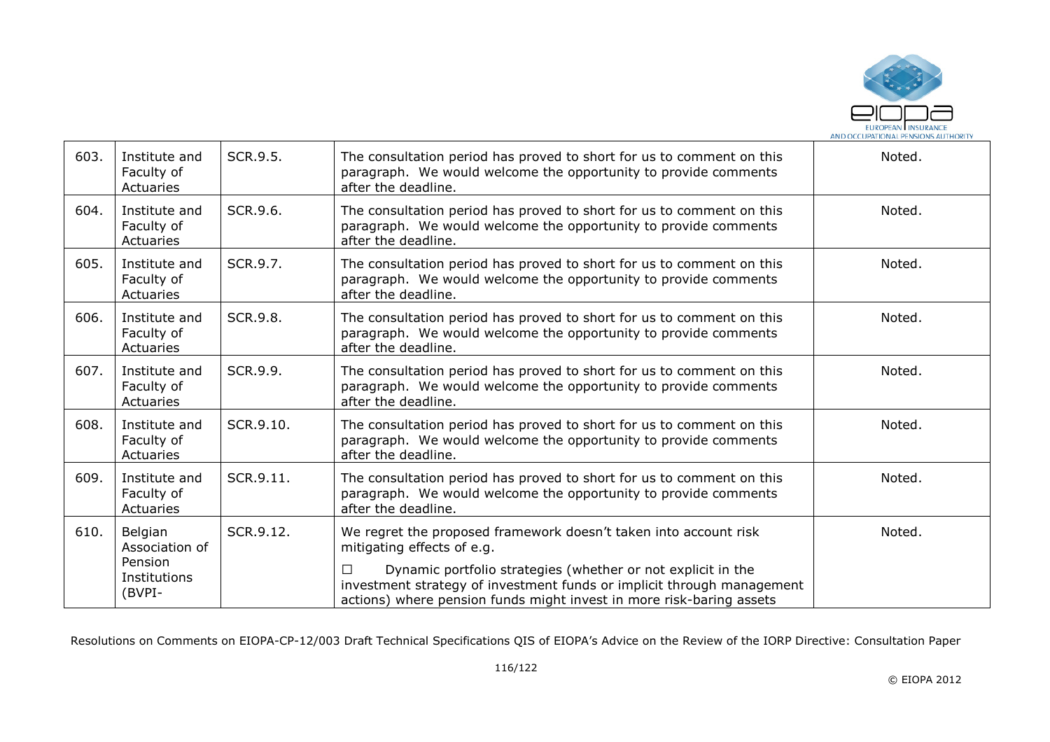| | | | | |
|---|---|---|---|---|
| 603. | Institute and Faculty of Actuaries | SCR.9.5. | The consultation period has proved to short for us to comment on this paragraph. We would welcome the opportunity to provide comments after the deadline. | Noted. |
| 604. | Institute and Faculty of Actuaries | SCR.9.6. | The consultation period has proved to short for us to comment on this paragraph. We would welcome the opportunity to provide comments after the deadline. | Noted. |
| 605. | Institute and Faculty of Actuaries | SCR.9.7. | The consultation period has proved to short for us to comment on this paragraph. We would welcome the opportunity to provide comments after the deadline. | Noted. |
| 606. | Institute and Faculty of Actuaries | SCR.9.8. | The consultation period has proved to short for us to comment on this paragraph. We would welcome the opportunity to provide comments after the deadline. | Noted. |
| 607. | Institute and Faculty of Actuaries | SCR.9.9. | The consultation period has proved to short for us to comment on this paragraph. We would welcome the opportunity to provide comments after the deadline. | Noted. |
| 608. | Institute and Faculty of Actuaries | SCR.9.10. | The consultation period has proved to short for us to comment on this paragraph. We would welcome the opportunity to provide comments after the deadline. | Noted. |
| 609. | Institute and Faculty of Actuaries | SCR.9.11. | The consultation period has proved to short for us to comment on this paragraph. We would welcome the opportunity to provide comments after the deadline. | Noted. |
| 610. | Belgian Association of Pension Institutions (BVPI- | SCR.9.12. | We regret the proposed framework doesn't taken into account risk mitigating effects of e.g.<br><br>☐ Dynamic portfolio strategies (whether or not explicit in the investment strategy of investment funds or implicit through management actions) where pension funds might invest in more risk-baring assets | Noted. |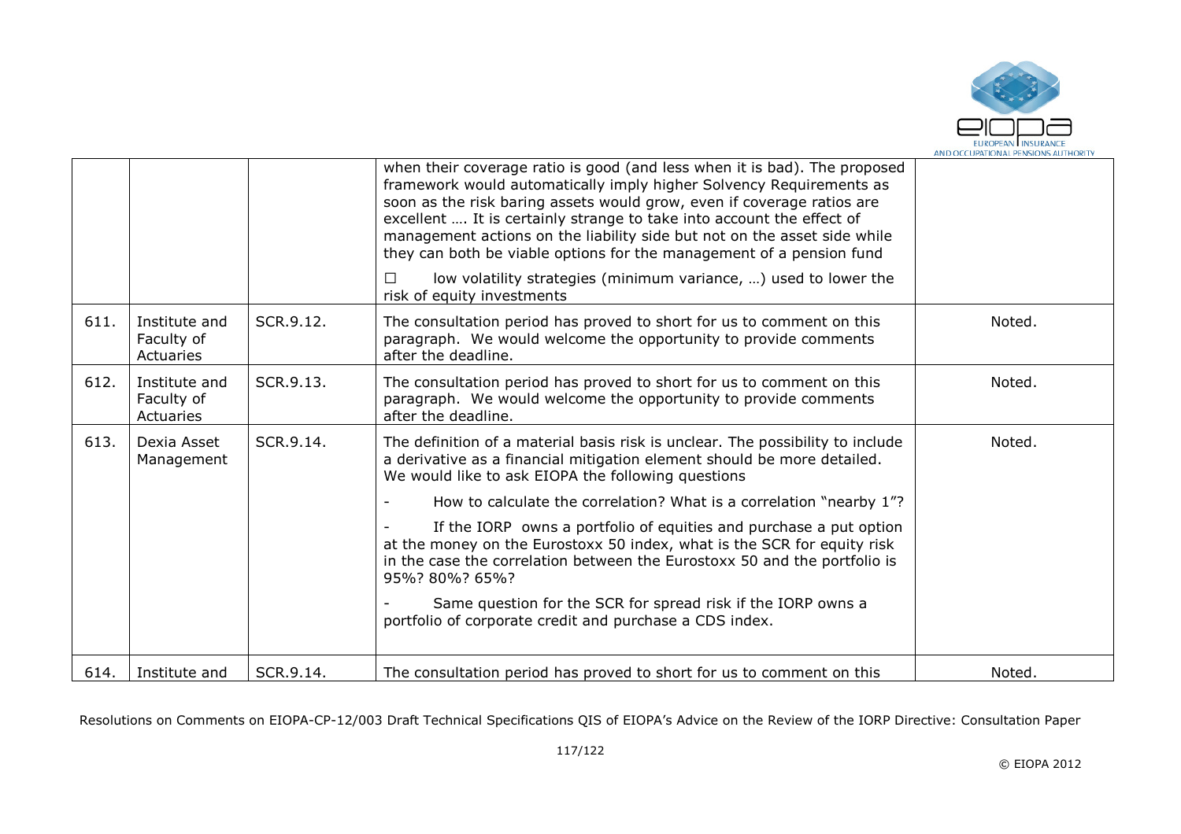|  |  |  |  |  |
|---|---|---|---|---|
|  |  |  | when their coverage ratio is good (and less when it is bad). The proposed framework would automatically imply higher Solvency Requirements as soon as the risk baring assets would grow, even if coverage ratios are excellent …. It is certainly strange to take into account the effect of management actions on the liability side but not on the asset side while they can both be viable options for the management of a pension fund<br><br>☐ low volatility strategies (minimum variance, …) used to lower the risk of equity investments |  |
| 611. | Institute and Faculty of Actuaries | SCR.9.12. | The consultation period has proved to short for us to comment on this paragraph. We would welcome the opportunity to provide comments after the deadline. | Noted. |
| 612. | Institute and Faculty of Actuaries | SCR.9.13. | The consultation period has proved to short for us to comment on this paragraph. We would welcome the opportunity to provide comments after the deadline. | Noted. |
| 613. | Dexia Asset Management | SCR.9.14. | The definition of a material basis risk is unclear. The possibility to include a derivative as a financial mitigation element should be more detailed. We would like to ask EIOPA the following questions<br><br>- How to calculate the correlation? What is a correlation "nearby 1"?<br><br>- If the IORP owns a portfolio of equities and purchase a put option at the money on the Eurostoxx 50 index, what is the SCR for equity risk in the case the correlation between the Eurostoxx 50 and the portfolio is 95%? 80%? 65%?<br><br>- Same question for the SCR for spread risk if the IORP owns a portfolio of corporate credit and purchase a CDS index. | Noted. |
| 614. | Institute and | SCR.9.14. | The consultation period has proved to short for us to comment on this | Noted. |

Resolutions on Comments on EIOPA-CP-12/003 Draft Technical Specifications QIS of EIOPA's Advice on the Review of the IORP Directive: Consultation Paper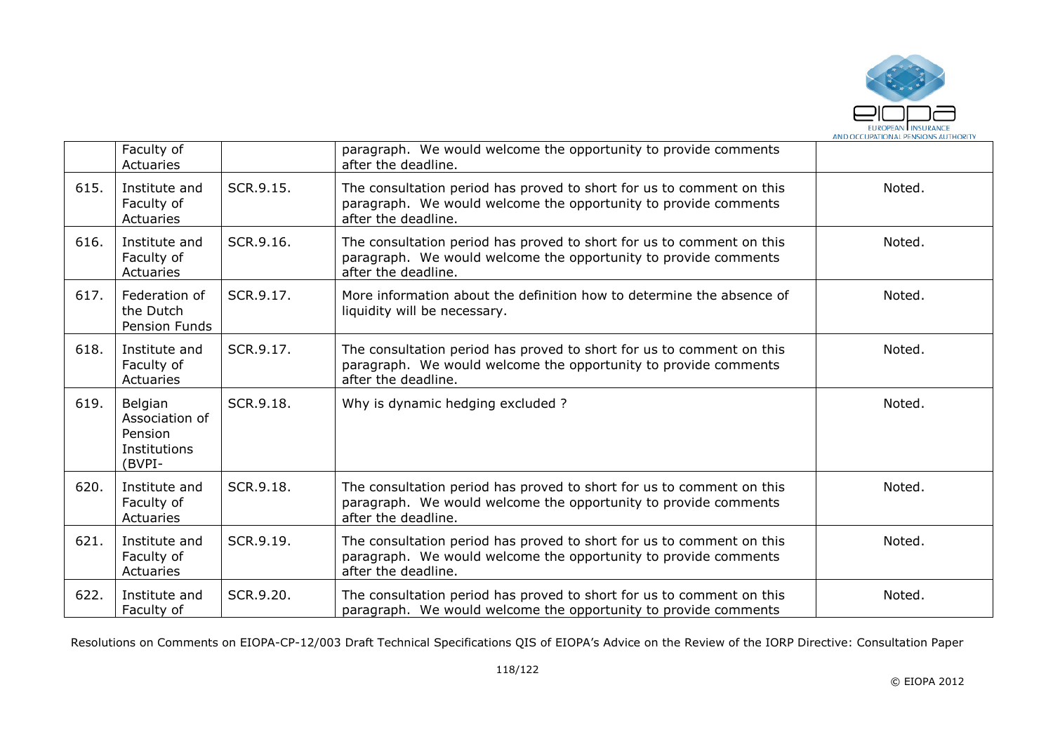| | Faculty of Actuaries | | paragraph. We would welcome the opportunity to provide comments after the deadline. | |
|---|---|---|---|---|
| 615. | Institute and Faculty of Actuaries | SCR.9.15. | The consultation period has proved to short for us to comment on this paragraph. We would welcome the opportunity to provide comments after the deadline. | Noted. |
| 616. | Institute and Faculty of Actuaries | SCR.9.16. | The consultation period has proved to short for us to comment on this paragraph. We would welcome the opportunity to provide comments after the deadline. | Noted. |
| 617. | Federation of the Dutch Pension Funds | SCR.9.17. | More information about the definition how to determine the absence of liquidity will be necessary. | Noted. |
| 618. | Institute and Faculty of Actuaries | SCR.9.17. | The consultation period has proved to short for us to comment on this paragraph. We would welcome the opportunity to provide comments after the deadline. | Noted. |
| 619. | Belgian Association of Pension Institutions (BVPI- | SCR.9.18. | Why is dynamic hedging excluded ? | Noted. |
| 620. | Institute and Faculty of Actuaries | SCR.9.18. | The consultation period has proved to short for us to comment on this paragraph. We would welcome the opportunity to provide comments after the deadline. | Noted. |
| 621. | Institute and Faculty of Actuaries | SCR.9.19. | The consultation period has proved to short for us to comment on this paragraph. We would welcome the opportunity to provide comments after the deadline. | Noted. |
| 622. | Institute and Faculty of | SCR.9.20. | The consultation period has proved to short for us to comment on this paragraph. We would welcome the opportunity to provide comments | Noted. |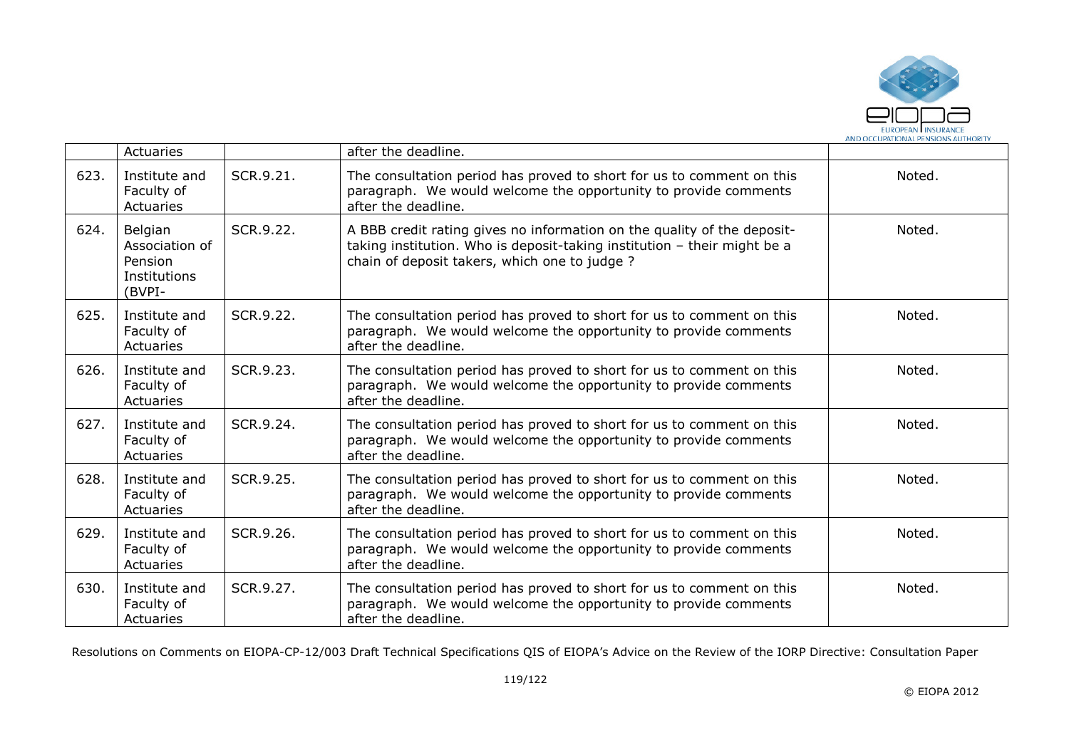|  | Actuaries |  | after the deadline. |  |
|---|---|---|---|---|
| 623. | Institute and Faculty of Actuaries | SCR.9.21. | The consultation period has proved to short for us to comment on this paragraph. We would welcome the opportunity to provide comments after the deadline. | Noted. |
| 624. | Belgian Association of Pension Institutions (BVPI- | SCR.9.22. | A BBB credit rating gives no information on the quality of the deposit-taking institution. Who is deposit-taking institution – their might be a chain of deposit takers, which one to judge ? | Noted. |
| 625. | Institute and Faculty of Actuaries | SCR.9.22. | The consultation period has proved to short for us to comment on this paragraph. We would welcome the opportunity to provide comments after the deadline. | Noted. |
| 626. | Institute and Faculty of Actuaries | SCR.9.23. | The consultation period has proved to short for us to comment on this paragraph. We would welcome the opportunity to provide comments after the deadline. | Noted. |
| 627. | Institute and Faculty of Actuaries | SCR.9.24. | The consultation period has proved to short for us to comment on this paragraph. We would welcome the opportunity to provide comments after the deadline. | Noted. |
| 628. | Institute and Faculty of Actuaries | SCR.9.25. | The consultation period has proved to short for us to comment on this paragraph. We would welcome the opportunity to provide comments after the deadline. | Noted. |
| 629. | Institute and Faculty of Actuaries | SCR.9.26. | The consultation period has proved to short for us to comment on this paragraph. We would welcome the opportunity to provide comments after the deadline. | Noted. |
| 630. | Institute and Faculty of Actuaries | SCR.9.27. | The consultation period has proved to short for us to comment on this paragraph. We would welcome the opportunity to provide comments after the deadline. | Noted. |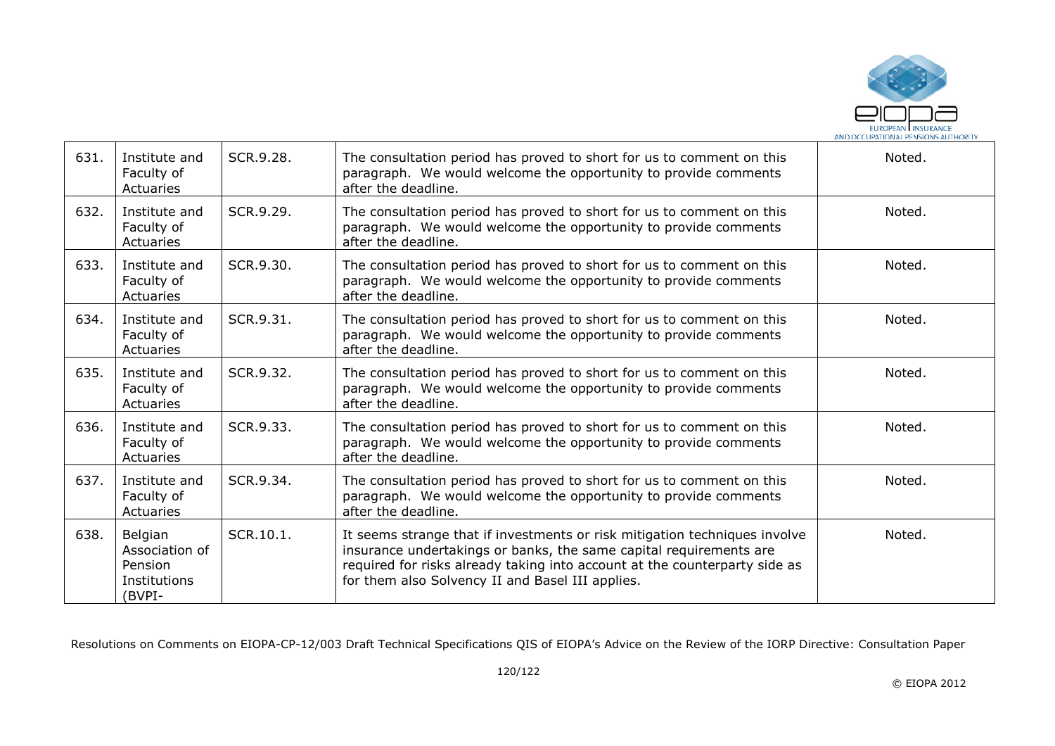| 631. | Institute and Faculty of Actuaries | SCR.9.28. | The consultation period has proved to short for us to comment on this paragraph. We would welcome the opportunity to provide comments after the deadline. | Noted. |
|---|---|---|---|---|
| 632. | Institute and Faculty of Actuaries | SCR.9.29. | The consultation period has proved to short for us to comment on this paragraph. We would welcome the opportunity to provide comments after the deadline. | Noted. |
| 633. | Institute and Faculty of Actuaries | SCR.9.30. | The consultation period has proved to short for us to comment on this paragraph. We would welcome the opportunity to provide comments after the deadline. | Noted. |
| 634. | Institute and Faculty of Actuaries | SCR.9.31. | The consultation period has proved to short for us to comment on this paragraph. We would welcome the opportunity to provide comments after the deadline. | Noted. |
| 635. | Institute and Faculty of Actuaries | SCR.9.32. | The consultation period has proved to short for us to comment on this paragraph. We would welcome the opportunity to provide comments after the deadline. | Noted. |
| 636. | Institute and Faculty of Actuaries | SCR.9.33. | The consultation period has proved to short for us to comment on this paragraph. We would welcome the opportunity to provide comments after the deadline. | Noted. |
| 637. | Institute and Faculty of Actuaries | SCR.9.34. | The consultation period has proved to short for us to comment on this paragraph. We would welcome the opportunity to provide comments after the deadline. | Noted. |
| 638. | Belgian Association of Pension Institutions (BVPI- | SCR.10.1. | It seems strange that if investments or risk mitigation techniques involve insurance undertakings or banks, the same capital requirements are required for risks already taking into account at the counterparty side as for them also Solvency II and Basel III applies. | Noted. |

Resolutions on Comments on EIOPA-CP-12/003 Draft Technical Specifications QIS of EIOPA's Advice on the Review of the IORP Directive: Consultation Paper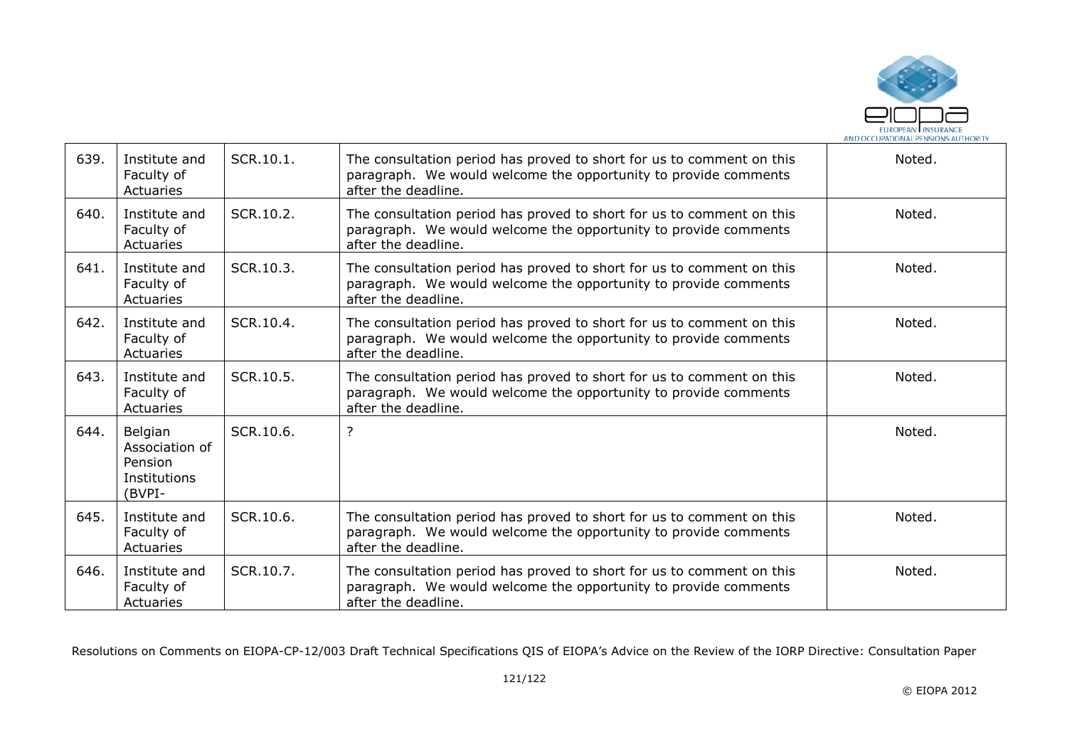| 639. | Institute and Faculty of Actuaries | SCR.10.1. | The consultation period has proved to short for us to comment on this paragraph. We would welcome the opportunity to provide comments after the deadline. | Noted. |
|---|---|---|---|---|
| 640. | Institute and Faculty of Actuaries | SCR.10.2. | The consultation period has proved to short for us to comment on this paragraph. We would welcome the opportunity to provide comments after the deadline. | Noted. |
| 641. | Institute and Faculty of Actuaries | SCR.10.3. | The consultation period has proved to short for us to comment on this paragraph. We would welcome the opportunity to provide comments after the deadline. | Noted. |
| 642. | Institute and Faculty of Actuaries | SCR.10.4. | The consultation period has proved to short for us to comment on this paragraph. We would welcome the opportunity to provide comments after the deadline. | Noted. |
| 643. | Institute and Faculty of Actuaries | SCR.10.5. | The consultation period has proved to short for us to comment on this paragraph. We would welcome the opportunity to provide comments after the deadline. | Noted. |
| 644. | Belgian Association of Pension Institutions (BVPI- | SCR.10.6. | ? | Noted. |
| 645. | Institute and Faculty of Actuaries | SCR.10.6. | The consultation period has proved to short for us to comment on this paragraph. We would welcome the opportunity to provide comments after the deadline. | Noted. |
| 646. | Institute and Faculty of Actuaries | SCR.10.7. | The consultation period has proved to short for us to comment on this paragraph. We would welcome the opportunity to provide comments after the deadline. | Noted. |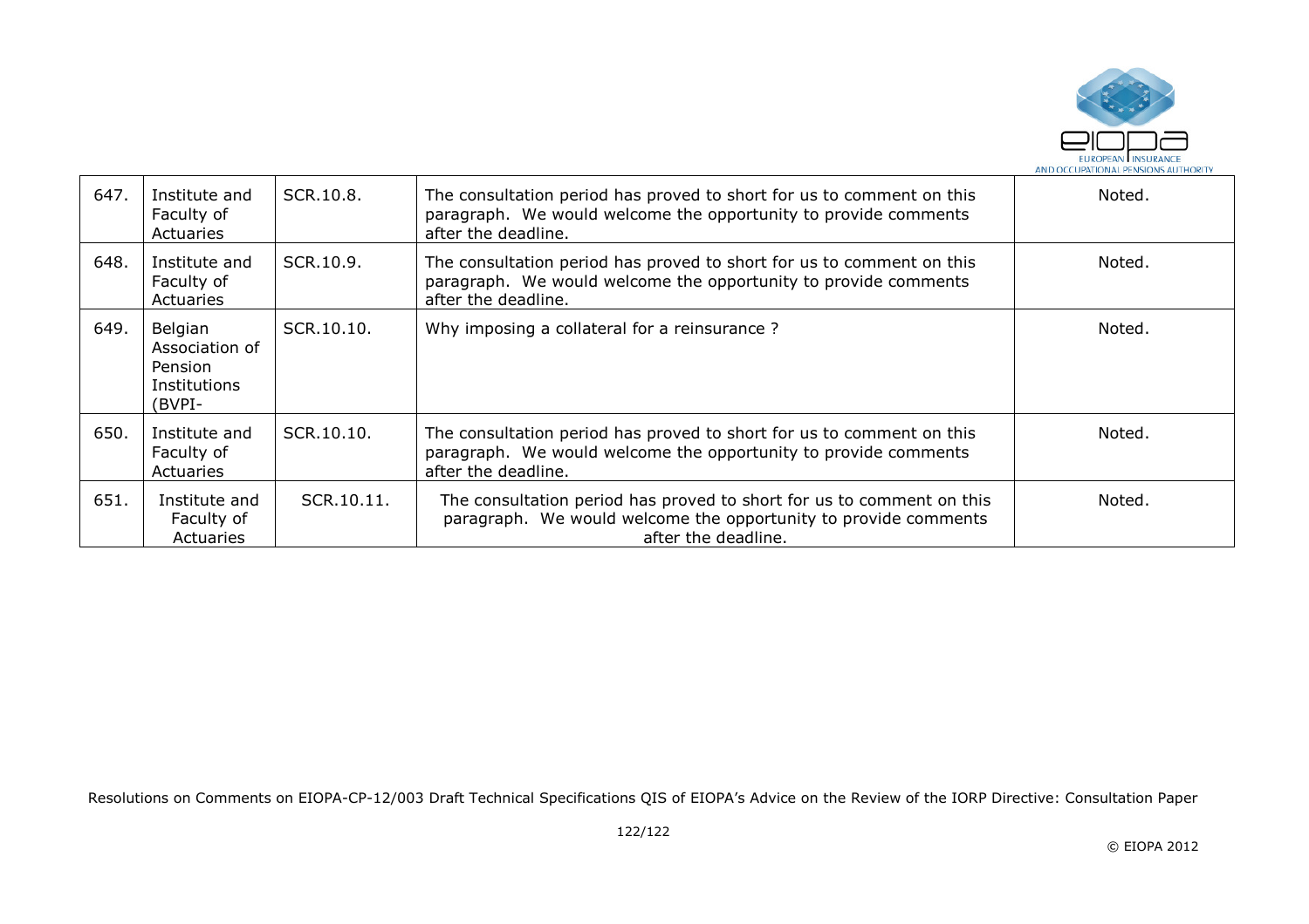| | | | | |
|---|---|---|---|---|
| 647. | Institute and Faculty of Actuaries | SCR.10.8. | The consultation period has proved to short for us to comment on this paragraph. We would welcome the opportunity to provide comments after the deadline. | Noted. |
| 648. | Institute and Faculty of Actuaries | SCR.10.9. | The consultation period has proved to short for us to comment on this paragraph. We would welcome the opportunity to provide comments after the deadline. | Noted. |
| 649. | Belgian Association of Pension Institutions (BVPI- | SCR.10.10. | Why imposing a collateral for a reinsurance ? | Noted. |
| 650. | Institute and Faculty of Actuaries | SCR.10.10. | The consultation period has proved to short for us to comment on this paragraph. We would welcome the opportunity to provide comments after the deadline. | Noted. |
| 651. | Institute and Faculty of Actuaries | SCR.10.11. | The consultation period has proved to short for us to comment on this paragraph. We would welcome the opportunity to provide comments after the deadline. | Noted. |